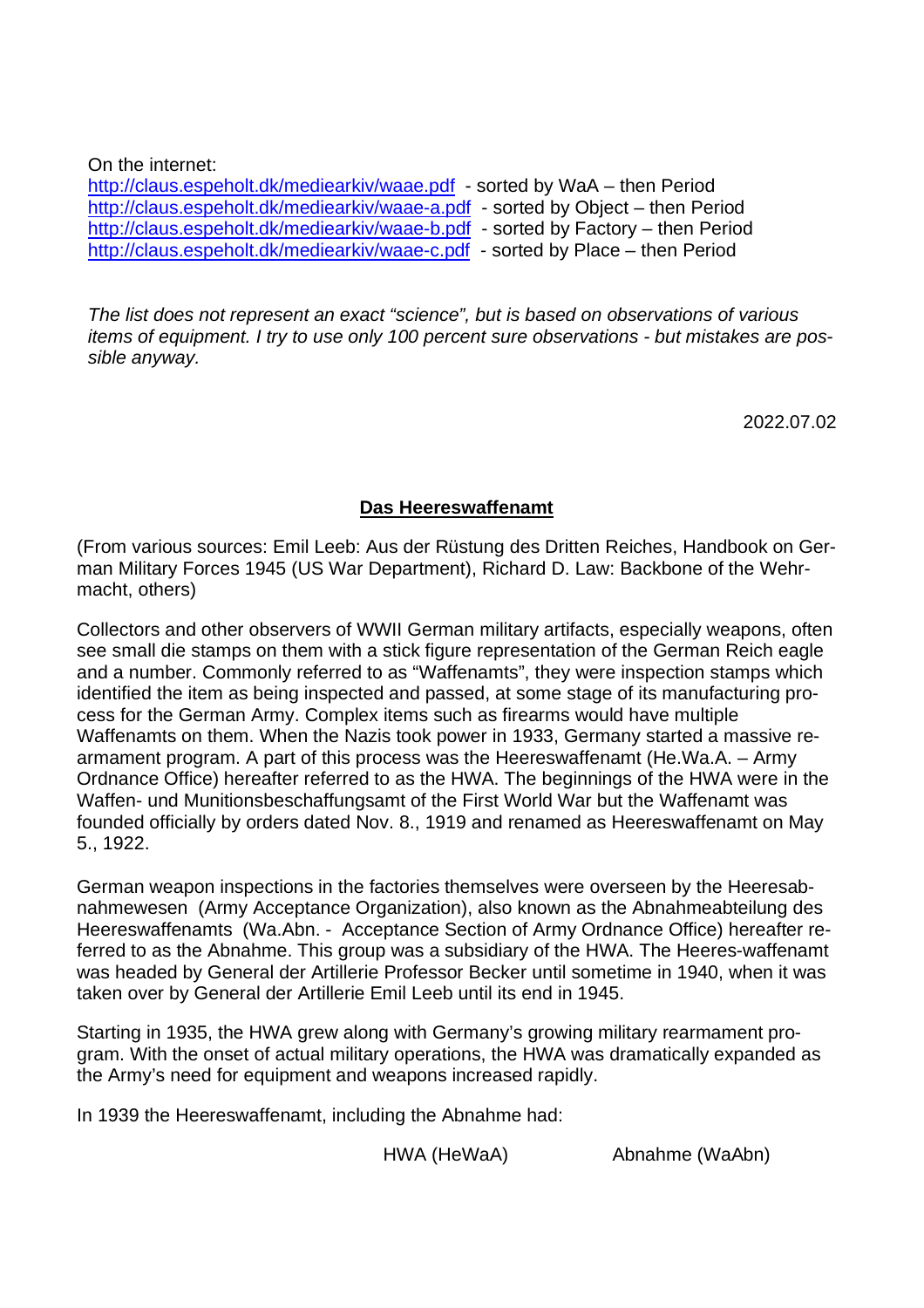On the internet:
http://claus.espeholt.dk/mediearkiv/waae.pdf - sorted by WaA – then Period
http://claus.espeholt.dk/mediearkiv/waae-a.pdf - sorted by Object – then Period
http://claus.espeholt.dk/mediearkiv/waae-b.pdf - sorted by Factory – then Period
http://claus.espeholt.dk/mediearkiv/waae-c.pdf - sorted by Place – then Period

*The list does not represent an exact "science", but is based on observations of various items of equipment. I try to use only 100 percent sure observations - but mistakes are possible anyway.*

2022.07.02

## Das Heereswaffenamt

(From various sources: Emil Leeb: Aus der Rüstung des Dritten Reiches, Handbook on German Military Forces 1945 (US War Department), Richard D. Law: Backbone of the Wehrmacht, others)

Collectors and other observers of WWII German military artifacts, especially weapons, often see small die stamps on them with a stick figure representation of the German Reich eagle and a number. Commonly referred to as "Waffenamts", they were inspection stamps which identified the item as being inspected and passed, at some stage of its manufacturing process for the German Army. Complex items such as firearms would have multiple Waffenamts on them. When the Nazis took power in 1933, Germany started a massive rearmament program. A part of this process was the Heereswaffenamt (He.Wa.A. – Army Ordnance Office) hereafter referred to as the HWA. The beginnings of the HWA were in the Waffen- und Munitionsbeschaffungsamt of the First World War but the Waffenamt was founded officially by orders dated Nov. 8., 1919 and renamed as Heereswaffenamt on May 5., 1922.

German weapon inspections in the factories themselves were overseen by the Heeresabnahmewesen (Army Acceptance Organization), also known as the Abnahmeabteilung des Heereswaffenamts (Wa.Abn. - Acceptance Section of Army Ordnance Office) hereafter referred to as the Abnahme. This group was a subsidiary of the HWA. The Heeres-waffenamt was headed by General der Artillerie Professor Becker until sometime in 1940, when it was taken over by General der Artillerie Emil Leeb until its end in 1945.

Starting in 1935, the HWA grew along with Germany's growing military rearmament program. With the onset of actual military operations, the HWA was dramatically expanded as the Army's need for equipment and weapons increased rapidly.

In 1939 the Heereswaffenamt, including the Abnahme had:

| | HWA (HeWaA) | Abnahme (WaAbn) |
|---|---|---|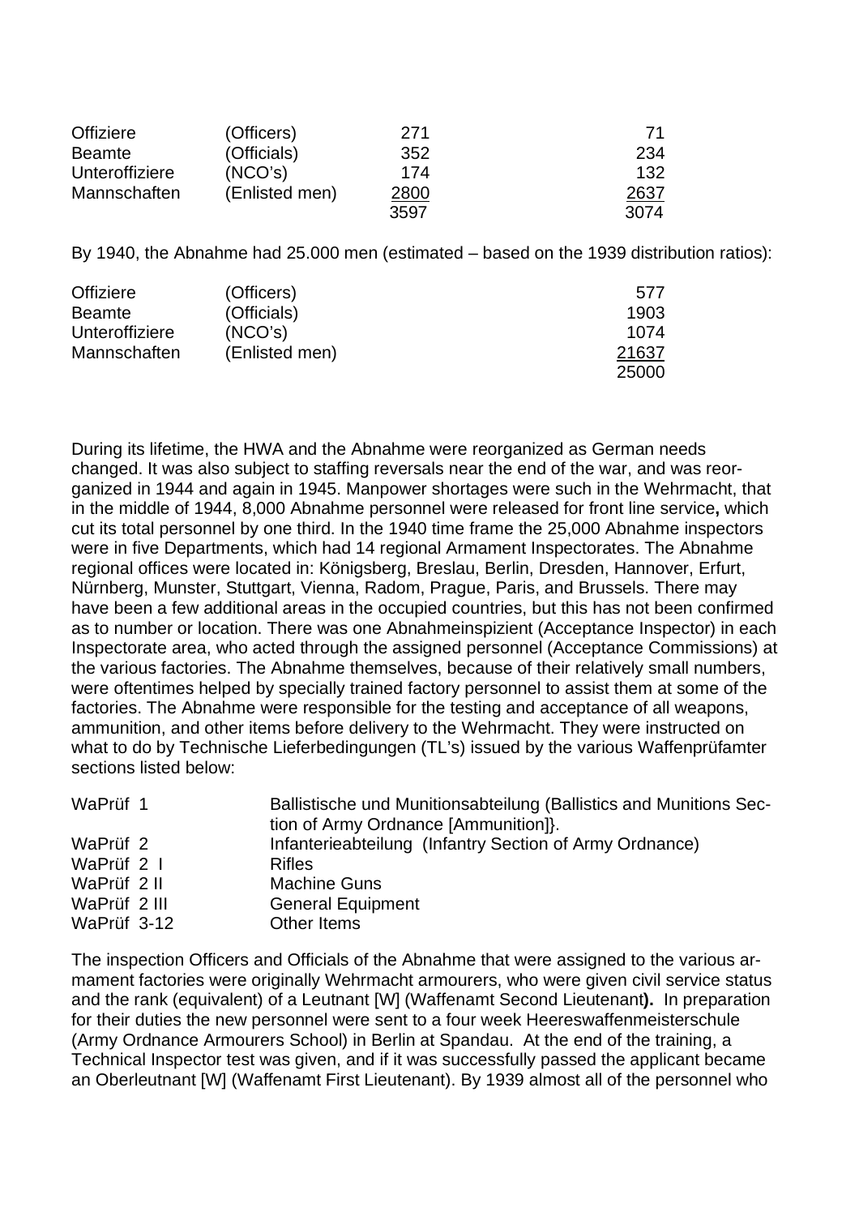| | | | |
|---|---|---|---|
| Offiziere | (Officers) | 271 | 71 |
| Beamte | (Officials) | 352 | 234 |
| Unteroffiziere | (NCO's) | 174 | 132 |
| Mannschaften | (Enlisted men) | 2800 | 2637 |
| | | 3597 | 3074 |

By 1940, the Abnahme had 25.000 men (estimated – based on the 1939 distribution ratios):

| | | |
|---|---|---|
| Offiziere | (Officers) | 577 |
| Beamte | (Officials) | 1903 |
| Unteroffiziere | (NCO's) | 1074 |
| Mannschaften | (Enlisted men) | 21637 |
| | | 25000 |

During its lifetime, the HWA and the Abnahme were reorganized as German needs changed. It was also subject to staffing reversals near the end of the war, and was reorganized in 1944 and again in 1945. Manpower shortages were such in the Wehrmacht, that in the middle of 1944, 8,000 Abnahme personnel were released for front line service**,** which cut its total personnel by one third. In the 1940 time frame the 25,000 Abnahme inspectors were in five Departments, which had 14 regional Armament Inspectorates. The Abnahme regional offices were located in: Königsberg, Breslau, Berlin, Dresden, Hannover, Erfurt, Nürnberg, Munster, Stuttgart, Vienna, Radom, Prague, Paris, and Brussels. There may have been a few additional areas in the occupied countries, but this has not been confirmed as to number or location. There was one Abnahmeinspizient (Acceptance Inspector) in each Inspectorate area, who acted through the assigned personnel (Acceptance Commissions) at the various factories. The Abnahme themselves, because of their relatively small numbers, were oftentimes helped by specially trained factory personnel to assist them at some of the factories. The Abnahme were responsible for the testing and acceptance of all weapons, ammunition, and other items before delivery to the Wehrmacht. They were instructed on what to do by Technische Lieferbedingungen (TL's) issued by the various Waffenprüfamter sections listed below:

| | |
|---|---|
| WaPrüf 1 | Ballistische und Munitionsabteilung (Ballistics and Munitions Section of Army Ordnance [Ammunition]}. |
| WaPrüf 2 | Infanterieabteilung (Infantry Section of Army Ordnance) |
| WaPrüf 2 I | Rifles |
| WaPrüf 2 II | Machine Guns |
| WaPrüf 2 III | General Equipment |
| WaPrüf 3-12 | Other Items |

The inspection Officers and Officials of the Abnahme that were assigned to the various armament factories were originally Wehrmacht armourers, who were given civil service status and the rank (equivalent) of a Leutnant [W] (Waffenamt Second Lieutenant**).** In preparation for their duties the new personnel were sent to a four week Heereswaffenmeisterschule (Army Ordnance Armourers School) in Berlin at Spandau. At the end of the training, a Technical Inspector test was given, and if it was successfully passed the applicant became an Oberleutnant [W] (Waffenamt First Lieutenant). By 1939 almost all of the personnel who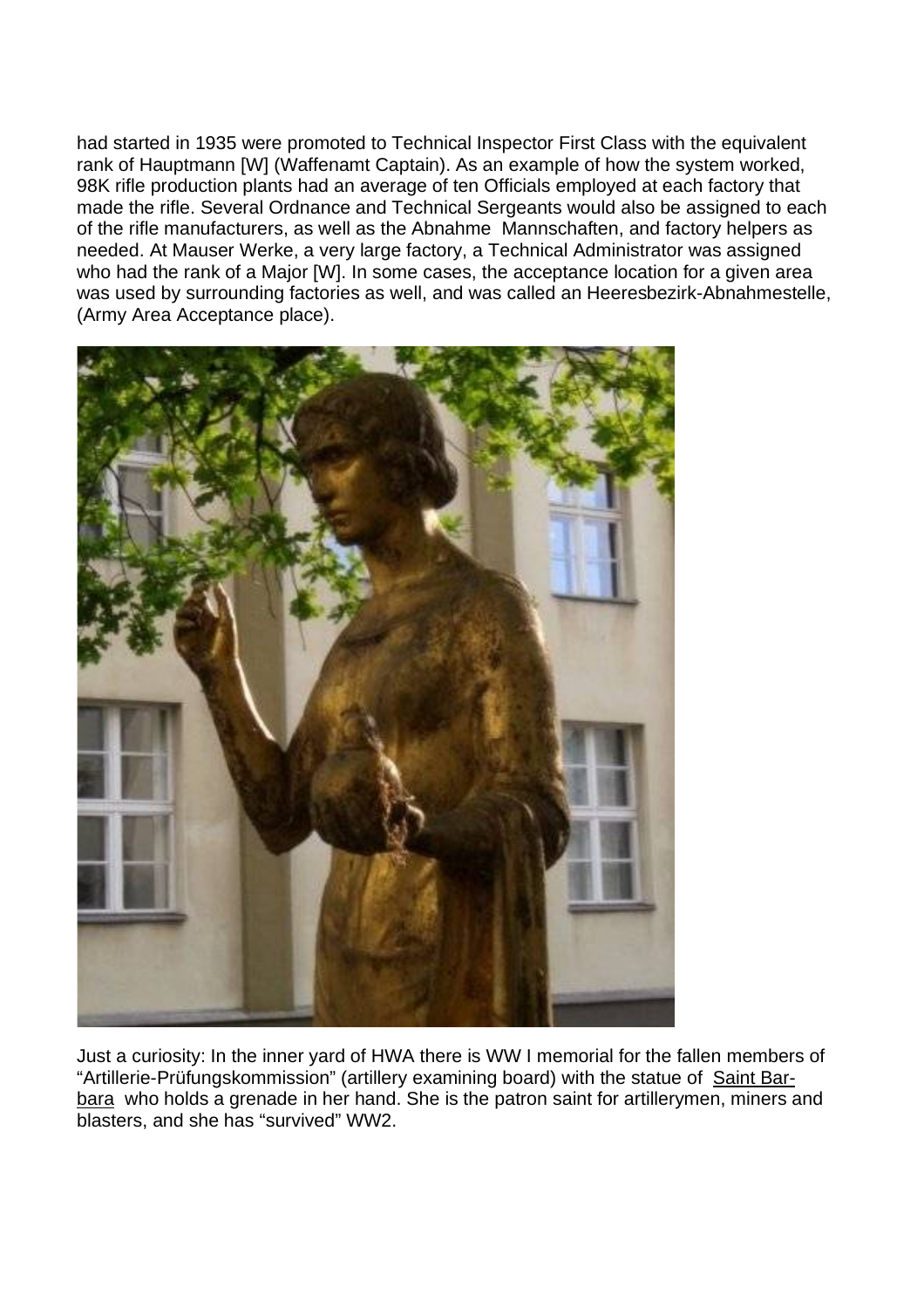had started in 1935 were promoted to Technical Inspector First Class with the equivalent rank of Hauptmann [W] (Waffenamt Captain). As an example of how the system worked, 98K rifle production plants had an average of ten Officials employed at each factory that made the rifle. Several Ordnance and Technical Sergeants would also be assigned to each of the rifle manufacturers, as well as the Abnahme Mannschaften, and factory helpers as needed. At Mauser Werke, a very large factory, a Technical Administrator was assigned who had the rank of a Major [W]. In some cases, the acceptance location for a given area was used by surrounding factories as well, and was called an Heeresbezirk-Abnahmestelle, (Army Area Acceptance place).

Just a curiosity: In the inner yard of HWA there is WW I memorial for the fallen members of "Artillerie-Prüfungskommission" (artillery examining board) with the statue of Saint Barbara who holds a grenade in her hand. She is the patron saint for artillerymen, miners and blasters, and she has "survived" WW2.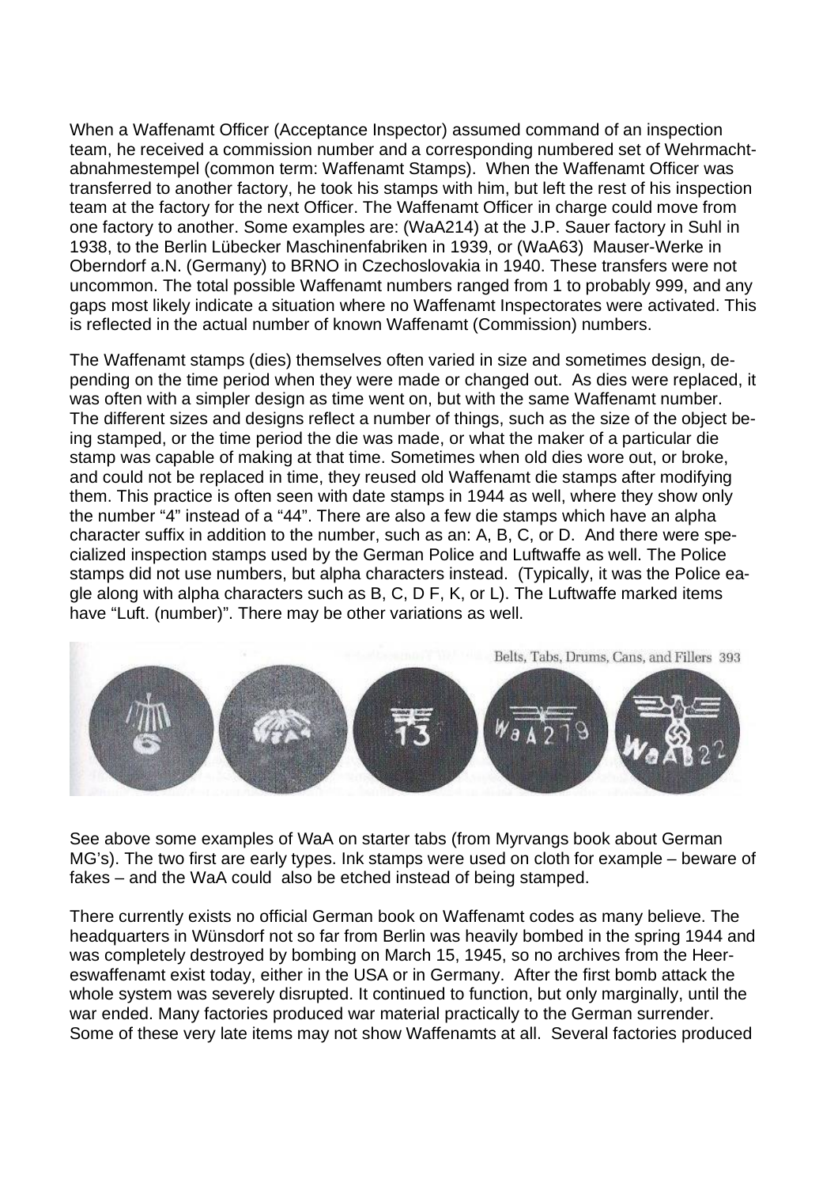When a Waffenamt Officer (Acceptance Inspector) assumed command of an inspection team, he received a commission number and a corresponding numbered set of Wehrmacht-abnahmestempel (common term: Waffenamt Stamps). When the Waffenamt Officer was transferred to another factory, he took his stamps with him, but left the rest of his inspection team at the factory for the next Officer. The Waffenamt Officer in charge could move from one factory to another. Some examples are: (WaA214) at the J.P. Sauer factory in Suhl in 1938, to the Berlin Lübecker Maschinenfabriken in 1939, or (WaA63) Mauser-Werke in Oberndorf a.N. (Germany) to BRNO in Czechoslovakia in 1940. These transfers were not uncommon. The total possible Waffenamt numbers ranged from 1 to probably 999, and any gaps most likely indicate a situation where no Waffenamt Inspectorates were activated. This is reflected in the actual number of known Waffenamt (Commission) numbers.

The Waffenamt stamps (dies) themselves often varied in size and sometimes design, depending on the time period when they were made or changed out. As dies were replaced, it was often with a simpler design as time went on, but with the same Waffenamt number. The different sizes and designs reflect a number of things, such as the size of the object being stamped, or the time period the die was made, or what the maker of a particular die stamp was capable of making at that time. Sometimes when old dies wore out, or broke, and could not be replaced in time, they reused old Waffenamt die stamps after modifying them. This practice is often seen with date stamps in 1944 as well, where they show only the number "4" instead of a "44". There are also a few die stamps which have an alpha character suffix in addition to the number, such as an: A, B, C, or D. And there were specialized inspection stamps used by the German Police and Luftwaffe as well. The Police stamps did not use numbers, but alpha characters instead. (Typically, it was the Police eagle along with alpha characters such as B, C, D F, K, or L). The Luftwaffe marked items have "Luft. (number)". There may be other variations as well.

See above some examples of WaA on starter tabs (from Myrvangs book about German MG's). The two first are early types. Ink stamps were used on cloth for example – beware of fakes – and the WaA could also be etched instead of being stamped.

There currently exists no official German book on Waffenamt codes as many believe. The headquarters in Wünsdorf not so far from Berlin was heavily bombed in the spring 1944 and was completely destroyed by bombing on March 15, 1945, so no archives from the Heereswaffenamt exist today, either in the USA or in Germany. After the first bomb attack the whole system was severely disrupted. It continued to function, but only marginally, until the war ended. Many factories produced war material practically to the German surrender. Some of these very late items may not show Waffenamts at all. Several factories produced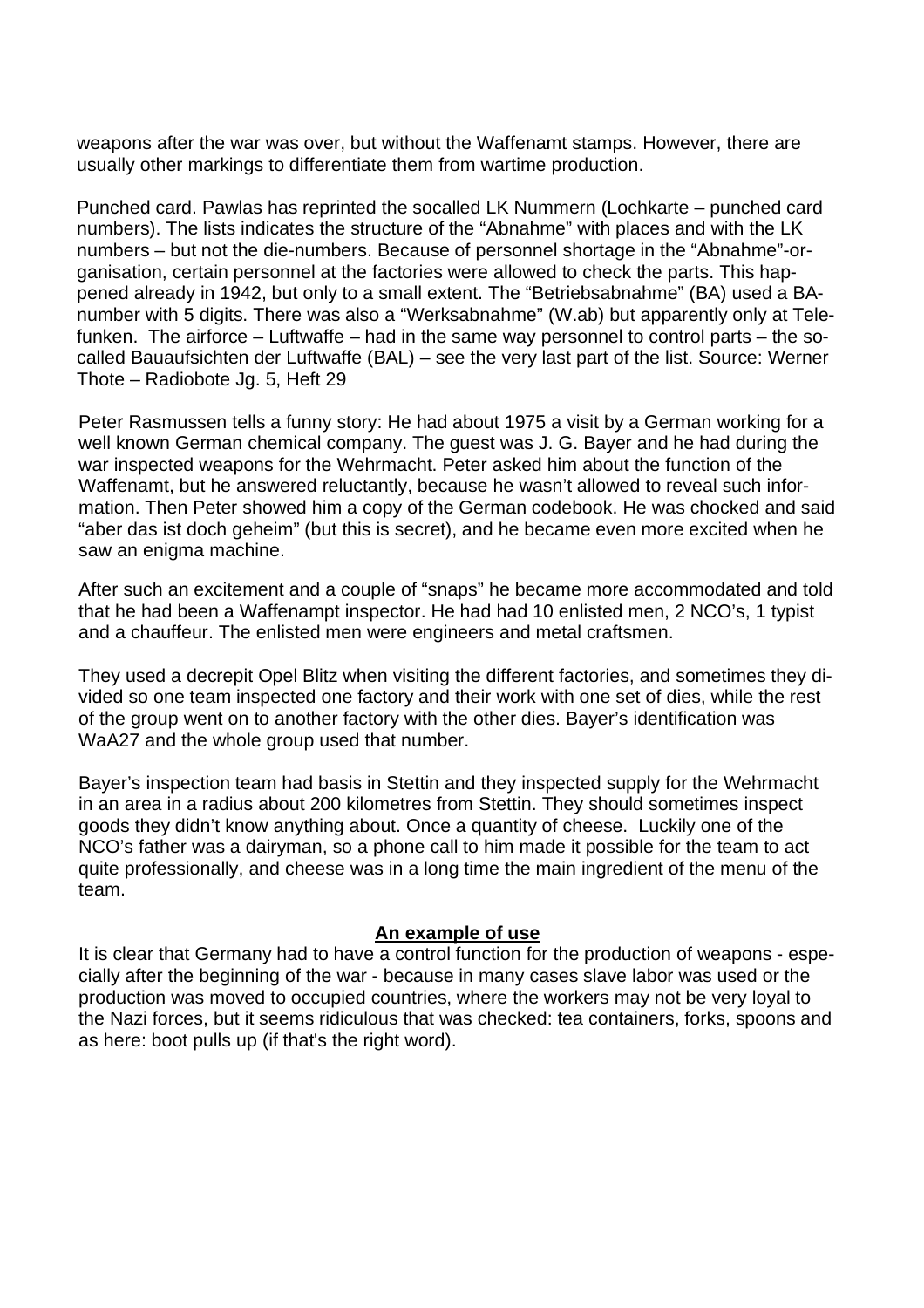weapons after the war was over, but without the Waffenamt stamps. However, there are usually other markings to differentiate them from wartime production.

Punched card. Pawlas has reprinted the socalled LK Nummern (Lochkarte – punched card numbers). The lists indicates the structure of the “Abnahme” with places and with the LK numbers – but not the die-numbers. Because of personnel shortage in the “Abnahme”-organisation, certain personnel at the factories were allowed to check the parts. This happened already in 1942, but only to a small extent. The “Betriebsabnahme” (BA) used a BA-number with 5 digits. There was also a “Werksabnahme” (W.ab) but apparently only at Telefunken. The airforce – Luftwaffe – had in the same way personnel to control parts – the so-called Bauaufsichten der Luftwaffe (BAL) – see the very last part of the list. Source: Werner Thote – Radiobote Jg. 5, Heft 29

Peter Rasmussen tells a funny story: He had about 1975 a visit by a German working for a well known German chemical company. The guest was J. G. Bayer and he had during the war inspected weapons for the Wehrmacht. Peter asked him about the function of the Waffenamt, but he answered reluctantly, because he wasn’t allowed to reveal such information. Then Peter showed him a copy of the German codebook. He was chocked and said “aber das ist doch geheim” (but this is secret), and he became even more excited when he saw an enigma machine.

After such an excitement and a couple of “snaps” he became more accommodated and told that he had been a Waffenampt inspector. He had had 10 enlisted men, 2 NCO’s, 1 typist and a chauffeur. The enlisted men were engineers and metal craftsmen.

They used a decrepit Opel Blitz when visiting the different factories, and sometimes they divided so one team inspected one factory and their work with one set of dies, while the rest of the group went on to another factory with the other dies. Bayer’s identification was WaA27 and the whole group used that number.

Bayer’s inspection team had basis in Stettin and they inspected supply for the Wehrmacht in an area in a radius about 200 kilometres from Stettin. They should sometimes inspect goods they didn’t know anything about. Once a quantity of cheese. Luckily one of the NCO’s father was a dairyman, so a phone call to him made it possible for the team to act quite professionally, and cheese was in a long time the main ingredient of the menu of the team.

## An example of use

It is clear that Germany had to have a control function for the production of weapons - especially after the beginning of the war - because in many cases slave labor was used or the production was moved to occupied countries, where the workers may not be very loyal to the Nazi forces, but it seems ridiculous that was checked: tea containers, forks, spoons and as here: boot pulls up (if that's the right word).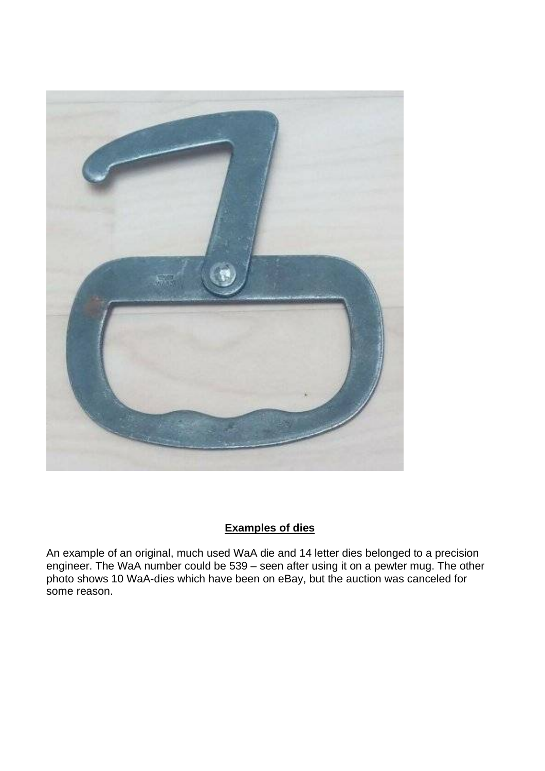**Examples of dies**

An example of an original, much used WaA die and 14 letter dies belonged to a precision engineer. The WaA number could be 539 – seen after using it on a pewter mug. The other photo shows 10 WaA-dies which have been on eBay, but the auction was canceled for some reason.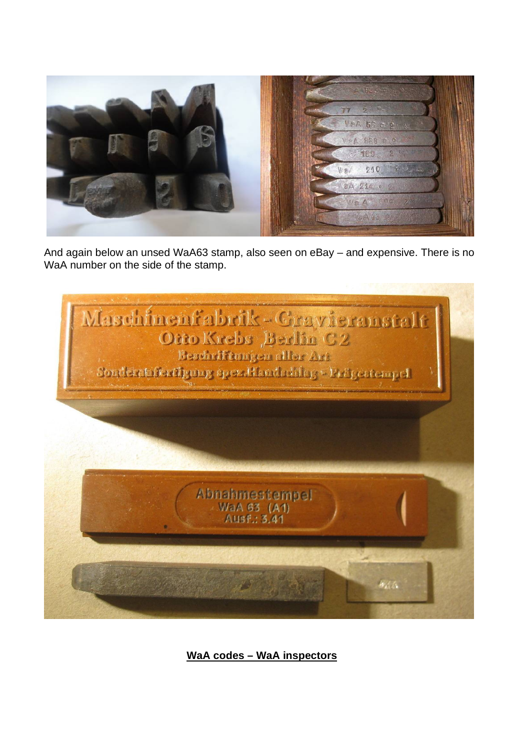And again below an unsed WaA63 stamp, also seen on eBay – and expensive. There is no WaA number on the side of the stamp.

**WaA codes – WaA inspectors**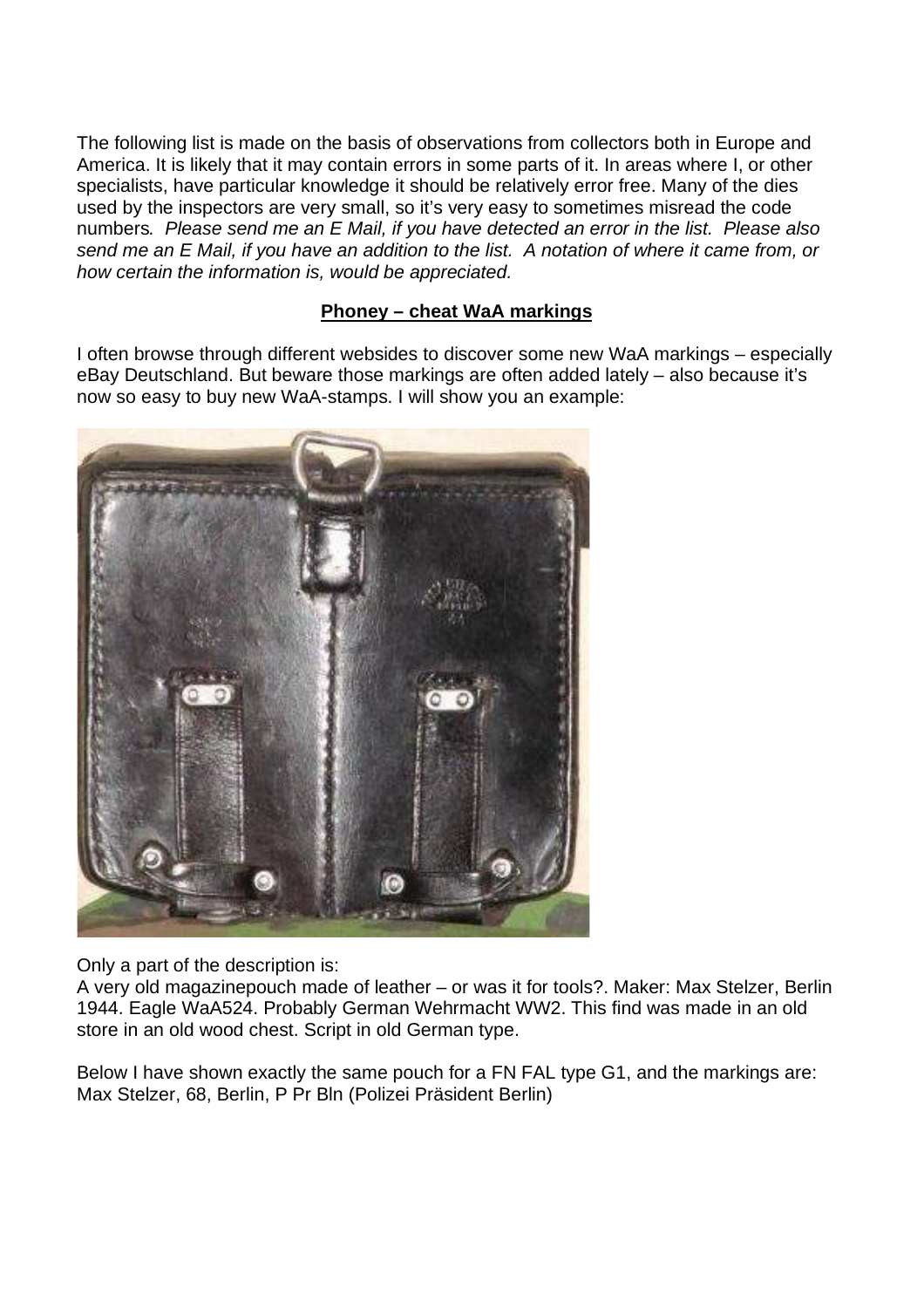The following list is made on the basis of observations from collectors both in Europe and America. It is likely that it may contain errors in some parts of it. In areas where I, or other specialists, have particular knowledge it should be relatively error free. Many of the dies used by the inspectors are very small, so it's very easy to sometimes misread the code numbers. *Please send me an E Mail, if you have detected an error in the list. Please also send me an E Mail, if you have an addition to the list. A notation of where it came from, or how certain the information is, would be appreciated.*

## **Phoney – cheat WaA markings**

I often browse through different websides to discover some new WaA markings – especially eBay Deutschland. But beware those markings are often added lately – also because it's now so easy to buy new WaA-stamps. I will show you an example:

Only a part of the description is:
A very old magazinepouch made of leather – or was it for tools?. Maker: Max Stelzer, Berlin 1944. Eagle WaA524. Probably German Wehrmacht WW2. This find was made in an old store in an old wood chest. Script in old German type.

Below I have shown exactly the same pouch for a FN FAL type G1, and the markings are: Max Stelzer, 68, Berlin, P Pr Bln (Polizei Präsident Berlin)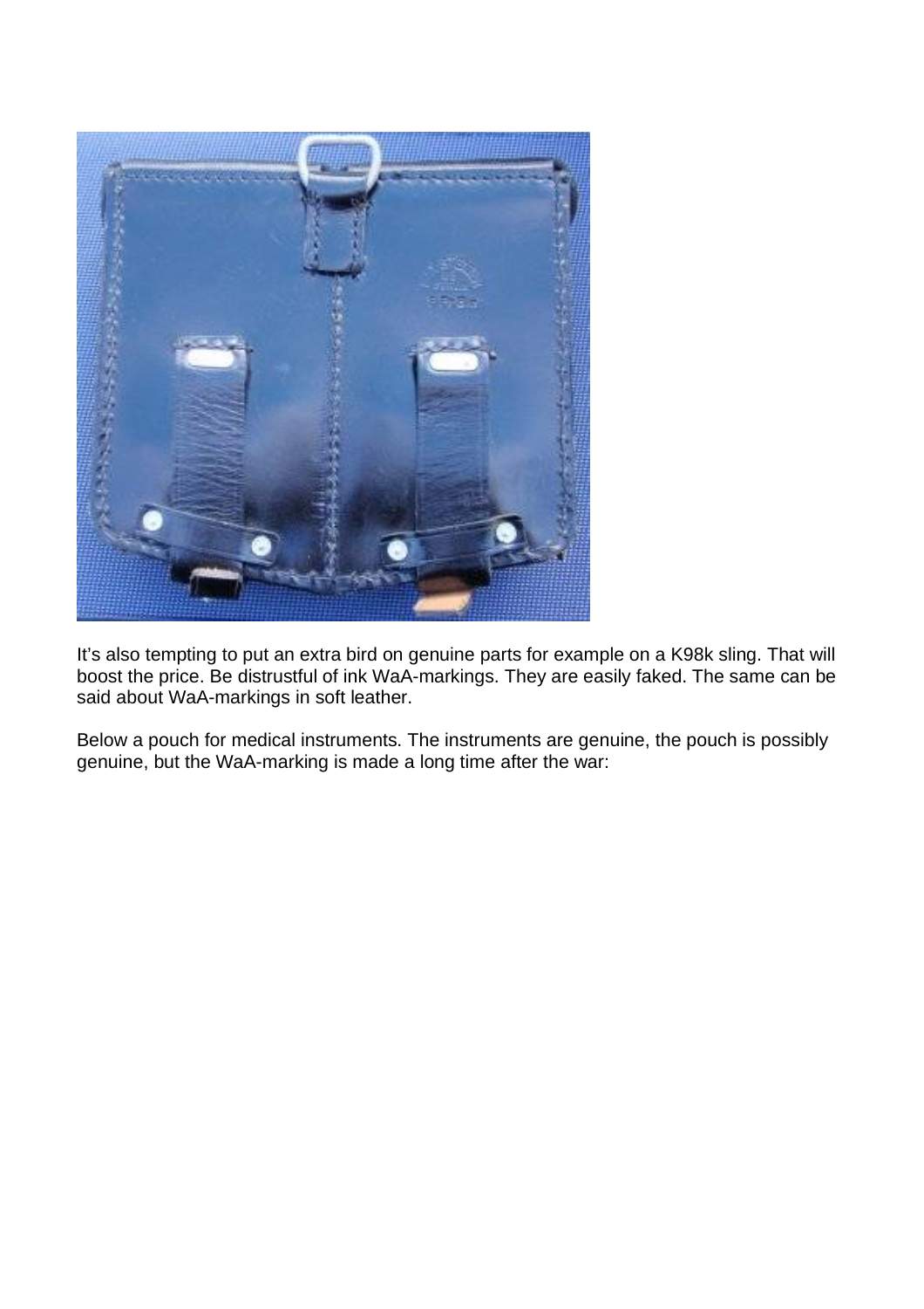It’s also tempting to put an extra bird on genuine parts for example on a K98k sling. That will boost the price. Be distrustful of ink WaA-markings. They are easily faked. The same can be said about WaA-markings in soft leather.

Below a pouch for medical instruments. The instruments are genuine, the pouch is possibly genuine, but the WaA-marking is made a long time after the war: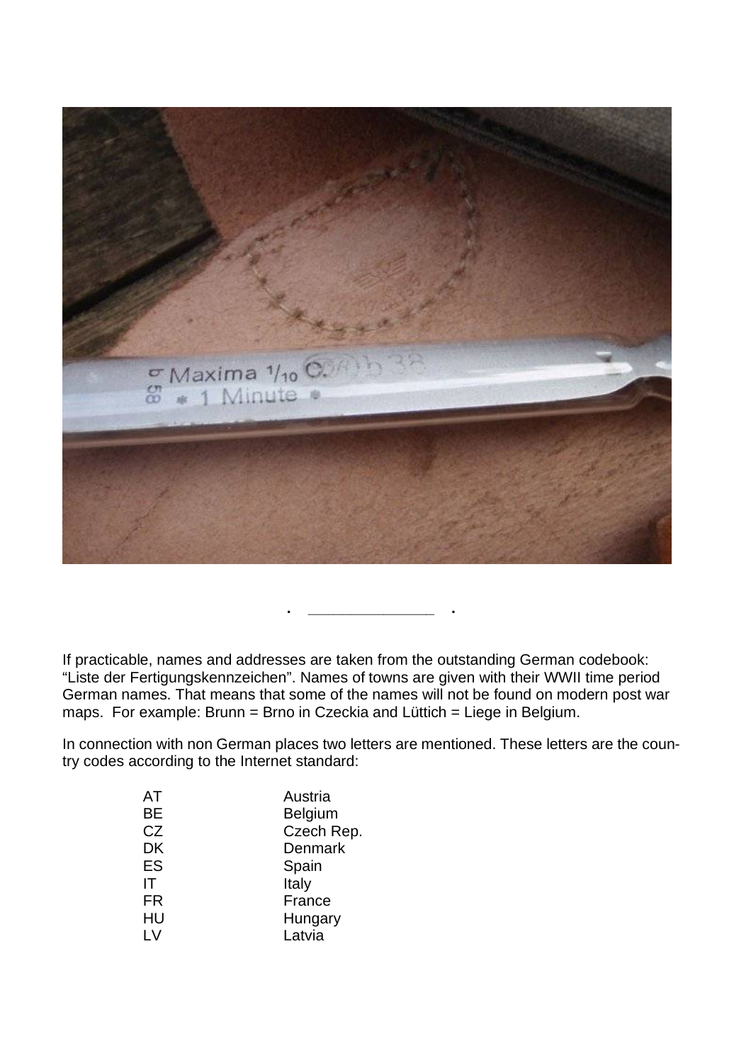If practicable, names and addresses are taken from the outstanding German codebook: “Liste der Fertigungskennzeichen”. Names of towns are given with their WWII time period German names. That means that some of the names will not be found on modern post war maps.  For example: Brunn = Brno in Czeckia and Lüttich = Liege in Belgium.

In connection with non German places two letters are mentioned. These letters are the country codes according to the Internet standard:

| | |
|---|---|
| AT | Austria |
| BE | Belgium |
| CZ | Czech Rep. |
| DK | Denmark |
| ES | Spain |
| IT | Italy |
| FR | France |
| HU | Hungary |
| LV | Latvia |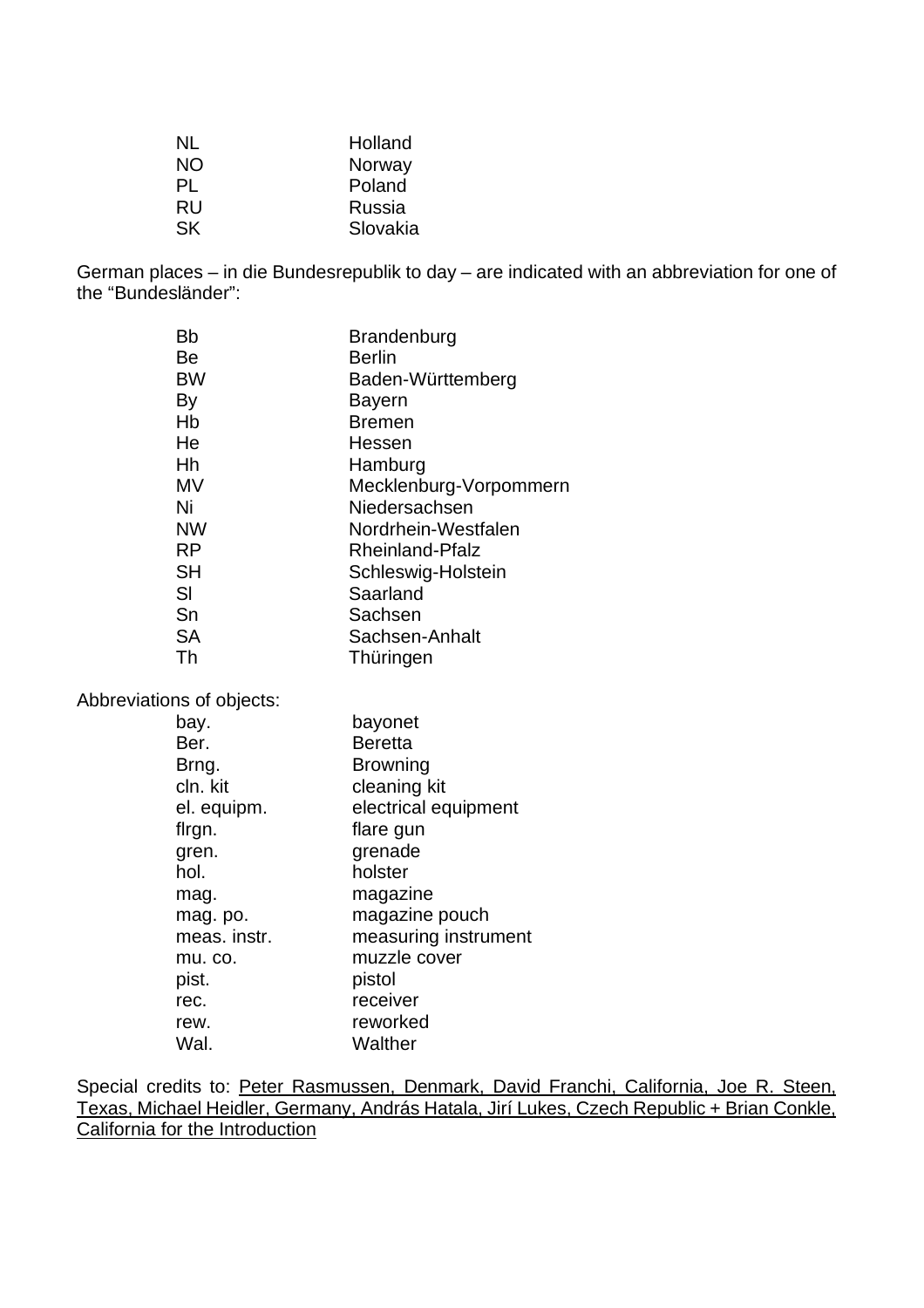| | |
|---|---|
| NL | Holland |
| NO | Norway |
| PL | Poland |
| RU | Russia |
| SK | Slovakia |

German places – in die Bundesrepublik to day – are indicated with an abbreviation for one of the "Bundesländer":

| | |
|---|---|
| Bb | Brandenburg |
| Be | Berlin |
| BW | Baden-Württemberg |
| By | Bayern |
| Hb | Bremen |
| He | Hessen |
| Hh | Hamburg |
| MV | Mecklenburg-Vorpommern |
| Ni | Niedersachsen |
| NW | Nordrhein-Westfalen |
| RP | Rheinland-Pfalz |
| SH | Schleswig-Holstein |
| Sl | Saarland |
| Sn | Sachsen |
| SA | Sachsen-Anhalt |
| Th | Thüringen |

Abbreviations of objects:

| | |
|---|---|
| bay. | bayonet |
| Ber. | Beretta |
| Brng. | Browning |
| cln. kit | cleaning kit |
| el. equipm. | electrical equipment |
| flrgn. | flare gun |
| gren. | grenade |
| hol. | holster |
| mag. | magazine |
| mag. po. | magazine pouch |
| meas. instr. | measuring instrument |
| mu. co. | muzzle cover |
| pist. | pistol |
| rec. | receiver |
| rew. | reworked |
| Wal. | Walther |

Special credits to: Peter Rasmussen, Denmark, David Franchi, California, Joe R. Steen, Texas, Michael Heidler, Germany, András Hatala, Jirí Lukes, Czech Republic + Brian Conkle, California for the Introduction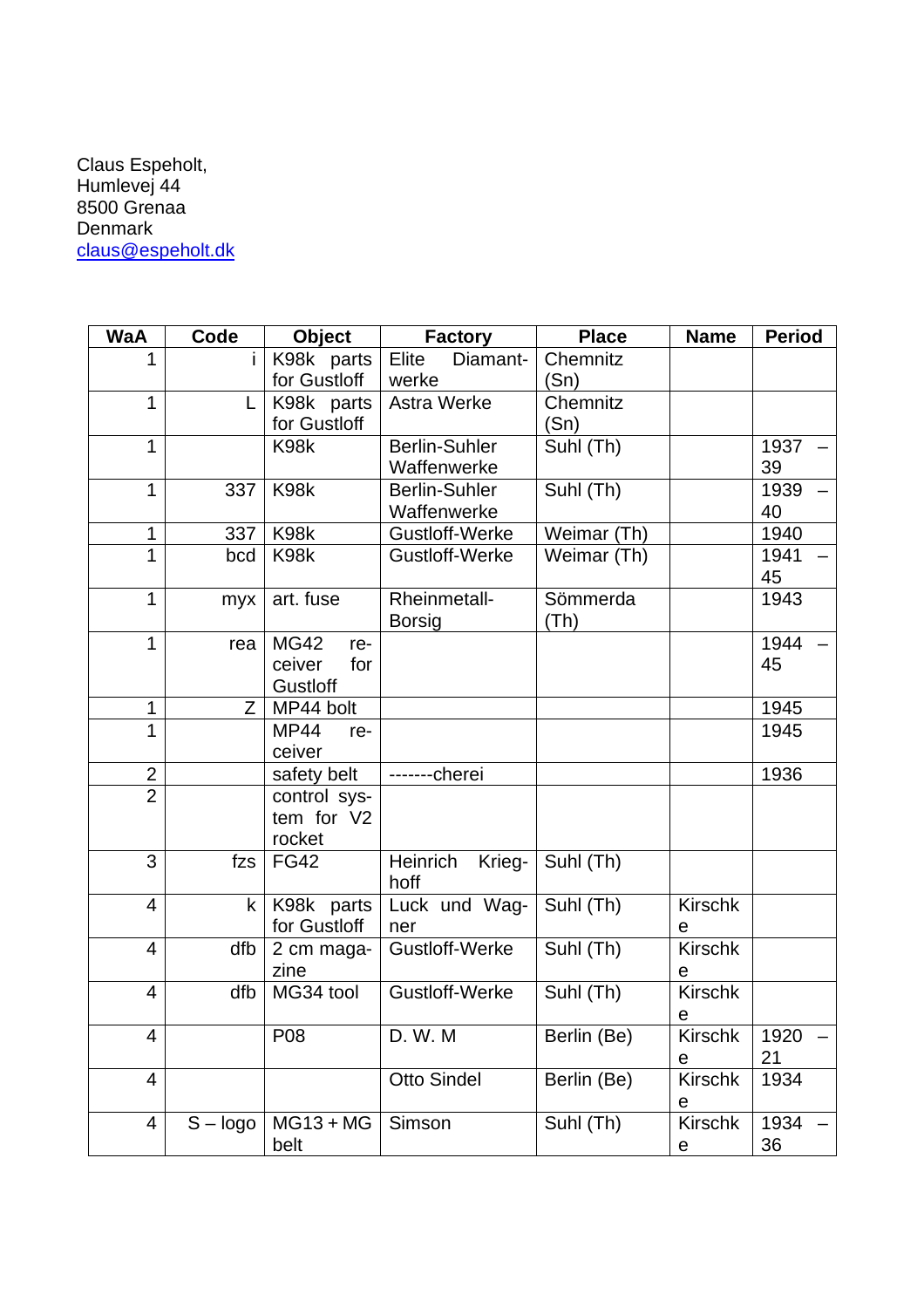Claus Espeholt,
Humlevej 44
8500 Grenaa
Denmark
claus@espeholt.dk

| WaA | Code | Object | Factory | Place | Name | Period |
|---|---|---|---|---|---|---|
| 1 | i | K98k parts for Gustloff | Elite Diamant-werke | Chemnitz (Sn) | | |
| 1 | L | K98k parts for Gustloff | Astra Werke | Chemnitz (Sn) | | |
| 1 | | K98k | Berlin-Suhler Waffenwerke | Suhl (Th) | | 1937 – 39 |
| 1 | 337 | K98k | Berlin-Suhler Waffenwerke | Suhl (Th) | | 1939 – 40 |
| 1 | 337 | K98k | Gustloff-Werke | Weimar (Th) | | 1940 |
| 1 | bcd | K98k | Gustloff-Werke | Weimar (Th) | | 1941 – 45 |
| 1 | myx | art. fuse | Rheinmetall-Borsig | Sömmerda (Th) | | 1943 |
| 1 | rea | MG42 receiver for Gustloff | | | | 1944 – 45 |
| 1 | Z | MP44 bolt | | | | 1945 |
| 1 | | MP44 receiver | | | | 1945 |
| 2 | | safety belt | -------cherei | | | 1936 |
| 2 | | control system for V2 rocket | | | | |
| 3 | fzs | FG42 | Heinrich Krieghoff | Suhl (Th) | | |
| 4 | k | K98k parts for Gustloff | Luck und Wagner | Suhl (Th) | Kirschke | |
| 4 | dfb | 2 cm magazine | Gustloff-Werke | Suhl (Th) | Kirschke | |
| 4 | dfb | MG34 tool | Gustloff-Werke | Suhl (Th) | Kirschke | |
| 4 | | P08 | D. W. M | Berlin (Be) | Kirschke | 1920 – 21 |
| 4 | | | Otto Sindel | Berlin (Be) | Kirschke | 1934 |
| 4 | S – logo | MG13 + MG belt | Simson | Suhl (Th) | Kirschke | 1934 – 36 |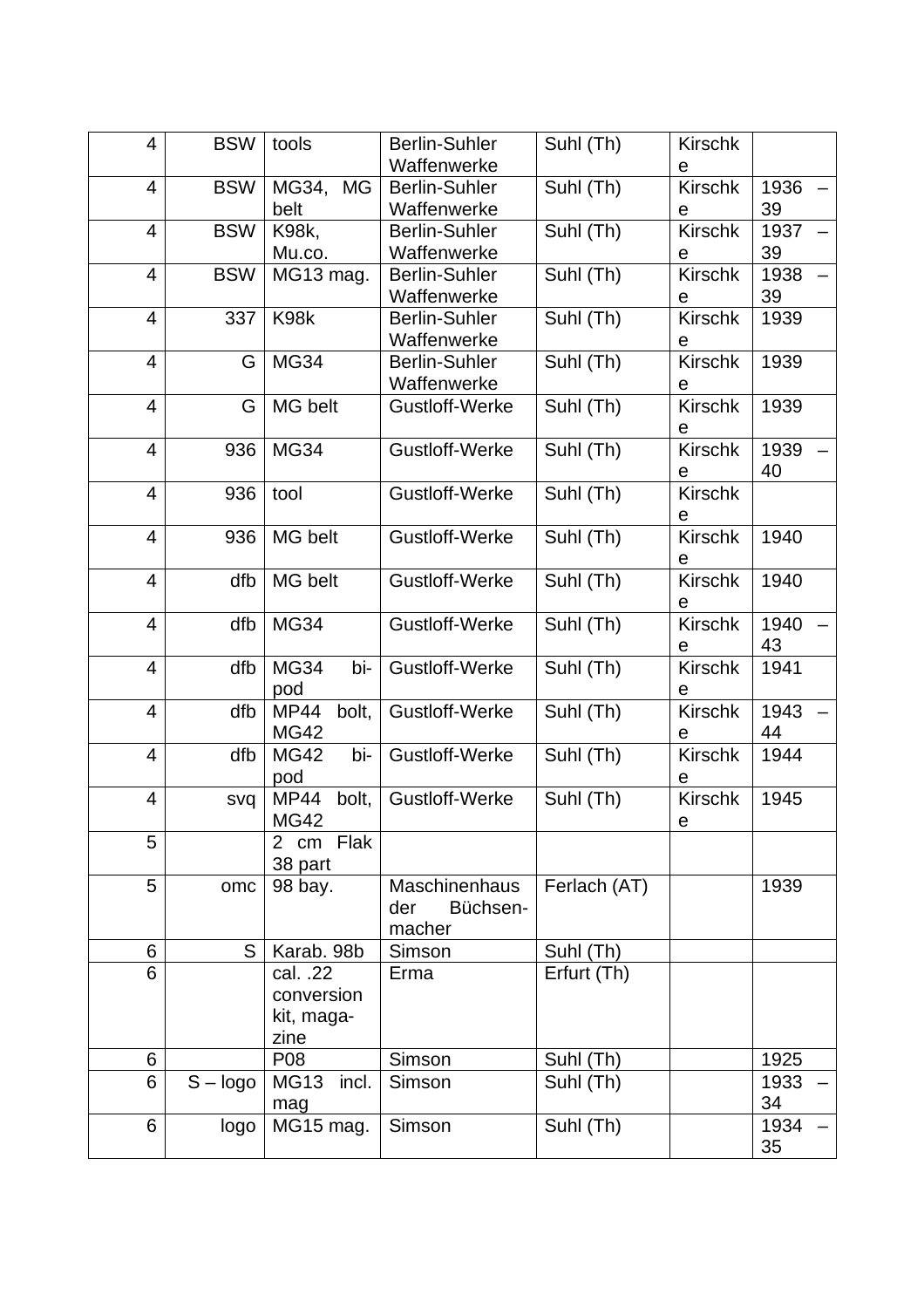| | | | | | | |
|---|---|---|---|---|---|---|
| 4 | BSW | tools | Berlin-Suhler Waffenwerke | Suhl (Th) | Kirschke | |
| 4 | BSW | MG34, MG belt | Berlin-Suhler Waffenwerke | Suhl (Th) | Kirschke | 1936 – 39 |
| 4 | BSW | K98k, Mu.co. | Berlin-Suhler Waffenwerke | Suhl (Th) | Kirschke | 1937 – 39 |
| 4 | BSW | MG13 mag. | Berlin-Suhler Waffenwerke | Suhl (Th) | Kirschke | 1938 – 39 |
| 4 | 337 | K98k | Berlin-Suhler Waffenwerke | Suhl (Th) | Kirschke | 1939 |
| 4 | G | MG34 | Berlin-Suhler Waffenwerke | Suhl (Th) | Kirschke | 1939 |
| 4 | G | MG belt | Gustloff-Werke | Suhl (Th) | Kirschke | 1939 |
| 4 | 936 | MG34 | Gustloff-Werke | Suhl (Th) | Kirschke | 1939 – 40 |
| 4 | 936 | tool | Gustloff-Werke | Suhl (Th) | Kirschke | |
| 4 | 936 | MG belt | Gustloff-Werke | Suhl (Th) | Kirschke | 1940 |
| 4 | dfb | MG belt | Gustloff-Werke | Suhl (Th) | Kirschke | 1940 |
| 4 | dfb | MG34 | Gustloff-Werke | Suhl (Th) | Kirschke | 1940 – 43 |
| 4 | dfb | MG34 bi-pod | Gustloff-Werke | Suhl (Th) | Kirschke | 1941 |
| 4 | dfb | MP44 bolt, MG42 | Gustloff-Werke | Suhl (Th) | Kirschke | 1943 – 44 |
| 4 | dfb | MG42 bi-pod | Gustloff-Werke | Suhl (Th) | Kirschke | 1944 |
| 4 | svq | MP44 bolt, MG42 | Gustloff-Werke | Suhl (Th) | Kirschke | 1945 |
| 5 | | 2 cm Flak 38 part | | | | |
| 5 | omc | 98 bay. | Maschinenhaus der Büchsen-macher | Ferlach (AT) | | 1939 |
| 6 | S | Karab. 98b | Simson | Suhl (Th) | | |
| 6 | | cal. .22 conversion kit, maga-zine | Erma | Erfurt (Th) | | |
| 6 | | P08 | Simson | Suhl (Th) | | 1925 |
| 6 | S – logo | MG13 incl. mag | Simson | Suhl (Th) | | 1933 – 34 |
| 6 | logo | MG15 mag. | Simson | Suhl (Th) | | 1934 – 35 |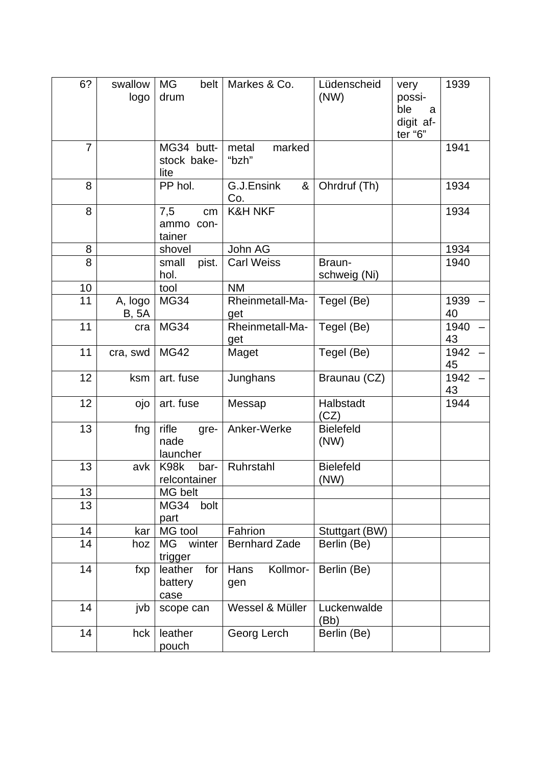| | | | | | | |
|---|---|---|---|---|---|---|
| 6? | swallow logo | MG belt drum | Markes & Co. | Lüdenscheid (NW) | very possible a digit after “6” | 1939 |
| 7 | | MG34 buttstock bakelite | metal marked “bzh” | | | 1941 |
| 8 | | PP hol. | G.J.Ensink & Co. | Ohrdruf (Th) | | 1934 |
| 8 | | 7,5 cm ammo container | K&H NKF | | | 1934 |
| 8 | | shovel | John AG | | | 1934 |
| 8 | | small pist. hol. | Carl Weiss | Braunschweig (Ni) | | 1940 |
| 10 | | tool | NM | | | |
| 11 | A, logo B, 5A | MG34 | Rheinmetall-Maget | Tegel (Be) | | 1939 – 40 |
| 11 | cra | MG34 | Rheinmetall-Maget | Tegel (Be) | | 1940 – 43 |
| 11 | cra, swd | MG42 | Maget | Tegel (Be) | | 1942 – 45 |
| 12 | ksm | art. fuse | Junghans | Braunau (CZ) | | 1942 – 43 |
| 12 | ojo | art. fuse | Messap | Halbstadt (CZ) | | 1944 |
| 13 | fng | rifle grenade launcher | Anker-Werke | Bielefeld (NW) | | |
| 13 | avk | K98k barrelcontainer | Ruhrstahl | Bielefeld (NW) | | |
| 13 | | MG belt | | | | |
| 13 | | MG34 bolt part | | | | |
| 14 | kar | MG tool | Fahrion | Stuttgart (BW) | | |
| 14 | hoz | MG winter trigger | Bernhard Zade | Berlin (Be) | | |
| 14 | fxp | leather for battery case | Hans Kollmorgen | Berlin (Be) | | |
| 14 | jvb | scope can | Wessel & Müller | Luckenwalde (Bb) | | |
| 14 | hck | leather pouch | Georg Lerch | Berlin (Be) | | |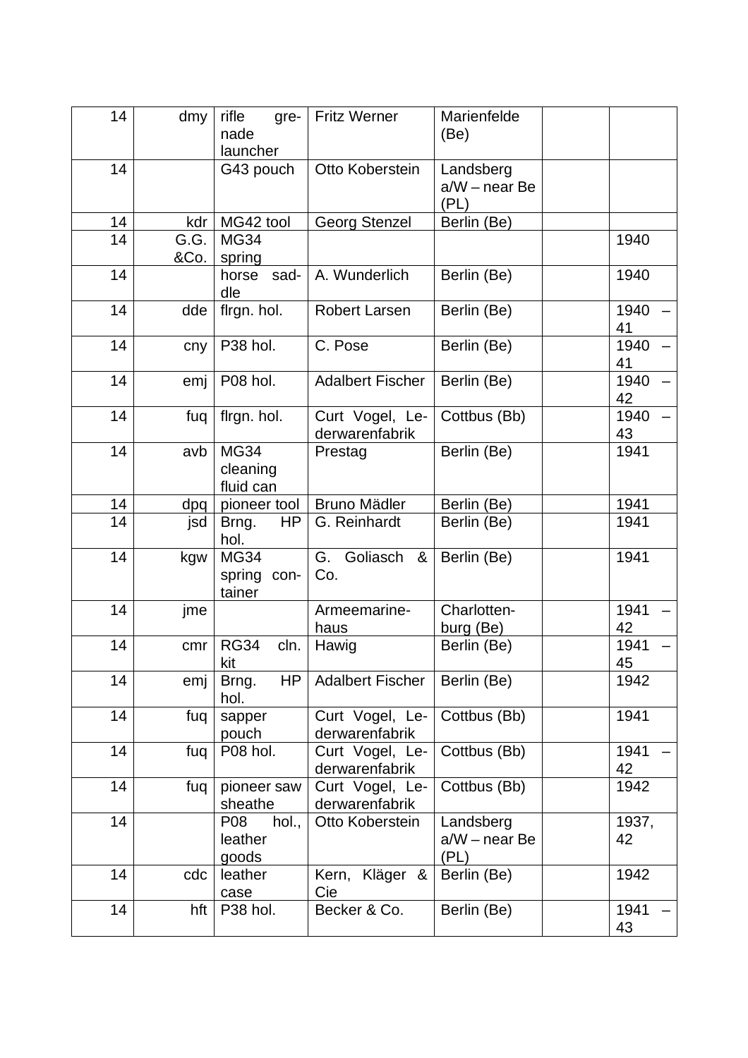| | | | | | | |
|---|---|---|---|---|---|---|
| 14 | dmy | rifle grenade launcher | Fritz Werner | Marienfelde (Be) | | |
| 14 | | G43 pouch | Otto Koberstein | Landsberg a/W – near Be (PL) | | |
| 14 | kdr | MG42 tool | Georg Stenzel | Berlin (Be) | | |
| 14 | G.G. &Co. | MG34 spring | | | | 1940 |
| 14 | | horse saddle | A. Wunderlich | Berlin (Be) | | 1940 |
| 14 | dde | flrgn. hol. | Robert Larsen | Berlin (Be) | | 1940 – 41 |
| 14 | cny | P38 hol. | C. Pose | Berlin (Be) | | 1940 – 41 |
| 14 | emj | P08 hol. | Adalbert Fischer | Berlin (Be) | | 1940 – 42 |
| 14 | fuq | flrgn. hol. | Curt Vogel, Lederwarenfabrik | Cottbus (Bb) | | 1940 – 43 |
| 14 | avb | MG34 cleaning fluid can | Prestag | Berlin (Be) | | 1941 |
| 14 | dpq | pioneer tool | Bruno Mädler | Berlin (Be) | | 1941 |
| 14 | jsd | Brng. HP hol. | G. Reinhardt | Berlin (Be) | | 1941 |
| 14 | kgw | MG34 spring container | G. Goliasch & Co. | Berlin (Be) | | 1941 |
| 14 | jme | | Armeemarinehaus | Charlottenburg (Be) | | 1941 – 42 |
| 14 | cmr | RG34 cln. kit | Hawig | Berlin (Be) | | 1941 – 45 |
| 14 | emj | Brng. HP hol. | Adalbert Fischer | Berlin (Be) | | 1942 |
| 14 | fuq | sapper pouch | Curt Vogel, Lederwarenfabrik | Cottbus (Bb) | | 1941 |
| 14 | fuq | P08 hol. | Curt Vogel, Lederwarenfabrik | Cottbus (Bb) | | 1941 – 42 |
| 14 | fuq | pioneer saw sheathe | Curt Vogel, Lederwarenfabrik | Cottbus (Bb) | | 1942 |
| 14 | | P08 hol., leather goods | Otto Koberstein | Landsberg a/W – near Be (PL) | | 1937, 42 |
| 14 | cdc | leather case | Kern, Kläger & Cie | Berlin (Be) | | 1942 |
| 14 | hft | P38 hol. | Becker & Co. | Berlin (Be) | | 1941 – 43 |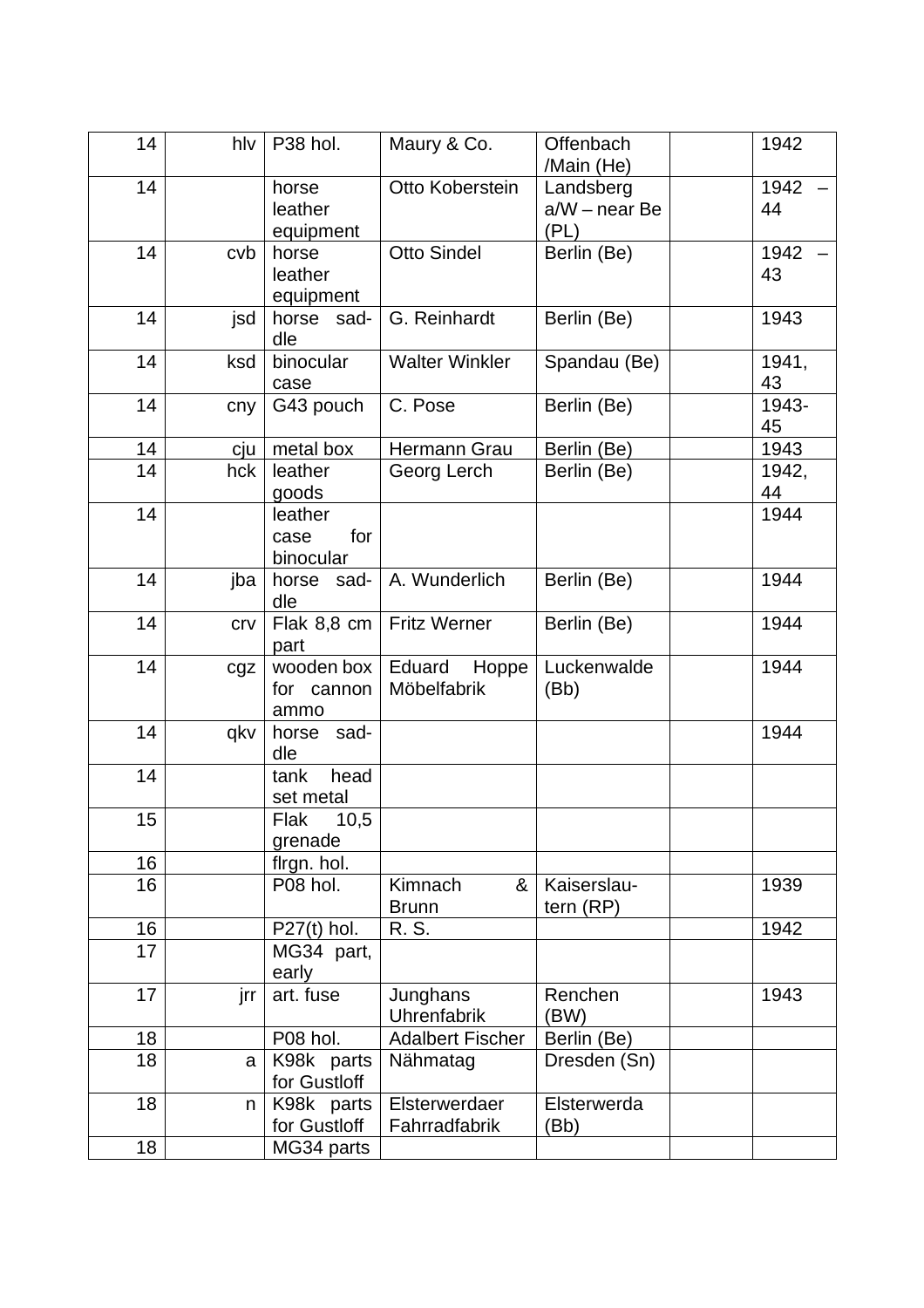| 14 | hlv | P38 hol. | Maury & Co. | Offenbach /Main (He) | | 1942 |
|---|---|---|---|---|---|---|
| 14 | | horse leather equipment | Otto Koberstein | Landsberg a/W – near Be (PL) | | 1942 – 44 |
| 14 | cvb | horse leather equipment | Otto Sindel | Berlin (Be) | | 1942 – 43 |
| 14 | jsd | horse saddle | G. Reinhardt | Berlin (Be) | | 1943 |
| 14 | ksd | binocular case | Walter Winkler | Spandau (Be) | | 1941, 43 |
| 14 | cny | G43 pouch | C. Pose | Berlin (Be) | | 1943-45 |
| 14 | cju | metal box | Hermann Grau | Berlin (Be) | | 1943 |
| 14 | hck | leather goods | Georg Lerch | Berlin (Be) | | 1942, 44 |
| 14 | | leather case for binocular | | | | 1944 |
| 14 | jba | horse saddle | A. Wunderlich | Berlin (Be) | | 1944 |
| 14 | crv | Flak 8,8 cm part | Fritz Werner | Berlin (Be) | | 1944 |
| 14 | cgz | wooden box for cannon ammo | Eduard Hoppe Möbelfabrik | Luckenwalde (Bb) | | 1944 |
| 14 | qkv | horse saddle | | | | 1944 |
| 14 | | tank head set metal | | | | |
| 15 | | Flak 10,5 grenade | | | | |
| 16 | | flrgn. hol. | | | | |
| 16 | | P08 hol. | Kimnach & Brunn | Kaiserslautern (RP) | | 1939 |
| 16 | | P27(t) hol. | R. S. | | | 1942 |
| 17 | | MG34 part, early | | | | |
| 17 | jrr | art. fuse | Junghans Uhrenfabrik | Renchen (BW) | | 1943 |
| 18 | | P08 hol. | Adalbert Fischer | Berlin (Be) | | |
| 18 | a | K98k parts for Gustloff | Nähmatag | Dresden (Sn) | | |
| 18 | n | K98k parts for Gustloff | Elsterwerdaer Fahrradfabrik | Elsterwerda (Bb) | | |
| 18 | | MG34 parts | | | | |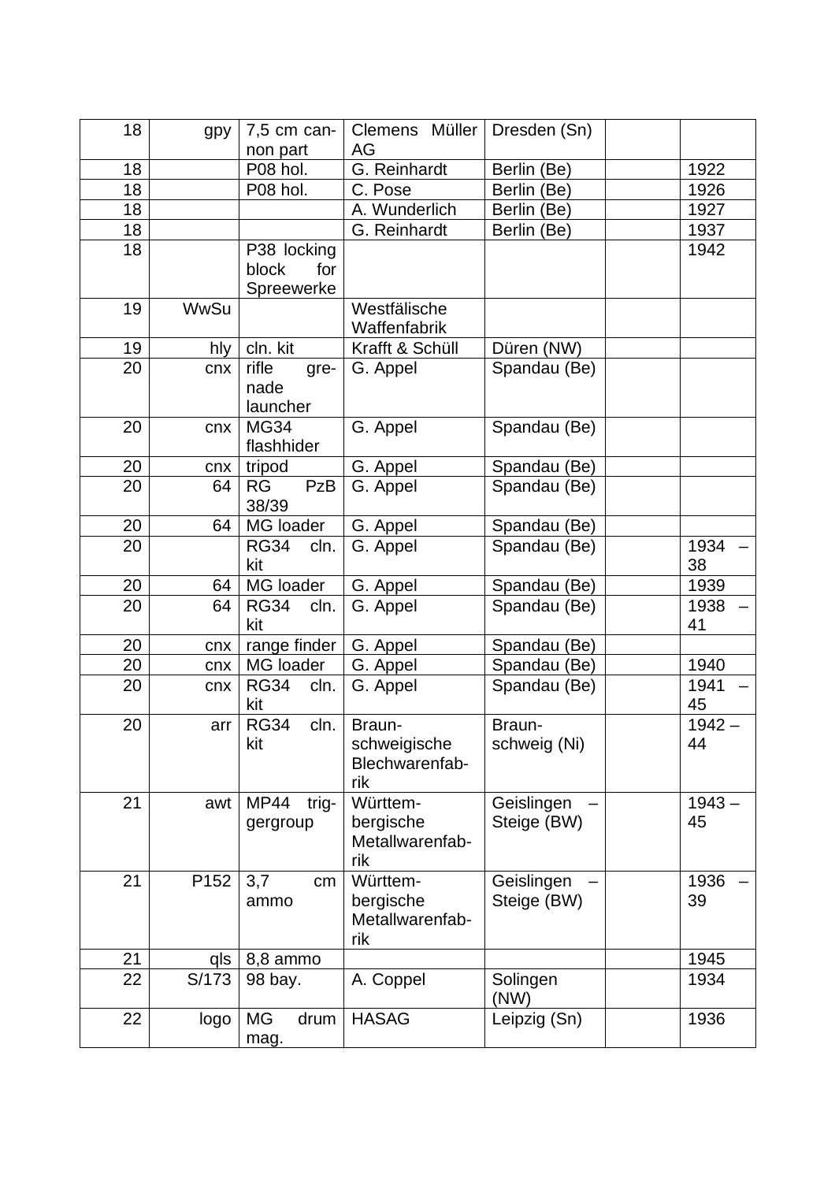| 18 | gpy | 7,5 cm cannon part | Clemens Müller AG | Dresden (Sn) | | |
|---|---|---|---|---|---|---|
| 18 | | P08 hol. | G. Reinhardt | Berlin (Be) | | 1922 |
| 18 | | P08 hol. | C. Pose | Berlin (Be) | | 1926 |
| 18 | | | A. Wunderlich | Berlin (Be) | | 1927 |
| 18 | | | G. Reinhardt | Berlin (Be) | | 1937 |
| 18 | | P38 locking block for Spreewerke | | | | 1942 |
| 19 | WwSu | | Westfälische Waffenfabrik | | | |
| 19 | hly | cln. kit | Krafft & Schüll | Düren (NW) | | |
| 20 | cnx | rifle grenade launcher | G. Appel | Spandau (Be) | | |
| 20 | cnx | MG34 flashhider | G. Appel | Spandau (Be) | | |
| 20 | cnx | tripod | G. Appel | Spandau (Be) | | |
| 20 | 64 | RG PzB 38/39 | G. Appel | Spandau (Be) | | |
| 20 | 64 | MG loader | G. Appel | Spandau (Be) | | |
| 20 | | RG34 cln. kit | G. Appel | Spandau (Be) | | 1934 – 38 |
| 20 | 64 | MG loader | G. Appel | Spandau (Be) | | 1939 |
| 20 | 64 | RG34 cln. kit | G. Appel | Spandau (Be) | | 1938 – 41 |
| 20 | cnx | range finder | G. Appel | Spandau (Be) | | |
| 20 | cnx | MG loader | G. Appel | Spandau (Be) | | 1940 |
| 20 | cnx | RG34 cln. kit | G. Appel | Spandau (Be) | | 1941 – 45 |
| 20 | arr | RG34 cln. kit | Braunschweigische Blechwarenfabrik | Braunschweig (Ni) | | 1942 – 44 |
| 21 | awt | MP44 triggergroup | Württembergische Metallwarenfabrik | Geislingen – Steige (BW) | | 1943 – 45 |
| 21 | P152 | 3,7 cm ammo | Württembergische Metallwarenfabrik | Geislingen – Steige (BW) | | 1936 – 39 |
| 21 | qls | 8,8 ammo | | | | 1945 |
| 22 | S/173 | 98 bay. | A. Coppel | Solingen (NW) | | 1934 |
| 22 | logo | MG drum mag. | HASAG | Leipzig (Sn) | | 1936 |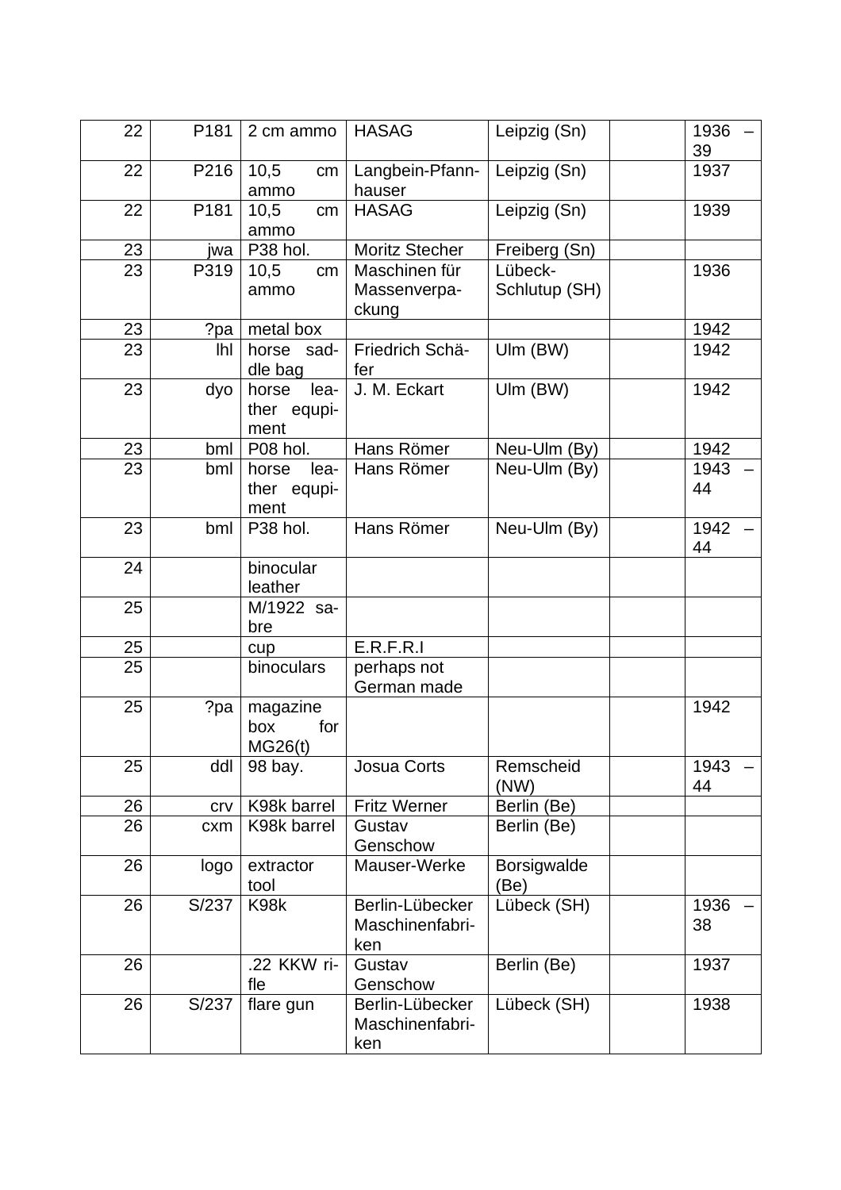| | | | | | | |
|---|---|---|---|---|---|---|
| 22 | P181 | 2 cm ammo | HASAG | Leipzig (Sn) | | 1936 – 39 |
| 22 | P216 | 10,5 cm ammo | Langbein-Pfann­hauser | Leipzig (Sn) | | 1937 |
| 22 | P181 | 10,5 cm ammo | HASAG | Leipzig (Sn) | | 1939 |
| 23 | jwa | P38 hol. | Moritz Stecher | Freiberg (Sn) | | |
| 23 | P319 | 10,5 cm ammo | Maschinen für Massenverpa­ckung | Lübeck-Schlutup (SH) | | 1936 |
| 23 | ?pa | metal box | | | | 1942 |
| 23 | lhl | horse sad­dle bag | Friedrich Schä­fer | Ulm (BW) | | 1942 |
| 23 | dyo | horse lea­ther equipi­ment | J. M. Eckart | Ulm (BW) | | 1942 |
| 23 | bml | P08 hol. | Hans Römer | Neu-Ulm (By) | | 1942 |
| 23 | bml | horse lea­ther equipi­ment | Hans Römer | Neu-Ulm (By) | | 1943 – 44 |
| 23 | bml | P38 hol. | Hans Römer | Neu-Ulm (By) | | 1942 – 44 |
| 24 | | binocular leather | | | | |
| 25 | | M/1922 sa­bre | | | | |
| 25 | | cup | E.R.F.R.I | | | |
| 25 | | binoculars | perhaps not German made | | | |
| 25 | ?pa | magazine box for MG26(t) | | | | 1942 |
| 25 | ddl | 98 bay. | Josua Corts | Remscheid (NW) | | 1943 – 44 |
| 26 | crv | K98k barrel | Fritz Werner | Berlin (Be) | | |
| 26 | cxm | K98k barrel | Gustav Genschow | Berlin (Be) | | |
| 26 | logo | extractor tool | Mauser-Werke | Borsigwalde (Be) | | |
| 26 | S/237 | K98k | Berlin-Lübecker Maschinenfabri­ken | Lübeck (SH) | | 1936 – 38 |
| 26 | | .22 KKW ri­fle | Gustav Genschow | Berlin (Be) | | 1937 |
| 26 | S/237 | flare gun | Berlin-Lübecker Maschinenfabri­ken | Lübeck (SH) | | 1938 |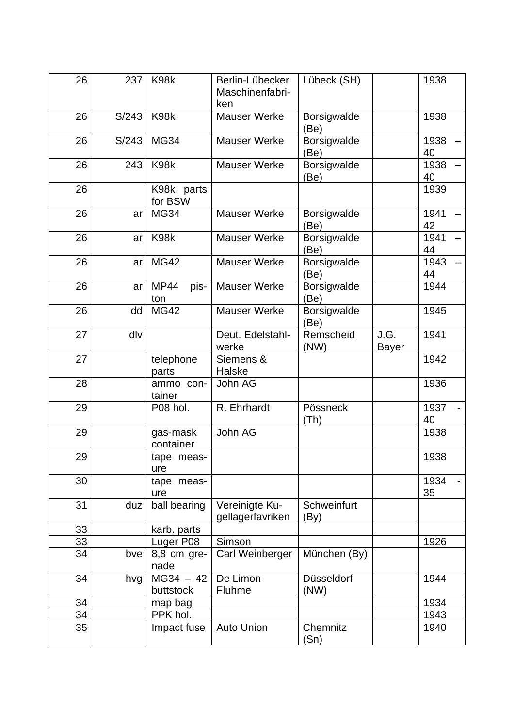| | | | | | | |
|---|---|---|---|---|---|---|
| 26 | 237 | K98k | Berlin-Lübecker Maschinenfabriken | Lübeck (SH) | | 1938 |
| 26 | S/243 | K98k | Mauser Werke | Borsigwalde (Be) | | 1938 |
| 26 | S/243 | MG34 | Mauser Werke | Borsigwalde (Be) | | 1938 – 40 |
| 26 | 243 | K98k | Mauser Werke | Borsigwalde (Be) | | 1938 – 40 |
| 26 | | K98k parts for BSW | | | | 1939 |
| 26 | ar | MG34 | Mauser Werke | Borsigwalde (Be) | | 1941 – 42 |
| 26 | ar | K98k | Mauser Werke | Borsigwalde (Be) | | 1941 – 44 |
| 26 | ar | MG42 | Mauser Werke | Borsigwalde (Be) | | 1943 – 44 |
| 26 | ar | MP44 piston | Mauser Werke | Borsigwalde (Be) | | 1944 |
| 26 | dd | MG42 | Mauser Werke | Borsigwalde (Be) | | 1945 |
| 27 | dlv | | Deut. Edelstahlwerke | Remscheid (NW) | J.G. Bayer | 1941 |
| 27 | | telephone parts | Siemens & Halske | | | 1942 |
| 28 | | ammo container | John AG | | | 1936 |
| 29 | | P08 hol. | R. Ehrhardt | Pössneck (Th) | | 1937 - 40 |
| 29 | | gas-mask container | John AG | | | 1938 |
| 29 | | tape measure | | | | 1938 |
| 30 | | tape measure | | | | 1934 - 35 |
| 31 | duz | ball bearing | Vereinigte Kugellagerfavriken | Schweinfurt (By) | | |
| 33 | | karb. parts | | | | |
| 33 | | Luger P08 | Simson | | | 1926 |
| 34 | bve | 8,8 cm grenade | Carl Weinberger | München (By) | | |
| 34 | hvg | MG34 – 42 buttstock | De Limon Fluhme | Düsseldorf (NW) | | 1944 |
| 34 | | map bag | | | | 1934 |
| 34 | | PPK hol. | | | | 1943 |
| 35 | | Impact fuse | Auto Union | Chemnitz (Sn) | | 1940 |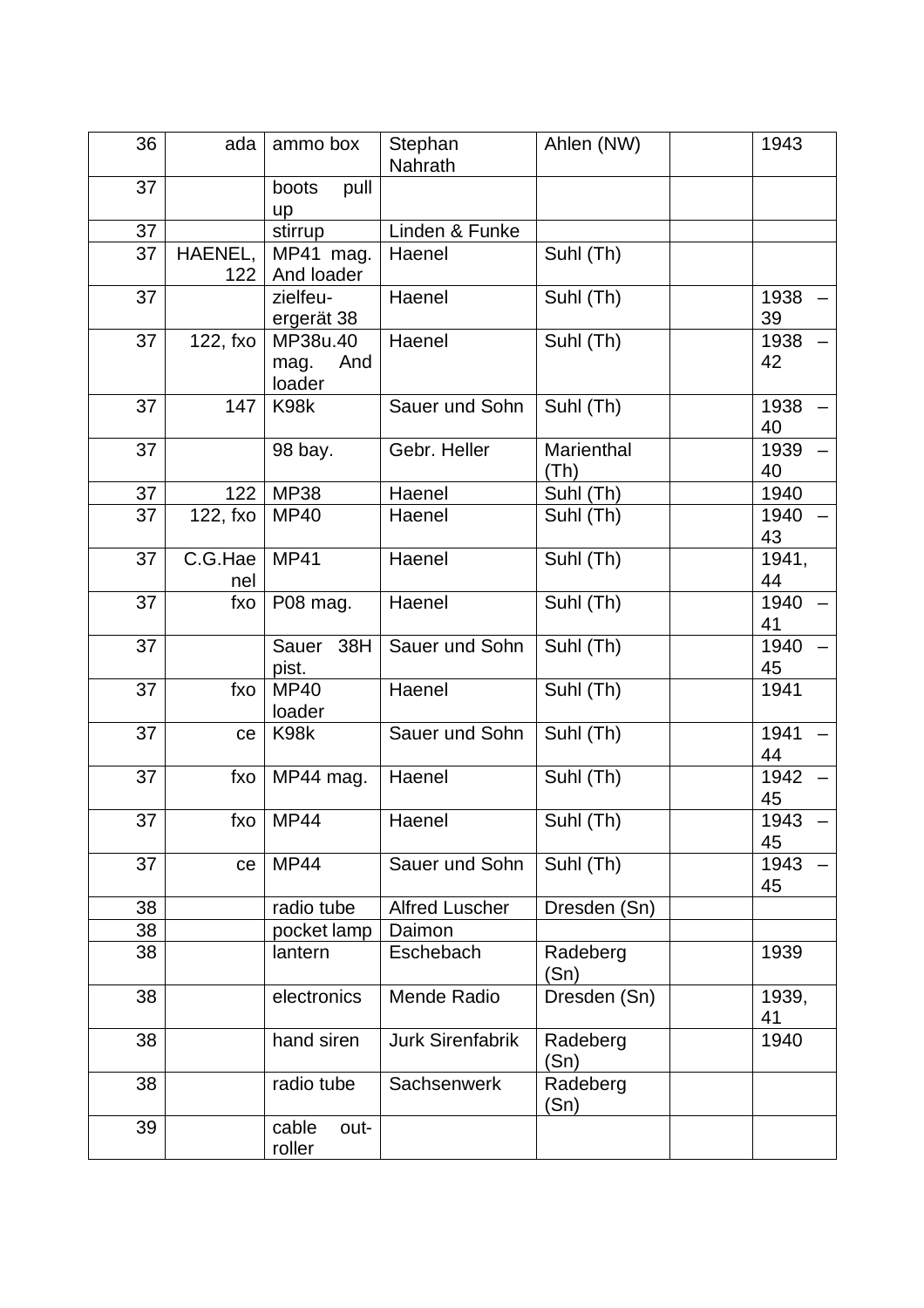| 36 | ada | ammo box | Stephan Nahrath | Ahlen (NW) | | 1943 |
|---|---|---|---|---|---|---|
| 37 | | boots pull up | | | | |
| 37 | | stirrup | Linden & Funke | | | |
| 37 | HAENEL, 122 | MP41 mag. And loader | Haenel | Suhl (Th) | | |
| 37 | | zielfeu-ergerät 38 | Haenel | Suhl (Th) | | 1938 – 39 |
| 37 | 122, fxo | MP38u.40 mag. And loader | Haenel | Suhl (Th) | | 1938 – 42 |
| 37 | 147 | K98k | Sauer und Sohn | Suhl (Th) | | 1938 – 40 |
| 37 | | 98 bay. | Gebr. Heller | Marienthal (Th) | | 1939 – 40 |
| 37 | 122 | MP38 | Haenel | Suhl (Th) | | 1940 |
| 37 | 122, fxo | MP40 | Haenel | Suhl (Th) | | 1940 – 43 |
| 37 | C.G.Haenel | MP41 | Haenel | Suhl (Th) | | 1941, 44 |
| 37 | fxo | P08 mag. | Haenel | Suhl (Th) | | 1940 – 41 |
| 37 | | Sauer 38H pist. | Sauer und Sohn | Suhl (Th) | | 1940 – 45 |
| 37 | fxo | MP40 loader | Haenel | Suhl (Th) | | 1941 |
| 37 | ce | K98k | Sauer und Sohn | Suhl (Th) | | 1941 – 44 |
| 37 | fxo | MP44 mag. | Haenel | Suhl (Th) | | 1942 – 45 |
| 37 | fxo | MP44 | Haenel | Suhl (Th) | | 1943 – 45 |
| 37 | ce | MP44 | Sauer und Sohn | Suhl (Th) | | 1943 – 45 |
| 38 | | radio tube | Alfred Luscher | Dresden (Sn) | | |
| 38 | | pocket lamp | Daimon | | | |
| 38 | | lantern | Eschebach | Radeberg (Sn) | | 1939 |
| 38 | | electronics | Mende Radio | Dresden (Sn) | | 1939, 41 |
| 38 | | hand siren | Jurk Sirenfabrik | Radeberg (Sn) | | 1940 |
| 38 | | radio tube | Sachsenwerk | Radeberg (Sn) | | |
| 39 | | cable out-roller | | | | |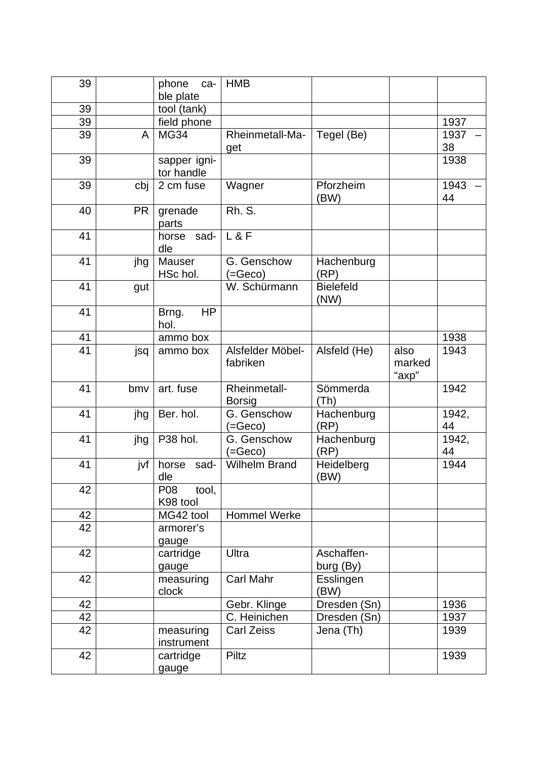| 39 | | phone cable plate | HMB | | | |
|---|---|---|---|---|---|---|
| 39 | | tool (tank) | | | | |
| 39 | | field phone | | | | 1937 |
| 39 | A | MG34 | Rheinmetall-Maget | Tegel (Be) | | 1937 – 38 |
| 39 | | sapper igniter handle | | | | 1938 |
| 39 | cbj | 2 cm fuse | Wagner | Pforzheim (BW) | | 1943 – 44 |
| 40 | PR | grenade parts | Rh. S. | | | |
| 41 | | horse saddle | L & F | | | |
| 41 | jhg | Mauser HSc hol. | G. Genschow (=Geco) | Hachenburg (RP) | | |
| 41 | gut | | W. Schürmann | Bielefeld (NW) | | |
| 41 | | Brng. HP hol. | | | | |
| 41 | | ammo box | | | | 1938 |
| 41 | jsq | ammo box | Alsfelder Möbelfabriken | Alsfeld (He) | also marked “axp” | 1943 |
| 41 | bmv | art. fuse | Rheinmetall-Borsig | Sömmerda (Th) | | 1942 |
| 41 | jhg | Ber. hol. | G. Genschow (=Geco) | Hachenburg (RP) | | 1942, 44 |
| 41 | jhg | P38 hol. | G. Genschow (=Geco) | Hachenburg (RP) | | 1942, 44 |
| 41 | jvf | horse saddle | Wilhelm Brand | Heidelberg (BW) | | 1944 |
| 42 | | P08 tool, K98 tool | | | | |
| 42 | | MG42 tool | Hommel Werke | | | |
| 42 | | armorer’s gauge | | | | |
| 42 | | cartridge gauge | Ultra | Aschaffenburg (By) | | |
| 42 | | measuring clock | Carl Mahr | Esslingen (BW) | | |
| 42 | | | Gebr. Klinge | Dresden (Sn) | | 1936 |
| 42 | | | C. Heinichen | Dresden (Sn) | | 1937 |
| 42 | | measuring instrument | Carl Zeiss | Jena (Th) | | 1939 |
| 42 | | cartridge gauge | Piltz | | | 1939 |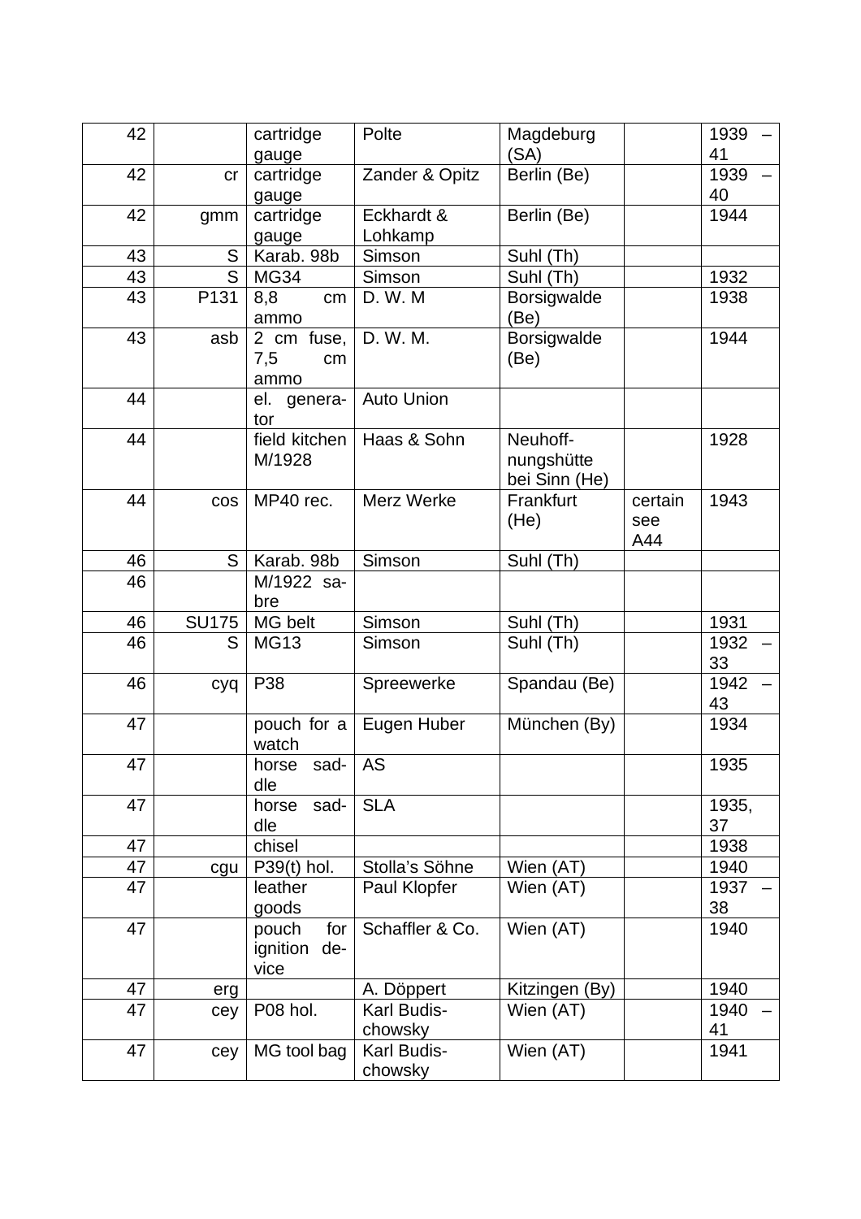| 42 | | cartridge gauge | Polte | Magdeburg (SA) | | 1939 – 41 |
|---|---|---|---|---|---|---|
| 42 | cr | cartridge gauge | Zander & Opitz | Berlin (Be) | | 1939 – 40 |
| 42 | gmm | cartridge gauge | Eckhardt & Lohkamp | Berlin (Be) | | 1944 |
| 43 | S | Karab. 98b | Simson | Suhl (Th) | | |
| 43 | S | MG34 | Simson | Suhl (Th) | | 1932 |
| 43 | P131 | 8,8 cm ammo | D. W. M | Borsigwalde (Be) | | 1938 |
| 43 | asb | 2 cm fuse, 7,5 cm ammo | D. W. M. | Borsigwalde (Be) | | 1944 |
| 44 | | el. generator | Auto Union | | | |
| 44 | | field kitchen M/1928 | Haas & Sohn | Neuhoffnungshütte bei Sinn (He) | | 1928 |
| 44 | cos | MP40 rec. | Merz Werke | Frankfurt (He) | certain see A44 | 1943 |
| 46 | S | Karab. 98b | Simson | Suhl (Th) | | |
| 46 | | M/1922 sabre | | | | |
| 46 | SU175 | MG belt | Simson | Suhl (Th) | | 1931 |
| 46 | S | MG13 | Simson | Suhl (Th) | | 1932 – 33 |
| 46 | cyq | P38 | Spreewerke | Spandau (Be) | | 1942 – 43 |
| 47 | | pouch for a watch | Eugen Huber | München (By) | | 1934 |
| 47 | | horse saddle | AS | | | 1935 |
| 47 | | horse saddle | SLA | | | 1935, 37 |
| 47 | | chisel | | | | 1938 |
| 47 | cgu | P39(t) hol. | Stolla's Söhne | Wien (AT) | | 1940 |
| 47 | | leather goods | Paul Klopfer | Wien (AT) | | 1937 – 38 |
| 47 | | pouch for ignition device | Schaffler & Co. | Wien (AT) | | 1940 |
| 47 | erg | | A. Döppert | Kitzingen (By) | | 1940 |
| 47 | cey | P08 hol. | Karl Budischowsky | Wien (AT) | | 1940 – 41 |
| 47 | cey | MG tool bag | Karl Budischowsky | Wien (AT) | | 1941 |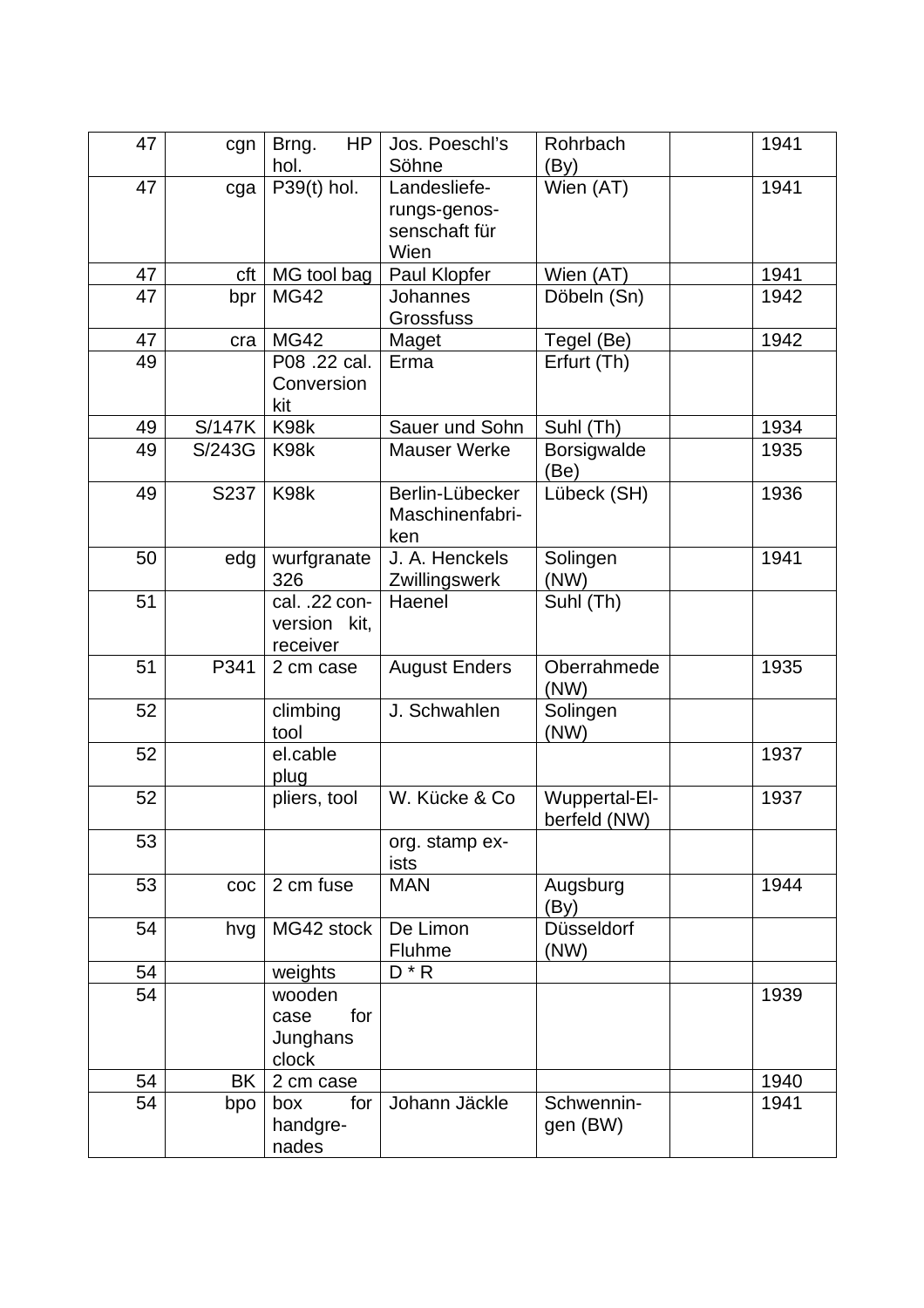| | | | | | | |
|---|---|---|---|---|---|---|
| 47 | cgn | Brng. HP hol. | Jos. Poeschl's Söhne | Rohrbach (By) | | 1941 |
| 47 | cga | P39(t) hol. | Landesliefe-rungs-genos-senschaft für Wien | Wien (AT) | | 1941 |
| 47 | cft | MG tool bag | Paul Klopfer | Wien (AT) | | 1941 |
| 47 | bpr | MG42 | Johannes Grossfuss | Döbeln (Sn) | | 1942 |
| 47 | cra | MG42 | Maget | Tegel (Be) | | 1942 |
| 49 | | P08 .22 cal. Conversion kit | Erma | Erfurt (Th) | | |
| 49 | S/147K | K98k | Sauer und Sohn | Suhl (Th) | | 1934 |
| 49 | S/243G | K98k | Mauser Werke | Borsigwalde (Be) | | 1935 |
| 49 | S237 | K98k | Berlin-Lübecker Maschinenfabri-ken | Lübeck (SH) | | 1936 |
| 50 | edg | wurfgranate 326 | J. A. Henckels Zwillingswerk | Solingen (NW) | | 1941 |
| 51 | | cal. .22 con-version kit, receiver | Haenel | Suhl (Th) | | |
| 51 | P341 | 2 cm case | August Enders | Oberrahmede (NW) | | 1935 |
| 52 | | climbing tool | J. Schwahlen | Solingen (NW) | | |
| 52 | | el.cable plug | | | | 1937 |
| 52 | | pliers, tool | W. Kücke & Co | Wuppertal-El-berfeld (NW) | | 1937 |
| 53 | | | org. stamp ex-ists | | | |
| 53 | coc | 2 cm fuse | MAN | Augsburg (By) | | 1944 |
| 54 | hvg | MG42 stock | De Limon Fluhme | Düsseldorf (NW) | | |
| 54 | | weights | D * R | | | |
| 54 | | wooden case for Junghans clock | | | | 1939 |
| 54 | BK | 2 cm case | | | | 1940 |
| 54 | bpo | box for handgre-nades | Johann Jäckle | Schwennin-gen (BW) | | 1941 |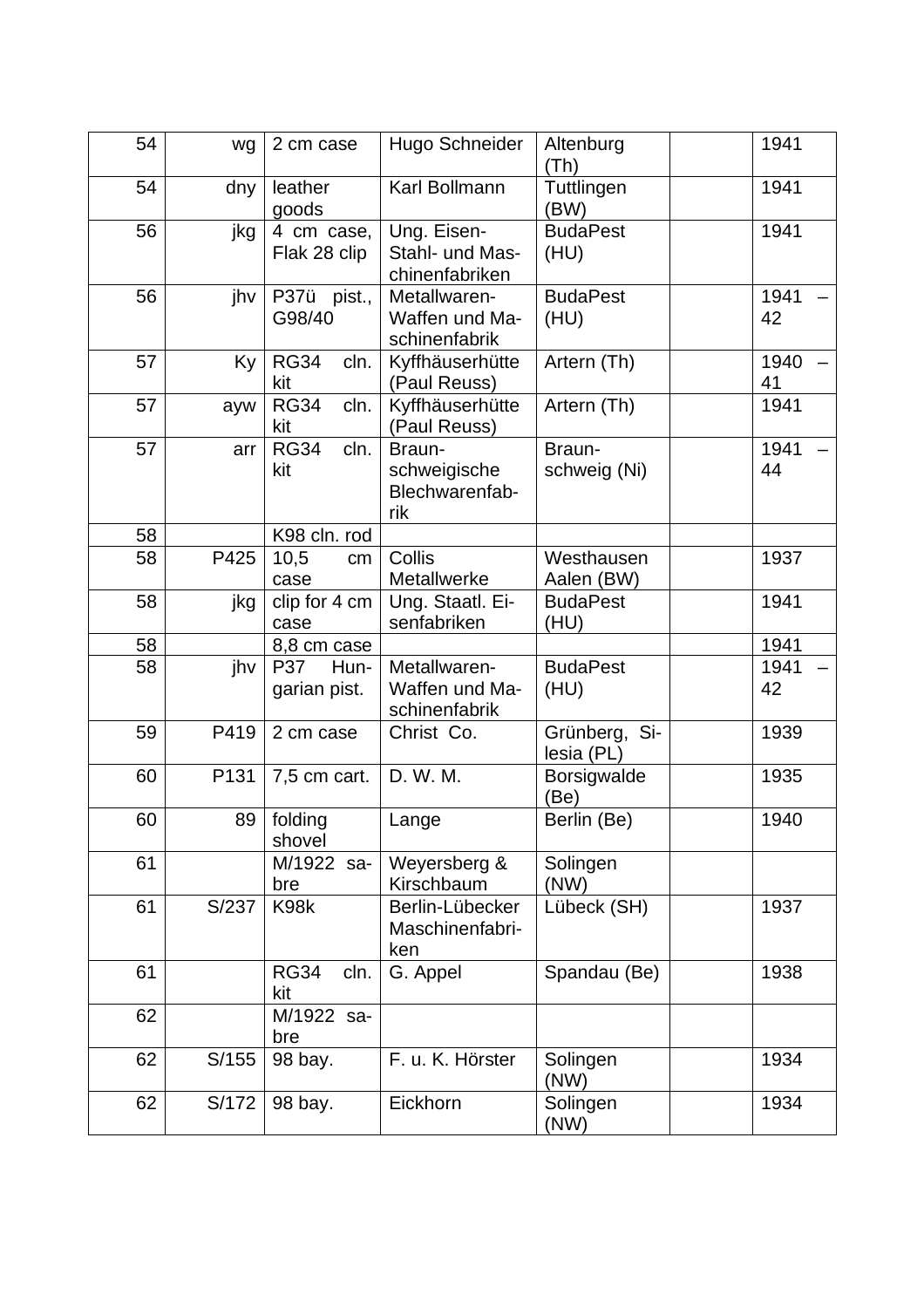| 54 | wg | 2 cm case | Hugo Schneider | Altenburg (Th) | | 1941 |
|---|---|---|---|---|---|---|
| 54 | dny | leather goods | Karl Bollmann | Tuttlingen (BW) | | 1941 |
| 56 | jkg | 4 cm case, Flak 28 clip | Ung. Eisen- Stahl- und Maschinenfabriken | BudaPest (HU) | | 1941 |
| 56 | jhv | P37ü pist., G98/40 | Metallwaren- Waffen und Maschinenfabrik | BudaPest (HU) | | 1941 – 42 |
| 57 | Ky | RG34 cln. kit | Kyffhäuserhütte (Paul Reuss) | Artern (Th) | | 1940 – 41 |
| 57 | ayw | RG34 cln. kit | Kyffhäuserhütte (Paul Reuss) | Artern (Th) | | 1941 |
| 57 | arr | RG34 cln. kit | Braunschweigische Blechwarenfabrik | Braunschweig (Ni) | | 1941 – 44 |
| 58 | | K98 cln. rod | | | | |
| 58 | P425 | 10,5 cm case | Collis Metallwerke | Westhausen Aalen (BW) | | 1937 |
| 58 | jkg | clip for 4 cm case | Ung. Staatl. Eisenfabriken | BudaPest (HU) | | 1941 |
| 58 | | 8,8 cm case | | | | 1941 |
| 58 | jhv | P37 Hungarian pist. | Metallwaren- Waffen und Maschinenfabrik | BudaPest (HU) | | 1941 – 42 |
| 59 | P419 | 2 cm case | Christ Co. | Grünberg, Silesia (PL) | | 1939 |
| 60 | P131 | 7,5 cm cart. | D. W. M. | Borsigwalde (Be) | | 1935 |
| 60 | 89 | folding shovel | Lange | Berlin (Be) | | 1940 |
| 61 | | M/1922 sabre | Weyersberg & Kirschbaum | Solingen (NW) | | |
| 61 | S/237 | K98k | Berlin-Lübecker Maschinenfabriken | Lübeck (SH) | | 1937 |
| 61 | | RG34 cln. kit | G. Appel | Spandau (Be) | | 1938 |
| 62 | | M/1922 sabre | | | | |
| 62 | S/155 | 98 bay. | F. u. K. Hörster | Solingen (NW) | | 1934 |
| 62 | S/172 | 98 bay. | Eickhorn | Solingen (NW) | | 1934 |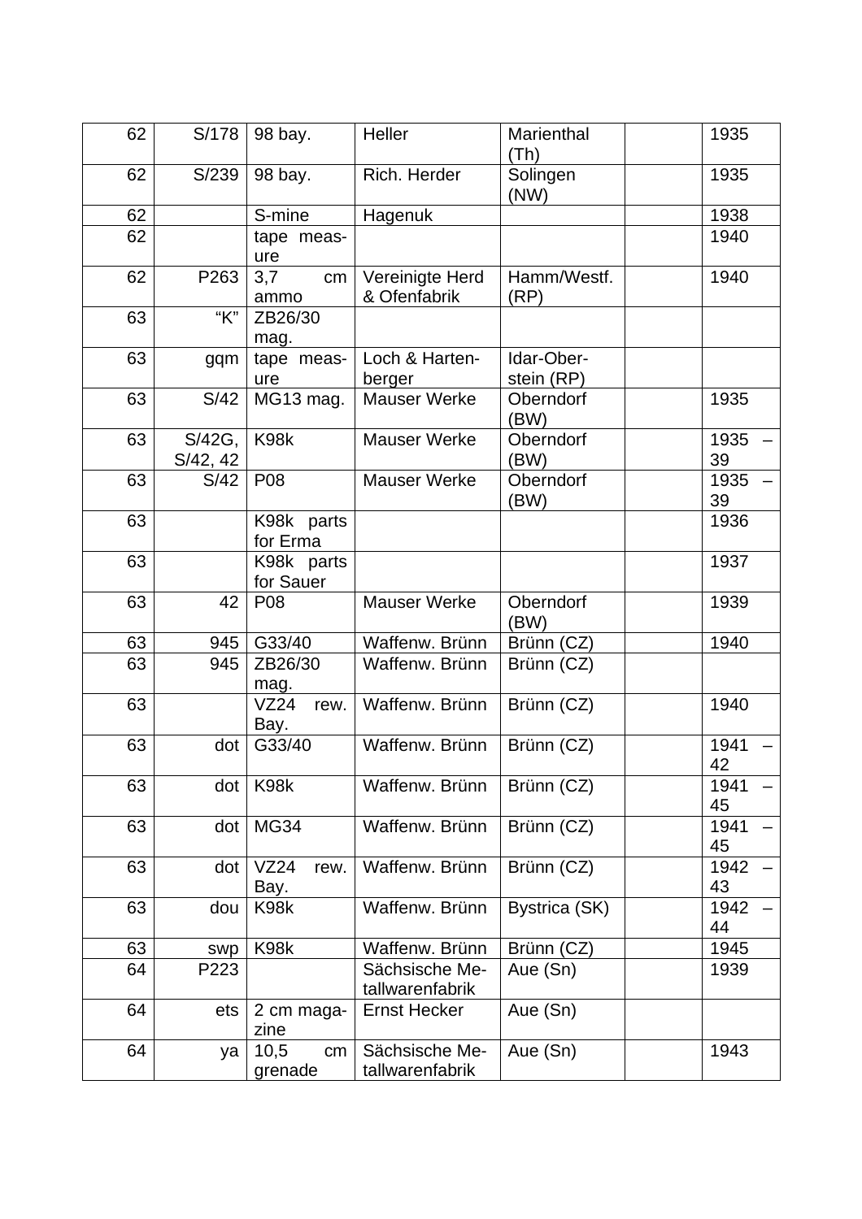| | | | | | | |
|---|---|---|---|---|---|---|
| 62 | S/178 | 98 bay. | Heller | Marienthal (Th) | | 1935 |
| 62 | S/239 | 98 bay. | Rich. Herder | Solingen (NW) | | 1935 |
| 62 | | S-mine | Hagenuk | | | 1938 |
| 62 | | tape measure | | | | 1940 |
| 62 | P263 | 3,7 cm ammo | Vereinigte Herd & Ofenfabrik | Hamm/Westf. (RP) | | 1940 |
| 63 | "K" | ZB26/30 mag. | | | | |
| 63 | gqm | tape measure | Loch & Hartenberger | Idar-Oberstein (RP) | | |
| 63 | S/42 | MG13 mag. | Mauser Werke | Oberndorf (BW) | | 1935 |
| 63 | S/42G, S/42, 42 | K98k | Mauser Werke | Oberndorf (BW) | | 1935 – 39 |
| 63 | S/42 | P08 | Mauser Werke | Oberndorf (BW) | | 1935 – 39 |
| 63 | | K98k parts for Erma | | | | 1936 |
| 63 | | K98k parts for Sauer | | | | 1937 |
| 63 | 42 | P08 | Mauser Werke | Oberndorf (BW) | | 1939 |
| 63 | 945 | G33/40 | Waffenw. Brünn | Brünn (CZ) | | 1940 |
| 63 | 945 | ZB26/30 mag. | Waffenw. Brünn | Brünn (CZ) | | |
| 63 | | VZ24 rew. Bay. | Waffenw. Brünn | Brünn (CZ) | | 1940 |
| 63 | dot | G33/40 | Waffenw. Brünn | Brünn (CZ) | | 1941 – 42 |
| 63 | dot | K98k | Waffenw. Brünn | Brünn (CZ) | | 1941 – 45 |
| 63 | dot | MG34 | Waffenw. Brünn | Brünn (CZ) | | 1941 – 45 |
| 63 | dot | VZ24 rew. Bay. | Waffenw. Brünn | Brünn (CZ) | | 1942 – 43 |
| 63 | dou | K98k | Waffenw. Brünn | Bystrica (SK) | | 1942 – 44 |
| 63 | swp | K98k | Waffenw. Brünn | Brünn (CZ) | | 1945 |
| 64 | P223 | | Sächsische Metallwarenfabrik | Aue (Sn) | | 1939 |
| 64 | ets | 2 cm magazine | Ernst Hecker | Aue (Sn) | | |
| 64 | ya | 10,5 cm grenade | Sächsische Metallwarenfabrik | Aue (Sn) | | 1943 |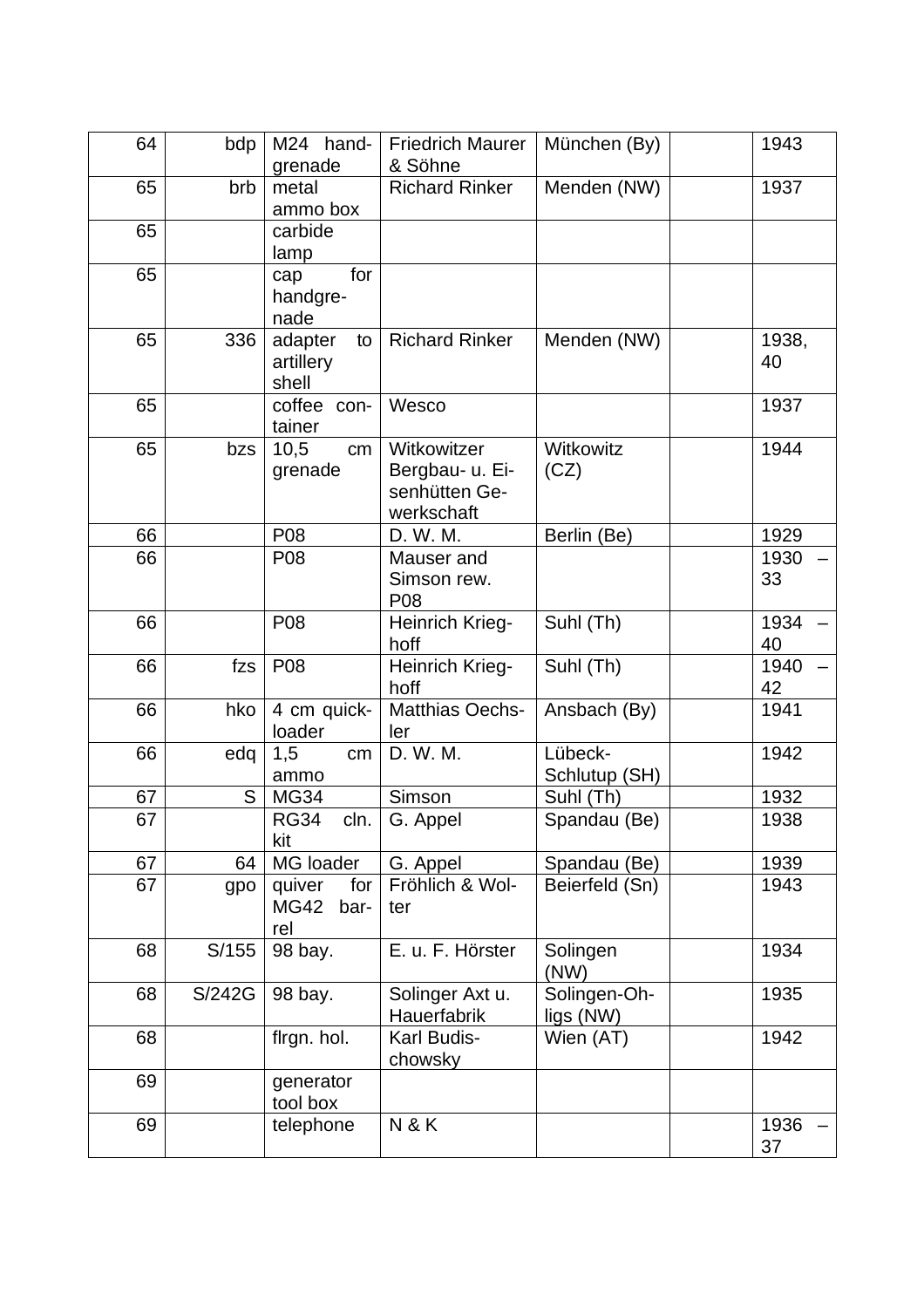| | | | | | | |
|---|---|---|---|---|---|---|
| 64 | bdp | M24 hand-grenade | Friedrich Maurer & Söhne | München (By) | | 1943 |
| 65 | brb | metal ammo box | Richard Rinker | Menden (NW) | | 1937 |
| 65 | | carbide lamp | | | | |
| 65 | | cap for handgre-nade | | | | |
| 65 | 336 | adapter to artillery shell | Richard Rinker | Menden (NW) | | 1938, 40 |
| 65 | | coffee con-tainer | Wesco | | | 1937 |
| 65 | bzs | 10,5 cm grenade | Witkowitzer Bergbau- u. Ei-senhütten Ge-werkschaft | Witkowitz (CZ) | | 1944 |
| 66 | | P08 | D. W. M. | Berlin (Be) | | 1929 |
| 66 | | P08 | Mauser and Simson rew. P08 | | | 1930 – 33 |
| 66 | | P08 | Heinrich Krieg-hoff | Suhl (Th) | | 1934 – 40 |
| 66 | fzs | P08 | Heinrich Krieg-hoff | Suhl (Th) | | 1940 – 42 |
| 66 | hko | 4 cm quick-loader | Matthias Oechs-ler | Ansbach (By) | | 1941 |
| 66 | edq | 1,5 cm ammo | D. W. M. | Lübeck-Schlutup (SH) | | 1942 |
| 67 | S | MG34 | Simson | Suhl (Th) | | 1932 |
| 67 | | RG34 cln. kit | G. Appel | Spandau (Be) | | 1938 |
| 67 | 64 | MG loader | G. Appel | Spandau (Be) | | 1939 |
| 67 | gpo | quiver for MG42 bar-rel | Fröhlich & Wol-ter | Beierfeld (Sn) | | 1943 |
| 68 | S/155 | 98 bay. | E. u. F. Hörster | Solingen (NW) | | 1934 |
| 68 | S/242G | 98 bay. | Solinger Axt u. Hauerfabrik | Solingen-Oh-ligs (NW) | | 1935 |
| 68 | | flrgn. hol. | Karl Budis-chowsky | Wien (AT) | | 1942 |
| 69 | | generator tool box | | | | |
| 69 | | telephone | N & K | | | 1936 – 37 |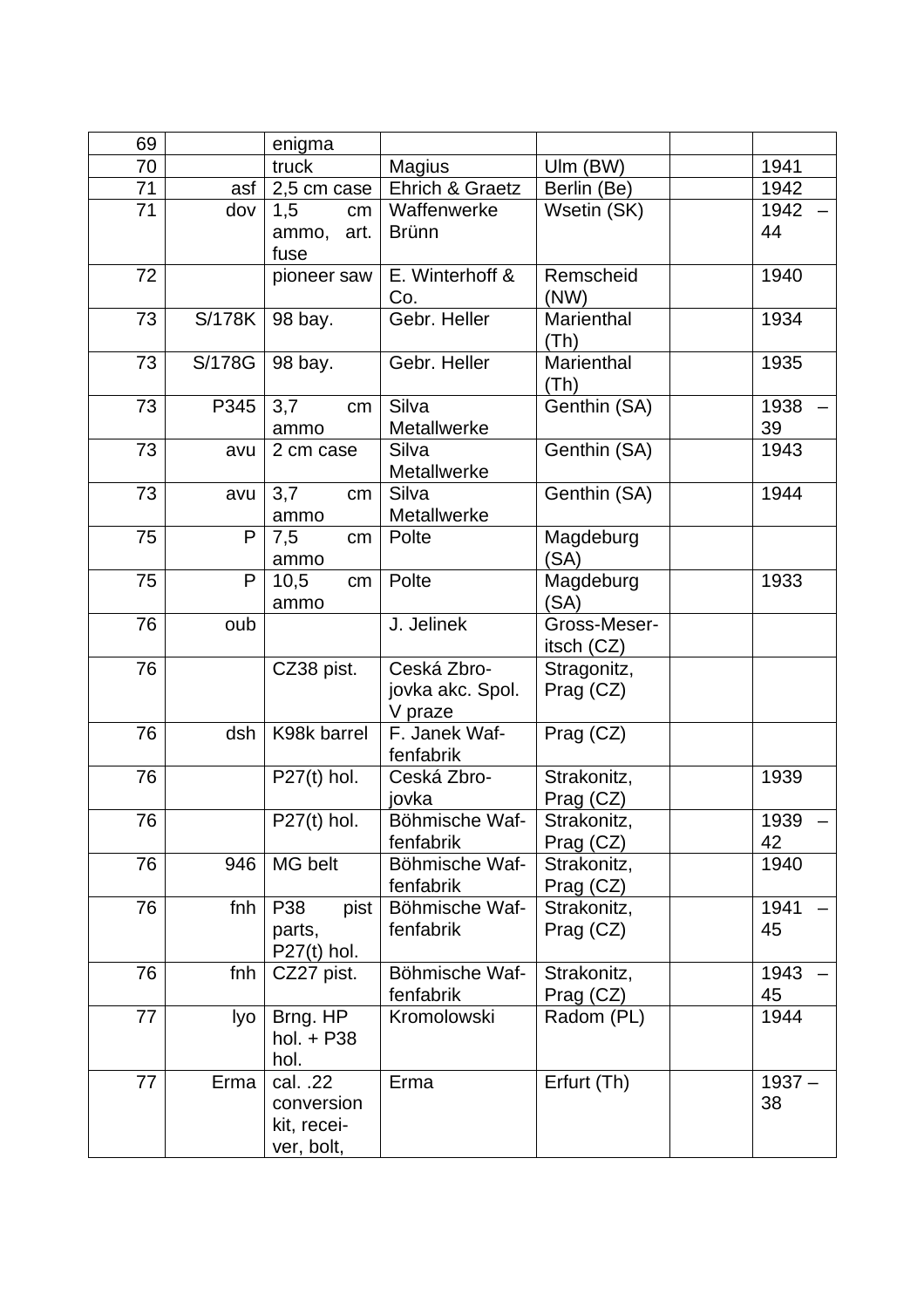| 69 | | enigma | | | | |
|---|---|---|---|---|---|---|
| 70 | | truck | Magius | Ulm (BW) | | 1941 |
| 71 | asf | 2,5 cm case | Ehrich & Graetz | Berlin (Be) | | 1942 |
| 71 | dov | 1,5 cm ammo, art. fuse | Waffenwerke Brünn | Wsetin (SK) | | 1942 – 44 |
| 72 | | pioneer saw | E. Winterhoff & Co. | Remscheid (NW) | | 1940 |
| 73 | S/178K | 98 bay. | Gebr. Heller | Marienthal (Th) | | 1934 |
| 73 | S/178G | 98 bay. | Gebr. Heller | Marienthal (Th) | | 1935 |
| 73 | P345 | 3,7 cm ammo | Silva Metallwerke | Genthin (SA) | | 1938 – 39 |
| 73 | avu | 2 cm case | Silva Metallwerke | Genthin (SA) | | 1943 |
| 73 | avu | 3,7 cm ammo | Silva Metallwerke | Genthin (SA) | | 1944 |
| 75 | P | 7,5 cm ammo | Polte | Magdeburg (SA) | | |
| 75 | P | 10,5 cm ammo | Polte | Magdeburg (SA) | | 1933 |
| 76 | oub | | J. Jelinek | Gross-Meser-itsch (CZ) | | |
| 76 | | CZ38 pist. | Ceská Zbro-jovka akc. Spol. V praze | Stragonitz, Prag (CZ) | | |
| 76 | dsh | K98k barrel | F. Janek Waf-fenfabrik | Prag (CZ) | | |
| 76 | | P27(t) hol. | Ceská Zbro-jovka | Strakonitz, Prag (CZ) | | 1939 |
| 76 | | P27(t) hol. | Böhmische Waf-fenfabrik | Strakonitz, Prag (CZ) | | 1939 – 42 |
| 76 | 946 | MG belt | Böhmische Waf-fenfabrik | Strakonitz, Prag (CZ) | | 1940 |
| 76 | fnh | P38 pist parts, P27(t) hol. | Böhmische Waf-fenfabrik | Strakonitz, Prag (CZ) | | 1941 – 45 |
| 76 | fnh | CZ27 pist. | Böhmische Waf-fenfabrik | Strakonitz, Prag (CZ) | | 1943 – 45 |
| 77 | lyo | Brng. HP hol. + P38 hol. | Kromolowski | Radom (PL) | | 1944 |
| 77 | Erma | cal. .22 conversion kit, recei-ver, bolt, | Erma | Erfurt (Th) | | 1937 – 38 |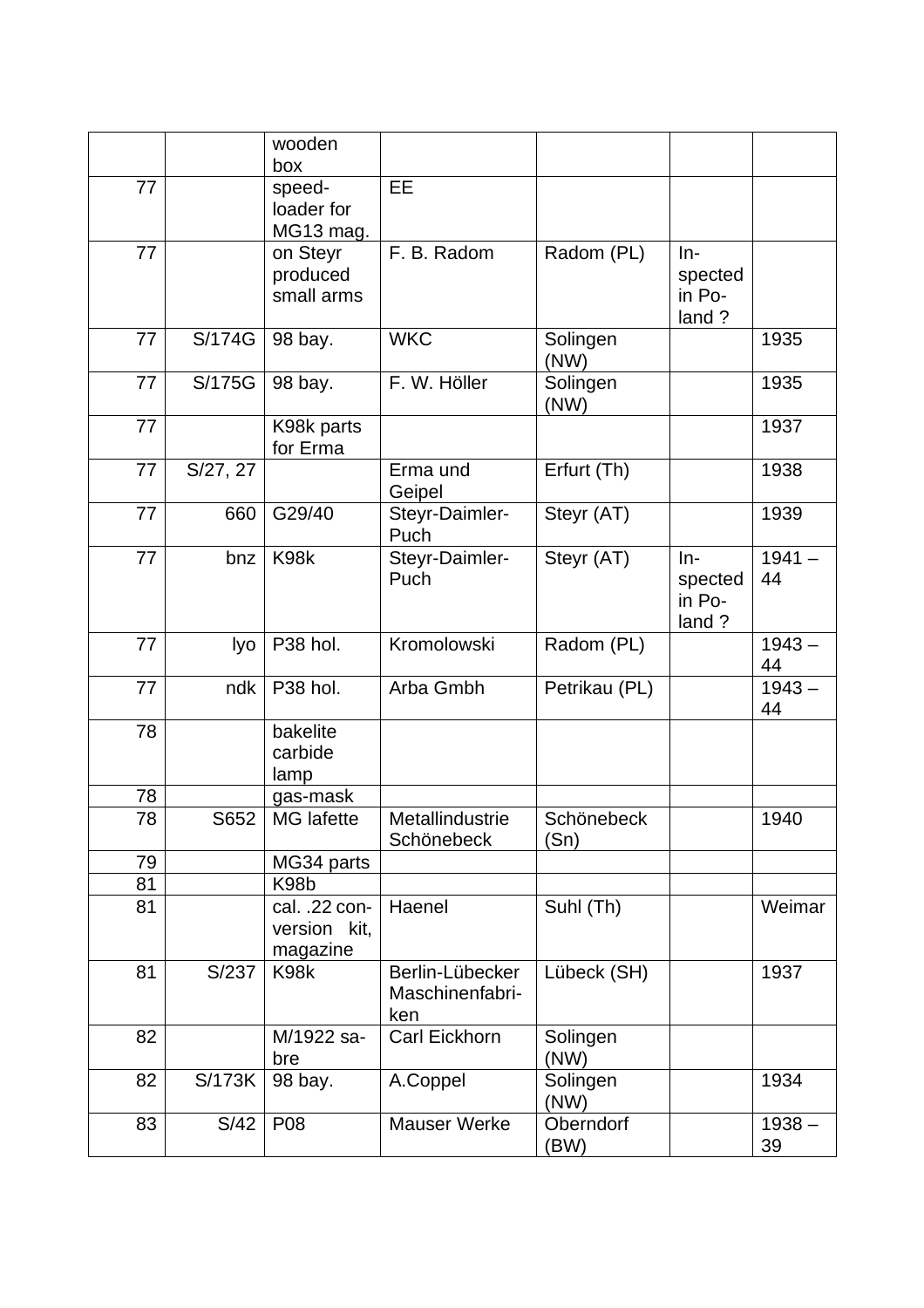| | | | | | | |
|---|---|---|---|---|---|---|
| | | wooden box | | | | |
| 77 | | speed-loader for MG13 mag. | EE | | | |
| 77 | | on Steyr produced small arms | F. B. Radom | Radom (PL) | In-spected in Po-land ? | |
| 77 | S/174G | 98 bay. | WKC | Solingen (NW) | | 1935 |
| 77 | S/175G | 98 bay. | F. W. Höller | Solingen (NW) | | 1935 |
| 77 | | K98k parts for Erma | | | | 1937 |
| 77 | S/27, 27 | | Erma und Geipel | Erfurt (Th) | | 1938 |
| 77 | 660 | G29/40 | Steyr-Daimler-Puch | Steyr (AT) | | 1939 |
| 77 | bnz | K98k | Steyr-Daimler-Puch | Steyr (AT) | In-spected in Po-land ? | 1941 – 44 |
| 77 | lyo | P38 hol. | Kromolowski | Radom (PL) | | 1943 – 44 |
| 77 | ndk | P38 hol. | Arba Gmbh | Petrikau (PL) | | 1943 – 44 |
| 78 | | bakelite carbide lamp | | | | |
| 78 | | gas-mask | | | | |
| 78 | S652 | MG lafette | Metallindustrie Schönebeck | Schönebeck (Sn) | | 1940 |
| 79 | | MG34 parts | | | | |
| 81 | | K98b | | | | |
| 81 | | cal. .22 con-version kit, magazine | Haenel | Suhl (Th) | | Weimar |
| 81 | S/237 | K98k | Berlin-Lübecker Maschinenfabri-ken | Lübeck (SH) | | 1937 |
| 82 | | M/1922 sa-bre | Carl Eickhorn | Solingen (NW) | | |
| 82 | S/173K | 98 bay. | A.Coppel | Solingen (NW) | | 1934 |
| 83 | S/42 | P08 | Mauser Werke | Oberndorf (BW) | | 1938 – 39 |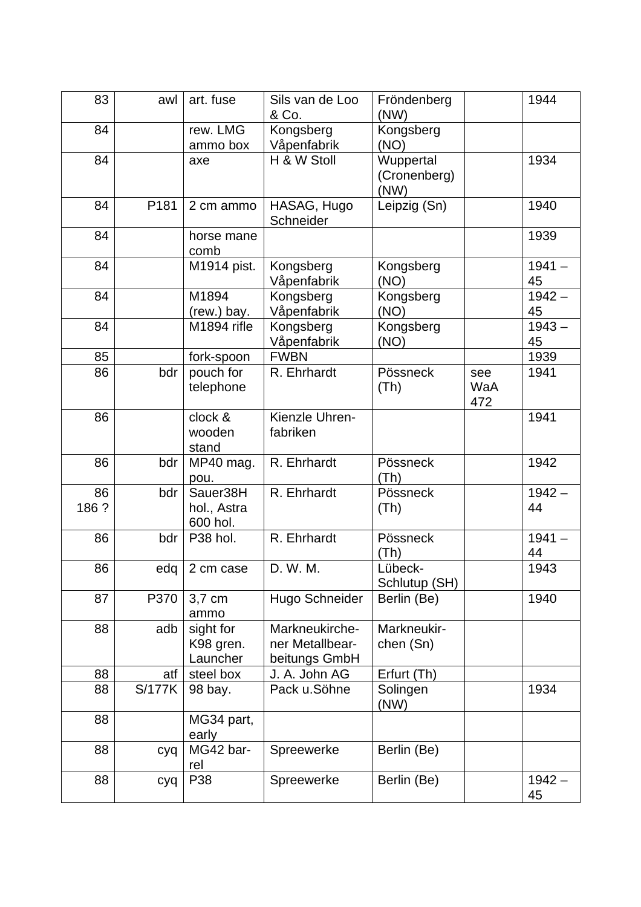| 83 | awl | art. fuse | Sils van de Loo & Co. | Fröndenberg (NW) | | 1944 |
|---|---|---|---|---|---|---|
| 84 | | rew. LMG ammo box | Kongsberg Våpenfabrik | Kongsberg (NO) | | |
| 84 | | axe | H & W Stoll | Wuppertal (Cronenberg) (NW) | | 1934 |
| 84 | P181 | 2 cm ammo | HASAG, Hugo Schneider | Leipzig (Sn) | | 1940 |
| 84 | | horse mane comb | | | | 1939 |
| 84 | | M1914 pist. | Kongsberg Våpenfabrik | Kongsberg (NO) | | 1941 – 45 |
| 84 | | M1894 (rew.) bay. | Kongsberg Våpenfabrik | Kongsberg (NO) | | 1942 – 45 |
| 84 | | M1894 rifle | Kongsberg Våpenfabrik | Kongsberg (NO) | | 1943 – 45 |
| 85 | | fork-spoon | FWBN | | | 1939 |
| 86 | bdr | pouch for telephone | R. Ehrhardt | Pössneck (Th) | see WaA 472 | 1941 |
| 86 | | clock & wooden stand | Kienzle Uhren-fabriken | | | 1941 |
| 86 | bdr | MP40 mag. pou. | R. Ehrhardt | Pössneck (Th) | | 1942 |
| 86 186 ? | bdr | Sauer38H hol., Astra 600 hol. | R. Ehrhardt | Pössneck (Th) | | 1942 – 44 |
| 86 | bdr | P38 hol. | R. Ehrhardt | Pössneck (Th) | | 1941 – 44 |
| 86 | edq | 2 cm case | D. W. M. | Lübeck-Schlutup (SH) | | 1943 |
| 87 | P370 | 3,7 cm ammo | Hugo Schneider | Berlin (Be) | | 1940 |
| 88 | adb | sight for K98 gren. Launcher | Markneukirche-ner Metallbear-beitungs GmbH | Markneukir-chen (Sn) | | |
| 88 | atf | steel box | J. A. John AG | Erfurt (Th) | | |
| 88 | S/177K | 98 bay. | Pack u.Söhne | Solingen (NW) | | 1934 |
| 88 | | MG34 part, early | | | | |
| 88 | cyq | MG42 bar-rel | Spreewerke | Berlin (Be) | | |
| 88 | cyq | P38 | Spreewerke | Berlin (Be) | | 1942 – 45 |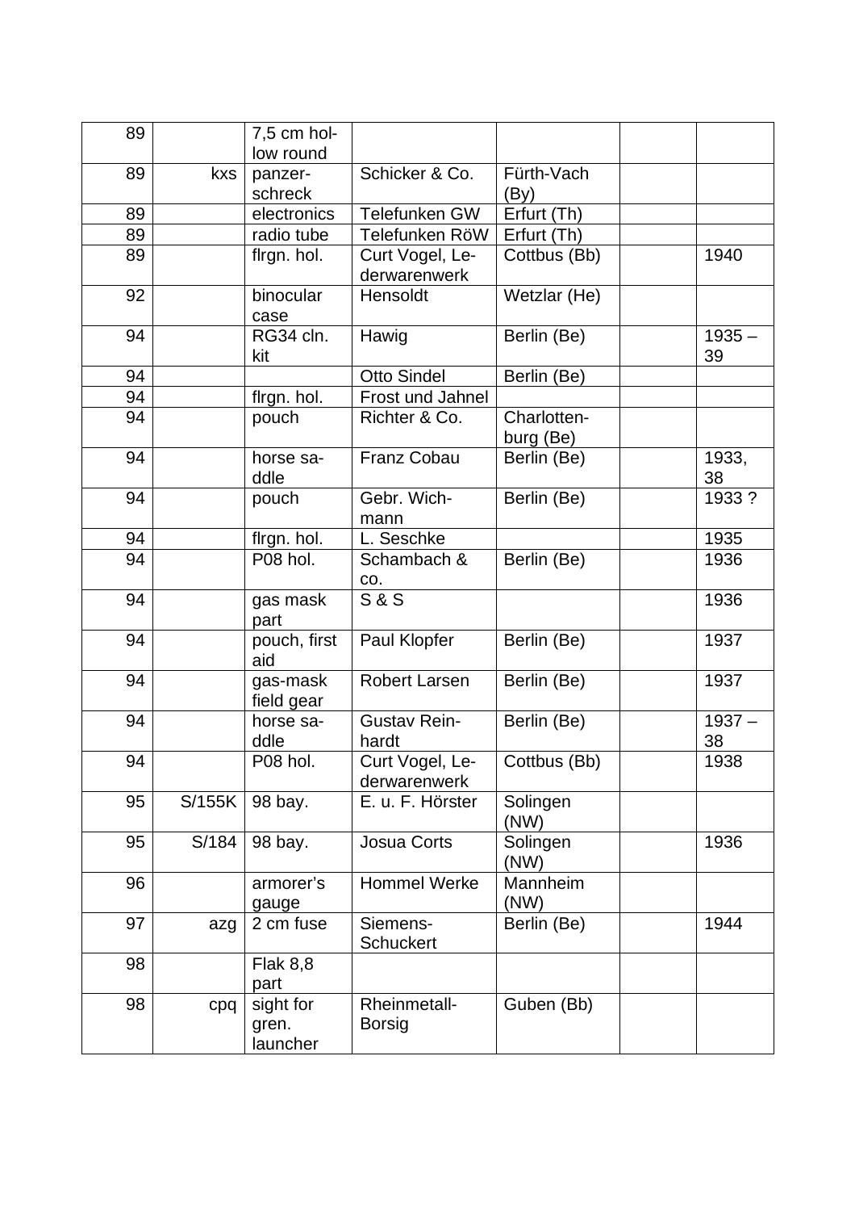| | | | | | | |
|---|---|---|---|---|---|---|
| 89 | | 7,5 cm hollow round | | | | |
| 89 | kxs | panzerschreck | Schicker & Co. | Fürth-Vach (By) | | |
| 89 | | electronics | Telefunken GW | Erfurt (Th) | | |
| 89 | | radio tube | Telefunken RöW | Erfurt (Th) | | |
| 89 | | flrgn. hol. | Curt Vogel, Lederwarenwerk | Cottbus (Bb) | | 1940 |
| 92 | | binocular case | Hensoldt | Wetzlar (He) | | |
| 94 | | RG34 cln. kit | Hawig | Berlin (Be) | | 1935 – 39 |
| 94 | | | Otto Sindel | Berlin (Be) | | |
| 94 | | flrgn. hol. | Frost und Jahnel | | | |
| 94 | | pouch | Richter & Co. | Charlottenburg (Be) | | |
| 94 | | horse saddle | Franz Cobau | Berlin (Be) | | 1933, 38 |
| 94 | | pouch | Gebr. Wichmann | Berlin (Be) | | 1933 ? |
| 94 | | flrgn. hol. | L. Seschke | | | 1935 |
| 94 | | P08 hol. | Schambach & co. | Berlin (Be) | | 1936 |
| 94 | | gas mask part | S & S | | | 1936 |
| 94 | | pouch, first aid | Paul Klopfer | Berlin (Be) | | 1937 |
| 94 | | gas-mask field gear | Robert Larsen | Berlin (Be) | | 1937 |
| 94 | | horse saddle | Gustav Reinhardt | Berlin (Be) | | 1937 – 38 |
| 94 | | P08 hol. | Curt Vogel, Lederwarenwerk | Cottbus (Bb) | | 1938 |
| 95 | S/155K | 98 bay. | E. u. F. Hörster | Solingen (NW) | | |
| 95 | S/184 | 98 bay. | Josua Corts | Solingen (NW) | | 1936 |
| 96 | | armorer's gauge | Hommel Werke | Mannheim (NW) | | |
| 97 | azg | 2 cm fuse | Siemens-Schuckert | Berlin (Be) | | 1944 |
| 98 | | Flak 8,8 part | | | | |
| 98 | cpq | sight for gren. launcher | Rheinmetall-Borsig | Guben (Bb) | | |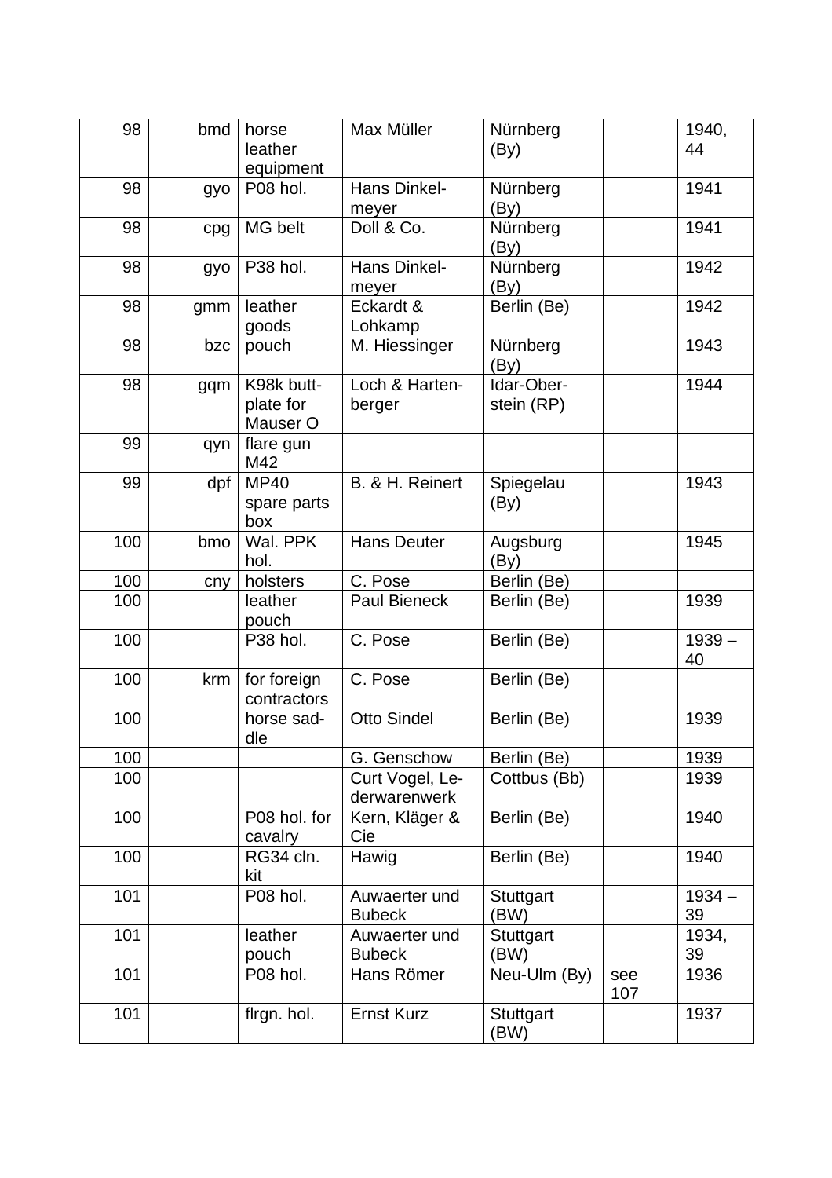| 98 | bmd | horse leather equipment | Max Müller | Nürnberg (By) | | 1940, 44 |
|---|---|---|---|---|---|---|
| 98 | gyo | P08 hol. | Hans Dinkel-meyer | Nürnberg (By) | | 1941 |
| 98 | cpg | MG belt | Doll & Co. | Nürnberg (By) | | 1941 |
| 98 | gyo | P38 hol. | Hans Dinkel-meyer | Nürnberg (By) | | 1942 |
| 98 | gmm | leather goods | Eckardt & Lohkamp | Berlin (Be) | | 1942 |
| 98 | bzc | pouch | M. Hiessinger | Nürnberg (By) | | 1943 |
| 98 | gqm | K98k butt-plate for Mauser O | Loch & Harten-berger | Idar-Ober-stein (RP) | | 1944 |
| 99 | qyn | flare gun M42 | | | | |
| 99 | dpf | MP40 spare parts box | B. & H. Reinert | Spiegelau (By) | | 1943 |
| 100 | bmo | Wal. PPK hol. | Hans Deuter | Augsburg (By) | | 1945 |
| 100 | cny | holsters | C. Pose | Berlin (Be) | | |
| 100 | | leather pouch | Paul Bieneck | Berlin (Be) | | 1939 |
| 100 | | P38 hol. | C. Pose | Berlin (Be) | | 1939 – 40 |
| 100 | krm | for foreign contractors | C. Pose | Berlin (Be) | | |
| 100 | | horse sad-dle | Otto Sindel | Berlin (Be) | | 1939 |
| 100 | | | G. Genschow | Berlin (Be) | | 1939 |
| 100 | | | Curt Vogel, Le-derwarenwerk | Cottbus (Bb) | | 1939 |
| 100 | | P08 hol. for cavalry | Kern, Kläger & Cie | Berlin (Be) | | 1940 |
| 100 | | RG34 cln. kit | Hawig | Berlin (Be) | | 1940 |
| 101 | | P08 hol. | Auwaerter und Bubeck | Stuttgart (BW) | | 1934 – 39 |
| 101 | | leather pouch | Auwaerter und Bubeck | Stuttgart (BW) | | 1934, 39 |
| 101 | | P08 hol. | Hans Römer | Neu-Ulm (By) | see 107 | 1936 |
| 101 | | flrgn. hol. | Ernst Kurz | Stuttgart (BW) | | 1937 |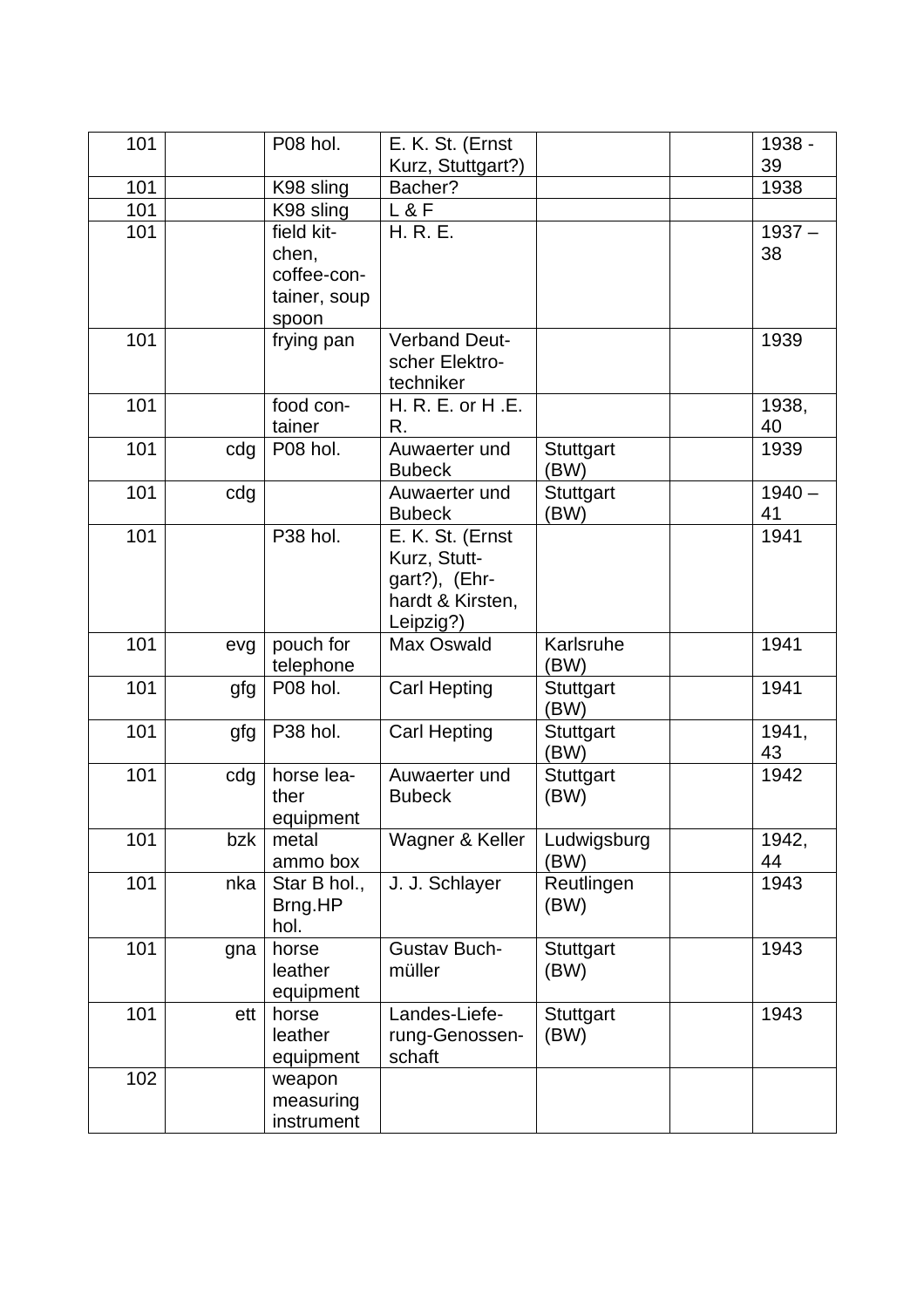| 101 | | P08 hol. | E. K. St. (Ernst Kurz, Stuttgart?) | | | 1938 - 39 |
|---|---|---|---|---|---|---|
| 101 | | K98 sling | Bacher? | | | 1938 |
| 101 | | K98 sling | L & F | | | |
| 101 | | field kitchen, coffee-container, soup spoon | H. R. E. | | | 1937 – 38 |
| 101 | | frying pan | Verband Deutscher Elektrotechniker | | | 1939 |
| 101 | | food container | H. R. E. or H .E. R. | | | 1938, 40 |
| 101 | cdg | P08 hol. | Auwaerter und Bubeck | Stuttgart (BW) | | 1939 |
| 101 | cdg | | Auwaerter und Bubeck | Stuttgart (BW) | | 1940 – 41 |
| 101 | | P38 hol. | E. K. St. (Ernst Kurz, Stuttgart?), (Ehrhardt & Kirsten, Leipzig?) | | | 1941 |
| 101 | evg | pouch for telephone | Max Oswald | Karlsruhe (BW) | | 1941 |
| 101 | gfg | P08 hol. | Carl Hepting | Stuttgart (BW) | | 1941 |
| 101 | gfg | P38 hol. | Carl Hepting | Stuttgart (BW) | | 1941, 43 |
| 101 | cdg | horse leather equipment | Auwaerter und Bubeck | Stuttgart (BW) | | 1942 |
| 101 | bzk | metal ammo box | Wagner & Keller | Ludwigsburg (BW) | | 1942, 44 |
| 101 | nka | Star B hol., Brng.HP hol. | J. J. Schlayer | Reutlingen (BW) | | 1943 |
| 101 | gna | horse leather equipment | Gustav Buchmüller | Stuttgart (BW) | | 1943 |
| 101 | ett | horse leather equipment | Landes-Lieferung-Genossenschaft | Stuttgart (BW) | | 1943 |
| 102 | | weapon measuring instrument | | | | |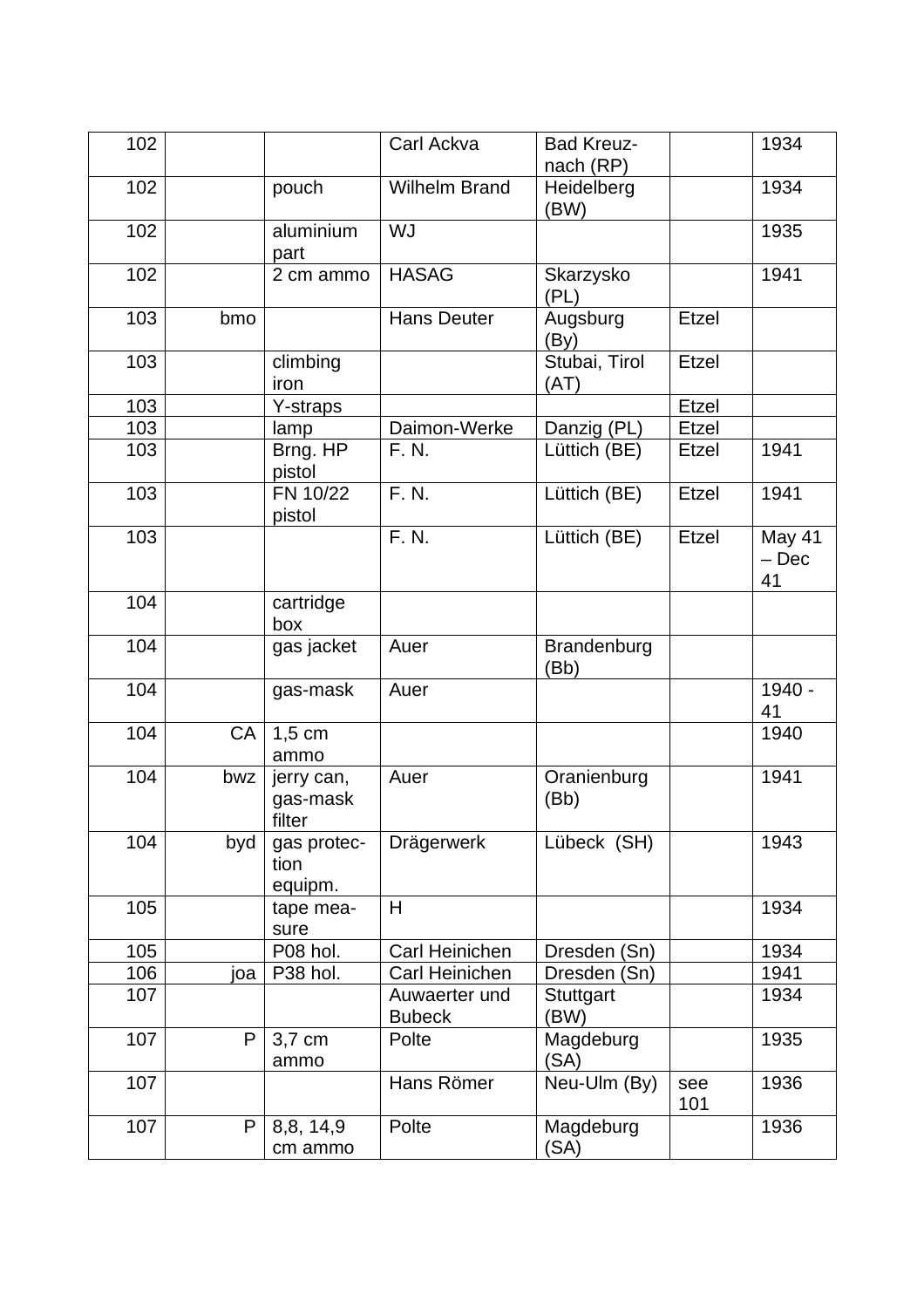| | | | | | | |
|---|---|---|---|---|---|---|
| 102 | | | Carl Ackva | Bad Kreuz-nach (RP) | | 1934 |
| 102 | | pouch | Wilhelm Brand | Heidelberg (BW) | | 1934 |
| 102 | | aluminium part | WJ | | | 1935 |
| 102 | | 2 cm ammo | HASAG | Skarzysko (PL) | | 1941 |
| 103 | bmo | | Hans Deuter | Augsburg (By) | Etzel | |
| 103 | | climbing iron | | Stubai, Tirol (AT) | Etzel | |
| 103 | | Y-straps | | | Etzel | |
| 103 | | lamp | Daimon-Werke | Danzig (PL) | Etzel | |
| 103 | | Brng. HP pistol | F. N. | Lüttich (BE) | Etzel | 1941 |
| 103 | | FN 10/22 pistol | F. N. | Lüttich (BE) | Etzel | 1941 |
| 103 | | | F. N. | Lüttich (BE) | Etzel | May 41 – Dec 41 |
| 104 | | cartridge box | | | | |
| 104 | | gas jacket | Auer | Brandenburg (Bb) | | |
| 104 | | gas-mask | Auer | | | 1940 - 41 |
| 104 | CA | 1,5 cm ammo | | | | 1940 |
| 104 | bwz | jerry can, gas-mask filter | Auer | Oranienburg (Bb) | | 1941 |
| 104 | byd | gas protec-tion equipm. | Drägerwerk | Lübeck (SH) | | 1943 |
| 105 | | tape mea-sure | H | | | 1934 |
| 105 | | P08 hol. | Carl Heinichen | Dresden (Sn) | | 1934 |
| 106 | joa | P38 hol. | Carl Heinichen | Dresden (Sn) | | 1941 |
| 107 | | | Auwaerter und Bubeck | Stuttgart (BW) | | 1934 |
| 107 | P | 3,7 cm ammo | Polte | Magdeburg (SA) | | 1935 |
| 107 | | | Hans Römer | Neu-Ulm (By) | see 101 | 1936 |
| 107 | P | 8,8, 14,9 cm ammo | Polte | Magdeburg (SA) | | 1936 |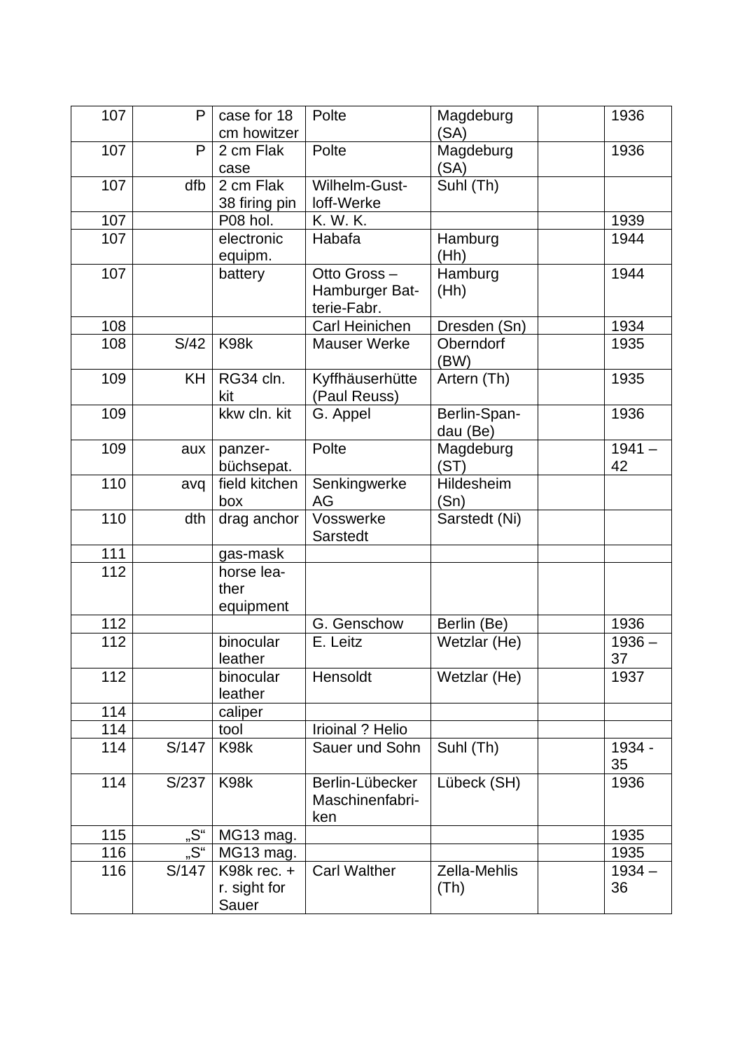| | | | | | | |
|---|---|---|---|---|---|---|
| 107 | P | case for 18 cm howitzer | Polte | Magdeburg (SA) | | 1936 |
| 107 | P | 2 cm Flak case | Polte | Magdeburg (SA) | | 1936 |
| 107 | dfb | 2 cm Flak 38 firing pin | Wilhelm-Gust-loff-Werke | Suhl (Th) | | |
| 107 | | P08 hol. | K. W. K. | | | 1939 |
| 107 | | electronic equipm. | Habafa | Hamburg (Hh) | | 1944 |
| 107 | | battery | Otto Gross – Hamburger Bat-terie-Fabr. | Hamburg (Hh) | | 1944 |
| 108 | | | Carl Heinichen | Dresden (Sn) | | 1934 |
| 108 | S/42 | K98k | Mauser Werke | Oberndorf (BW) | | 1935 |
| 109 | KH | RG34 cln. kit | Kyffhäuserhütte (Paul Reuss) | Artern (Th) | | 1935 |
| 109 | | kkw cln. kit | G. Appel | Berlin-Span-dau (Be) | | 1936 |
| 109 | aux | panzer-büchsepat. | Polte | Magdeburg (ST) | | 1941 – 42 |
| 110 | avq | field kitchen box | Senkingwerke AG | Hildesheim (Sn) | | |
| 110 | dth | drag anchor | Vosswerke Sarstedt | Sarstedt (Ni) | | |
| 111 | | gas-mask | | | | |
| 112 | | horse lea-ther equipment | | | | |
| 112 | | | G. Genschow | Berlin (Be) | | 1936 |
| 112 | | binocular leather | E. Leitz | Wetzlar (He) | | 1936 – 37 |
| 112 | | binocular leather | Hensoldt | Wetzlar (He) | | 1937 |
| 114 | | caliper | | | | |
| 114 | | tool | Irioinal ? Helio | | | |
| 114 | S/147 | K98k | Sauer und Sohn | Suhl (Th) | | 1934 - 35 |
| 114 | S/237 | K98k | Berlin-Lübecker Maschinenfabri-ken | Lübeck (SH) | | 1936 |
| 115 | „S“ | MG13 mag. | | | | 1935 |
| 116 | „S“ | MG13 mag. | | | | 1935 |
| 116 | S/147 | K98k rec. + r. sight for Sauer | Carl Walther | Zella-Mehlis (Th) | | 1934 – 36 |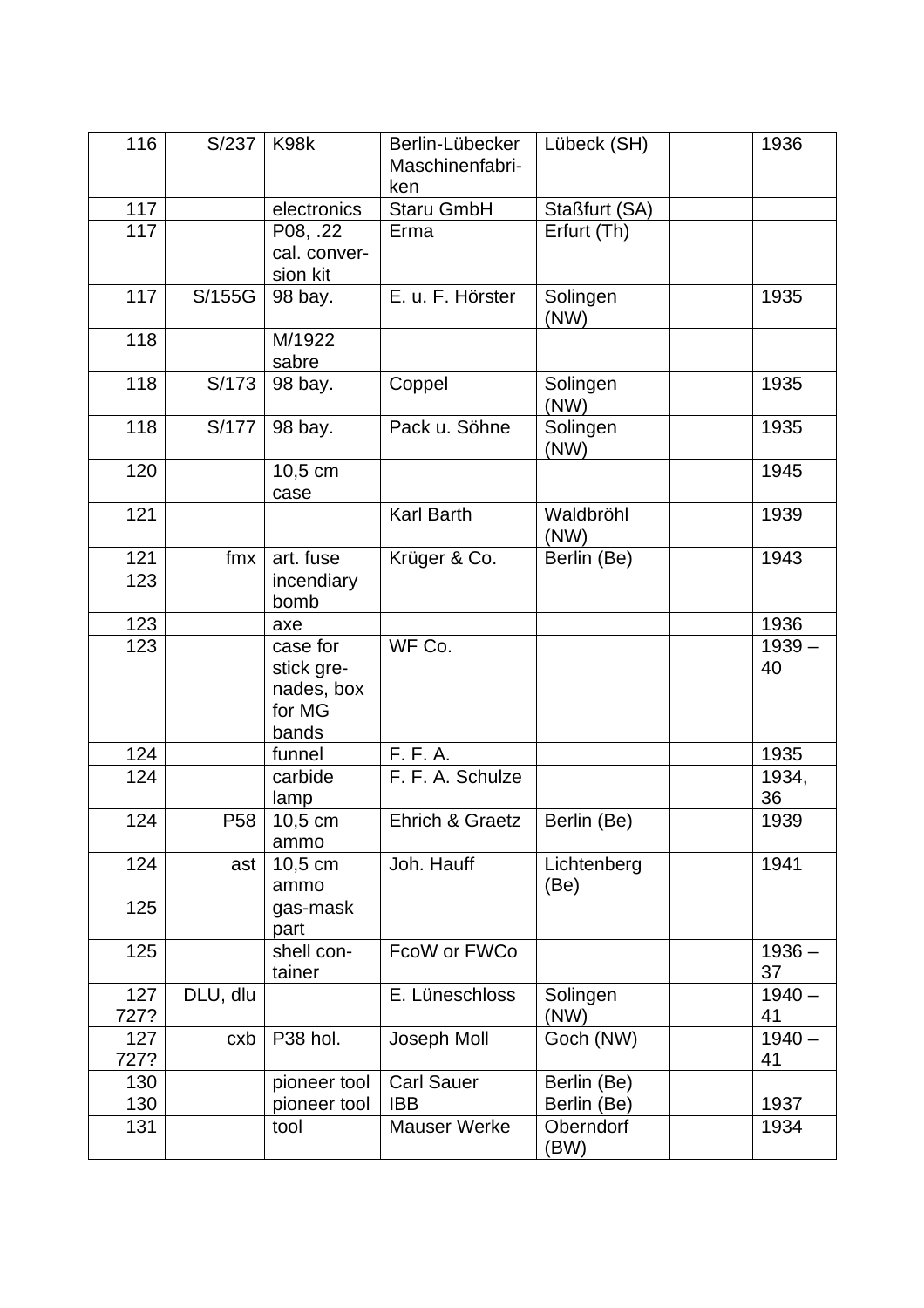| | | | | | | |
|---|---|---|---|---|---|---|
| 116 | S/237 | K98k | Berlin-Lübecker Maschinenfabri-ken | Lübeck (SH) | | 1936 |
| 117 | | electronics | Staru GmbH | Staßfurt (SA) | | |
| 117 | | P08, .22 cal. conver-sion kit | Erma | Erfurt (Th) | | |
| 117 | S/155G | 98 bay. | E. u. F. Hörster | Solingen (NW) | | 1935 |
| 118 | | M/1922 sabre | | | | |
| 118 | S/173 | 98 bay. | Coppel | Solingen (NW) | | 1935 |
| 118 | S/177 | 98 bay. | Pack u. Söhne | Solingen (NW) | | 1935 |
| 120 | | 10,5 cm case | | | | 1945 |
| 121 | | | Karl Barth | Waldbröhl (NW) | | 1939 |
| 121 | fmx | art. fuse | Krüger & Co. | Berlin (Be) | | 1943 |
| 123 | | incendiary bomb | | | | |
| 123 | | axe | | | | 1936 |
| 123 | | case for stick gre-nades, box for MG bands | WF Co. | | | 1939 – 40 |
| 124 | | funnel | F. F. A. | | | 1935 |
| 124 | | carbide lamp | F. F. A. Schulze | | | 1934, 36 |
| 124 | P58 | 10,5 cm ammo | Ehrich & Graetz | Berlin (Be) | | 1939 |
| 124 | ast | 10,5 cm ammo | Joh. Hauff | Lichtenberg (Be) | | 1941 |
| 125 | | gas-mask part | | | | |
| 125 | | shell con-tainer | FcoW or FWCo | | | 1936 – 37 |
| 127 727? | DLU, dlu | | E. Lüneschloss | Solingen (NW) | | 1940 – 41 |
| 127 727? | cxb | P38 hol. | Joseph Moll | Goch (NW) | | 1940 – 41 |
| 130 | | pioneer tool | Carl Sauer | Berlin (Be) | | |
| 130 | | pioneer tool | IBB | Berlin (Be) | | 1937 |
| 131 | | tool | Mauser Werke | Oberndorf (BW) | | 1934 |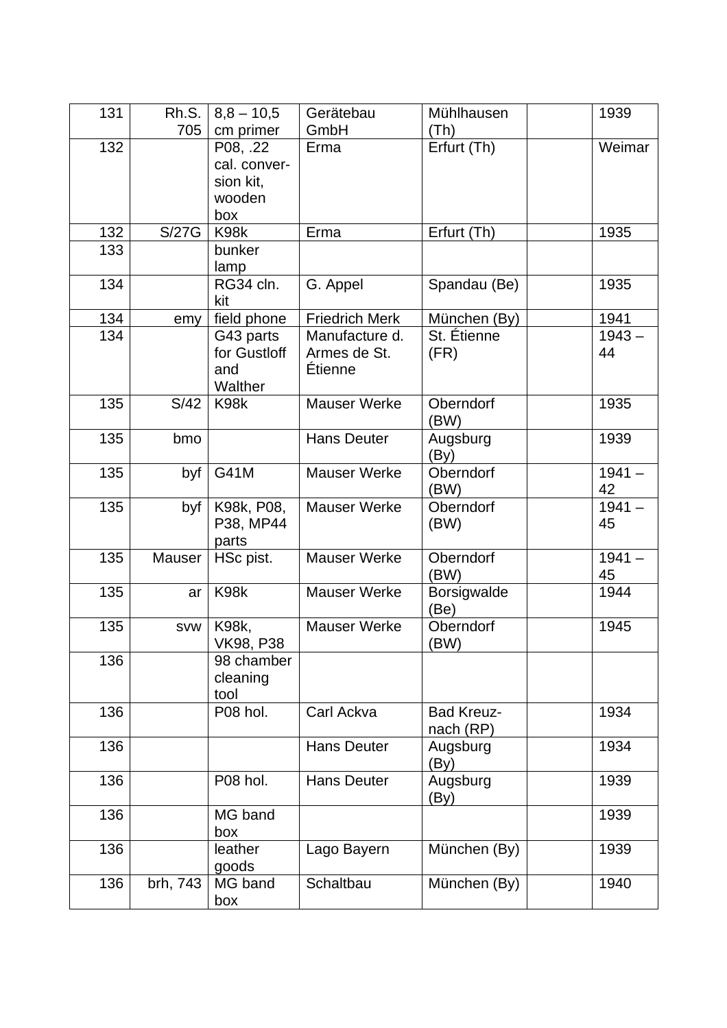| | | | | | | |
|---|---|---|---|---|---|---|
| 131 | Rh.S. 705 | 8,8 – 10,5 cm primer | Gerätebau GmbH | Mühlhausen (Th) | | 1939 |
| 132 | | P08, .22 cal. conver-sion kit, wooden box | Erma | Erfurt (Th) | | Weimar |
| 132 | S/27G | K98k | Erma | Erfurt (Th) | | 1935 |
| 133 | | bunker lamp | | | | |
| 134 | | RG34 cln. kit | G. Appel | Spandau (Be) | | 1935 |
| 134 | emy | field phone | Friedrich Merk | München (By) | | 1941 |
| 134 | | G43 parts for Gustloff and Walther | Manufacture d. Armes de St. Étienne | St. Étienne (FR) | | 1943 – 44 |
| 135 | S/42 | K98k | Mauser Werke | Oberndorf (BW) | | 1935 |
| 135 | bmo | | Hans Deuter | Augsburg (By) | | 1939 |
| 135 | byf | G41M | Mauser Werke | Oberndorf (BW) | | 1941 – 42 |
| 135 | byf | K98k, P08, P38, MP44 parts | Mauser Werke | Oberndorf (BW) | | 1941 – 45 |
| 135 | Mauser | HSc pist. | Mauser Werke | Oberndorf (BW) | | 1941 – 45 |
| 135 | ar | K98k | Mauser Werke | Borsigwalde (Be) | | 1944 |
| 135 | svw | K98k, VK98, P38 | Mauser Werke | Oberndorf (BW) | | 1945 |
| 136 | | 98 chamber cleaning tool | | | | |
| 136 | | P08 hol. | Carl Ackva | Bad Kreuz-nach (RP) | | 1934 |
| 136 | | | Hans Deuter | Augsburg (By) | | 1934 |
| 136 | | P08 hol. | Hans Deuter | Augsburg (By) | | 1939 |
| 136 | | MG band box | | | | 1939 |
| 136 | | leather goods | Lago Bayern | München (By) | | 1939 |
| 136 | brh, 743 | MG band box | Schaltbau | München (By) | | 1940 |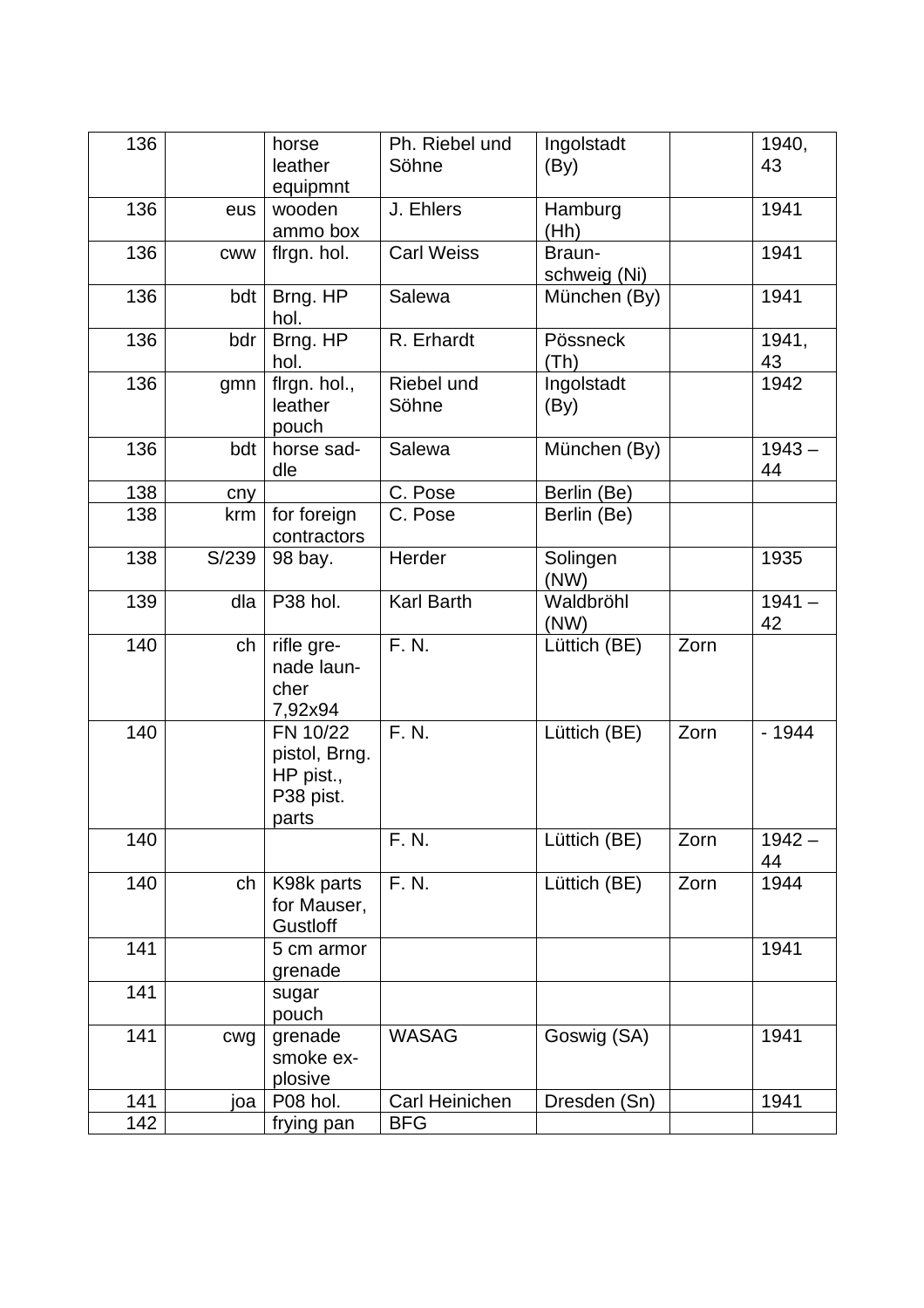| | | | | | | |
|---|---|---|---|---|---|---|
| 136 | | horse leather equipmnt | Ph. Riebel und Söhne | Ingolstadt (By) | | 1940, 43 |
| 136 | eus | wooden ammo box | J. Ehlers | Hamburg (Hh) | | 1941 |
| 136 | cww | flrgn. hol. | Carl Weiss | Braun-schweig (Ni) | | 1941 |
| 136 | bdt | Brng. HP hol. | Salewa | München (By) | | 1941 |
| 136 | bdr | Brng. HP hol. | R. Erhardt | Pössneck (Th) | | 1941, 43 |
| 136 | gmn | flrgn. hol., leather pouch | Riebel und Söhne | Ingolstadt (By) | | 1942 |
| 136 | bdt | horse sad-dle | Salewa | München (By) | | 1943 – 44 |
| 138 | cny | | C. Pose | Berlin (Be) | | |
| 138 | krm | for foreign contractors | C. Pose | Berlin (Be) | | |
| 138 | S/239 | 98 bay. | Herder | Solingen (NW) | | 1935 |
| 139 | dla | P38 hol. | Karl Barth | Waldbröhl (NW) | | 1941 – 42 |
| 140 | ch | rifle gre-nade laun-cher 7,92x94 | F. N. | Lüttich (BE) | Zorn | |
| 140 | | FN 10/22 pistol, Brng. HP pist., P38 pist. parts | F. N. | Lüttich (BE) | Zorn | - 1944 |
| 140 | | | F. N. | Lüttich (BE) | Zorn | 1942 – 44 |
| 140 | ch | K98k parts for Mauser, Gustloff | F. N. | Lüttich (BE) | Zorn | 1944 |
| 141 | | 5 cm armor grenade | | | | 1941 |
| 141 | | sugar pouch | | | | |
| 141 | cwg | grenade smoke ex-plosive | WASAG | Goswig (SA) | | 1941 |
| 141 | joa | P08 hol. | Carl Heinichen | Dresden (Sn) | | 1941 |
| 142 | | frying pan | BFG | | | |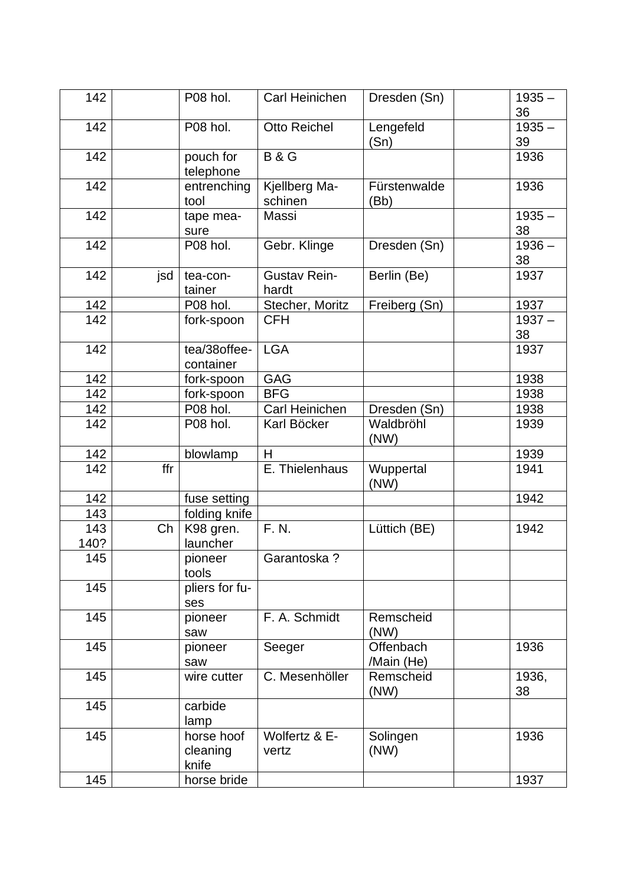| 142 | | P08 hol. | Carl Heinichen | Dresden (Sn) | | 1935 – 36 |
|---|---|---|---|---|---|---|
| 142 | | P08 hol. | Otto Reichel | Lengefeld (Sn) | | 1935 – 39 |
| 142 | | pouch for telephone | B & G | | | 1936 |
| 142 | | entrenching tool | Kjellberg Maschinen | Fürstenwalde (Bb) | | 1936 |
| 142 | | tape measure | Massi | | | 1935 – 38 |
| 142 | | P08 hol. | Gebr. Klinge | Dresden (Sn) | | 1936 – 38 |
| 142 | jsd | tea-container | Gustav Reinhardt | Berlin (Be) | | 1937 |
| 142 | | P08 hol. | Stecher, Moritz | Freiberg (Sn) | | 1937 |
| 142 | | fork-spoon | CFH | | | 1937 – 38 |
| 142 | | tea/38offee-container | LGA | | | 1937 |
| 142 | | fork-spoon | GAG | | | 1938 |
| 142 | | fork-spoon | BFG | | | 1938 |
| 142 | | P08 hol. | Carl Heinichen | Dresden (Sn) | | 1938 |
| 142 | | P08 hol. | Karl Böcker | Waldbröhl (NW) | | 1939 |
| 142 | | blowlamp | H | | | 1939 |
| 142 | ffr | | E. Thielenhaus | Wuppertal (NW) | | 1941 |
| 142 | | fuse setting | | | | 1942 |
| 143 | | folding knife | | | | |
| 143 140? | Ch | K98 gren. launcher | F. N. | Lüttich (BE) | | 1942 |
| 145 | | pioneer tools | Garantoska ? | | | |
| 145 | | pliers for fuses | | | | |
| 145 | | pioneer saw | F. A. Schmidt | Remscheid (NW) | | |
| 145 | | pioneer saw | Seeger | Offenbach /Main (He) | | 1936 |
| 145 | | wire cutter | C. Mesenhöller | Remscheid (NW) | | 1936, 38 |
| 145 | | carbide lamp | | | | |
| 145 | | horse hoof cleaning knife | Wolfertz & Evertz | Solingen (NW) | | 1936 |
| 145 | | horse bride | | | | 1937 |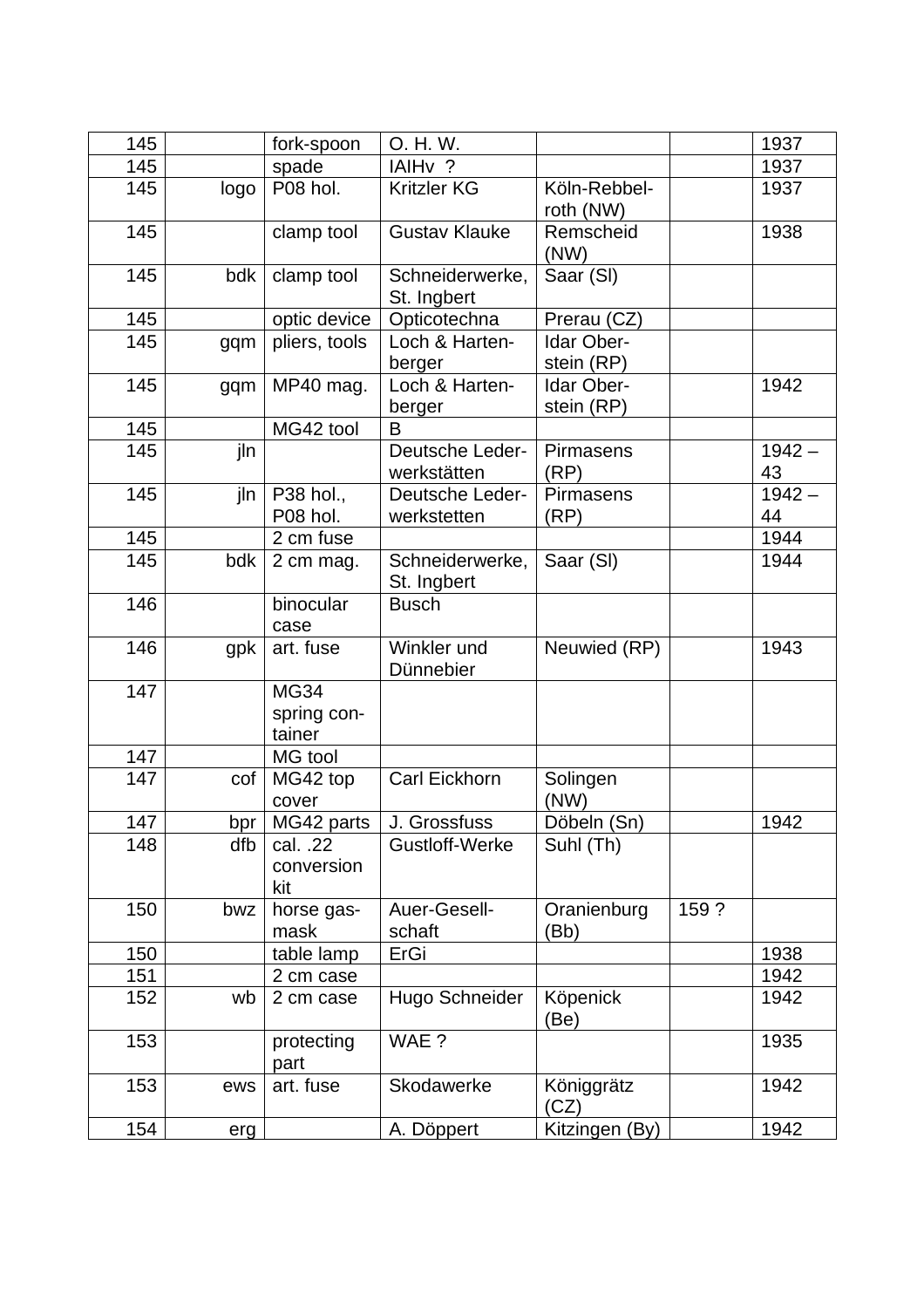| | | | | | | |
|---|---|---|---|---|---|---|
| 145 | | fork-spoon | O. H. W. | | | 1937 |
| 145 | | spade | IAIHv ? | | | 1937 |
| 145 | logo | P08 hol. | Kritzler KG | Köln-Rebbel-roth (NW) | | 1937 |
| 145 | | clamp tool | Gustav Klauke | Remscheid (NW) | | 1938 |
| 145 | bdk | clamp tool | Schneiderwerke, St. Ingbert | Saar (Sl) | | |
| 145 | | optic device | Opticotechna | Prerau (CZ) | | |
| 145 | gqm | pliers, tools | Loch & Harten-berger | Idar Ober-stein (RP) | | |
| 145 | gqm | MP40 mag. | Loch & Harten-berger | Idar Ober-stein (RP) | | 1942 |
| 145 | | MG42 tool | B | | | |
| 145 | jln | | Deutsche Leder-werkstätten | Pirmasens (RP) | | 1942 – 43 |
| 145 | jln | P38 hol., P08 hol. | Deutsche Leder-werkstetten | Pirmasens (RP) | | 1942 – 44 |
| 145 | | 2 cm fuse | | | | 1944 |
| 145 | bdk | 2 cm mag. | Schneiderwerke, St. Ingbert | Saar (Sl) | | 1944 |
| 146 | | binocular case | Busch | | | |
| 146 | gpk | art. fuse | Winkler und Dünnebier | Neuwied (RP) | | 1943 |
| 147 | | MG34 spring con-tainer | | | | |
| 147 | | MG tool | | | | |
| 147 | cof | MG42 top cover | Carl Eickhorn | Solingen (NW) | | |
| 147 | bpr | MG42 parts | J. Grossfuss | Döbeln (Sn) | | 1942 |
| 148 | dfb | cal. .22 conversion kit | Gustloff-Werke | Suhl (Th) | | |
| 150 | bwz | horse gas-mask | Auer-Gesell-schaft | Oranienburg (Bb) | 159 ? | |
| 150 | | table lamp | ErGi | | | 1938 |
| 151 | | 2 cm case | | | | 1942 |
| 152 | wb | 2 cm case | Hugo Schneider | Köpenick (Be) | | 1942 |
| 153 | | protecting part | WAE ? | | | 1935 |
| 153 | ews | art. fuse | Skodawerke | Königgrätz (CZ) | | 1942 |
| 154 | erg | | A. Döppert | Kitzingen (By) | | 1942 |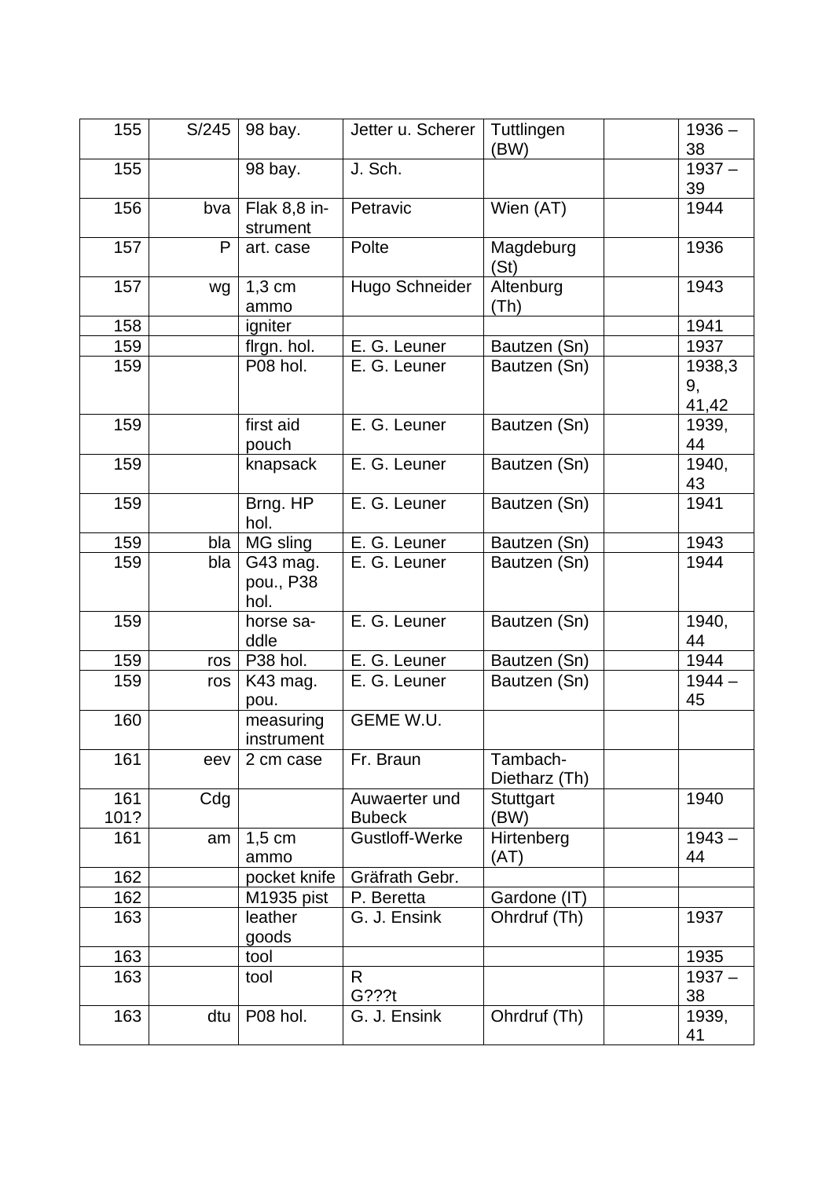| | | | | | | |
|---|---|---|---|---|---|---|
| 155 | S/245 | 98 bay. | Jetter u. Scherer | Tuttlingen (BW) | | 1936 – 38 |
| 155 | | 98 bay. | J. Sch. | | | 1937 – 39 |
| 156 | bva | Flak 8,8 in-strument | Petravic | Wien (AT) | | 1944 |
| 157 | P | art. case | Polte | Magdeburg (St) | | 1936 |
| 157 | wg | 1,3 cm ammo | Hugo Schneider | Altenburg (Th) | | 1943 |
| 158 | | igniter | | | | 1941 |
| 159 | | flrgn. hol. | E. G. Leuner | Bautzen (Sn) | | 1937 |
| 159 | | P08 hol. | E. G. Leuner | Bautzen (Sn) | | 1938,39, 41,42 |
| 159 | | first aid pouch | E. G. Leuner | Bautzen (Sn) | | 1939, 44 |
| 159 | | knapsack | E. G. Leuner | Bautzen (Sn) | | 1940, 43 |
| 159 | | Brng. HP hol. | E. G. Leuner | Bautzen (Sn) | | 1941 |
| 159 | bla | MG sling | E. G. Leuner | Bautzen (Sn) | | 1943 |
| 159 | bla | G43 mag. pou., P38 hol. | E. G. Leuner | Bautzen (Sn) | | 1944 |
| 159 | | horse sa-ddle | E. G. Leuner | Bautzen (Sn) | | 1940, 44 |
| 159 | ros | P38 hol. | E. G. Leuner | Bautzen (Sn) | | 1944 |
| 159 | ros | K43 mag. pou. | E. G. Leuner | Bautzen (Sn) | | 1944 – 45 |
| 160 | | measuring instrument | GEME W.U. | | | |
| 161 | eev | 2 cm case | Fr. Braun | Tambach-Dietharz (Th) | | |
| 161 101? | Cdg | | Auwaerter und Bubeck | Stuttgart (BW) | | 1940 |
| 161 | am | 1,5 cm ammo | Gustloff-Werke | Hirtenberg (AT) | | 1943 – 44 |
| 162 | | pocket knife | Gräfrath Gebr. | | | |
| 162 | | M1935 pist | P. Beretta | Gardone (IT) | | |
| 163 | | leather goods | G. J. Ensink | Ohrdruf (Th) | | 1937 |
| 163 | | tool | | | | 1935 |
| 163 | | tool | R G???t | | | 1937 – 38 |
| 163 | dtu | P08 hol. | G. J. Ensink | Ohrdruf (Th) | | 1939, 41 |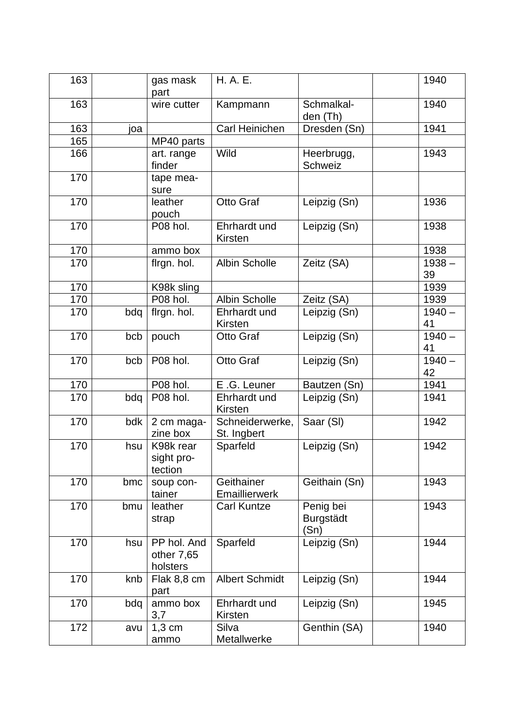| 163 | | gas mask part | H. A. E. | | | 1940 |
|---|---|---|---|---|---|---|
| 163 | | wire cutter | Kampmann | Schmalkal-den (Th) | | 1940 |
| 163 | joa | | Carl Heinichen | Dresden (Sn) | | 1941 |
| 165 | | MP40 parts | | | | |
| 166 | | art. range finder | Wild | Heerbrugg, Schweiz | | 1943 |
| 170 | | tape mea-sure | | | | |
| 170 | | leather pouch | Otto Graf | Leipzig (Sn) | | 1936 |
| 170 | | P08 hol. | Ehrhardt und Kirsten | Leipzig (Sn) | | 1938 |
| 170 | | ammo box | | | | 1938 |
| 170 | | flrgn. hol. | Albin Scholle | Zeitz (SA) | | 1938 – 39 |
| 170 | | K98k sling | | | | 1939 |
| 170 | | P08 hol. | Albin Scholle | Zeitz (SA) | | 1939 |
| 170 | bdq | flrgn. hol. | Ehrhardt und Kirsten | Leipzig (Sn) | | 1940 – 41 |
| 170 | bcb | pouch | Otto Graf | Leipzig (Sn) | | 1940 – 41 |
| 170 | bcb | P08 hol. | Otto Graf | Leipzig (Sn) | | 1940 – 42 |
| 170 | | P08 hol. | E .G. Leuner | Bautzen (Sn) | | 1941 |
| 170 | bdq | P08 hol. | Ehrhardt und Kirsten | Leipzig (Sn) | | 1941 |
| 170 | bdk | 2 cm maga-zine box | Schneiderwerke, St. Ingbert | Saar (Sl) | | 1942 |
| 170 | hsu | K98k rear sight pro-tection | Sparfeld | Leipzig (Sn) | | 1942 |
| 170 | bmc | soup con-tainer | Geithainer Emaillierwerk | Geithain (Sn) | | 1943 |
| 170 | bmu | leather strap | Carl Kuntze | Penig bei Burgstädt (Sn) | | 1943 |
| 170 | hsu | PP hol. And other 7,65 holsters | Sparfeld | Leipzig (Sn) | | 1944 |
| 170 | knb | Flak 8,8 cm part | Albert Schmidt | Leipzig (Sn) | | 1944 |
| 170 | bdq | ammo box 3,7 | Ehrhardt und Kirsten | Leipzig (Sn) | | 1945 |
| 172 | avu | 1,3 cm ammo | Silva Metallwerke | Genthin (SA) | | 1940 |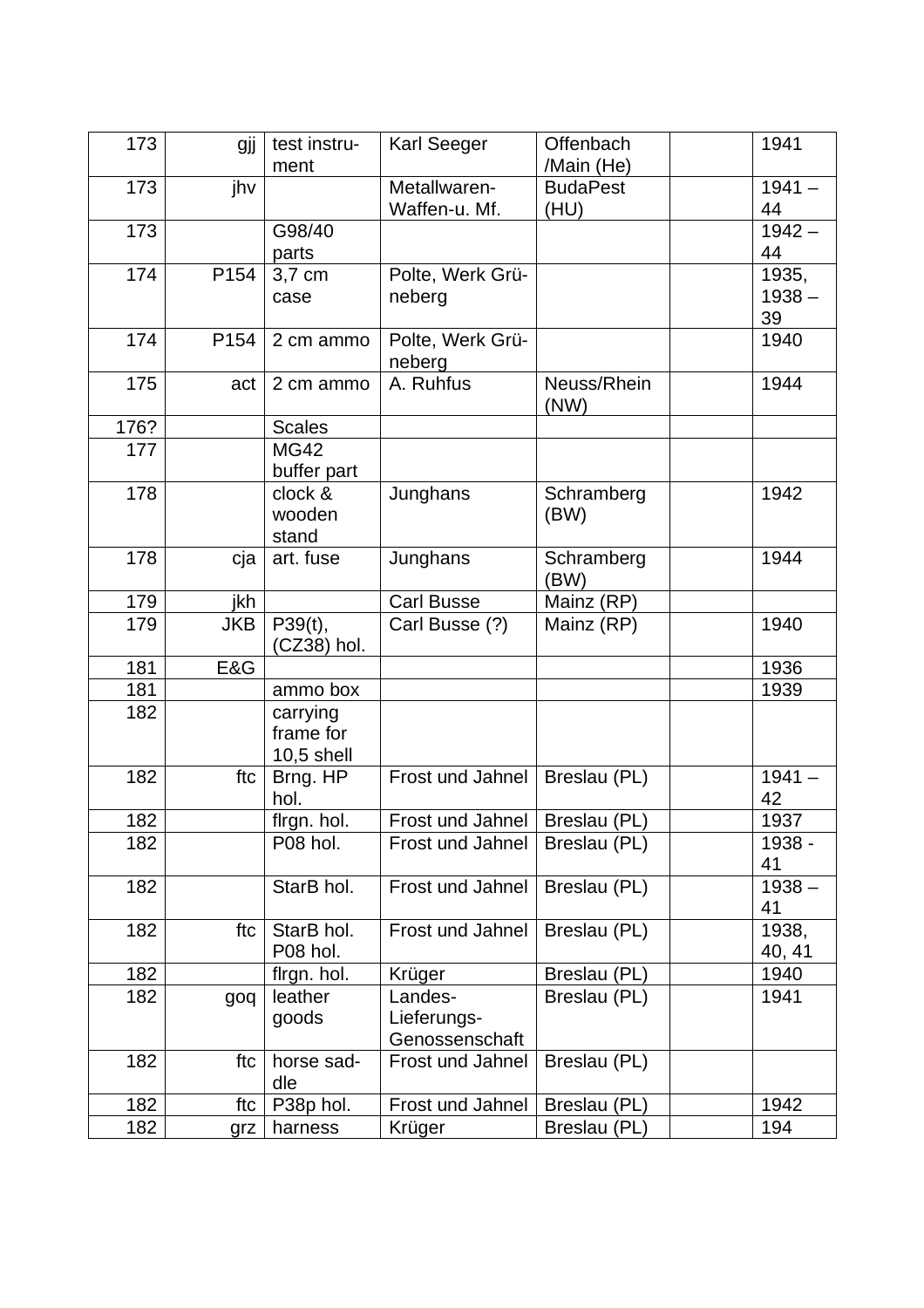| | | | | | | |
|---|---|---|---|---|---|---|
| 173 | gjj | test instrument | Karl Seeger | Offenbach /Main (He) | | 1941 |
| 173 | jhv | | Metallwaren-Waffen-u. Mf. | BudaPest (HU) | | 1941 – 44 |
| 173 | | G98/40 parts | | | | 1942 – 44 |
| 174 | P154 | 3,7 cm case | Polte, Werk Grüneberg | | | 1935, 1938 – 39 |
| 174 | P154 | 2 cm ammo | Polte, Werk Grüneberg | | | 1940 |
| 175 | act | 2 cm ammo | A. Ruhfus | Neuss/Rhein (NW) | | 1944 |
| 176? | | Scales | | | | |
| 177 | | MG42 buffer part | | | | |
| 178 | | clock & wooden stand | Junghans | Schramberg (BW) | | 1942 |
| 178 | cja | art. fuse | Junghans | Schramberg (BW) | | 1944 |
| 179 | jkh | | Carl Busse | Mainz (RP) | | |
| 179 | JKB | P39(t), (CZ38) hol. | Carl Busse (?) | Mainz (RP) | | 1940 |
| 181 | E&G | | | | | 1936 |
| 181 | | ammo box | | | | 1939 |
| 182 | | carrying frame for 10,5 shell | | | | |
| 182 | ftc | Brng. HP hol. | Frost und Jahnel | Breslau (PL) | | 1941 – 42 |
| 182 | | flrgn. hol. | Frost und Jahnel | Breslau (PL) | | 1937 |
| 182 | | P08 hol. | Frost und Jahnel | Breslau (PL) | | 1938 - 41 |
| 182 | | StarB hol. | Frost und Jahnel | Breslau (PL) | | 1938 – 41 |
| 182 | ftc | StarB hol. P08 hol. | Frost und Jahnel | Breslau (PL) | | 1938, 40, 41 |
| 182 | | flrgn. hol. | Krüger | Breslau (PL) | | 1940 |
| 182 | goq | leather goods | Landes-Lieferungs-Genossenschaft | Breslau (PL) | | 1941 |
| 182 | ftc | horse saddle | Frost und Jahnel | Breslau (PL) | | |
| 182 | ftc | P38p hol. | Frost und Jahnel | Breslau (PL) | | 1942 |
| 182 | grz | harness | Krüger | Breslau (PL) | | 194 |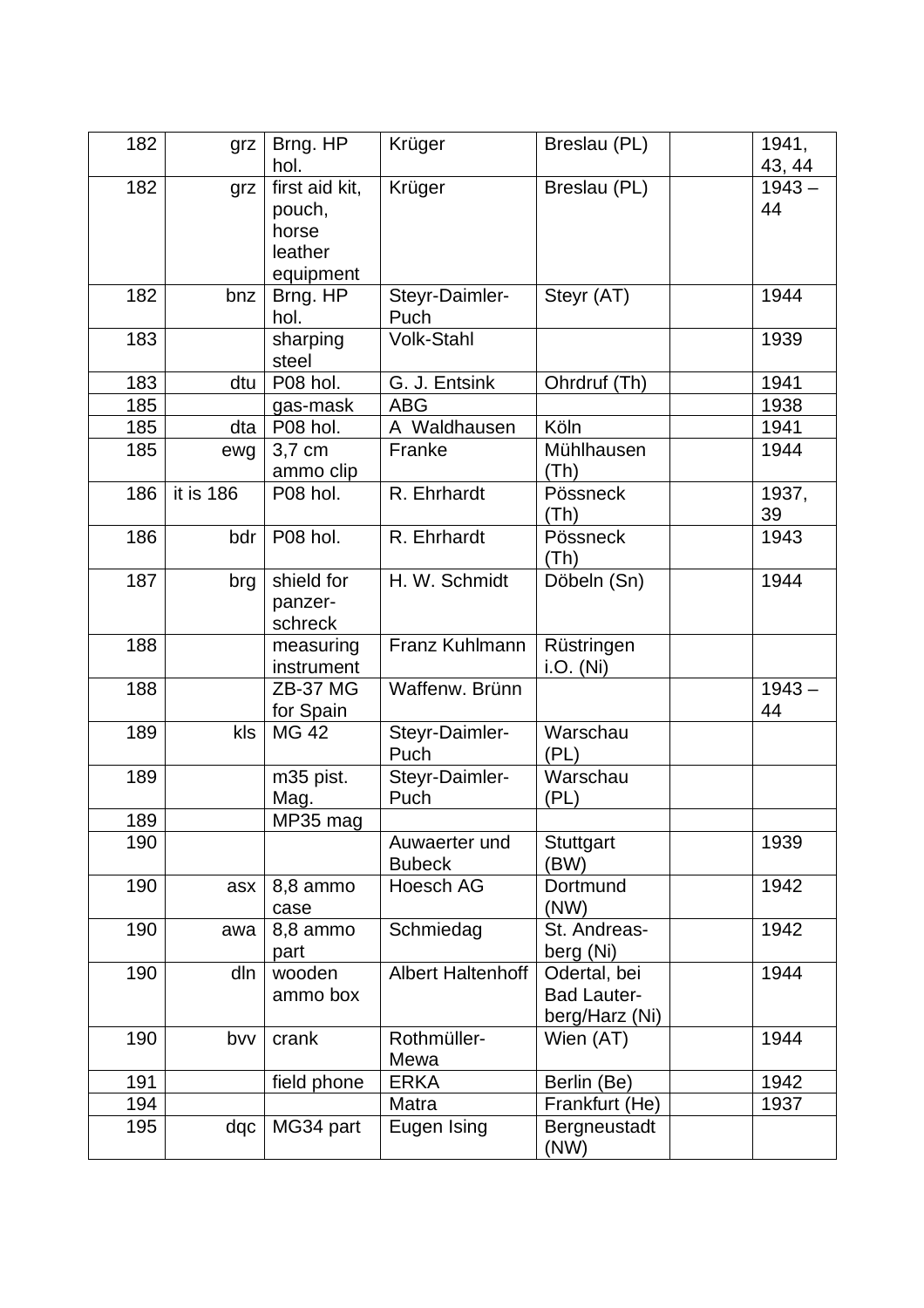| 182 | grz | Brng. HP hol. | Krüger | Breslau (PL) | | 1941, 43, 44 |
|---|---|---|---|---|---|---|
| 182 | grz | first aid kit, pouch, horse leather equipment | Krüger | Breslau (PL) | | 1943 – 44 |
| 182 | bnz | Brng. HP hol. | Steyr-Daimler-Puch | Steyr (AT) | | 1944 |
| 183 | | sharping steel | Volk-Stahl | | | 1939 |
| 183 | dtu | P08 hol. | G. J. Entsink | Ohrdruf (Th) | | 1941 |
| 185 | | gas-mask | ABG | | | 1938 |
| 185 | dta | P08 hol. | A Waldhausen | Köln | | 1941 |
| 185 | ewg | 3,7 cm ammo clip | Franke | Mühlhausen (Th) | | 1944 |
| 186 | it is 186 | P08 hol. | R. Ehrhardt | Pössneck (Th) | | 1937, 39 |
| 186 | bdr | P08 hol. | R. Ehrhardt | Pössneck (Th) | | 1943 |
| 187 | brg | shield for panzer-schreck | H. W. Schmidt | Döbeln (Sn) | | 1944 |
| 188 | | measuring instrument | Franz Kuhlmann | Rüstringen i.O. (Ni) | | |
| 188 | | ZB-37 MG for Spain | Waffenw. Brünn | | | 1943 – 44 |
| 189 | kls | MG 42 | Steyr-Daimler-Puch | Warschau (PL) | | |
| 189 | | m35 pist. Mag. | Steyr-Daimler-Puch | Warschau (PL) | | |
| 189 | | MP35 mag | | | | |
| 190 | | | Auwaerter und Bubeck | Stuttgart (BW) | | 1939 |
| 190 | asx | 8,8 ammo case | Hoesch AG | Dortmund (NW) | | 1942 |
| 190 | awa | 8,8 ammo part | Schmiedag | St. Andreas-berg (Ni) | | 1942 |
| 190 | dln | wooden ammo box | Albert Haltenhoff | Odertal, bei Bad Lauter-berg/Harz (Ni) | | 1944 |
| 190 | bvv | crank | Rothmüller-Mewa | Wien (AT) | | 1944 |
| 191 | | field phone | ERKA | Berlin (Be) | | 1942 |
| 194 | | | Matra | Frankfurt (He) | | 1937 |
| 195 | dqc | MG34 part | Eugen Ising | Bergneustadt (NW) | | |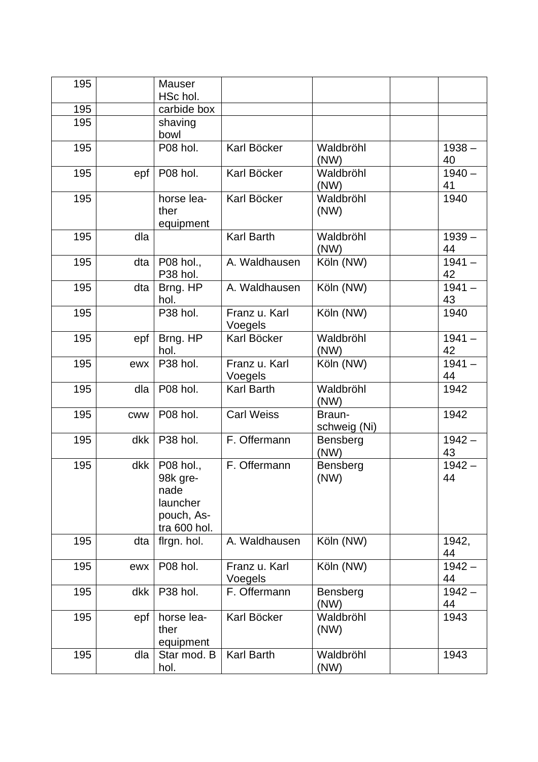| | | | | | | |
|---|---|---|---|---|---|---|
| 195 | | Mauser HSc hol. | | | | |
| 195 | | carbide box | | | | |
| 195 | | shaving bowl | | | | |
| 195 | | P08 hol. | Karl Böcker | Waldbröhl (NW) | | 1938 – 40 |
| 195 | epf | P08 hol. | Karl Böcker | Waldbröhl (NW) | | 1940 – 41 |
| 195 | | horse leather equipment | Karl Böcker | Waldbröhl (NW) | | 1940 |
| 195 | dla | | Karl Barth | Waldbröhl (NW) | | 1939 – 44 |
| 195 | dta | P08 hol., P38 hol. | A. Waldhausen | Köln (NW) | | 1941 – 42 |
| 195 | dta | Brng. HP hol. | A. Waldhausen | Köln (NW) | | 1941 – 43 |
| 195 | | P38 hol. | Franz u. Karl Voegels | Köln (NW) | | 1940 |
| 195 | epf | Brng. HP hol. | Karl Böcker | Waldbröhl (NW) | | 1941 – 42 |
| 195 | ewx | P38 hol. | Franz u. Karl Voegels | Köln (NW) | | 1941 – 44 |
| 195 | dla | P08 hol. | Karl Barth | Waldbröhl (NW) | | 1942 |
| 195 | cww | P08 hol. | Carl Weiss | Braunschweig (Ni) | | 1942 |
| 195 | dkk | P38 hol. | F. Offermann | Bensberg (NW) | | 1942 – 43 |
| 195 | dkk | P08 hol., 98k grenade launcher pouch, Astra 600 hol. | F. Offermann | Bensberg (NW) | | 1942 – 44 |
| 195 | dta | flrgn. hol. | A. Waldhausen | Köln (NW) | | 1942, 44 |
| 195 | ewx | P08 hol. | Franz u. Karl Voegels | Köln (NW) | | 1942 – 44 |
| 195 | dkk | P38 hol. | F. Offermann | Bensberg (NW) | | 1942 – 44 |
| 195 | epf | horse leather equipment | Karl Böcker | Waldbröhl (NW) | | 1943 |
| 195 | dla | Star mod. B hol. | Karl Barth | Waldbröhl (NW) | | 1943 |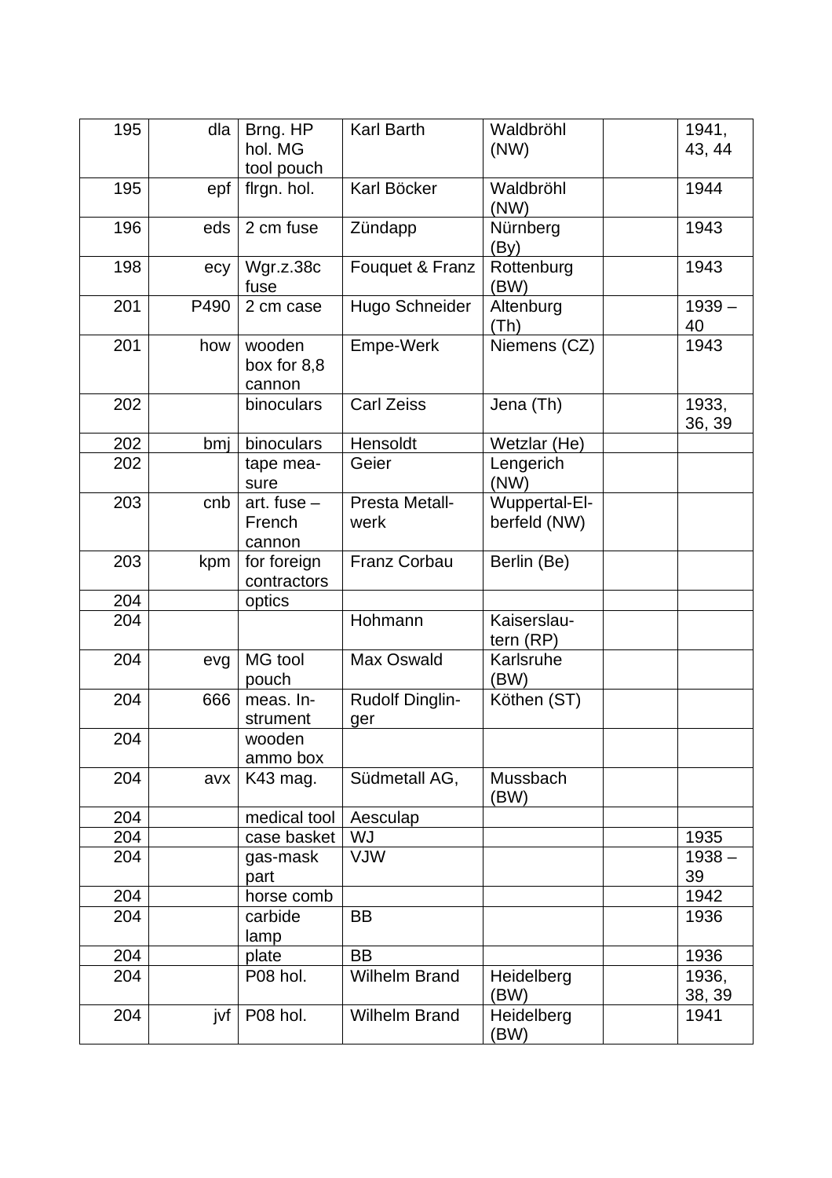| 195 | dla | Brng. HP hol. MG tool pouch | Karl Barth | Waldbröhl (NW) | | 1941, 43, 44 |
|---|---|---|---|---|---|---|
| 195 | epf | flrgn. hol. | Karl Böcker | Waldbröhl (NW) | | 1944 |
| 196 | eds | 2 cm fuse | Zündapp | Nürnberg (By) | | 1943 |
| 198 | ecy | Wgr.z.38c fuse | Fouquet & Franz | Rottenburg (BW) | | 1943 |
| 201 | P490 | 2 cm case | Hugo Schneider | Altenburg (Th) | | 1939 – 40 |
| 201 | how | wooden box for 8,8 cannon | Empe-Werk | Niemens (CZ) | | 1943 |
| 202 | | binoculars | Carl Zeiss | Jena (Th) | | 1933, 36, 39 |
| 202 | bmj | binoculars | Hensoldt | Wetzlar (He) | | |
| 202 | | tape measure | Geier | Lengerich (NW) | | |
| 203 | cnb | art. fuse – French cannon | Presta Metallwerk | Wuppertal-Elberfeld (NW) | | |
| 203 | kpm | for foreign contractors | Franz Corbau | Berlin (Be) | | |
| 204 | | optics | | | | |
| 204 | | | Hohmann | Kaiserslautern (RP) | | |
| 204 | evg | MG tool pouch | Max Oswald | Karlsruhe (BW) | | |
| 204 | 666 | meas. Instrument | Rudolf Dinglinger | Köthen (ST) | | |
| 204 | | wooden ammo box | | | | |
| 204 | avx | K43 mag. | Südmetall AG, | Mussbach (BW) | | |
| 204 | | medical tool | Aesculap | | | |
| 204 | | case basket | WJ | | | 1935 |
| 204 | | gas-mask part | VJW | | | 1938 – 39 |
| 204 | | horse comb | | | | 1942 |
| 204 | | carbide lamp | BB | | | 1936 |
| 204 | | plate | BB | | | 1936 |
| 204 | | P08 hol. | Wilhelm Brand | Heidelberg (BW) | | 1936, 38, 39 |
| 204 | jvf | P08 hol. | Wilhelm Brand | Heidelberg (BW) | | 1941 |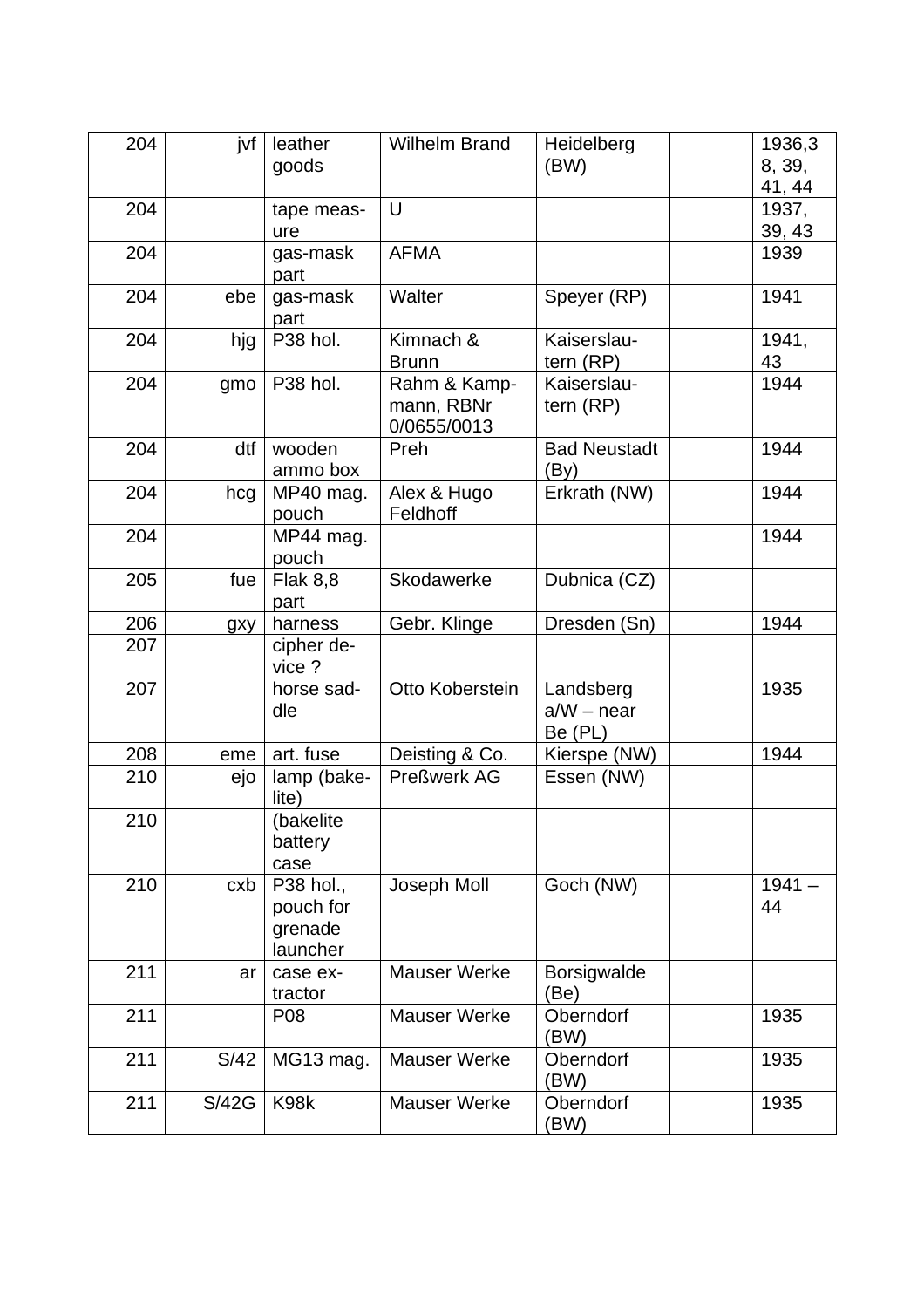| 204 | jvf | leather goods | Wilhelm Brand | Heidelberg (BW) | | 1936,38, 39, 41, 44 |
|---|---|---|---|---|---|---|
| 204 | | tape measure | U | | | 1937, 39, 43 |
| 204 | | gas-mask part | AFMA | | | 1939 |
| 204 | ebe | gas-mask part | Walter | Speyer (RP) | | 1941 |
| 204 | hjg | P38 hol. | Kimnach & Brunn | Kaiserslautern (RP) | | 1941, 43 |
| 204 | gmo | P38 hol. | Rahm & Kampmann, RBNr 0/0655/0013 | Kaiserslautern (RP) | | 1944 |
| 204 | dtf | wooden ammo box | Preh | Bad Neustadt (By) | | 1944 |
| 204 | hcg | MP40 mag. pouch | Alex & Hugo Feldhoff | Erkrath (NW) | | 1944 |
| 204 | | MP44 mag. pouch | | | | 1944 |
| 205 | fue | Flak 8,8 part | Skodawerke | Dubnica (CZ) | | |
| 206 | gxy | harness | Gebr. Klinge | Dresden (Sn) | | 1944 |
| 207 | | cipher device ? | | | | |
| 207 | | horse saddle | Otto Koberstein | Landsberg a/W – near Be (PL) | | 1935 |
| 208 | eme | art. fuse | Deisting & Co. | Kierspe (NW) | | 1944 |
| 210 | ejo | lamp (bakelite) | Preßwerk AG | Essen (NW) | | |
| 210 | | (bakelite battery case | | | | |
| 210 | cxb | P38 hol., pouch for grenade launcher | Joseph Moll | Goch (NW) | | 1941 – 44 |
| 211 | ar | case extractor | Mauser Werke | Borsigwalde (Be) | | |
| 211 | | P08 | Mauser Werke | Oberndorf (BW) | | 1935 |
| 211 | S/42 | MG13 mag. | Mauser Werke | Oberndorf (BW) | | 1935 |
| 211 | S/42G | K98k | Mauser Werke | Oberndorf (BW) | | 1935 |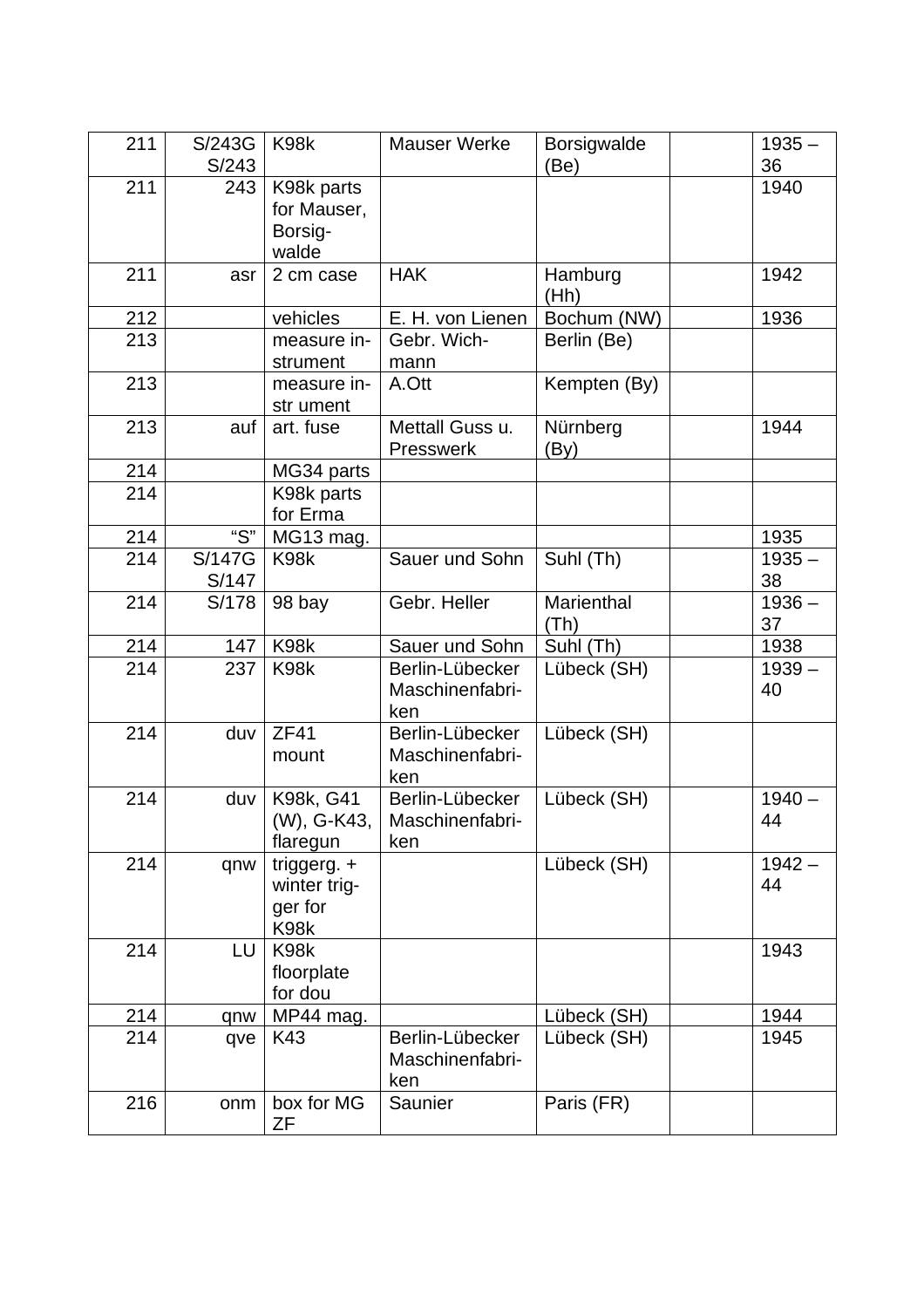| 211 | S/243G S/243 | K98k | Mauser Werke | Borsigwalde (Be) | | 1935 – 36 |
|---|---|---|---|---|---|---|
| 211 | 243 | K98k parts for Mauser, Borsig-walde | | | | 1940 |
| 211 | asr | 2 cm case | HAK | Hamburg (Hh) | | 1942 |
| 212 | | vehicles | E. H. von Lienen | Bochum (NW) | | 1936 |
| 213 | | measure in-strument | Gebr. Wich-mann | Berlin (Be) | | |
| 213 | | measure in-str ument | A.Ott | Kempten (By) | | |
| 213 | auf | art. fuse | Mettall Guss u. Presswerk | Nürnberg (By) | | 1944 |
| 214 | | MG34 parts | | | | |
| 214 | | K98k parts for Erma | | | | |
| 214 | "S" | MG13 mag. | | | | 1935 |
| 214 | S/147G S/147 | K98k | Sauer und Sohn | Suhl (Th) | | 1935 – 38 |
| 214 | S/178 | 98 bay | Gebr. Heller | Marienthal (Th) | | 1936 – 37 |
| 214 | 147 | K98k | Sauer und Sohn | Suhl (Th) | | 1938 |
| 214 | 237 | K98k | Berlin-Lübecker Maschinenfabri-ken | Lübeck (SH) | | 1939 – 40 |
| 214 | duv | ZF41 mount | Berlin-Lübecker Maschinenfabri-ken | Lübeck (SH) | | |
| 214 | duv | K98k, G41 (W), G-K43, flaregun | Berlin-Lübecker Maschinenfabri-ken | Lübeck (SH) | | 1940 – 44 |
| 214 | qnw | triggerg. + winter trig-ger for K98k | | Lübeck (SH) | | 1942 – 44 |
| 214 | LU | K98k floorplate for dou | | | | 1943 |
| 214 | qnw | MP44 mag. | | Lübeck (SH) | | 1944 |
| 214 | qve | K43 | Berlin-Lübecker Maschinenfabri-ken | Lübeck (SH) | | 1945 |
| 216 | onm | box for MG ZF | Saunier | Paris (FR) | | |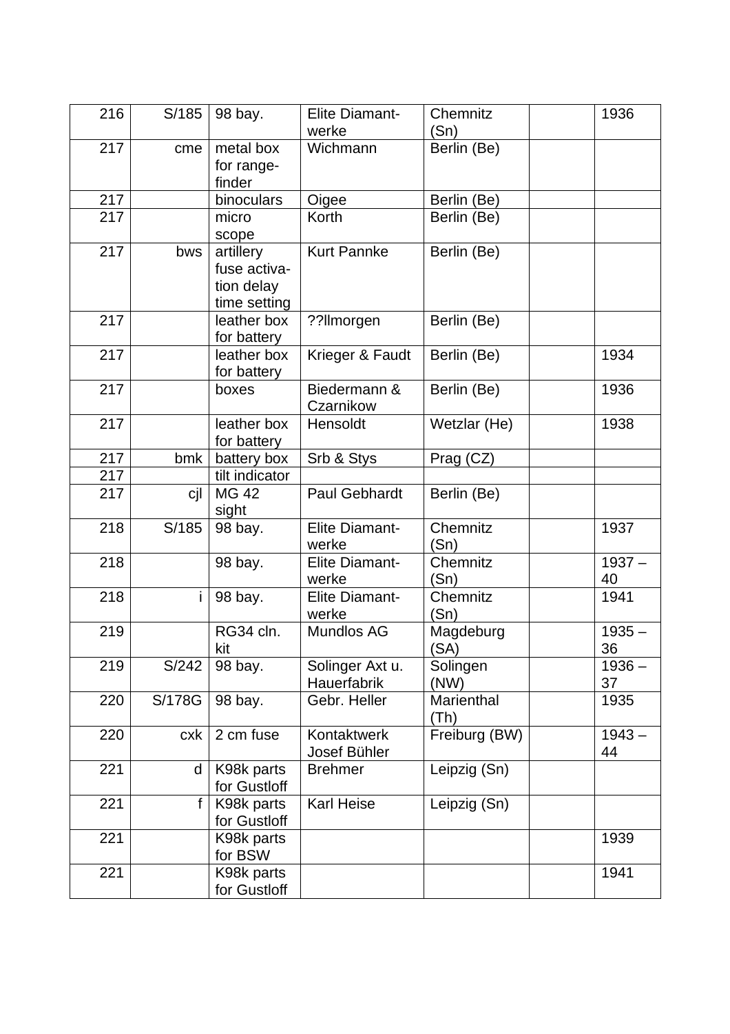| | | | | | | |
|---|---|---|---|---|---|---|
| 216 | S/185 | 98 bay. | Elite Diamant-werke | Chemnitz (Sn) | | 1936 |
| 217 | cme | metal box for range-finder | Wichmann | Berlin (Be) | | |
| 217 | | binoculars | Oigee | Berlin (Be) | | |
| 217 | | micro scope | Korth | Berlin (Be) | | |
| 217 | bws | artillery fuse activa-tion delay time setting | Kurt Pannke | Berlin (Be) | | |
| 217 | | leather box for battery | ??llmorgen | Berlin (Be) | | |
| 217 | | leather box for battery | Krieger & Faudt | Berlin (Be) | | 1934 |
| 217 | | boxes | Biedermann & Czarnikow | Berlin (Be) | | 1936 |
| 217 | | leather box for battery | Hensoldt | Wetzlar (He) | | 1938 |
| 217 | bmk | battery box | Srb & Stys | Prag (CZ) | | |
| 217 | | tilt indicator | | | | |
| 217 | cjl | MG 42 sight | Paul Gebhardt | Berlin (Be) | | |
| 218 | S/185 | 98 bay. | Elite Diamant-werke | Chemnitz (Sn) | | 1937 |
| 218 | | 98 bay. | Elite Diamant-werke | Chemnitz (Sn) | | 1937 – 40 |
| 218 | i | 98 bay. | Elite Diamant-werke | Chemnitz (Sn) | | 1941 |
| 219 | | RG34 cln. kit | Mundlos AG | Magdeburg (SA) | | 1935 – 36 |
| 219 | S/242 | 98 bay. | Solinger Axt u. Hauerfabrik | Solingen (NW) | | 1936 – 37 |
| 220 | S/178G | 98 bay. | Gebr. Heller | Marienthal (Th) | | 1935 |
| 220 | cxk | 2 cm fuse | Kontaktwerk Josef Bühler | Freiburg (BW) | | 1943 – 44 |
| 221 | d | K98k parts for Gustloff | Brehmer | Leipzig (Sn) | | |
| 221 | f | K98k parts for Gustloff | Karl Heise | Leipzig (Sn) | | |
| 221 | | K98k parts for BSW | | | | 1939 |
| 221 | | K98k parts for Gustloff | | | | 1941 |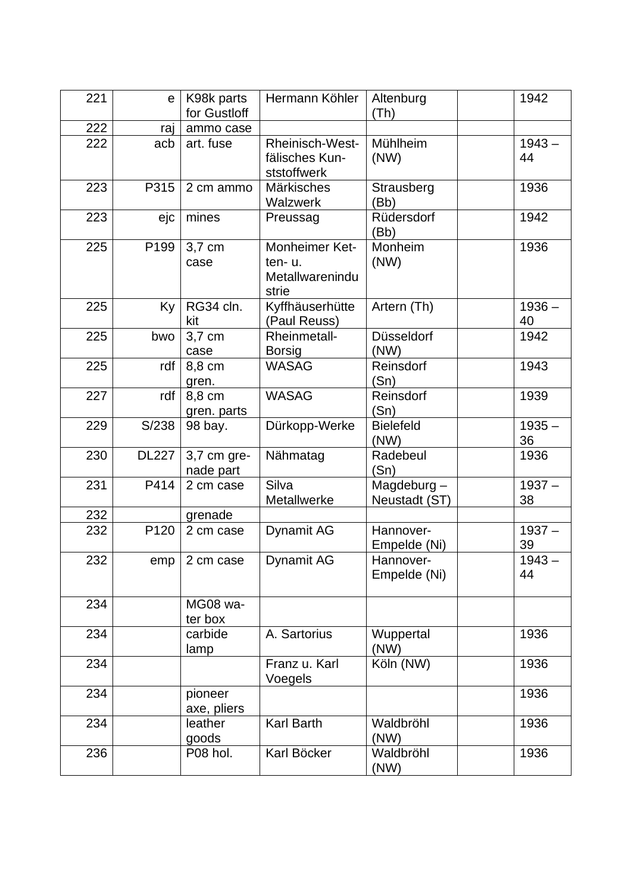| | | | | | | |
|---|---|---|---|---|---|---|
| 221 | e | K98k parts for Gustloff | Hermann Köhler | Altenburg (Th) | | 1942 |
| 222 | raj | ammo case | | | | |
| 222 | acb | art. fuse | Rheinisch-Westfälisches Kunststoffwerk | Mühlheim (NW) | | 1943 – 44 |
| 223 | P315 | 2 cm ammo | Märkisches Walzwerk | Strausberg (Bb) | | 1936 |
| 223 | ejc | mines | Preussag | Rüdersdorf (Bb) | | 1942 |
| 225 | P199 | 3,7 cm case | Monheimer Ketten- u. Metallwarenindustrie | Monheim (NW) | | 1936 |
| 225 | Ky | RG34 cln. kit | Kyffhäuserhütte (Paul Reuss) | Artern (Th) | | 1936 – 40 |
| 225 | bwo | 3,7 cm case | Rheinmetall-Borsig | Düsseldorf (NW) | | 1942 |
| 225 | rdf | 8,8 cm gren. | WASAG | Reinsdorf (Sn) | | 1943 |
| 227 | rdf | 8,8 cm gren. parts | WASAG | Reinsdorf (Sn) | | 1939 |
| 229 | S/238 | 98 bay. | Dürkopp-Werke | Bielefeld (NW) | | 1935 – 36 |
| 230 | DL227 | 3,7 cm grenade part | Nähmatag | Radebeul (Sn) | | 1936 |
| 231 | P414 | 2 cm case | Silva Metallwerke | Magdeburg – Neustadt (ST) | | 1937 – 38 |
| 232 | | grenade | | | | |
| 232 | P120 | 2 cm case | Dynamit AG | Hannover-Empelde (Ni) | | 1937 – 39 |
| 232 | emp | 2 cm case | Dynamit AG | Hannover-Empelde (Ni) | | 1943 – 44 |
| 234 | | MG08 water box | | | | |
| 234 | | carbide lamp | A. Sartorius | Wuppertal (NW) | | 1936 |
| 234 | | | Franz u. Karl Voegels | Köln (NW) | | 1936 |
| 234 | | pioneer axe, pliers | | | | 1936 |
| 234 | | leather goods | Karl Barth | Waldbröhl (NW) | | 1936 |
| 236 | | P08 hol. | Karl Böcker | Waldbröhl (NW) | | 1936 |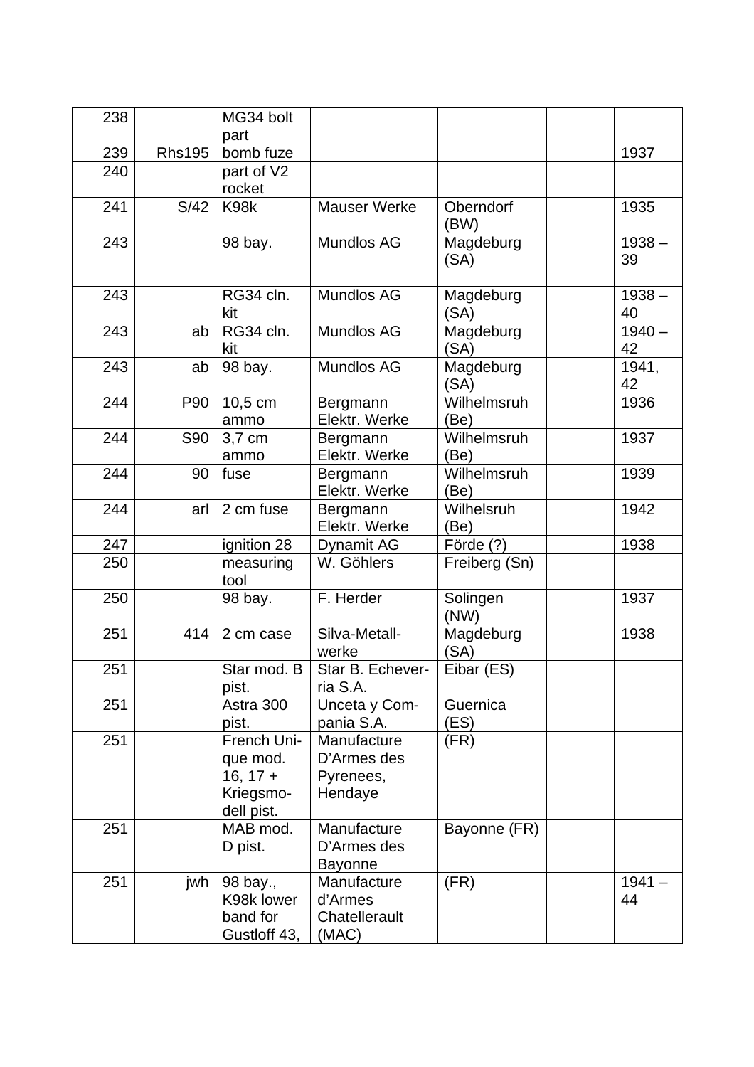| 238 | | MG34 bolt part | | | | |
|---|---|---|---|---|---|---|
| 239 | Rhs195 | bomb fuze | | | | 1937 |
| 240 | | part of V2 rocket | | | | |
| 241 | S/42 | K98k | Mauser Werke | Oberndorf (BW) | | 1935 |
| 243 | | 98 bay. | Mundlos AG | Magdeburg (SA) | | 1938 – 39 |
| 243 | | RG34 cln. kit | Mundlos AG | Magdeburg (SA) | | 1938 – 40 |
| 243 | ab | RG34 cln. kit | Mundlos AG | Magdeburg (SA) | | 1940 – 42 |
| 243 | ab | 98 bay. | Mundlos AG | Magdeburg (SA) | | 1941, 42 |
| 244 | P90 | 10,5 cm ammo | Bergmann Elektr. Werke | Wilhelmsruh (Be) | | 1936 |
| 244 | S90 | 3,7 cm ammo | Bergmann Elektr. Werke | Wilhelmsruh (Be) | | 1937 |
| 244 | 90 | fuse | Bergmann Elektr. Werke | Wilhelmsruh (Be) | | 1939 |
| 244 | arl | 2 cm fuse | Bergmann Elektr. Werke | Wilhelsruh (Be) | | 1942 |
| 247 | | ignition 28 | Dynamit AG | Förde (?) | | 1938 |
| 250 | | measuring tool | W. Göhlers | Freiberg (Sn) | | |
| 250 | | 98 bay. | F. Herder | Solingen (NW) | | 1937 |
| 251 | 414 | 2 cm case | Silva-Metall-werke | Magdeburg (SA) | | 1938 |
| 251 | | Star mod. B pist. | Star B. Echever-ria S.A. | Eibar (ES) | | |
| 251 | | Astra 300 pist. | Unceta y Com-pania S.A. | Guernica (ES) | | |
| 251 | | French Uni-que mod. 16, 17 + Kriegsmo-dell pist. | Manufacture D'Armes des Pyrenees, Hendaye | (FR) | | |
| 251 | | MAB mod. D pist. | Manufacture D'Armes des Bayonne | Bayonne (FR) | | |
| 251 | jwh | 98 bay., K98k lower band for Gustloff 43, | Manufacture d'Armes Chatellerault (MAC) | (FR) | | 1941 – 44 |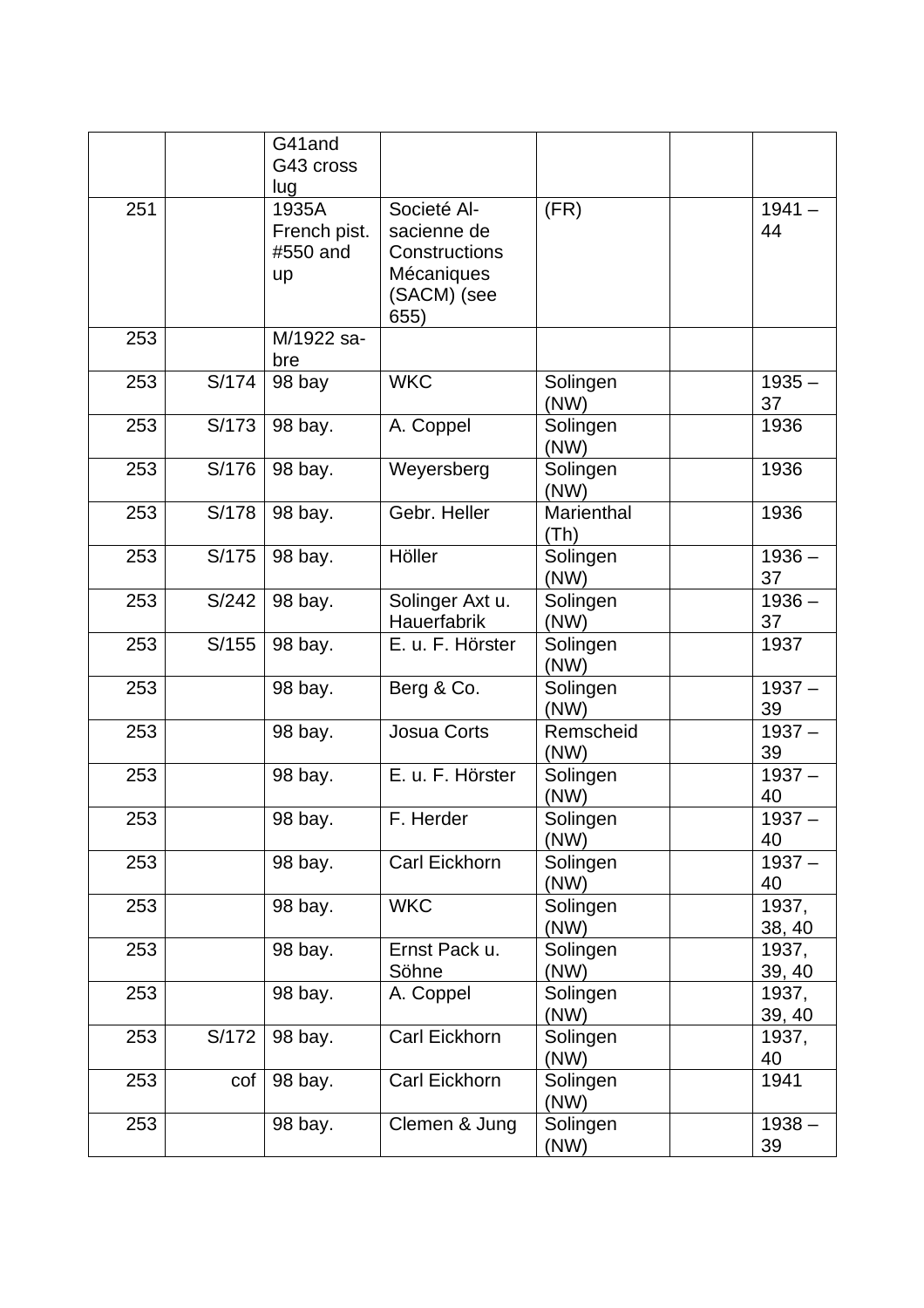| | | | | | | |
|---|---|---|---|---|---|---|
| | | G41and G43 cross lug | | | | |
| 251 | | 1935A French pist. #550 and up | Societé Alsacienne de Constructions Mécaniques (SACM) (see 655) | (FR) | | 1941 – 44 |
| 253 | | M/1922 sabre | | | | |
| 253 | S/174 | 98 bay | WKC | Solingen (NW) | | 1935 – 37 |
| 253 | S/173 | 98 bay. | A. Coppel | Solingen (NW) | | 1936 |
| 253 | S/176 | 98 bay. | Weyersberg | Solingen (NW) | | 1936 |
| 253 | S/178 | 98 bay. | Gebr. Heller | Marienthal (Th) | | 1936 |
| 253 | S/175 | 98 bay. | Höller | Solingen (NW) | | 1936 – 37 |
| 253 | S/242 | 98 bay. | Solinger Axt u. Hauerfabrik | Solingen (NW) | | 1936 – 37 |
| 253 | S/155 | 98 bay. | E. u. F. Hörster | Solingen (NW) | | 1937 |
| 253 | | 98 bay. | Berg & Co. | Solingen (NW) | | 1937 – 39 |
| 253 | | 98 bay. | Josua Corts | Remscheid (NW) | | 1937 – 39 |
| 253 | | 98 bay. | E. u. F. Hörster | Solingen (NW) | | 1937 – 40 |
| 253 | | 98 bay. | F. Herder | Solingen (NW) | | 1937 – 40 |
| 253 | | 98 bay. | Carl Eickhorn | Solingen (NW) | | 1937 – 40 |
| 253 | | 98 bay. | WKC | Solingen (NW) | | 1937, 38, 40 |
| 253 | | 98 bay. | Ernst Pack u. Söhne | Solingen (NW) | | 1937, 39, 40 |
| 253 | | 98 bay. | A. Coppel | Solingen (NW) | | 1937, 39, 40 |
| 253 | S/172 | 98 bay. | Carl Eickhorn | Solingen (NW) | | 1937, 40 |
| 253 | cof | 98 bay. | Carl Eickhorn | Solingen (NW) | | 1941 |
| 253 | | 98 bay. | Clemen & Jung | Solingen (NW) | | 1938 – 39 |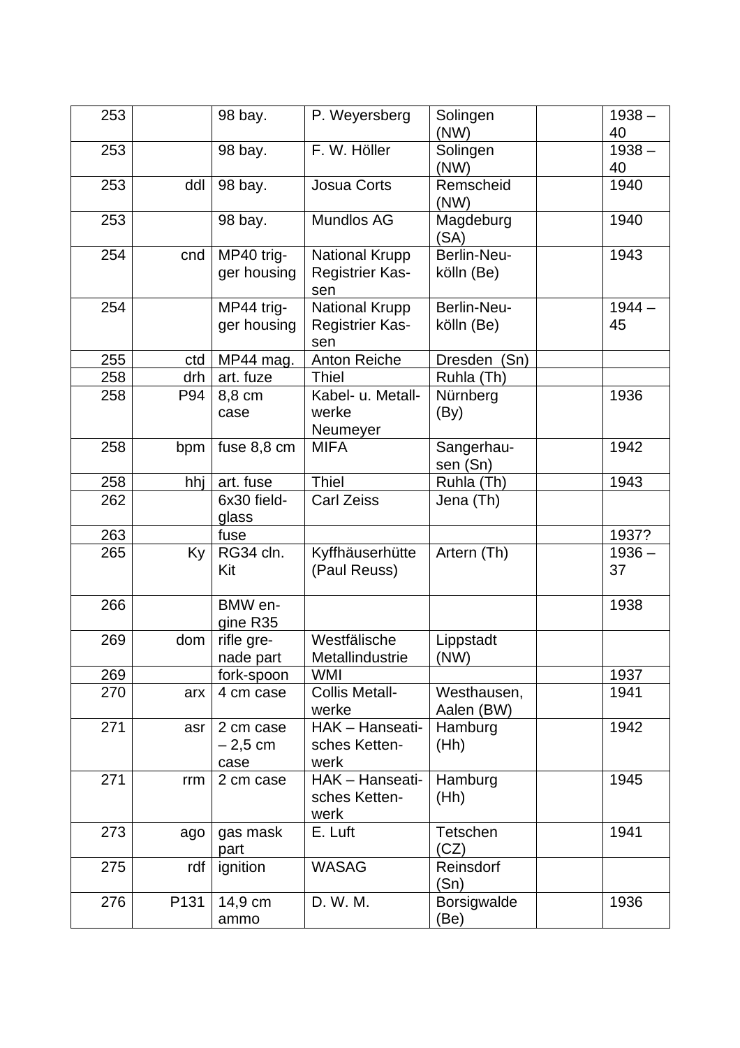| | | | | | | |
|---|---|---|---|---|---|---|
| 253 | | 98 bay. | P. Weyersberg | Solingen (NW) | | 1938 – 40 |
| 253 | | 98 bay. | F. W. Höller | Solingen (NW) | | 1938 – 40 |
| 253 | ddl | 98 bay. | Josua Corts | Remscheid (NW) | | 1940 |
| 253 | | 98 bay. | Mundlos AG | Magdeburg (SA) | | 1940 |
| 254 | cnd | MP40 trigger housing | National Krupp Registrier Kassen | Berlin-Neukölln (Be) | | 1943 |
| 254 | | MP44 trigger housing | National Krupp Registrier Kassen | Berlin-Neukölln (Be) | | 1944 – 45 |
| 255 | ctd | MP44 mag. | Anton Reiche | Dresden (Sn) | | |
| 258 | drh | art. fuze | Thiel | Ruhla (Th) | | |
| 258 | P94 | 8,8 cm case | Kabel- u. Metallwerke Neumeyer | Nürnberg (By) | | 1936 |
| 258 | bpm | fuse 8,8 cm | MIFA | Sangerhausen (Sn) | | 1942 |
| 258 | hhj | art. fuse | Thiel | Ruhla (Th) | | 1943 |
| 262 | | 6x30 fieldglass | Carl Zeiss | Jena (Th) | | |
| 263 | | fuse | | | | 1937? |
| 265 | Ky | RG34 cln. Kit | Kyffhäuserhütte (Paul Reuss) | Artern (Th) | | 1936 – 37 |
| 266 | | BMW engine R35 | | | | 1938 |
| 269 | dom | rifle grenade part | Westfälische Metallindustrie | Lippstadt (NW) | | |
| 269 | | fork-spoon | WMI | | | 1937 |
| 270 | arx | 4 cm case | Collis Metallwerke | Westhausen, Aalen (BW) | | 1941 |
| 271 | asr | 2 cm case – 2,5 cm case | HAK – Hanseatisches Kettenwerk | Hamburg (Hh) | | 1942 |
| 271 | rrm | 2 cm case | HAK – Hanseatisches Kettenwerk | Hamburg (Hh) | | 1945 |
| 273 | ago | gas mask part | E. Luft | Tetschen (CZ) | | 1941 |
| 275 | rdf | ignition | WASAG | Reinsdorf (Sn) | | |
| 276 | P131 | 14,9 cm ammo | D. W. M. | Borsigwalde (Be) | | 1936 |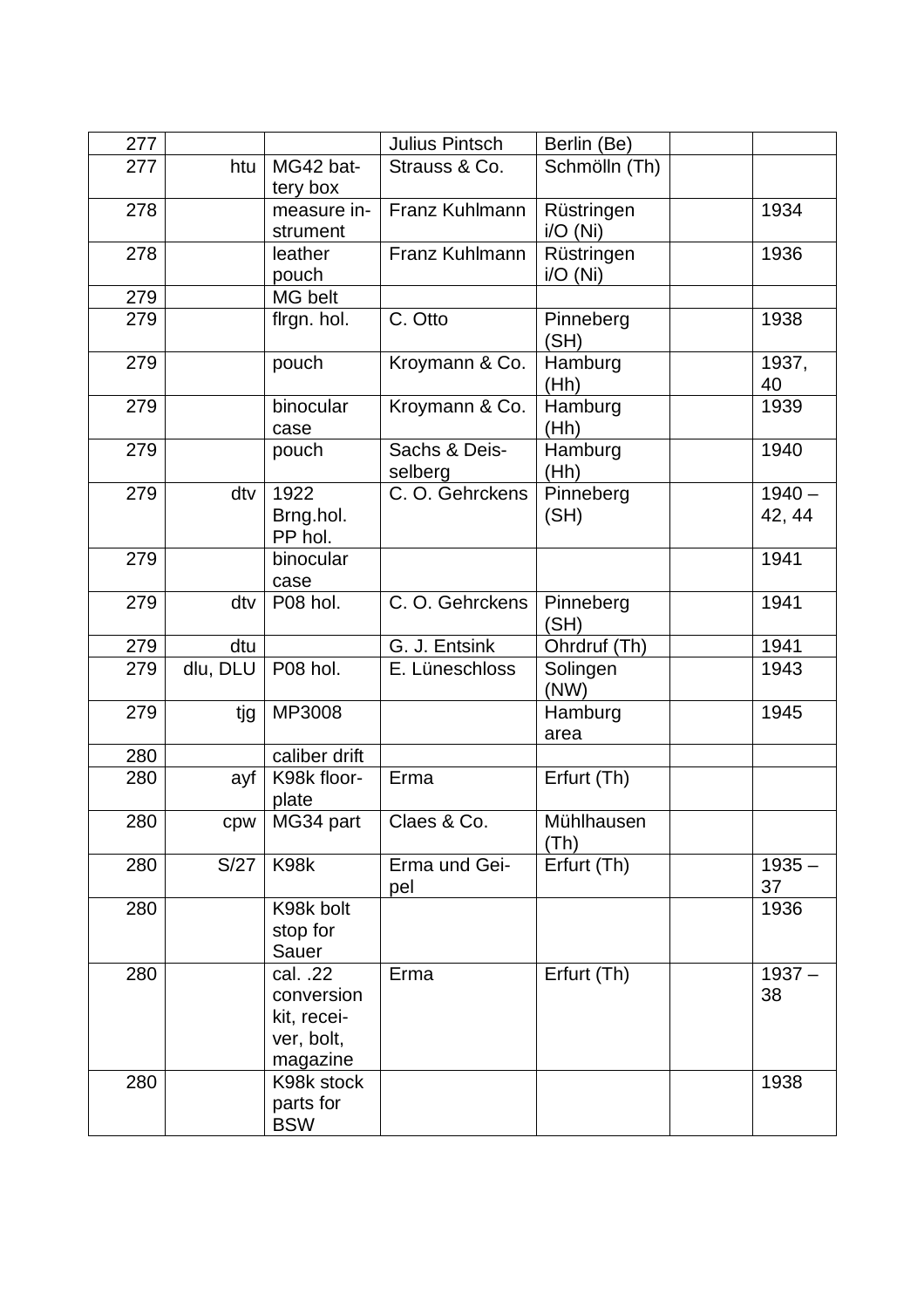| | | | | | | |
|---|---|---|---|---|---|---|
| 277 | | | Julius Pintsch | Berlin (Be) | | |
| 277 | htu | MG42 battery box | Strauss & Co. | Schmölln (Th) | | |
| 278 | | measure instrument | Franz Kuhlmann | Rüstringen i/O (Ni) | | 1934 |
| 278 | | leather pouch | Franz Kuhlmann | Rüstringen i/O (Ni) | | 1936 |
| 279 | | MG belt | | | | |
| 279 | | flrgn. hol. | C. Otto | Pinneberg (SH) | | 1938 |
| 279 | | pouch | Kroymann & Co. | Hamburg (Hh) | | 1937, 40 |
| 279 | | binocular case | Kroymann & Co. | Hamburg (Hh) | | 1939 |
| 279 | | pouch | Sachs & Deisselberg | Hamburg (Hh) | | 1940 |
| 279 | dtv | 1922 Brng.hol. PP hol. | C. O. Gehrckens | Pinneberg (SH) | | 1940 – 42, 44 |
| 279 | | binocular case | | | | 1941 |
| 279 | dtv | P08 hol. | C. O. Gehrckens | Pinneberg (SH) | | 1941 |
| 279 | dtu | | G. J. Entsink | Ohrdruf (Th) | | 1941 |
| 279 | dlu, DLU | P08 hol. | E. Lüneschloss | Solingen (NW) | | 1943 |
| 279 | tjg | MP3008 | | Hamburg area | | 1945 |
| 280 | | caliber drift | | | | |
| 280 | ayf | K98k floorplate | Erma | Erfurt (Th) | | |
| 280 | cpw | MG34 part | Claes & Co. | Mühlhausen (Th) | | |
| 280 | S/27 | K98k | Erma und Geipel | Erfurt (Th) | | 1935 – 37 |
| 280 | | K98k bolt stop for Sauer | | | | 1936 |
| 280 | | cal. .22 conversion kit, receiver, bolt, magazine | Erma | Erfurt (Th) | | 1937 – 38 |
| 280 | | K98k stock parts for BSW | | | | 1938 |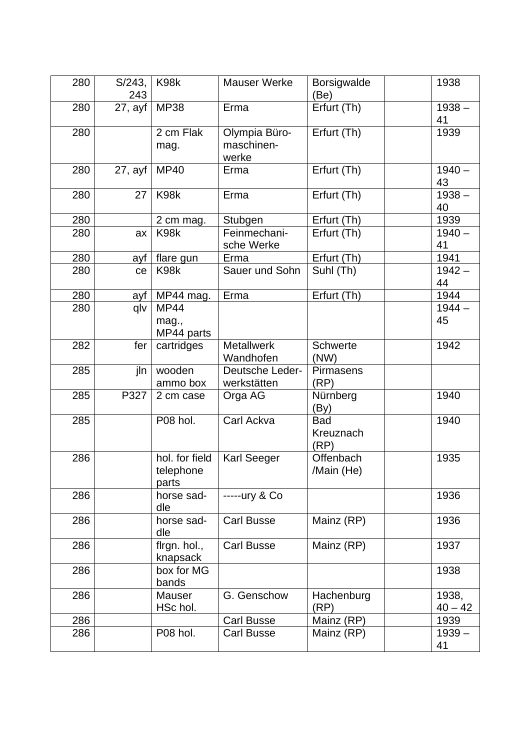| | | | | | | |
|---|---|---|---|---|---|---|
| 280 | S/243, 243 | K98k | Mauser Werke | Borsigwalde (Be) | | 1938 |
| 280 | 27, ayf | MP38 | Erma | Erfurt (Th) | | 1938 – 41 |
| 280 | | 2 cm Flak mag. | Olympia Büro-maschinen-werke | Erfurt (Th) | | 1939 |
| 280 | 27, ayf | MP40 | Erma | Erfurt (Th) | | 1940 – 43 |
| 280 | 27 | K98k | Erma | Erfurt (Th) | | 1938 – 40 |
| 280 | | 2 cm mag. | Stubgen | Erfurt (Th) | | 1939 |
| 280 | ax | K98k | Feinmechani-sche Werke | Erfurt (Th) | | 1940 – 41 |
| 280 | ayf | flare gun | Erma | Erfurt (Th) | | 1941 |
| 280 | ce | K98k | Sauer und Sohn | Suhl (Th) | | 1942 – 44 |
| 280 | ayf | MP44 mag. | Erma | Erfurt (Th) | | 1944 |
| 280 | qlv | MP44 mag., MP44 parts | | | | 1944 – 45 |
| 282 | fer | cartridges | Metallwerk Wandhofen | Schwerte (NW) | | 1942 |
| 285 | jln | wooden ammo box | Deutsche Leder-werkstätten | Pirmasens (RP) | | |
| 285 | P327 | 2 cm case | Orga AG | Nürnberg (By) | | 1940 |
| 285 | | P08 hol. | Carl Ackva | Bad Kreuznach (RP) | | 1940 |
| 286 | | hol. for field telephone parts | Karl Seeger | Offenbach /Main (He) | | 1935 |
| 286 | | horse sad-dle | -----ury & Co | | | 1936 |
| 286 | | horse sad-dle | Carl Busse | Mainz (RP) | | 1936 |
| 286 | | flrgn. hol., knapsack | Carl Busse | Mainz (RP) | | 1937 |
| 286 | | box for MG bands | | | | 1938 |
| 286 | | Mauser HSc hol. | G. Genschow | Hachenburg (RP) | | 1938, 40 – 42 |
| 286 | | | Carl Busse | Mainz (RP) | | 1939 |
| 286 | | P08 hol. | Carl Busse | Mainz (RP) | | 1939 – 41 |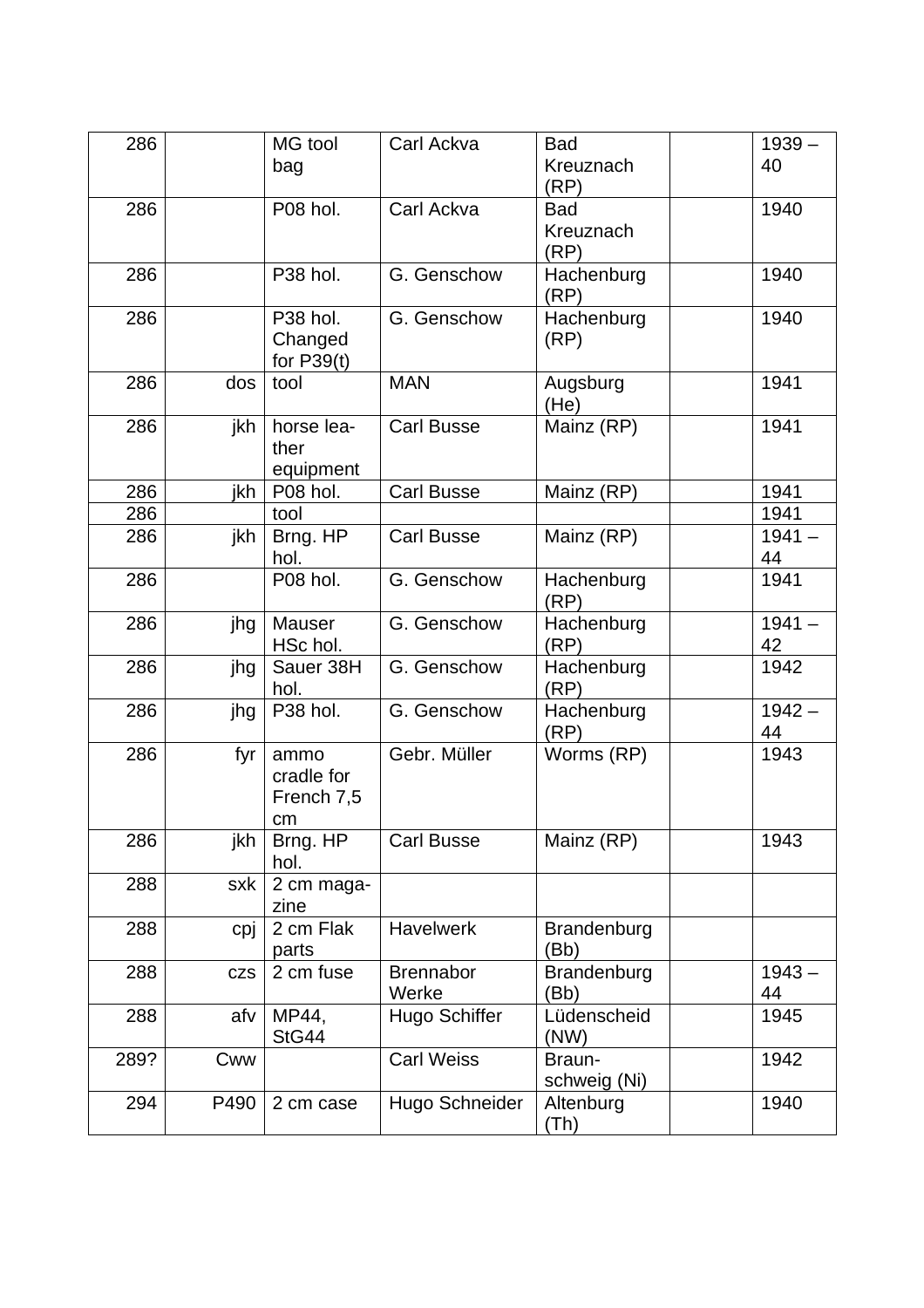| 286 | | MG tool bag | Carl Ackva | Bad Kreuznach (RP) | | 1939 – 40 |
|---|---|---|---|---|---|---|
| 286 | | P08 hol. | Carl Ackva | Bad Kreuznach (RP) | | 1940 |
| 286 | | P38 hol. | G. Genschow | Hachenburg (RP) | | 1940 |
| 286 | | P38 hol. Changed for P39(t) | G. Genschow | Hachenburg (RP) | | 1940 |
| 286 | dos | tool | MAN | Augsburg (He) | | 1941 |
| 286 | jkh | horse leather equipment | Carl Busse | Mainz (RP) | | 1941 |
| 286 | jkh | P08 hol. | Carl Busse | Mainz (RP) | | 1941 |
| 286 | | tool | | | | 1941 |
| 286 | jkh | Brng. HP hol. | Carl Busse | Mainz (RP) | | 1941 – 44 |
| 286 | | P08 hol. | G. Genschow | Hachenburg (RP) | | 1941 |
| 286 | jhg | Mauser HSc hol. | G. Genschow | Hachenburg (RP) | | 1941 – 42 |
| 286 | jhg | Sauer 38H hol. | G. Genschow | Hachenburg (RP) | | 1942 |
| 286 | jhg | P38 hol. | G. Genschow | Hachenburg (RP) | | 1942 – 44 |
| 286 | fyr | ammo cradle for French 7,5 cm | Gebr. Müller | Worms (RP) | | 1943 |
| 286 | jkh | Brng. HP hol. | Carl Busse | Mainz (RP) | | 1943 |
| 288 | sxk | 2 cm magazine | | | | |
| 288 | cpj | 2 cm Flak parts | Havelwerk | Brandenburg (Bb) | | |
| 288 | czs | 2 cm fuse | Brennabor Werke | Brandenburg (Bb) | | 1943 – 44 |
| 288 | afv | MP44, StG44 | Hugo Schiffer | Lüdenscheid (NW) | | 1945 |
| 289? | Cww | | Carl Weiss | Braunschweig (Ni) | | 1942 |
| 294 | P490 | 2 cm case | Hugo Schneider | Altenburg (Th) | | 1940 |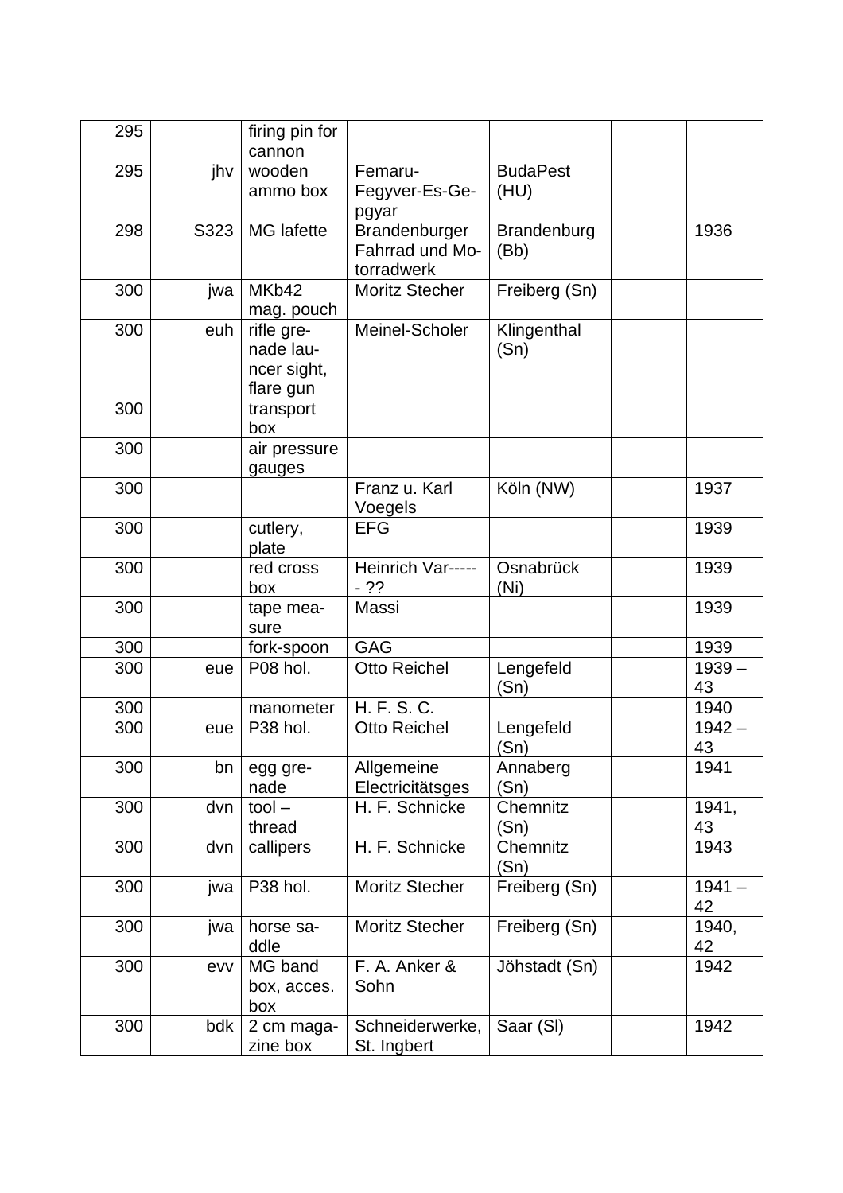| 295 | | firing pin for cannon | | | | |
|---|---|---|---|---|---|---|
| 295 | jhv | wooden ammo box | Femaru-Fegyver-Es-Ge-pgyar | BudaPest (HU) | | |
| 298 | S323 | MG lafette | Brandenburger Fahrrad und Mo-torradwerk | Brandenburg (Bb) | | 1936 |
| 300 | jwa | MKb42 mag. pouch | Moritz Stecher | Freiberg (Sn) | | |
| 300 | euh | rifle gre-nade lau-ncer sight, flare gun | Meinel-Scholer | Klingenthal (Sn) | | |
| 300 | | transport box | | | | |
| 300 | | air pressure gauges | | | | |
| 300 | | | Franz u. Karl Voegels | Köln (NW) | | 1937 |
| 300 | | cutlery, plate | EFG | | | 1939 |
| 300 | | red cross box | Heinrich Var------ ?? | Osnabrück (Ni) | | 1939 |
| 300 | | tape mea-sure | Massi | | | 1939 |
| 300 | | fork-spoon | GAG | | | 1939 |
| 300 | eue | P08 hol. | Otto Reichel | Lengefeld (Sn) | | 1939 – 43 |
| 300 | | manometer | H. F. S. C. | | | 1940 |
| 300 | eue | P38 hol. | Otto Reichel | Lengefeld (Sn) | | 1942 – 43 |
| 300 | bn | egg gre-nade | Allgemeine Electricitätsges | Annaberg (Sn) | | 1941 |
| 300 | dvn | tool – thread | H. F. Schnicke | Chemnitz (Sn) | | 1941, 43 |
| 300 | dvn | callipers | H. F. Schnicke | Chemnitz (Sn) | | 1943 |
| 300 | jwa | P38 hol. | Moritz Stecher | Freiberg (Sn) | | 1941 – 42 |
| 300 | jwa | horse sa-ddle | Moritz Stecher | Freiberg (Sn) | | 1940, 42 |
| 300 | evv | MG band box, acces. box | F. A. Anker & Sohn | Jöhstadt (Sn) | | 1942 |
| 300 | bdk | 2 cm maga-zine box | Schneiderwerke, St. Ingbert | Saar (Sl) | | 1942 |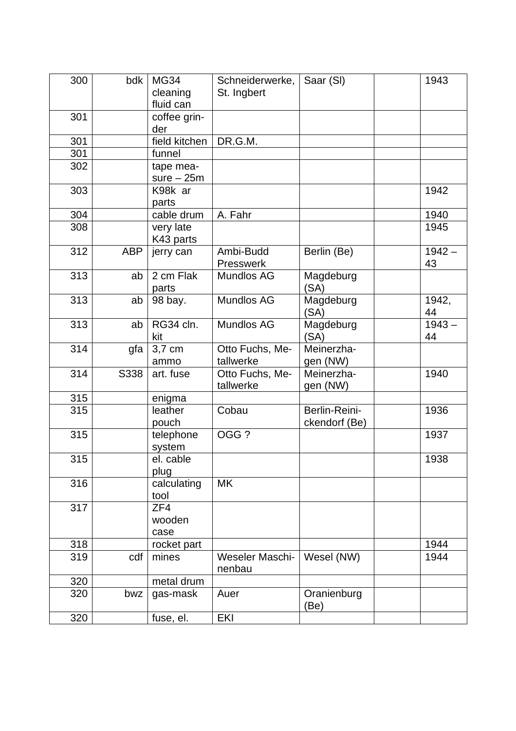| 300 | bdk | MG34 cleaning fluid can | Schneiderwerke, St. Ingbert | Saar (Sl) | | 1943 |
|---|---|---|---|---|---|---|
| 301 | | coffee grinder | | | | |
| 301 | | field kitchen | DR.G.M. | | | |
| 301 | | funnel | | | | |
| 302 | | tape measure – 25m | | | | |
| 303 | | K98k ar parts | | | | 1942 |
| 304 | | cable drum | A. Fahr | | | 1940 |
| 308 | | very late K43 parts | | | | 1945 |
| 312 | ABP | jerry can | Ambi-Budd Presswerk | Berlin (Be) | | 1942 – 43 |
| 313 | ab | 2 cm Flak parts | Mundlos AG | Magdeburg (SA) | | |
| 313 | ab | 98 bay. | Mundlos AG | Magdeburg (SA) | | 1942, 44 |
| 313 | ab | RG34 cln. kit | Mundlos AG | Magdeburg (SA) | | 1943 – 44 |
| 314 | gfa | 3,7 cm ammo | Otto Fuchs, Metallwerke | Meinerzhagen (NW) | | |
| 314 | S338 | art. fuse | Otto Fuchs, Metallwerke | Meinerzhagen (NW) | | 1940 |
| 315 | | enigma | | | | |
| 315 | | leather pouch | Cobau | Berlin-Reinickendorf (Be) | | 1936 |
| 315 | | telephone system | OGG ? | | | 1937 |
| 315 | | el. cable plug | | | | 1938 |
| 316 | | calculating tool | MK | | | |
| 317 | | ZF4 wooden case | | | | |
| 318 | | rocket part | | | | 1944 |
| 319 | cdf | mines | Weseler Maschinenbau | Wesel (NW) | | 1944 |
| 320 | | metal drum | | | | |
| 320 | bwz | gas-mask | Auer | Oranienburg (Be) | | |
| 320 | | fuse, el. | EKI | | | |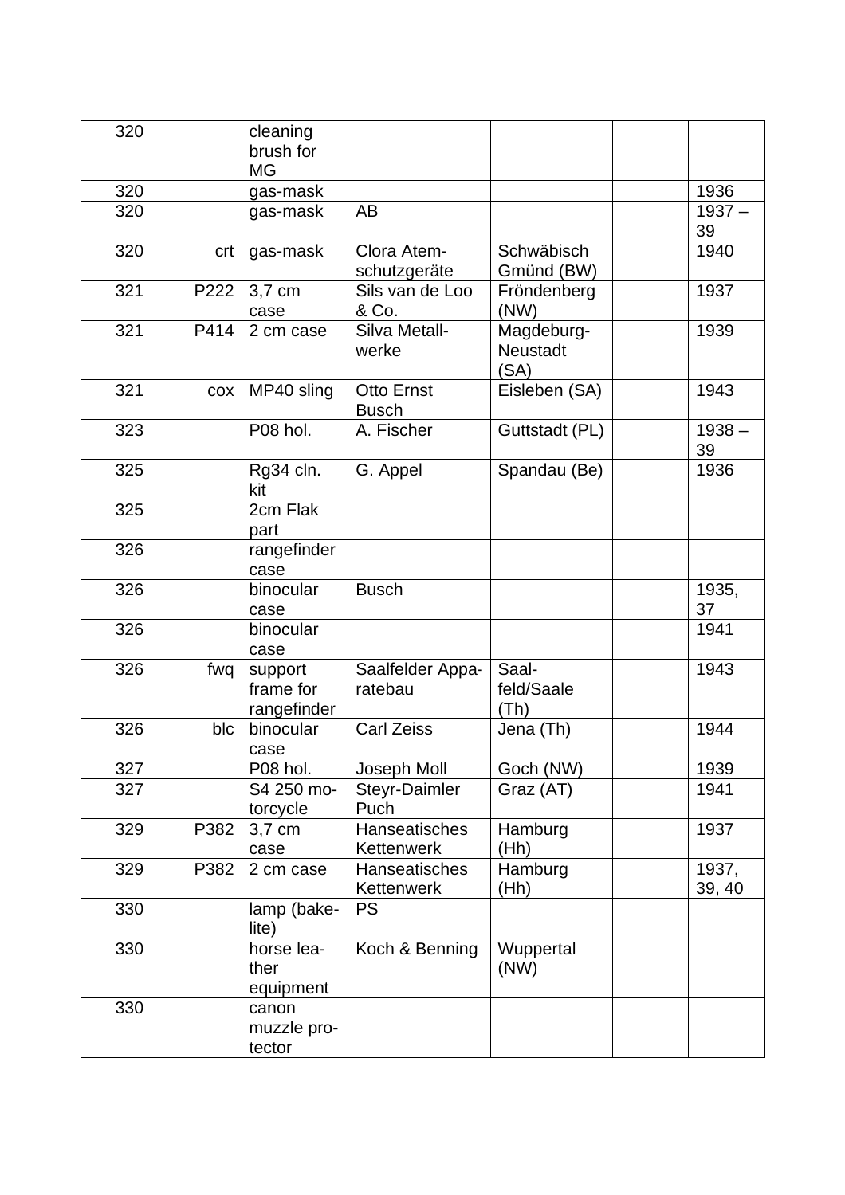| 320 | | cleaning brush for MG | | | | |
|---|---|---|---|---|---|---|
| 320 | | gas-mask | | | | 1936 |
| 320 | | gas-mask | AB | | | 1937 – 39 |
| 320 | crt | gas-mask | Clora Atem-schutzgeräte | Schwäbisch Gmünd (BW) | | 1940 |
| 321 | P222 | 3,7 cm case | Sils van de Loo & Co. | Fröndenberg (NW) | | 1937 |
| 321 | P414 | 2 cm case | Silva Metall-werke | Magdeburg-Neustadt (SA) | | 1939 |
| 321 | cox | MP40 sling | Otto Ernst Busch | Eisleben (SA) | | 1943 |
| 323 | | P08 hol. | A. Fischer | Guttstadt (PL) | | 1938 – 39 |
| 325 | | Rg34 cln. kit | G. Appel | Spandau (Be) | | 1936 |
| 325 | | 2cm Flak part | | | | |
| 326 | | rangefinder case | | | | |
| 326 | | binocular case | Busch | | | 1935, 37 |
| 326 | | binocular case | | | | 1941 |
| 326 | fwq | support frame for rangefinder | Saalfelder Appa-ratebau | Saal-feld/Saale (Th) | | 1943 |
| 326 | blc | binocular case | Carl Zeiss | Jena (Th) | | 1944 |
| 327 | | P08 hol. | Joseph Moll | Goch (NW) | | 1939 |
| 327 | | S4 250 mo-torcycle | Steyr-Daimler Puch | Graz (AT) | | 1941 |
| 329 | P382 | 3,7 cm case | Hanseatisches Kettenwerk | Hamburg (Hh) | | 1937 |
| 329 | P382 | 2 cm case | Hanseatisches Kettenwerk | Hamburg (Hh) | | 1937, 39, 40 |
| 330 | | lamp (bake-lite) | PS | | | |
| 330 | | horse lea-ther equipment | Koch & Benning | Wuppertal (NW) | | |
| 330 | | canon muzzle pro-tector | | | | |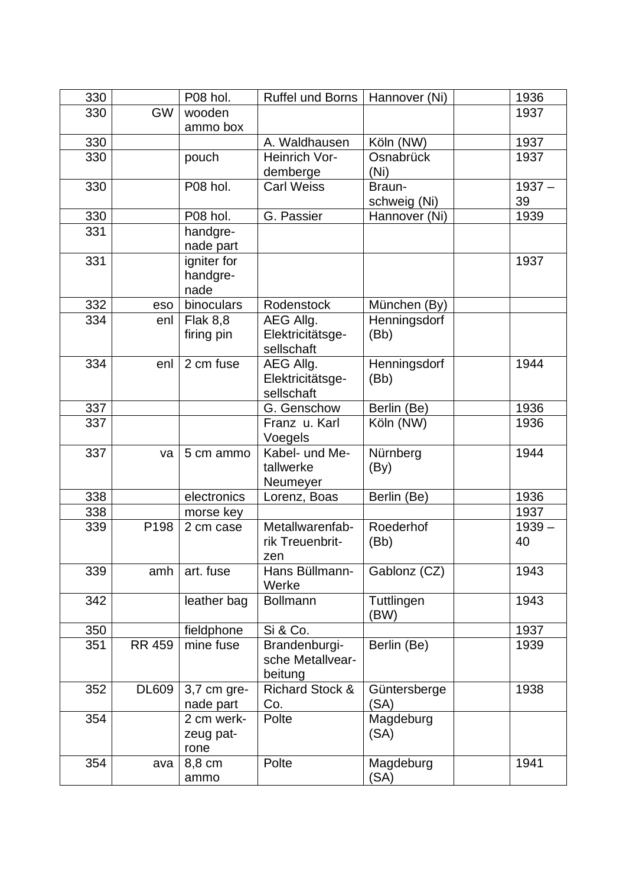| | | | | | | |
|---|---|---|---|---|---|---|
| 330 | | P08 hol. | Ruffel und Borns | Hannover (Ni) | | 1936 |
| 330 | GW | wooden ammo box | | | | 1937 |
| 330 | | | A. Waldhausen | Köln (NW) | | 1937 |
| 330 | | pouch | Heinrich Vordemberge | Osnabrück (Ni) | | 1937 |
| 330 | | P08 hol. | Carl Weiss | Braunschweig (Ni) | | 1937 – 39 |
| 330 | | P08 hol. | G. Passier | Hannover (Ni) | | 1939 |
| 331 | | handgrenade part | | | | |
| 331 | | igniter for handgrenade | | | | 1937 |
| 332 | eso | binoculars | Rodenstock | München (By) | | |
| 334 | enl | Flak 8,8 firing pin | AEG Allg. Elektricitätsgesellschaft | Henningsdorf (Bb) | | |
| 334 | enl | 2 cm fuse | AEG Allg. Elektricitätsgesellschaft | Henningsdorf (Bb) | | 1944 |
| 337 | | | G. Genschow | Berlin (Be) | | 1936 |
| 337 | | | Franz u. Karl Voegels | Köln (NW) | | 1936 |
| 337 | va | 5 cm ammo | Kabel- und Metallwerke Neumeyer | Nürnberg (By) | | 1944 |
| 338 | | electronics | Lorenz, Boas | Berlin (Be) | | 1936 |
| 338 | | morse key | | | | 1937 |
| 339 | P198 | 2 cm case | Metallwarenfabrik Treuenbritzen | Roederhof (Bb) | | 1939 – 40 |
| 339 | amh | art. fuse | Hans Büllmann-Werke | Gablonz (CZ) | | 1943 |
| 342 | | leather bag | Bollmann | Tuttlingen (BW) | | 1943 |
| 350 | | fieldphone | Si & Co. | | | 1937 |
| 351 | RR 459 | mine fuse | Brandenburgische Metallvearbeitung | Berlin (Be) | | 1939 |
| 352 | DL609 | 3,7 cm grenade part | Richard Stock & Co. | Güntersberge (SA) | | 1938 |
| 354 | | 2 cm werkzeug patrone | Polte | Magdeburg (SA) | | |
| 354 | ava | 8,8 cm ammo | Polte | Magdeburg (SA) | | 1941 |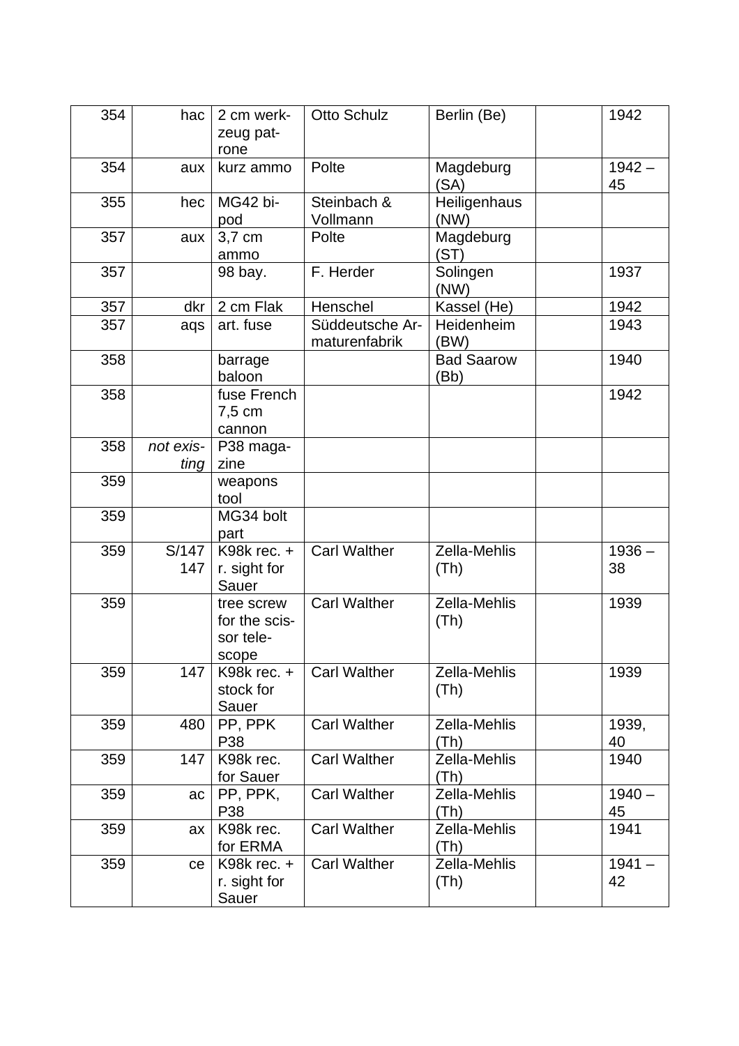| | | | | | | |
|---|---|---|---|---|---|---|
| 354 | hac | 2 cm werkzeug patrone | Otto Schulz | Berlin (Be) | | 1942 |
| 354 | aux | kurz ammo | Polte | Magdeburg (SA) | | 1942 – 45 |
| 355 | hec | MG42 bipod | Steinbach & Vollmann | Heiligenhaus (NW) | | |
| 357 | aux | 3,7 cm ammo | Polte | Magdeburg (ST) | | |
| 357 | | 98 bay. | F. Herder | Solingen (NW) | | 1937 |
| 357 | dkr | 2 cm Flak | Henschel | Kassel (He) | | 1942 |
| 357 | aqs | art. fuse | Süddeutsche Armaturenfabrik | Heidenheim (BW) | | 1943 |
| 358 | | barrage baloon | | Bad Saarow (Bb) | | 1940 |
| 358 | | fuse French 7,5 cm cannon | | | | 1942 |
| 358 | *not existing* | P38 magazine | | | | |
| 359 | | weapons tool | | | | |
| 359 | | MG34 bolt part | | | | |
| 359 | S/147 147 | K98k rec. + r. sight for Sauer | Carl Walther | Zella-Mehlis (Th) | | 1936 – 38 |
| 359 | | tree screw for the scissor telescope | Carl Walther | Zella-Mehlis (Th) | | 1939 |
| 359 | 147 | K98k rec. + stock for Sauer | Carl Walther | Zella-Mehlis (Th) | | 1939 |
| 359 | 480 | PP, PPK P38 | Carl Walther | Zella-Mehlis (Th) | | 1939, 40 |
| 359 | 147 | K98k rec. for Sauer | Carl Walther | Zella-Mehlis (Th) | | 1940 |
| 359 | ac | PP, PPK, P38 | Carl Walther | Zella-Mehlis (Th) | | 1940 – 45 |
| 359 | ax | K98k rec. for ERMA | Carl Walther | Zella-Mehlis (Th) | | 1941 |
| 359 | ce | K98k rec. + r. sight for Sauer | Carl Walther | Zella-Mehlis (Th) | | 1941 – 42 |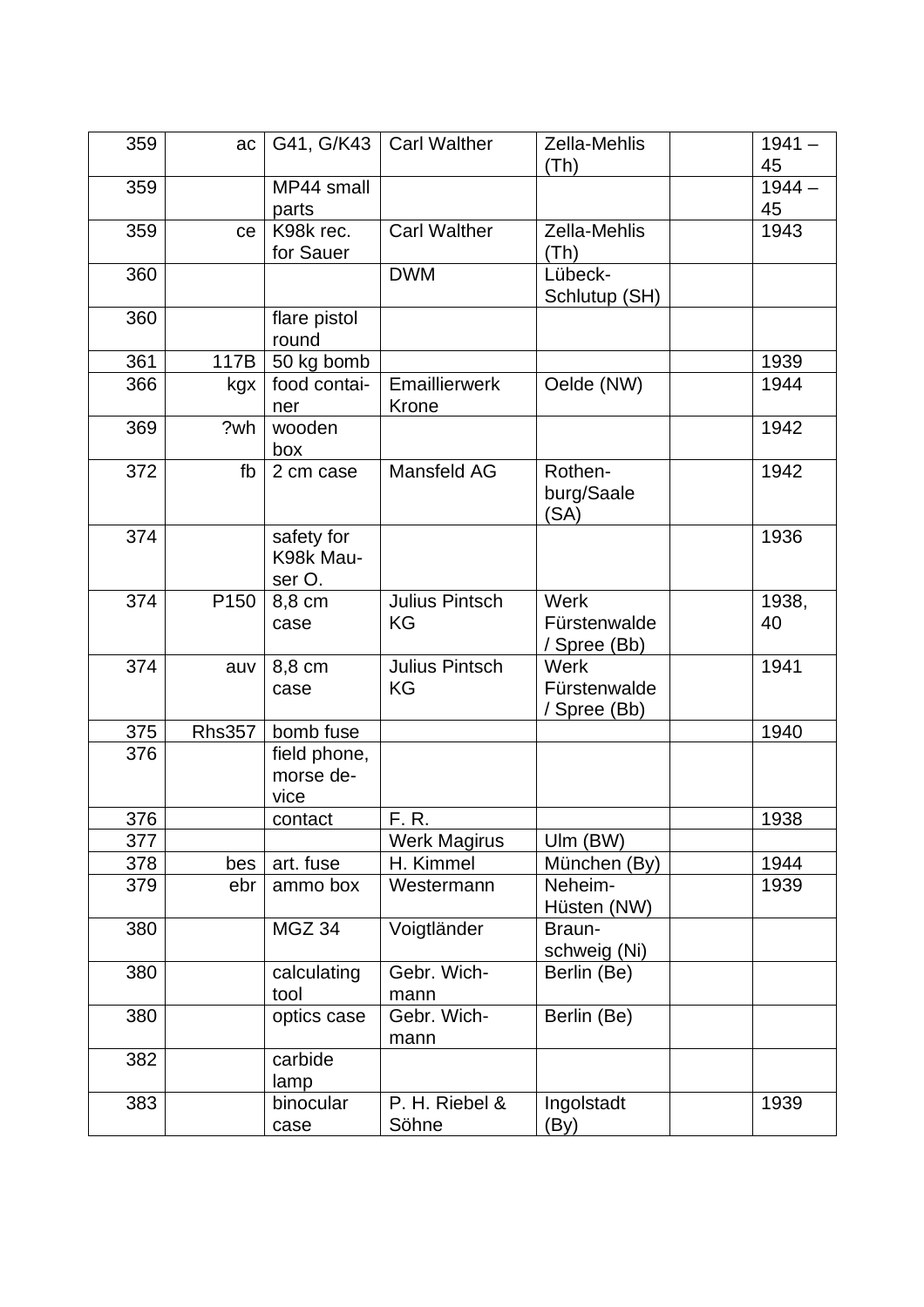| 359 | ac | G41, G/K43 | Carl Walther | Zella-Mehlis (Th) | | 1941 – 45 |
|---|---|---|---|---|---|---|
| 359 | | MP44 small parts | | | | 1944 – 45 |
| 359 | ce | K98k rec. for Sauer | Carl Walther | Zella-Mehlis (Th) | | 1943 |
| 360 | | | DWM | Lübeck-Schlutup (SH) | | |
| 360 | | flare pistol round | | | | |
| 361 | 117B | 50 kg bomb | | | | 1939 |
| 366 | kgx | food container | Emaillierwerk Krone | Oelde (NW) | | 1944 |
| 369 | ?wh | wooden box | | | | 1942 |
| 372 | fb | 2 cm case | Mansfeld AG | Rothenburg/Saale (SA) | | 1942 |
| 374 | | safety for K98k Mauser O. | | | | 1936 |
| 374 | P150 | 8,8 cm case | Julius Pintsch KG | Werk Fürstenwalde / Spree (Bb) | | 1938, 40 |
| 374 | auv | 8,8 cm case | Julius Pintsch KG | Werk Fürstenwalde / Spree (Bb) | | 1941 |
| 375 | Rhs357 | bomb fuse | | | | 1940 |
| 376 | | field phone, morse device | | | | |
| 376 | | contact | F. R. | | | 1938 |
| 377 | | | Werk Magirus | Ulm (BW) | | |
| 378 | bes | art. fuse | H. Kimmel | München (By) | | 1944 |
| 379 | ebr | ammo box | Westermann | Neheim-Hüsten (NW) | | 1939 |
| 380 | | MGZ 34 | Voigtländer | Braunschweig (Ni) | | |
| 380 | | calculating tool | Gebr. Wichmann | Berlin (Be) | | |
| 380 | | optics case | Gebr. Wichmann | Berlin (Be) | | |
| 382 | | carbide lamp | | | | |
| 383 | | binocular case | P. H. Riebel & Söhne | Ingolstadt (By) | | 1939 |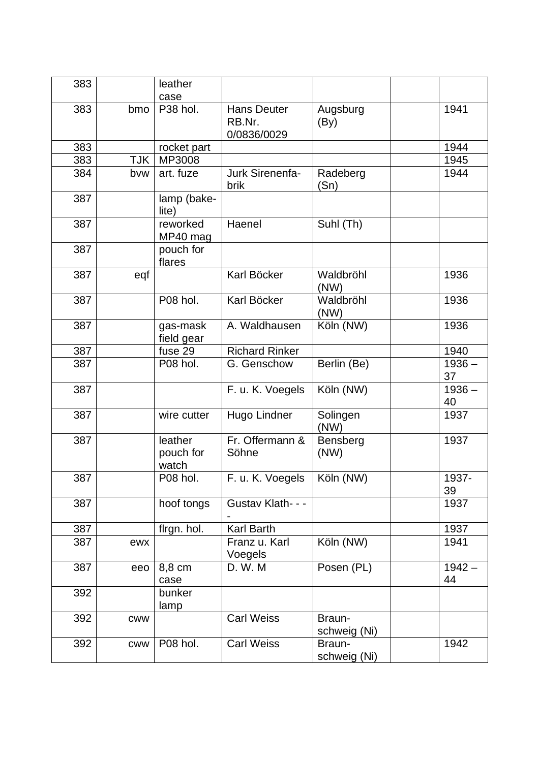| 383 | | leather case | | | | |
|---|---|---|---|---|---|---|
| 383 | bmo | P38 hol. | Hans Deuter RB.Nr. 0/0836/0029 | Augsburg (By) | | 1941 |
| 383 | | rocket part | | | | 1944 |
| 383 | TJK | MP3008 | | | | 1945 |
| 384 | bvw | art. fuze | Jurk Sirenenfa-brik | Radeberg (Sn) | | 1944 |
| 387 | | lamp (bake-lite) | | | | |
| 387 | | reworked MP40 mag | Haenel | Suhl (Th) | | |
| 387 | | pouch for flares | | | | |
| 387 | eqf | | Karl Böcker | Waldbröhl (NW) | | 1936 |
| 387 | | P08 hol. | Karl Böcker | Waldbröhl (NW) | | 1936 |
| 387 | | gas-mask field gear | A. Waldhausen | Köln (NW) | | 1936 |
| 387 | | fuse 29 | Richard Rinker | | | 1940 |
| 387 | | P08 hol. | G. Genschow | Berlin (Be) | | 1936 – 37 |
| 387 | | | F. u. K. Voegels | Köln (NW) | | 1936 – 40 |
| 387 | | wire cutter | Hugo Lindner | Solingen (NW) | | 1937 |
| 387 | | leather pouch for watch | Fr. Offermann & Söhne | Bensberg (NW) | | 1937 |
| 387 | | P08 hol. | F. u. K. Voegels | Köln (NW) | | 1937-39 |
| 387 | | hoof tongs | Gustav Klath- - - - | | | 1937 |
| 387 | | flrgn. hol. | Karl Barth | | | 1937 |
| 387 | ewx | | Franz u. Karl Voegels | Köln (NW) | | 1941 |
| 387 | eeo | 8,8 cm case | D. W. M | Posen (PL) | | 1942 – 44 |
| 392 | | bunker lamp | | | | |
| 392 | cww | | Carl Weiss | Braun-schweig (Ni) | | |
| 392 | cww | P08 hol. | Carl Weiss | Braun-schweig (Ni) | | 1942 |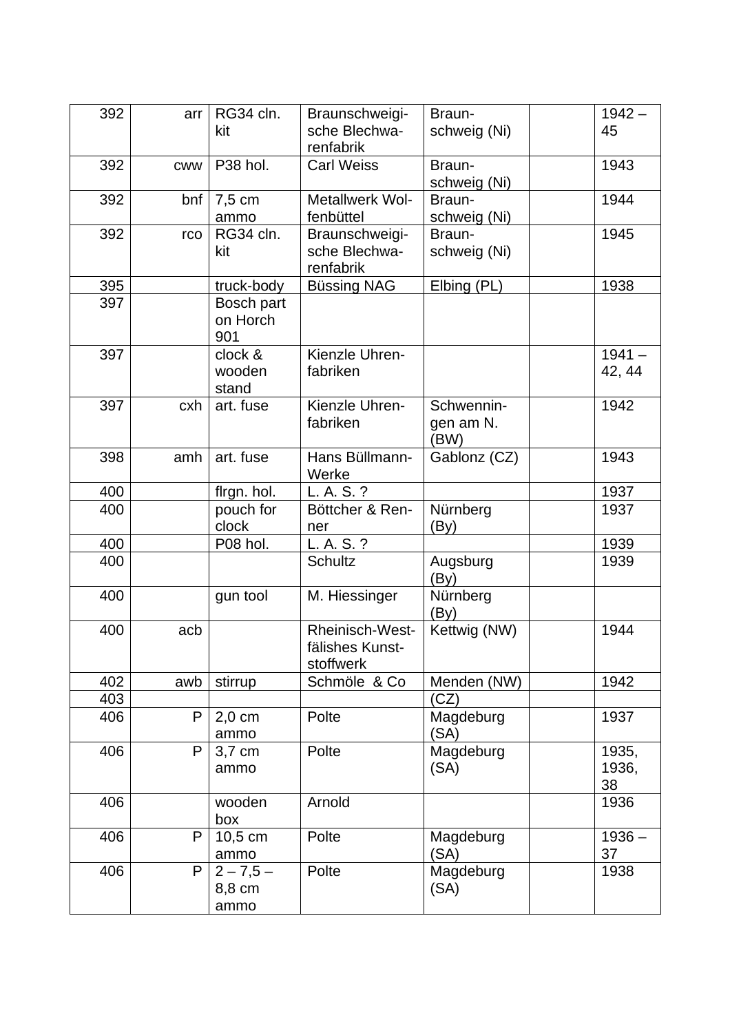| 392 | arr | RG34 cln. kit | Braunschweigische Blechwarenfabrik | Braunschweig (Ni) | | 1942 – 45 |
|---|---|---|---|---|---|---|
| 392 | cww | P38 hol. | Carl Weiss | Braunschweig (Ni) | | 1943 |
| 392 | bnf | 7,5 cm ammo | Metallwerk Wolfenbüttel | Braunschweig (Ni) | | 1944 |
| 392 | rco | RG34 cln. kit | Braunschweigische Blechwarenfabrik | Braunschweig (Ni) | | 1945 |
| 395 | | truck-body | Büssing NAG | Elbing (PL) | | 1938 |
| 397 | | Bosch part on Horch 901 | | | | |
| 397 | | clock & wooden stand | Kienzle Uhrenfabriken | | | 1941 – 42, 44 |
| 397 | cxh | art. fuse | Kienzle Uhrenfabriken | Schwenningen am N. (BW) | | 1942 |
| 398 | amh | art. fuse | Hans Büllmann-Werke | Gablonz (CZ) | | 1943 |
| 400 | | flrgn. hol. | L. A. S. ? | | | 1937 |
| 400 | | pouch for clock | Böttcher & Renner | Nürnberg (By) | | 1937 |
| 400 | | P08 hol. | L. A. S. ? | | | 1939 |
| 400 | | | Schultz | Augsburg (By) | | 1939 |
| 400 | | gun tool | M. Hiessinger | Nürnberg (By) | | |
| 400 | acb | | Rheinisch-Westfälishes Kunststoffwerk | Kettwig (NW) | | 1944 |
| 402 | awb | stirrup | Schmöle & Co | Menden (NW) | | 1942 |
| 403 | | | | (CZ) | | |
| 406 | P | 2,0 cm ammo | Polte | Magdeburg (SA) | | 1937 |
| 406 | P | 3,7 cm ammo | Polte | Magdeburg (SA) | | 1935, 1936, 38 |
| 406 | | wooden box | Arnold | | | 1936 |
| 406 | P | 10,5 cm ammo | Polte | Magdeburg (SA) | | 1936 – 37 |
| 406 | P | 2 – 7,5 – 8,8 cm ammo | Polte | Magdeburg (SA) | | 1938 |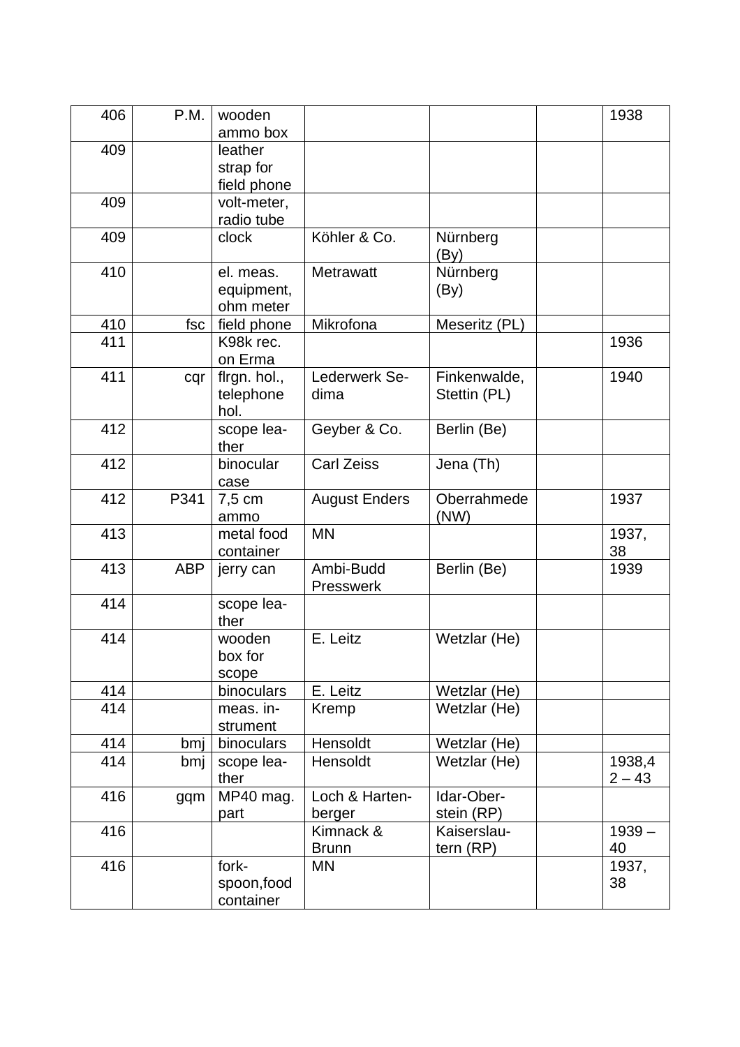| 406 | P.M. | wooden ammo box | | | | 1938 |
|---|---|---|---|---|---|---|
| 409 | | leather strap for field phone | | | | |
| 409 | | volt-meter, radio tube | | | | |
| 409 | | clock | Köhler & Co. | Nürnberg (By) | | |
| 410 | | el. meas. equipment, ohm meter | Metrawatt | Nürnberg (By) | | |
| 410 | fsc | field phone | Mikrofona | Meseritz (PL) | | |
| 411 | | K98k rec. on Erma | | | | 1936 |
| 411 | cqr | flrgn. hol., telephone hol. | Lederwerk Sedima | Finkenwalde, Stettin (PL) | | 1940 |
| 412 | | scope leather | Geyber & Co. | Berlin (Be) | | |
| 412 | | binocular case | Carl Zeiss | Jena (Th) | | |
| 412 | P341 | 7,5 cm ammo | August Enders | Oberrahmede (NW) | | 1937 |
| 413 | | metal food container | MN | | | 1937, 38 |
| 413 | ABP | jerry can | Ambi-Budd Presswerk | Berlin (Be) | | 1939 |
| 414 | | scope leather | | | | |
| 414 | | wooden box for scope | E. Leitz | Wetzlar (He) | | |
| 414 | | binoculars | E. Leitz | Wetzlar (He) | | |
| 414 | | meas. instrument | Kremp | Wetzlar (He) | | |
| 414 | bmj | binoculars | Hensoldt | Wetzlar (He) | | |
| 414 | bmj | scope leather | Hensoldt | Wetzlar (He) | | 1938,42 – 43 |
| 416 | gqm | MP40 mag. part | Loch & Hartenberger | Idar-Oberstein (RP) | | |
| 416 | | | Kimnack & Brunn | Kaiserslautern (RP) | | 1939 – 40 |
| 416 | | fork-spoon,food container | MN | | | 1937, 38 |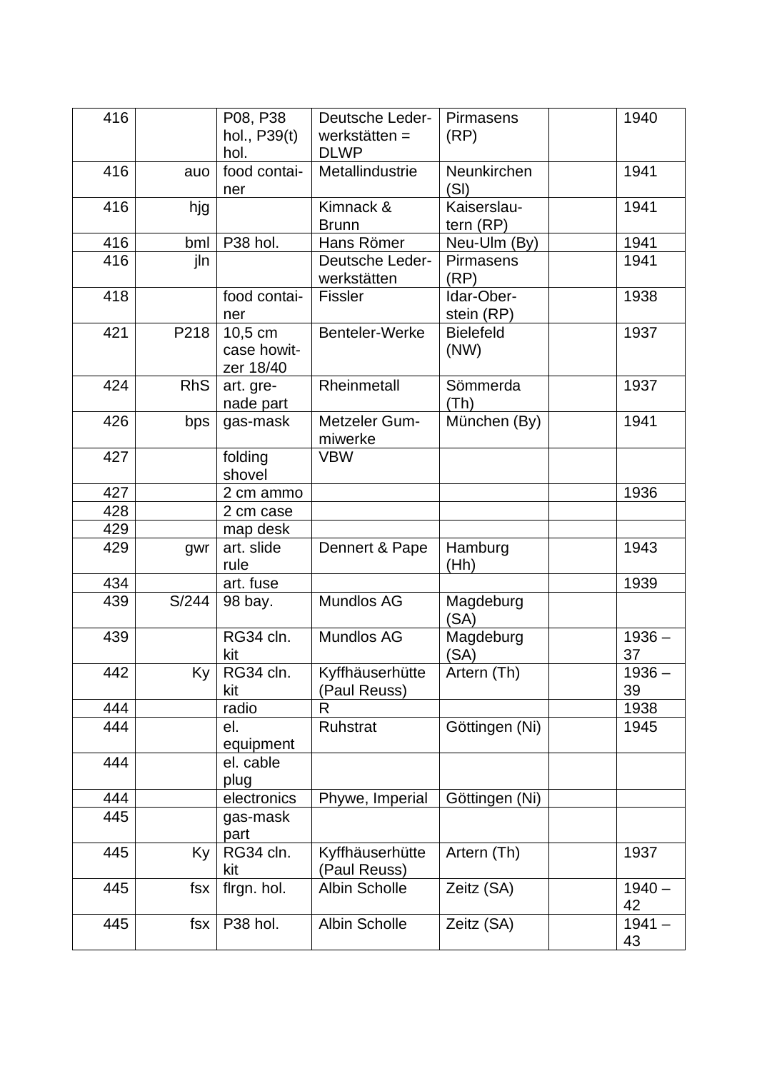| 416 | | P08, P38 hol., P39(t) hol. | Deutsche Leder­werkstätten = DLWP | Pirmasens (RP) | | 1940 |
|---|---|---|---|---|---|---|
| 416 | auo | food contai­ner | Metallindustrie | Neunkirchen (Sl) | | 1941 |
| 416 | hjg | | Kimnack & Brunn | Kaiserslau­tern (RP) | | 1941 |
| 416 | bml | P38 hol. | Hans Römer | Neu-Ulm (By) | | 1941 |
| 416 | jln | | Deutsche Leder­werkstätten | Pirmasens (RP) | | 1941 |
| 418 | | food contai­ner | Fissler | Idar-Ober­stein (RP) | | 1938 |
| 421 | P218 | 10,5 cm case howit­zer 18/40 | Benteler-Werke | Bielefeld (NW) | | 1937 |
| 424 | RhS | art. gre­nade part | Rheinmetall | Sömmerda (Th) | | 1937 |
| 426 | bps | gas-mask | Metzeler Gum­miwerke | München (By) | | 1941 |
| 427 | | folding shovel | VBW | | | |
| 427 | | 2 cm ammo | | | | 1936 |
| 428 | | 2 cm case | | | | |
| 429 | | map desk | | | | |
| 429 | gwr | art. slide rule | Dennert & Pape | Hamburg (Hh) | | 1943 |
| 434 | | art. fuse | | | | 1939 |
| 439 | S/244 | 98 bay. | Mundlos AG | Magdeburg (SA) | | |
| 439 | | RG34 cln. kit | Mundlos AG | Magdeburg (SA) | | 1936 – 37 |
| 442 | Ky | RG34 cln. kit | Kyffhäuserhütte (Paul Reuss) | Artern (Th) | | 1936 – 39 |
| 444 | | radio | R | | | 1938 |
| 444 | | el. equipment | Ruhstrat | Göttingen (Ni) | | 1945 |
| 444 | | el. cable plug | | | | |
| 444 | | electronics | Phywe, Imperial | Göttingen (Ni) | | |
| 445 | | gas-mask part | | | | |
| 445 | Ky | RG34 cln. kit | Kyffhäuserhütte (Paul Reuss) | Artern (Th) | | 1937 |
| 445 | fsx | flrgn. hol. | Albin Scholle | Zeitz (SA) | | 1940 – 42 |
| 445 | fsx | P38 hol. | Albin Scholle | Zeitz (SA) | | 1941 – 43 |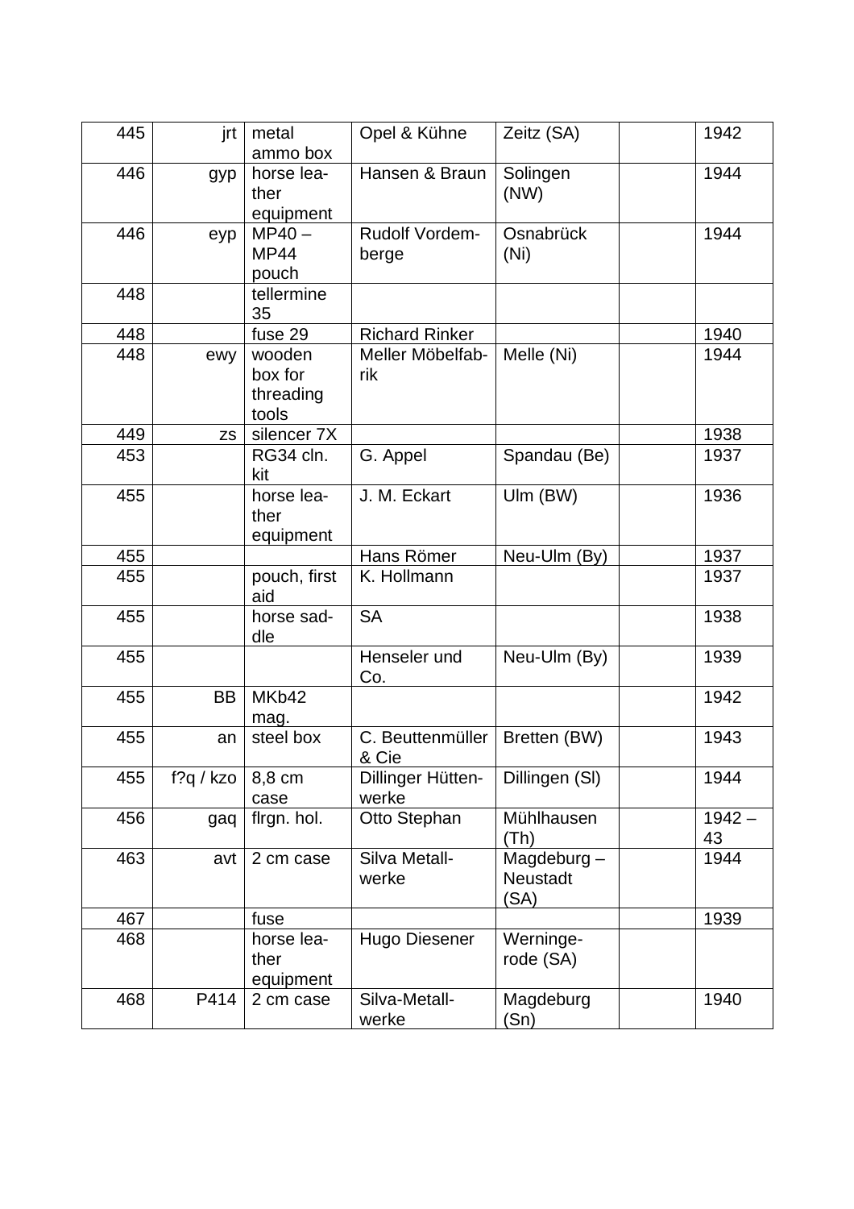| | | | | | | |
|---|---|---|---|---|---|---|
| 445 | jrt | metal ammo box | Opel & Kühne | Zeitz (SA) | | 1942 |
| 446 | gyp | horse leather equipment | Hansen & Braun | Solingen (NW) | | 1944 |
| 446 | eyp | MP40 – MP44 pouch | Rudolf Vordemberge | Osnabrück (Ni) | | 1944 |
| 448 | | tellermine 35 | | | | |
| 448 | | fuse 29 | Richard Rinker | | | 1940 |
| 448 | ewy | wooden box for threading tools | Meller Möbelfabrik | Melle (Ni) | | 1944 |
| 449 | zs | silencer 7X | | | | 1938 |
| 453 | | RG34 cln. kit | G. Appel | Spandau (Be) | | 1937 |
| 455 | | horse leather equipment | J. M. Eckart | Ulm (BW) | | 1936 |
| 455 | | | Hans Römer | Neu-Ulm (By) | | 1937 |
| 455 | | pouch, first aid | K. Hollmann | | | 1937 |
| 455 | | horse saddle | SA | | | 1938 |
| 455 | | | Henseler und Co. | Neu-Ulm (By) | | 1939 |
| 455 | BB | MKb42 mag. | | | | 1942 |
| 455 | an | steel box | C. Beuttenmüller & Cie | Bretten (BW) | | 1943 |
| 455 | f?q / kzo | 8,8 cm case | Dillinger Hüttenwerke | Dillingen (Sl) | | 1944 |
| 456 | gaq | flrgn. hol. | Otto Stephan | Mühlhausen (Th) | | 1942 – 43 |
| 463 | avt | 2 cm case | Silva Metallwerke | Magdeburg – Neustadt (SA) | | 1944 |
| 467 | | fuse | | | | 1939 |
| 468 | | horse leather equipment | Hugo Diesener | Wernigerode (SA) | | |
| 468 | P414 | 2 cm case | Silva-Metallwerke | Magdeburg (Sn) | | 1940 |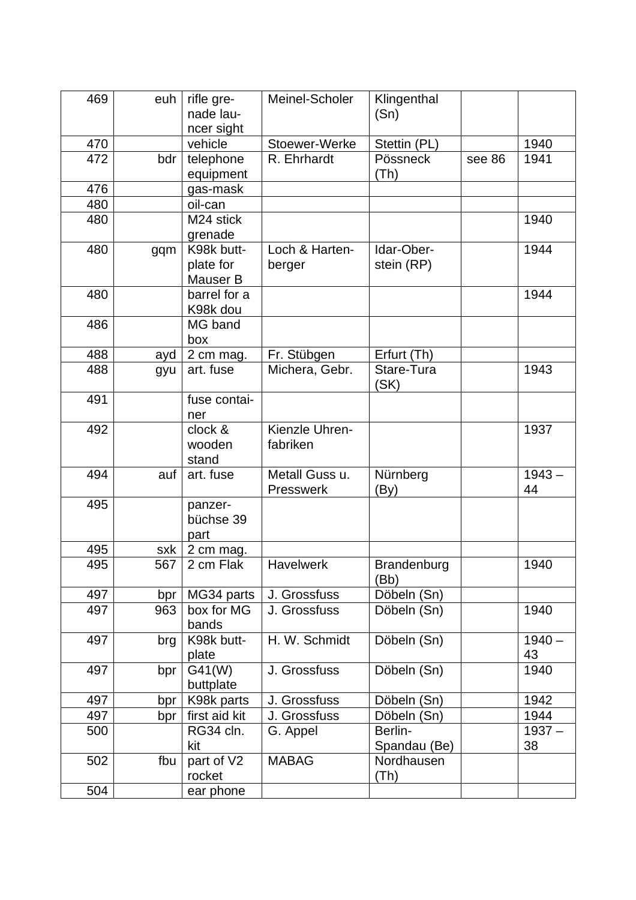| | | | | | | |
|---|---|---|---|---|---|---|
| 469 | euh | rifle grenade launcer sight | Meinel-Scholer | Klingenthal (Sn) | | |
| 470 | | vehicle | Stoewer-Werke | Stettin (PL) | | 1940 |
| 472 | bdr | telephone equipment | R. Ehrhardt | Pössneck (Th) | see 86 | 1941 |
| 476 | | gas-mask | | | | |
| 480 | | oil-can | | | | |
| 480 | | M24 stick grenade | | | | 1940 |
| 480 | gqm | K98k buttplate for Mauser B | Loch & Hartenberger | Idar-Oberstein (RP) | | 1944 |
| 480 | | barrel for a K98k dou | | | | 1944 |
| 486 | | MG band box | | | | |
| 488 | ayd | 2 cm mag. | Fr. Stübgen | Erfurt (Th) | | |
| 488 | gyu | art. fuse | Michera, Gebr. | Stare-Tura (SK) | | 1943 |
| 491 | | fuse container | | | | |
| 492 | | clock & wooden stand | Kienzle Uhrenfabriken | | | 1937 |
| 494 | auf | art. fuse | Metall Guss u. Presswerk | Nürnberg (By) | | 1943 – 44 |
| 495 | | panzerbüchse 39 part | | | | |
| 495 | sxk | 2 cm mag. | | | | |
| 495 | 567 | 2 cm Flak | Havelwerk | Brandenburg (Bb) | | 1940 |
| 497 | bpr | MG34 parts | J. Grossfuss | Döbeln (Sn) | | |
| 497 | 963 | box for MG bands | J. Grossfuss | Döbeln (Sn) | | 1940 |
| 497 | brg | K98k buttplate | H. W. Schmidt | Döbeln (Sn) | | 1940 – 43 |
| 497 | bpr | G41(W) buttplate | J. Grossfuss | Döbeln (Sn) | | 1940 |
| 497 | bpr | K98k parts | J. Grossfuss | Döbeln (Sn) | | 1942 |
| 497 | bpr | first aid kit | J. Grossfuss | Döbeln (Sn) | | 1944 |
| 500 | | RG34 cln. kit | G. Appel | Berlin-Spandau (Be) | | 1937 – 38 |
| 502 | fbu | part of V2 rocket | MABAG | Nordhausen (Th) | | |
| 504 | | ear phone | | | | |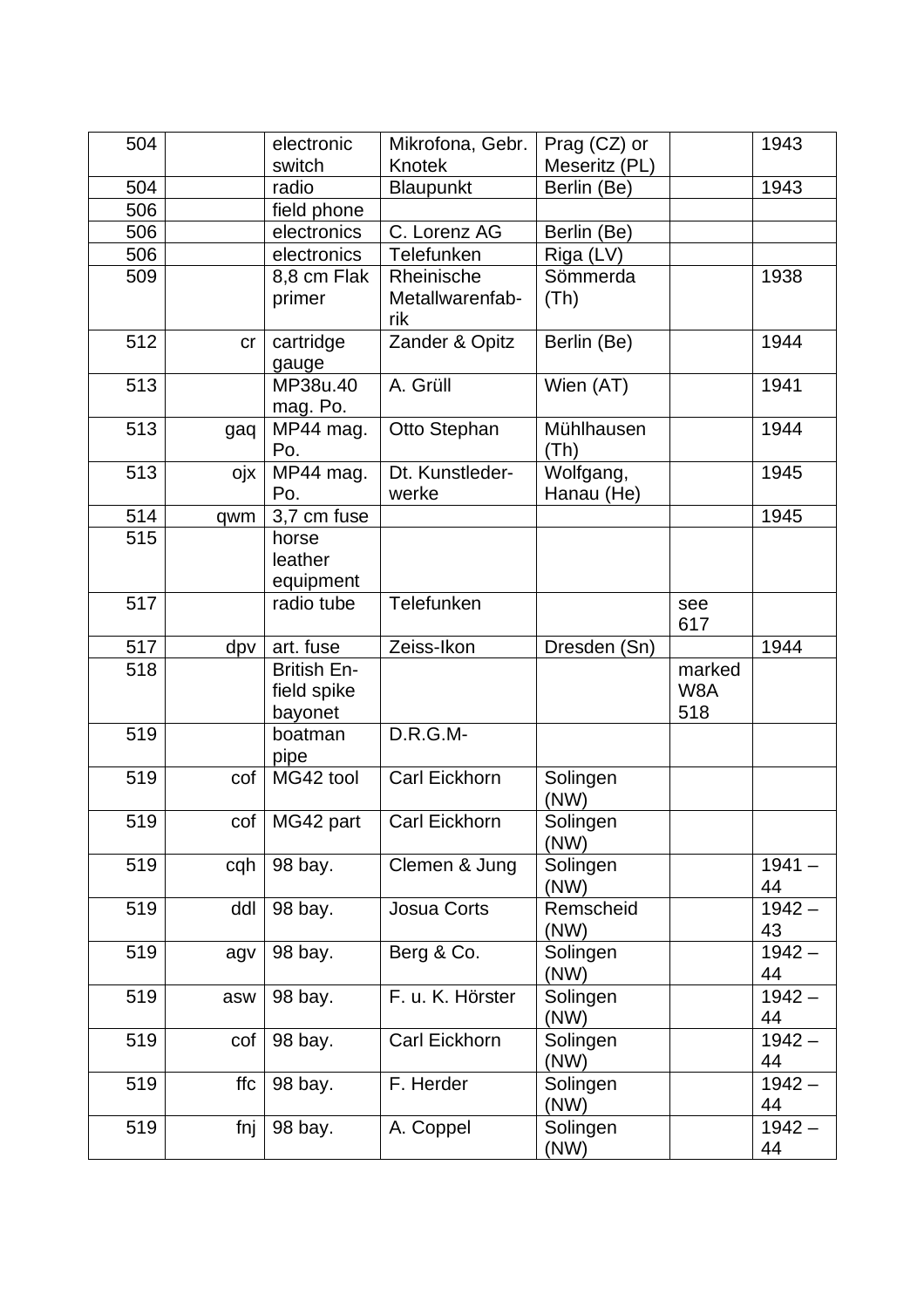| 504 | | electronic switch | Mikrofona, Gebr. Knotek | Prag (CZ) or Meseritz (PL) | | 1943 |
|---|---|---|---|---|---|---|
| 504 | | radio | Blaupunkt | Berlin (Be) | | 1943 |
| 506 | | field phone | | | | |
| 506 | | electronics | C. Lorenz AG | Berlin (Be) | | |
| 506 | | electronics | Telefunken | Riga (LV) | | |
| 509 | | 8,8 cm Flak primer | Rheinische Metallwarenfab-rik | Sömmerda (Th) | | 1938 |
| 512 | cr | cartridge gauge | Zander & Opitz | Berlin (Be) | | 1944 |
| 513 | | MP38u.40 mag. Po. | A. Grüll | Wien (AT) | | 1941 |
| 513 | gaq | MP44 mag. Po. | Otto Stephan | Mühlhausen (Th) | | 1944 |
| 513 | ojx | MP44 mag. Po. | Dt. Kunstleder-werke | Wolfgang, Hanau (He) | | 1945 |
| 514 | qwm | 3,7 cm fuse | | | | 1945 |
| 515 | | horse leather equipment | | | | |
| 517 | | radio tube | Telefunken | | see 617 | |
| 517 | dpv | art. fuse | Zeiss-Ikon | Dresden (Sn) | | 1944 |
| 518 | | British En-field spike bayonet | | | marked W8A 518 | |
| 519 | | boatman pipe | D.R.G.M- | | | |
| 519 | cof | MG42 tool | Carl Eickhorn | Solingen (NW) | | |
| 519 | cof | MG42 part | Carl Eickhorn | Solingen (NW) | | |
| 519 | cqh | 98 bay. | Clemen & Jung | Solingen (NW) | | 1941 – 44 |
| 519 | ddl | 98 bay. | Josua Corts | Remscheid (NW) | | 1942 – 43 |
| 519 | agv | 98 bay. | Berg & Co. | Solingen (NW) | | 1942 – 44 |
| 519 | asw | 98 bay. | F. u. K. Hörster | Solingen (NW) | | 1942 – 44 |
| 519 | cof | 98 bay. | Carl Eickhorn | Solingen (NW) | | 1942 – 44 |
| 519 | ffc | 98 bay. | F. Herder | Solingen (NW) | | 1942 – 44 |
| 519 | fnj | 98 bay. | A. Coppel | Solingen (NW) | | 1942 – 44 |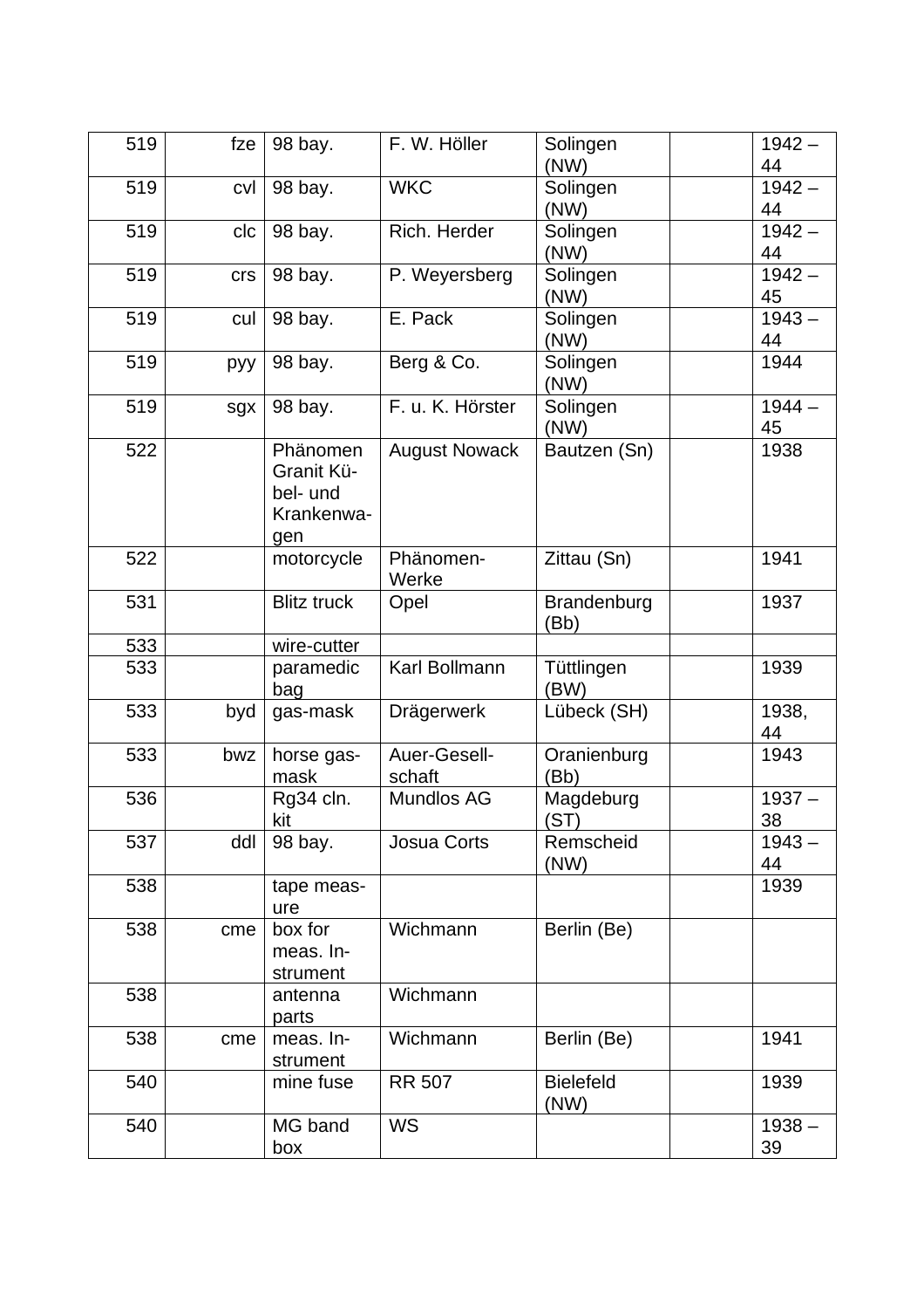| | | | | | | |
|---|---|---|---|---|---|---|
| 519 | fze | 98 bay. | F. W. Höller | Solingen (NW) | | 1942 – 44 |
| 519 | cvl | 98 bay. | WKC | Solingen (NW) | | 1942 – 44 |
| 519 | clc | 98 bay. | Rich. Herder | Solingen (NW) | | 1942 – 44 |
| 519 | crs | 98 bay. | P. Weyersberg | Solingen (NW) | | 1942 – 45 |
| 519 | cul | 98 bay. | E. Pack | Solingen (NW) | | 1943 – 44 |
| 519 | pyy | 98 bay. | Berg & Co. | Solingen (NW) | | 1944 |
| 519 | sgx | 98 bay. | F. u. K. Hörster | Solingen (NW) | | 1944 – 45 |
| 522 | | Phänomen Granit Kübel- und Krankenwagen | August Nowack | Bautzen (Sn) | | 1938 |
| 522 | | motorcycle | Phänomen-Werke | Zittau (Sn) | | 1941 |
| 531 | | Blitz truck | Opel | Brandenburg (Bb) | | 1937 |
| 533 | | wire-cutter | | | | |
| 533 | | paramedic bag | Karl Bollmann | Tüttlingen (BW) | | 1939 |
| 533 | byd | gas-mask | Drägerwerk | Lübeck (SH) | | 1938, 44 |
| 533 | bwz | horse gas-mask | Auer-Gesellschaft | Oranienburg (Bb) | | 1943 |
| 536 | | Rg34 cln. kit | Mundlos AG | Magdeburg (ST) | | 1937 – 38 |
| 537 | ddl | 98 bay. | Josua Corts | Remscheid (NW) | | 1943 – 44 |
| 538 | | tape measure | | | | 1939 |
| 538 | cme | box for meas. Instrument | Wichmann | Berlin (Be) | | |
| 538 | | antenna parts | Wichmann | | | |
| 538 | cme | meas. Instrument | Wichmann | Berlin (Be) | | 1941 |
| 540 | | mine fuse | RR 507 | Bielefeld (NW) | | 1939 |
| 540 | | MG band box | WS | | | 1938 – 39 |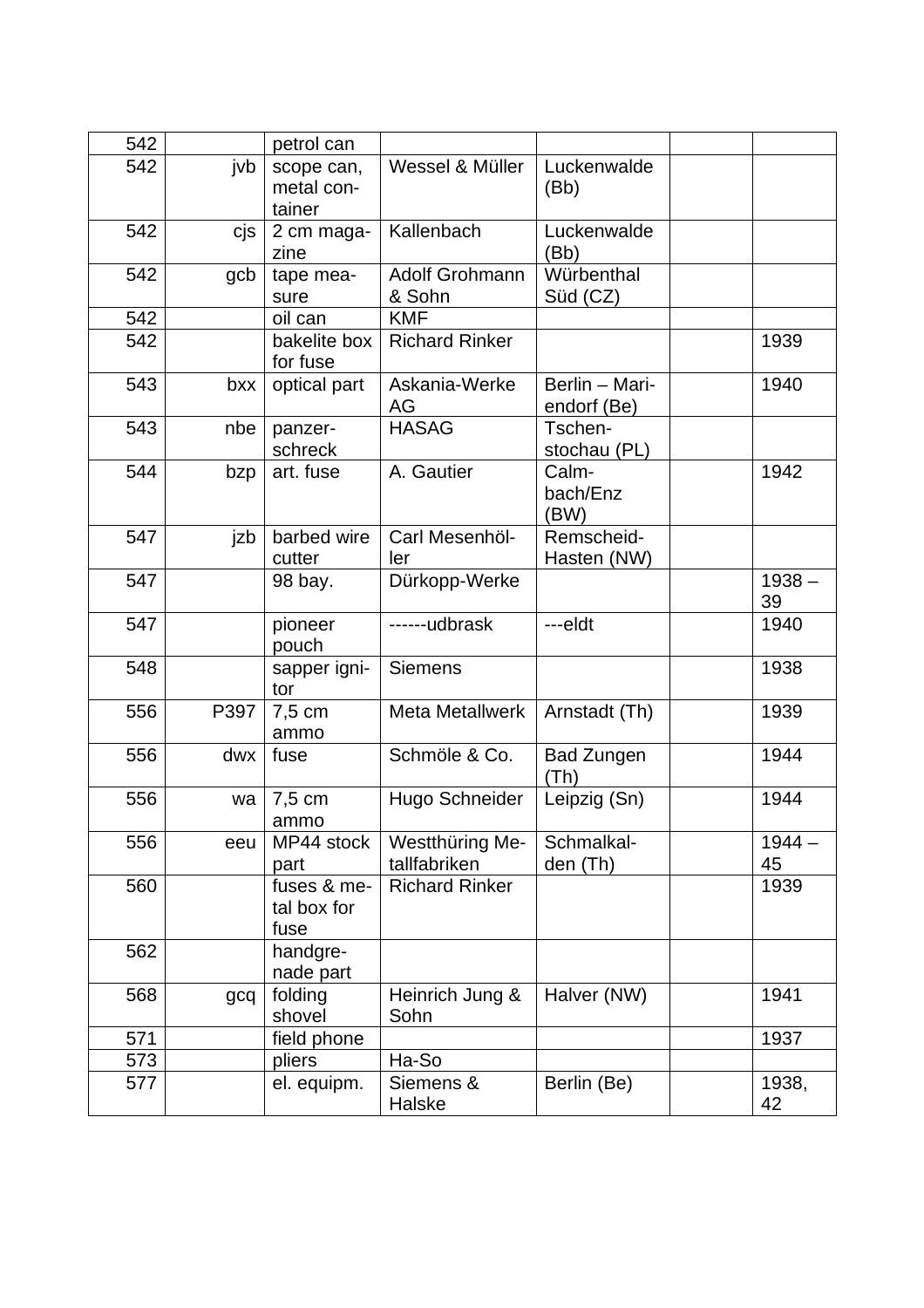| | | | | | | | |
|---|---|---|---|---|---|---|---|
| 542 | | petrol can | | | | | |
| 542 | jvb | scope can, metal container | Wessel & Müller | Luckenwalde (Bb) | | | |
| 542 | cjs | 2 cm magazine | Kallenbach | Luckenwalde (Bb) | | | |
| 542 | gcb | tape measure | Adolf Grohmann & Sohn | Würbenthal Süd (CZ) | | | |
| 542 | | oil can | KMF | | | | |
| 542 | | bakelite box for fuse | Richard Rinker | | | | 1939 |
| 543 | bxx | optical part | Askania-Werke AG | Berlin – Mariendorf (Be) | | | 1940 |
| 543 | nbe | panzerschreck | HASAG | Tschenstochau (PL) | | | |
| 544 | bzp | art. fuse | A. Gautier | Calmbach/Enz (BW) | | | 1942 |
| 547 | jzb | barbed wire cutter | Carl Mesenhöller | Remscheid-Hasten (NW) | | | |
| 547 | | 98 bay. | Dürkopp-Werke | | | | 1938 – 39 |
| 547 | | pioneer pouch | ------udbrask | ---eldt | | | 1940 |
| 548 | | sapper ignitor | Siemens | | | | 1938 |
| 556 | P397 | 7,5 cm ammo | Meta Metallwerk | Arnstadt (Th) | | | 1939 |
| 556 | dwx | fuse | Schmöle & Co. | Bad Zungen (Th) | | | 1944 |
| 556 | wa | 7,5 cm ammo | Hugo Schneider | Leipzig (Sn) | | | 1944 |
| 556 | eeu | MP44 stock part | Westthüring Metallfabriken | Schmalkalden (Th) | | | 1944 – 45 |
| 560 | | fuses & metal box for fuse | Richard Rinker | | | | 1939 |
| 562 | | handgrenade part | | | | | |
| 568 | gcq | folding shovel | Heinrich Jung & Sohn | Halver (NW) | | | 1941 |
| 571 | | field phone | | | | | 1937 |
| 573 | | pliers | Ha-So | | | | |
| 577 | | el. equipm. | Siemens & Halske | Berlin (Be) | | | 1938, 42 |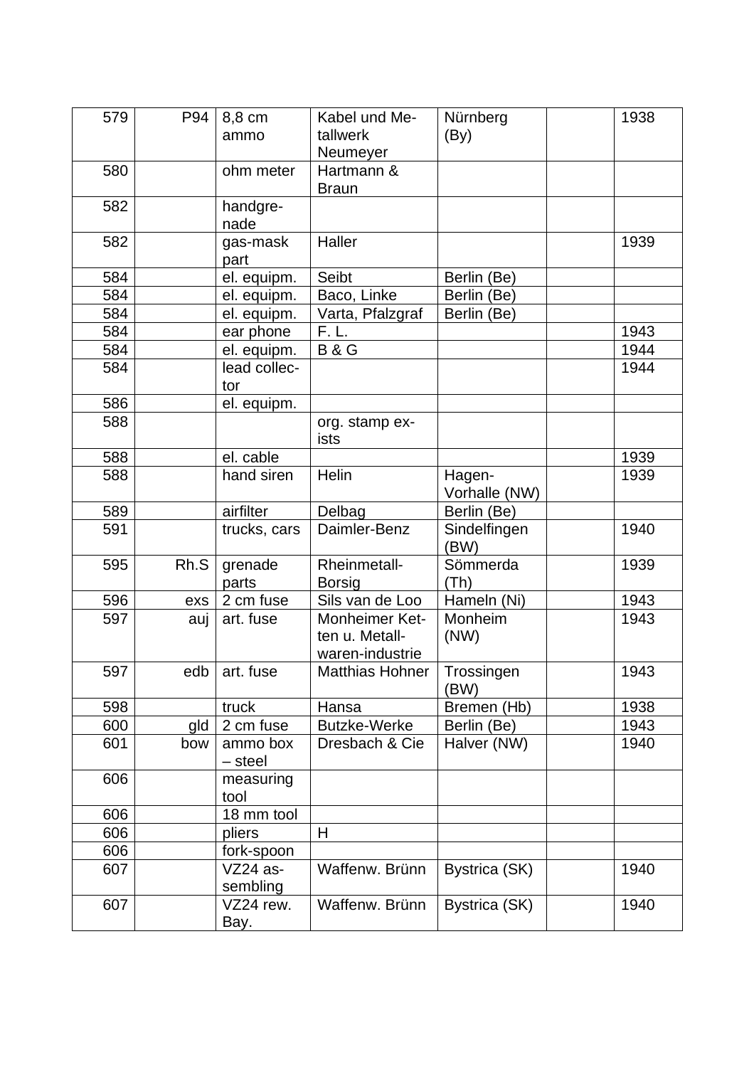| | | | | | | |
|---|---|---|---|---|---|---|
| 579 | P94 | 8,8 cm ammo | Kabel und Metallwerk Neumeyer | Nürnberg (By) | | 1938 |
| 580 | | ohm meter | Hartmann & Braun | | | |
| 582 | | handgrenade | | | | |
| 582 | | gas-mask part | Haller | | | 1939 |
| 584 | | el. equipm. | Seibt | Berlin (Be) | | |
| 584 | | el. equipm. | Baco, Linke | Berlin (Be) | | |
| 584 | | el. equipm. | Varta, Pfalzgraf | Berlin (Be) | | |
| 584 | | ear phone | F. L. | | | 1943 |
| 584 | | el. equipm. | B & G | | | 1944 |
| 584 | | lead collector | | | | 1944 |
| 586 | | el. equipm. | | | | |
| 588 | | | org. stamp exists | | | |
| 588 | | el. cable | | | | 1939 |
| 588 | | hand siren | Helin | Hagen-Vorhalle (NW) | | 1939 |
| 589 | | airfilter | Delbag | Berlin (Be) | | |
| 591 | | trucks, cars | Daimler-Benz | Sindelfingen (BW) | | 1940 |
| 595 | Rh.S | grenade parts | Rheinmetall-Borsig | Sömmerda (Th) | | 1939 |
| 596 | exs | 2 cm fuse | Sils van de Loo | Hameln (Ni) | | 1943 |
| 597 | auj | art. fuse | Monheimer Ketten u. Metallwaren-industrie | Monheim (NW) | | 1943 |
| 597 | edb | art. fuse | Matthias Hohner | Trossingen (BW) | | 1943 |
| 598 | | truck | Hansa | Bremen (Hb) | | 1938 |
| 600 | gld | 2 cm fuse | Butzke-Werke | Berlin (Be) | | 1943 |
| 601 | bow | ammo box – steel | Dresbach & Cie | Halver (NW) | | 1940 |
| 606 | | measuring tool | | | | |
| 606 | | 18 mm tool | | | | |
| 606 | | pliers | H | | | |
| 606 | | fork-spoon | | | | |
| 607 | | VZ24 assembling | Waffenw. Brünn | Bystrica (SK) | | 1940 |
| 607 | | VZ24 rew. Bay. | Waffenw. Brünn | Bystrica (SK) | | 1940 |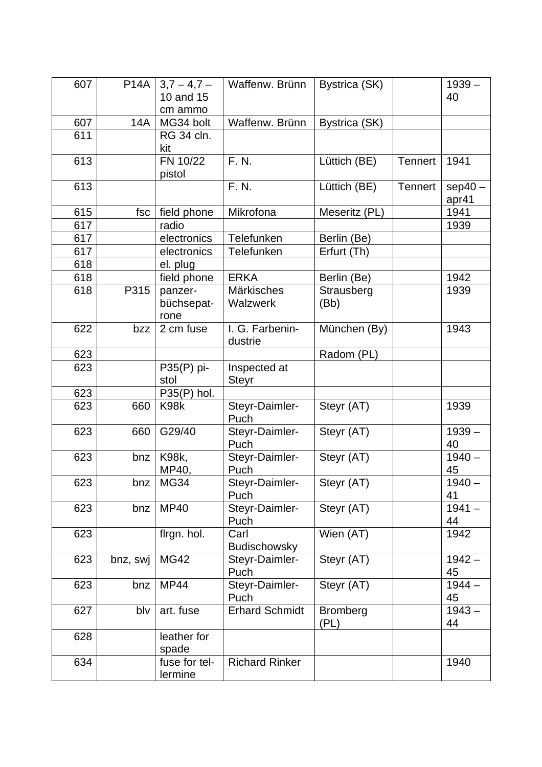| | | | | | | |
|---|---|---|---|---|---|---|
| 607 | P14A | 3,7 – 4,7 – 10 and 15 cm ammo | Waffenw. Brünn | Bystrica (SK) | | 1939 – 40 |
| 607 | 14A | MG34 bolt | Waffenw. Brünn | Bystrica (SK) | | |
| 611 | | RG 34 cln. kit | | | | |
| 613 | | FN 10/22 pistol | F. N. | Lüttich (BE) | Tennert | 1941 |
| 613 | | | F. N. | Lüttich (BE) | Tennert | sep40 – apr41 |
| 615 | fsc | field phone | Mikrofona | Meseritz (PL) | | 1941 |
| 617 | | radio | | | | 1939 |
| 617 | | electronics | Telefunken | Berlin (Be) | | |
| 617 | | electronics | Telefunken | Erfurt (Th) | | |
| 618 | | el. plug | | | | |
| 618 | | field phone | ERKA | Berlin (Be) | | 1942 |
| 618 | P315 | panzer-büchsepat-rone | Märkisches Walzwerk | Strausberg (Bb) | | 1939 |
| 622 | bzz | 2 cm fuse | I. G. Farbenin-dustrie | München (By) | | 1943 |
| 623 | | | | Radom (PL) | | |
| 623 | | P35(P) pi-stol | Inspected at Steyr | | | |
| 623 | | P35(P) hol. | | | | |
| 623 | 660 | K98k | Steyr-Daimler-Puch | Steyr (AT) | | 1939 |
| 623 | 660 | G29/40 | Steyr-Daimler-Puch | Steyr (AT) | | 1939 – 40 |
| 623 | bnz | K98k, MP40, | Steyr-Daimler-Puch | Steyr (AT) | | 1940 – 45 |
| 623 | bnz | MG34 | Steyr-Daimler-Puch | Steyr (AT) | | 1940 – 41 |
| 623 | bnz | MP40 | Steyr-Daimler-Puch | Steyr (AT) | | 1941 – 44 |
| 623 | | flrgn. hol. | Carl Budischowsky | Wien (AT) | | 1942 |
| 623 | bnz, swj | MG42 | Steyr-Daimler-Puch | Steyr (AT) | | 1942 – 45 |
| 623 | bnz | MP44 | Steyr-Daimler-Puch | Steyr (AT) | | 1944 – 45 |
| 627 | blv | art. fuse | Erhard Schmidt | Bromberg (PL) | | 1943 – 44 |
| 628 | | leather for spade | | | | |
| 634 | | fuse for tel-lermine | Richard Rinker | | | 1940 |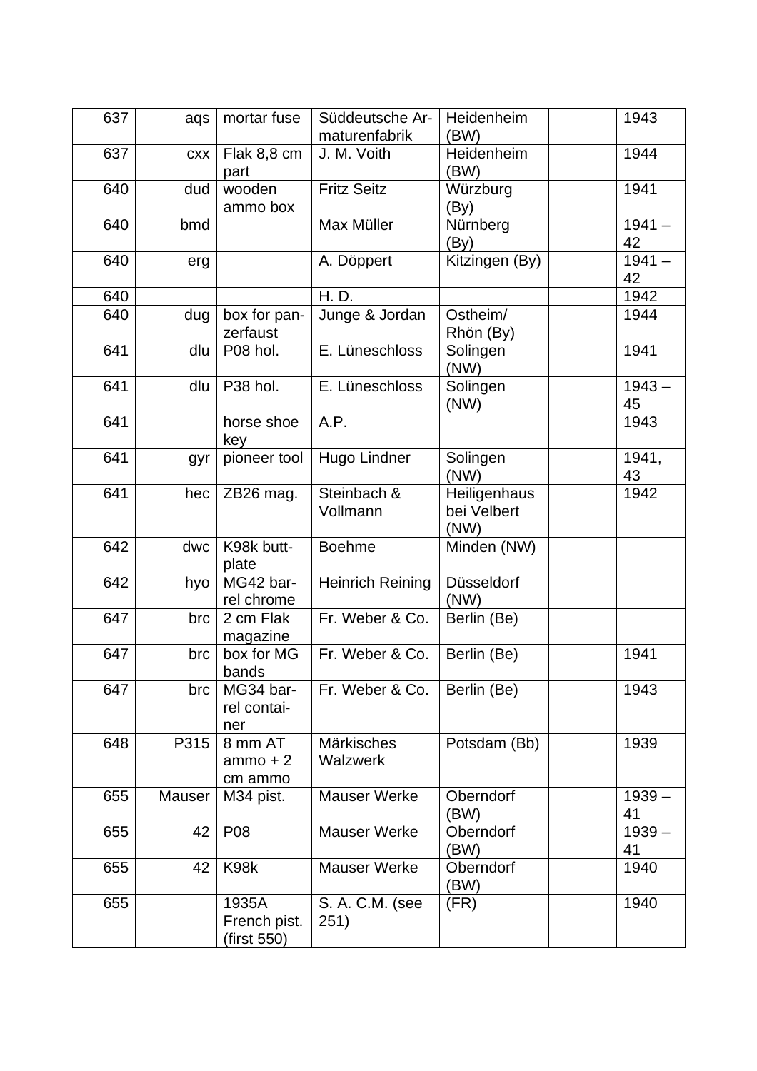| 637 | aqs | mortar fuse | Süddeutsche Armaturenfabrik | Heidenheim (BW) | | 1943 |
|---|---|---|---|---|---|---|
| 637 | cxx | Flak 8,8 cm part | J. M. Voith | Heidenheim (BW) | | 1944 |
| 640 | dud | wooden ammo box | Fritz Seitz | Würzburg (By) | | 1941 |
| 640 | bmd | | Max Müller | Nürnberg (By) | | 1941 – 42 |
| 640 | erg | | A. Döppert | Kitzingen (By) | | 1941 – 42 |
| 640 | | | H. D. | | | 1942 |
| 640 | dug | box for panzerfaust | Junge & Jordan | Ostheim/ Rhön (By) | | 1944 |
| 641 | dlu | P08 hol. | E. Lüneschloss | Solingen (NW) | | 1941 |
| 641 | dlu | P38 hol. | E. Lüneschloss | Solingen (NW) | | 1943 – 45 |
| 641 | | horse shoe key | A.P. | | | 1943 |
| 641 | gyr | pioneer tool | Hugo Lindner | Solingen (NW) | | 1941, 43 |
| 641 | hec | ZB26 mag. | Steinbach & Vollmann | Heiligenhaus bei Velbert (NW) | | 1942 |
| 642 | dwc | K98k buttplate | Boehme | Minden (NW) | | |
| 642 | hyo | MG42 barrel chrome | Heinrich Reining | Düsseldorf (NW) | | |
| 647 | brc | 2 cm Flak magazine | Fr. Weber & Co. | Berlin (Be) | | |
| 647 | brc | box for MG bands | Fr. Weber & Co. | Berlin (Be) | | 1941 |
| 647 | brc | MG34 barrel container | Fr. Weber & Co. | Berlin (Be) | | 1943 |
| 648 | P315 | 8 mm AT ammo + 2 cm ammo | Märkisches Walzwerk | Potsdam (Bb) | | 1939 |
| 655 | Mauser | M34 pist. | Mauser Werke | Oberndorf (BW) | | 1939 – 41 |
| 655 | 42 | P08 | Mauser Werke | Oberndorf (BW) | | 1939 – 41 |
| 655 | 42 | K98k | Mauser Werke | Oberndorf (BW) | | 1940 |
| 655 | | 1935A French pist. (first 550) | S. A. C.M. (see 251) | (FR) | | 1940 |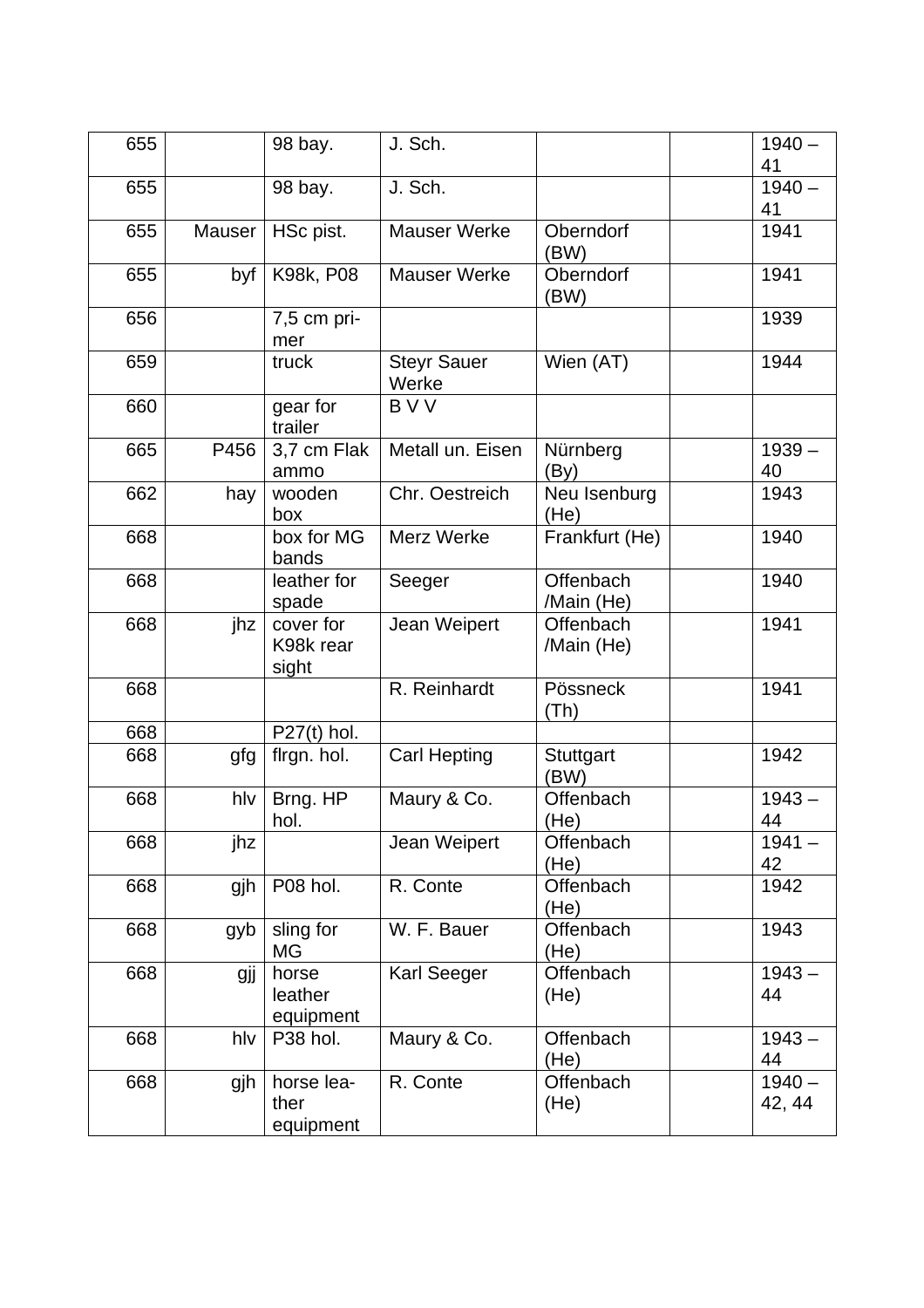| | | | | | | |
|---|---|---|---|---|---|---|
| 655 | | 98 bay. | J. Sch. | | | 1940 – 41 |
| 655 | | 98 bay. | J. Sch. | | | 1940 – 41 |
| 655 | Mauser | HSc pist. | Mauser Werke | Oberndorf (BW) | | 1941 |
| 655 | byf | K98k, P08 | Mauser Werke | Oberndorf (BW) | | 1941 |
| 656 | | 7,5 cm primer | | | | 1939 |
| 659 | | truck | Steyr Sauer Werke | Wien (AT) | | 1944 |
| 660 | | gear for trailer | B V V | | | |
| 665 | P456 | 3,7 cm Flak ammo | Metall un. Eisen | Nürnberg (By) | | 1939 – 40 |
| 662 | hay | wooden box | Chr. Oestreich | Neu Isenburg (He) | | 1943 |
| 668 | | box for MG bands | Merz Werke | Frankfurt (He) | | 1940 |
| 668 | | leather for spade | Seeger | Offenbach /Main (He) | | 1940 |
| 668 | jhz | cover for K98k rear sight | Jean Weipert | Offenbach /Main (He) | | 1941 |
| 668 | | | R. Reinhardt | Pössneck (Th) | | 1941 |
| 668 | | P27(t) hol. | | | | |
| 668 | gfg | flrgn. hol. | Carl Hepting | Stuttgart (BW) | | 1942 |
| 668 | hlv | Brng. HP hol. | Maury & Co. | Offenbach (He) | | 1943 – 44 |
| 668 | jhz | | Jean Weipert | Offenbach (He) | | 1941 – 42 |
| 668 | gjh | P08 hol. | R. Conte | Offenbach (He) | | 1942 |
| 668 | gyb | sling for MG | W. F. Bauer | Offenbach (He) | | 1943 |
| 668 | gjj | horse leather equipment | Karl Seeger | Offenbach (He) | | 1943 – 44 |
| 668 | hlv | P38 hol. | Maury & Co. | Offenbach (He) | | 1943 – 44 |
| 668 | gjh | horse leather equipment | R. Conte | Offenbach (He) | | 1940 – 42, 44 |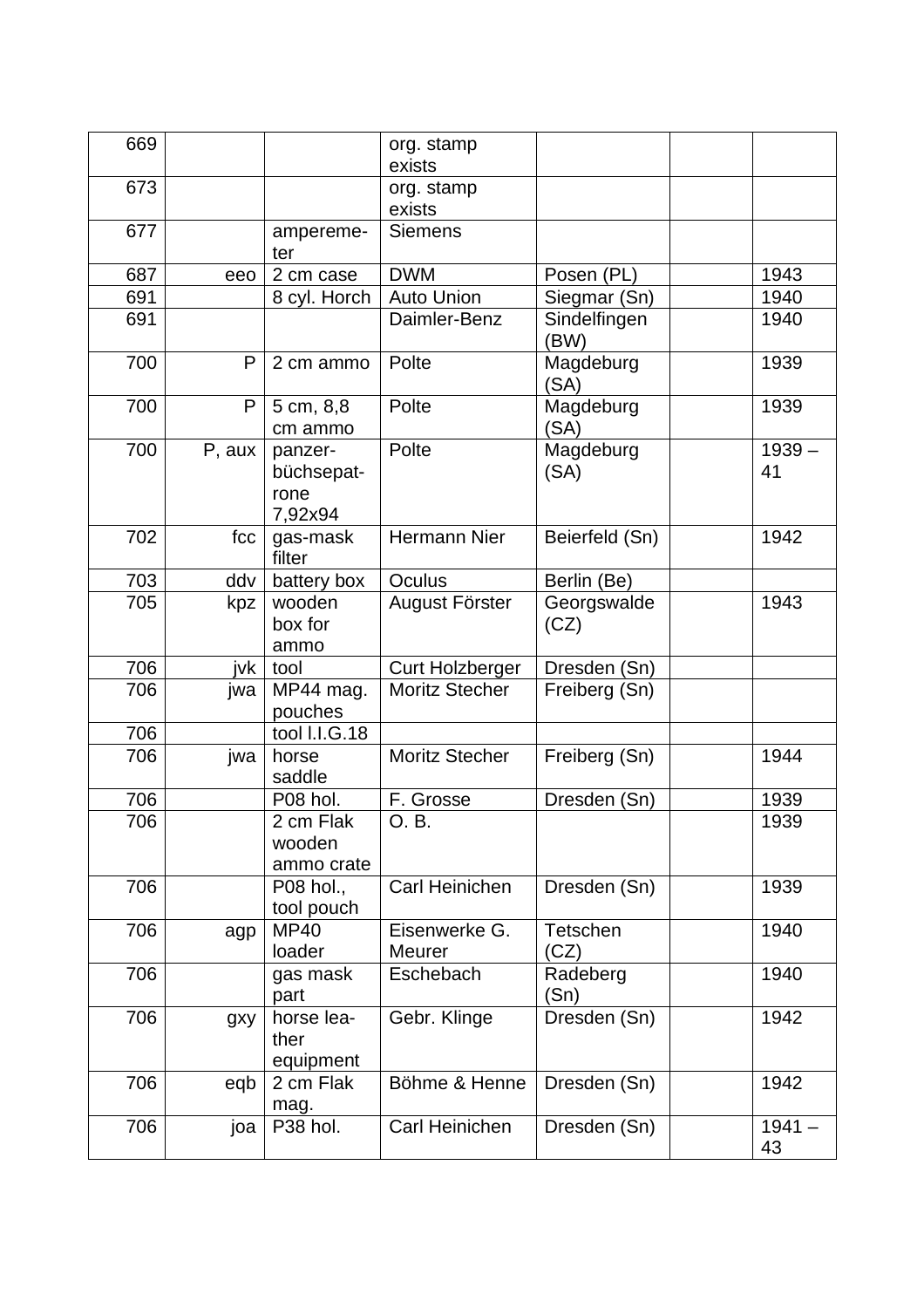| | | | | | | |
|---|---|---|---|---|---|---|
| 669 | | | org. stamp exists | | | |
| 673 | | | org. stamp exists | | | |
| 677 | | amperemeter | Siemens | | | |
| 687 | eeo | 2 cm case | DWM | Posen (PL) | | 1943 |
| 691 | | 8 cyl. Horch | Auto Union | Siegmar (Sn) | | 1940 |
| 691 | | | Daimler-Benz | Sindelfingen (BW) | | 1940 |
| 700 | P | 2 cm ammo | Polte | Magdeburg (SA) | | 1939 |
| 700 | P | 5 cm, 8,8 cm ammo | Polte | Magdeburg (SA) | | 1939 |
| 700 | P, aux | panzerbüchsepatrone 7,92x94 | Polte | Magdeburg (SA) | | 1939 – 41 |
| 702 | fcc | gas-mask filter | Hermann Nier | Beierfeld (Sn) | | 1942 |
| 703 | ddv | battery box | Oculus | Berlin (Be) | | |
| 705 | kpz | wooden box for ammo | August Förster | Georgswalde (CZ) | | 1943 |
| 706 | jvk | tool | Curt Holzberger | Dresden (Sn) | | |
| 706 | jwa | MP44 mag. pouches | Moritz Stecher | Freiberg (Sn) | | |
| 706 | | tool l.I.G.18 | | | | |
| 706 | jwa | horse saddle | Moritz Stecher | Freiberg (Sn) | | 1944 |
| 706 | | P08 hol. | F. Grosse | Dresden (Sn) | | 1939 |
| 706 | | 2 cm Flak wooden ammo crate | O. B. | | | 1939 |
| 706 | | P08 hol., tool pouch | Carl Heinichen | Dresden (Sn) | | 1939 |
| 706 | agp | MP40 loader | Eisenwerke G. Meurer | Tetschen (CZ) | | 1940 |
| 706 | | gas mask part | Eschebach | Radeberg (Sn) | | 1940 |
| 706 | gxy | horse leather equipment | Gebr. Klinge | Dresden (Sn) | | 1942 |
| 706 | eqb | 2 cm Flak mag. | Böhme & Henne | Dresden (Sn) | | 1942 |
| 706 | joa | P38 hol. | Carl Heinichen | Dresden (Sn) | | 1941 – 43 |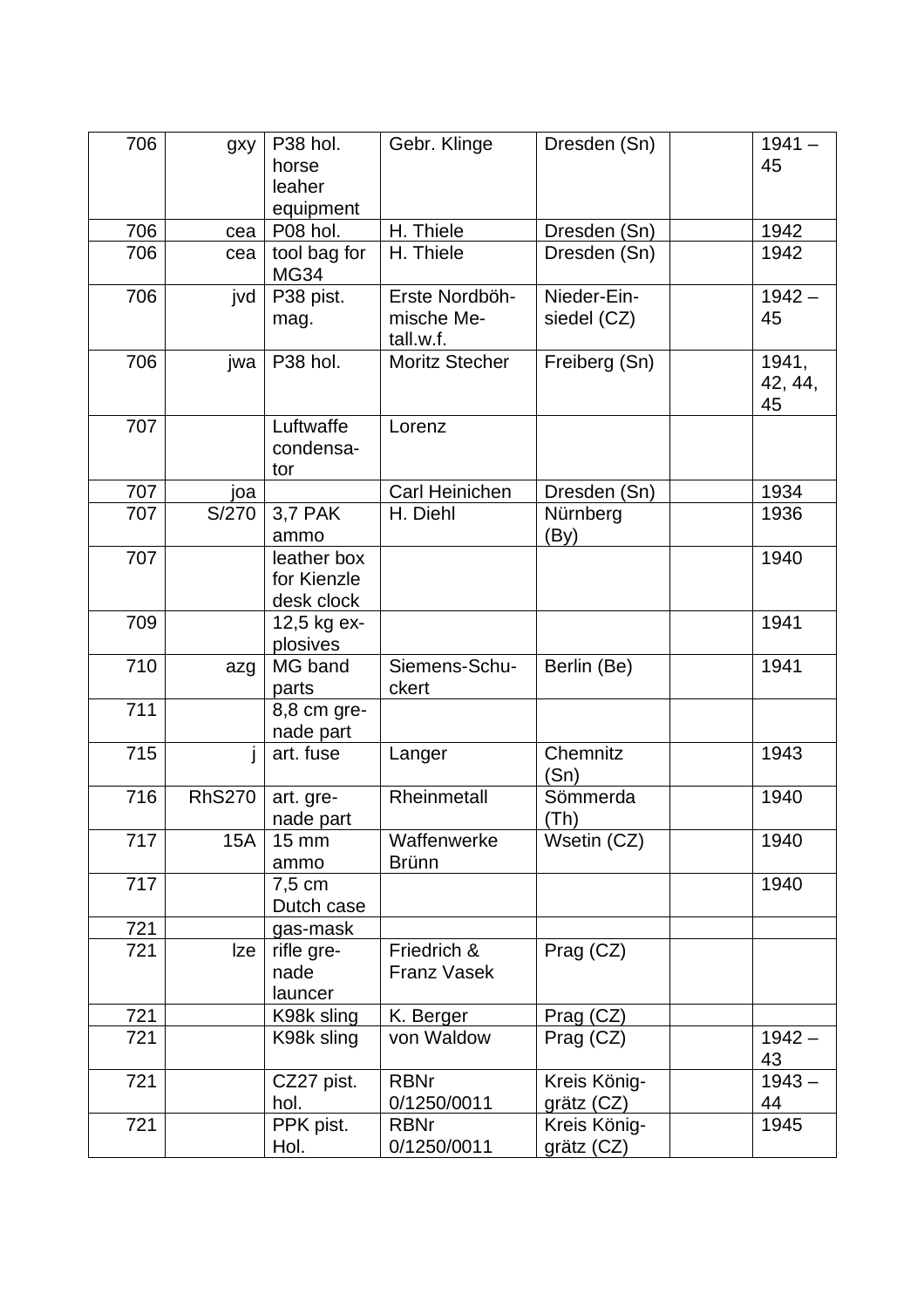| | | | | | | |
|---|---|---|---|---|---|---|
| 706 | gxy | P38 hol. horse leaher equipment | Gebr. Klinge | Dresden (Sn) | | 1941 – 45 |
| 706 | cea | P08 hol. | H. Thiele | Dresden (Sn) | | 1942 |
| 706 | cea | tool bag for MG34 | H. Thiele | Dresden (Sn) | | 1942 |
| 706 | jvd | P38 pist. mag. | Erste Nordböhmische Metall.w.f. | Nieder-Einsiedel (CZ) | | 1942 – 45 |
| 706 | jwa | P38 hol. | Moritz Stecher | Freiberg (Sn) | | 1941, 42, 44, 45 |
| 707 | | Luftwaffe condensator | Lorenz | | | |
| 707 | joa | | Carl Heinichen | Dresden (Sn) | | 1934 |
| 707 | S/270 | 3,7 PAK ammo | H. Diehl | Nürnberg (By) | | 1936 |
| 707 | | leather box for Kienzle desk clock | | | | 1940 |
| 709 | | 12,5 kg explosives | | | | 1941 |
| 710 | azg | MG band parts | Siemens-Schuckert | Berlin (Be) | | 1941 |
| 711 | | 8,8 cm grenade part | | | | |
| 715 | j | art. fuse | Langer | Chemnitz (Sn) | | 1943 |
| 716 | RhS270 | art. grenade part | Rheinmetall | Sömmerda (Th) | | 1940 |
| 717 | 15A | 15 mm ammo | Waffenwerke Brünn | Wsetin (CZ) | | 1940 |
| 717 | | 7,5 cm Dutch case | | | | 1940 |
| 721 | | gas-mask | | | | |
| 721 | lze | rifle grenade launcer | Friedrich & Franz Vasek | Prag (CZ) | | |
| 721 | | K98k sling | K. Berger | Prag (CZ) | | |
| 721 | | K98k sling | von Waldow | Prag (CZ) | | 1942 – 43 |
| 721 | | CZ27 pist. hol. | RBNr 0/1250/0011 | Kreis Königgrätz (CZ) | | 1943 – 44 |
| 721 | | PPK pist. Hol. | RBNr 0/1250/0011 | Kreis Königgrätz (CZ) | | 1945 |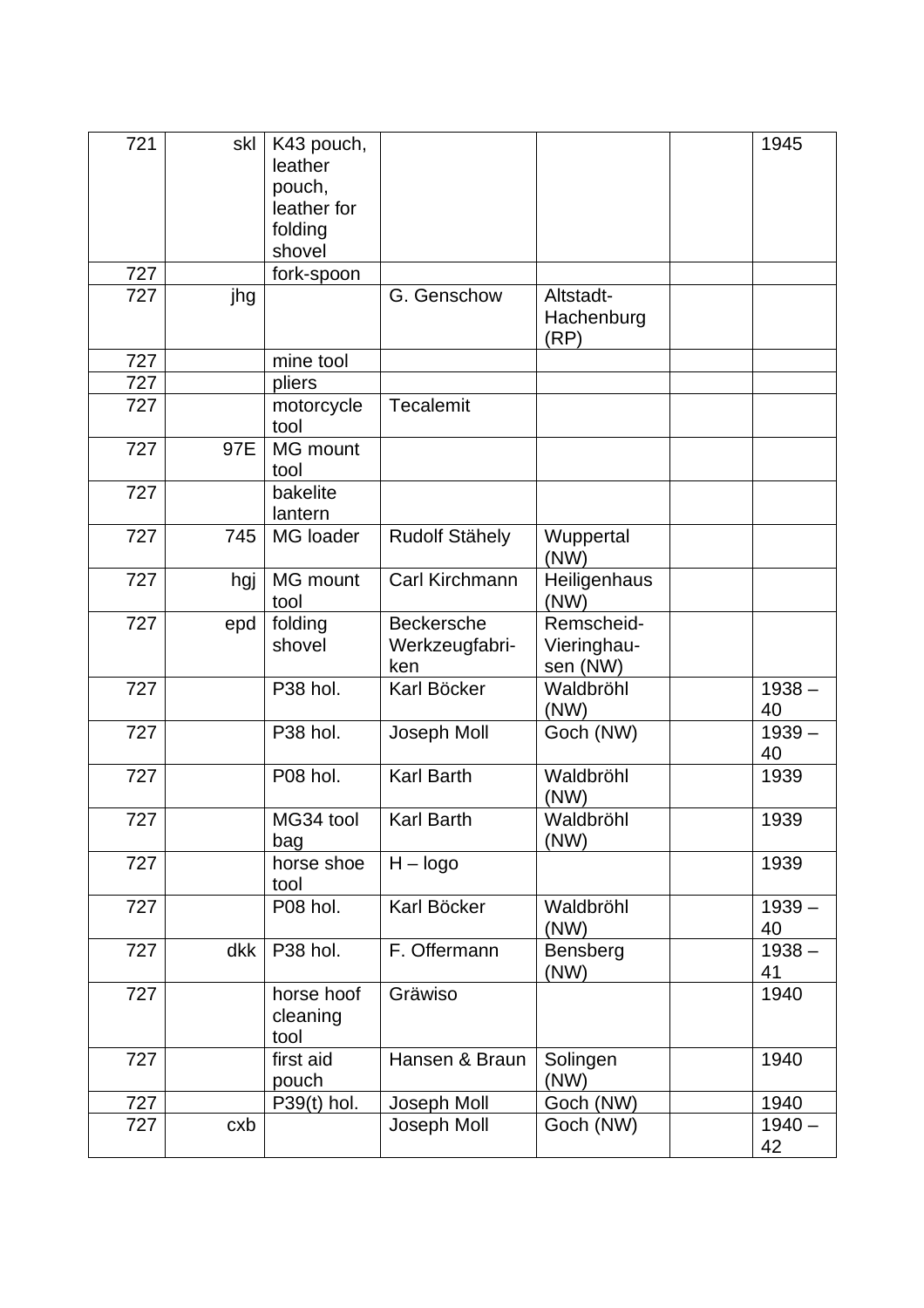| | | | | | | |
|---|---|---|---|---|---|---|
| 721 | skl | K43 pouch, leather pouch, leather for folding shovel | | | | 1945 |
| 727 | | fork-spoon | | | | |
| 727 | jhg | | G. Genschow | Altstadt-Hachenburg (RP) | | |
| 727 | | mine tool | | | | |
| 727 | | pliers | | | | |
| 727 | | motorcycle tool | Tecalemit | | | |
| 727 | 97E | MG mount tool | | | | |
| 727 | | bakelite lantern | | | | |
| 727 | 745 | MG loader | Rudolf Stähely | Wuppertal (NW) | | |
| 727 | hgj | MG mount tool | Carl Kirchmann | Heiligenhaus (NW) | | |
| 727 | epd | folding shovel | Beckersche Werkzeugfabri-ken | Remscheid-Vieringhau-sen (NW) | | |
| 727 | | P38 hol. | Karl Böcker | Waldbröhl (NW) | | 1938 – 40 |
| 727 | | P38 hol. | Joseph Moll | Goch (NW) | | 1939 – 40 |
| 727 | | P08 hol. | Karl Barth | Waldbröhl (NW) | | 1939 |
| 727 | | MG34 tool bag | Karl Barth | Waldbröhl (NW) | | 1939 |
| 727 | | horse shoe tool | H – logo | | | 1939 |
| 727 | | P08 hol. | Karl Böcker | Waldbröhl (NW) | | 1939 – 40 |
| 727 | dkk | P38 hol. | F. Offermann | Bensberg (NW) | | 1938 – 41 |
| 727 | | horse hoof cleaning tool | Gräwiso | | | 1940 |
| 727 | | first aid pouch | Hansen & Braun | Solingen (NW) | | 1940 |
| 727 | | P39(t) hol. | Joseph Moll | Goch (NW) | | 1940 |
| 727 | cxb | | Joseph Moll | Goch (NW) | | 1940 – 42 |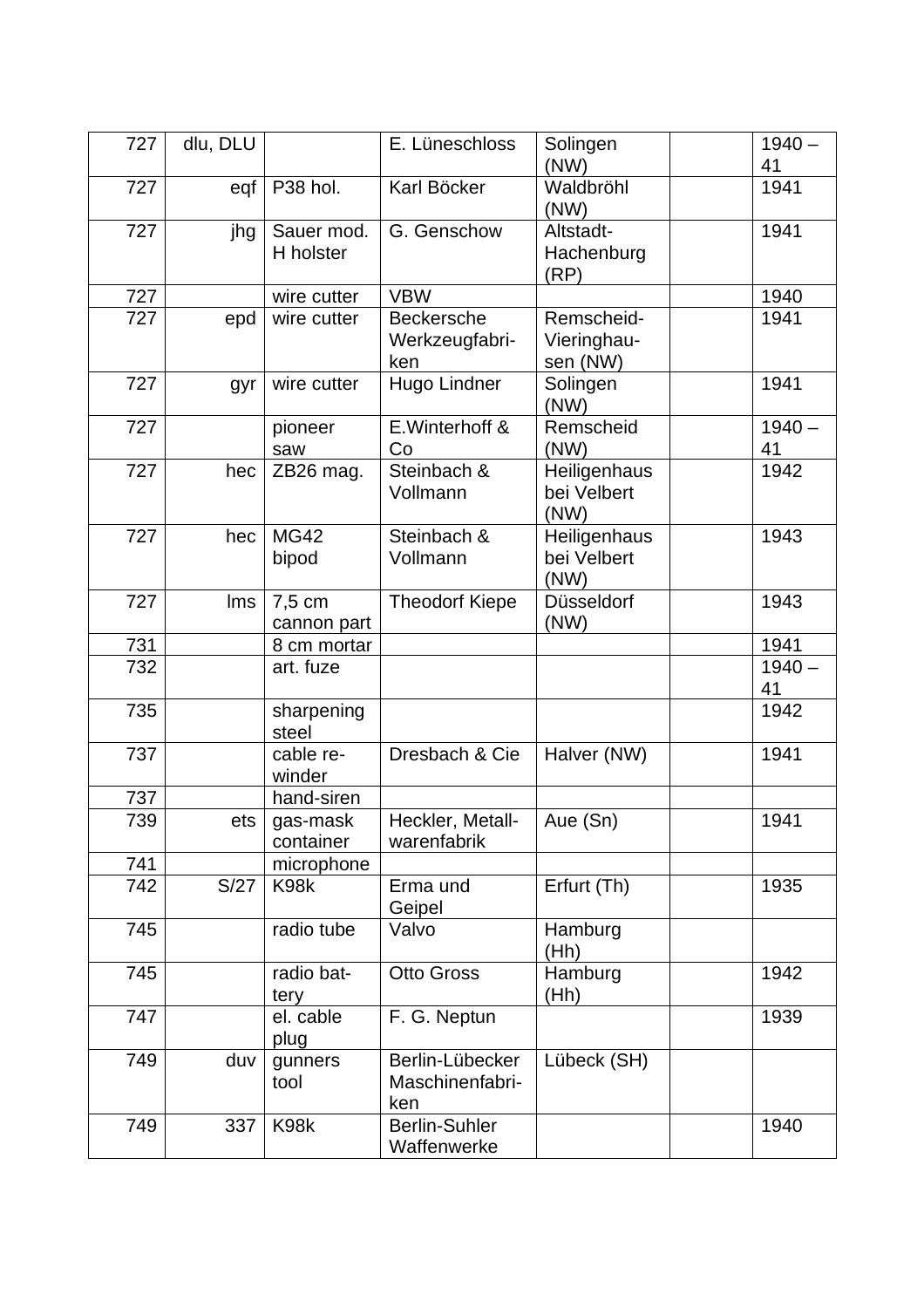| 727 | dlu, DLU | | E. Lüneschloss | Solingen (NW) | | 1940 – 41 |
|---|---|---|---|---|---|---|
| 727 | eqf | P38 hol. | Karl Böcker | Waldbröhl (NW) | | 1941 |
| 727 | jhg | Sauer mod. H holster | G. Genschow | Altstadt-Hachenburg (RP) | | 1941 |
| 727 | | wire cutter | VBW | | | 1940 |
| 727 | epd | wire cutter | Beckersche Werkzeugfabri-ken | Remscheid-Vieringhau-sen (NW) | | 1941 |
| 727 | gyr | wire cutter | Hugo Lindner | Solingen (NW) | | 1941 |
| 727 | | pioneer saw | E.Winterhoff & Co | Remscheid (NW) | | 1940 – 41 |
| 727 | hec | ZB26 mag. | Steinbach & Vollmann | Heiligenhaus bei Velbert (NW) | | 1942 |
| 727 | hec | MG42 bipod | Steinbach & Vollmann | Heiligenhaus bei Velbert (NW) | | 1943 |
| 727 | lms | 7,5 cm cannon part | Theodorf Kiepe | Düsseldorf (NW) | | 1943 |
| 731 | | 8 cm mortar | | | | 1941 |
| 732 | | art. fuze | | | | 1940 – 41 |
| 735 | | sharpening steel | | | | 1942 |
| 737 | | cable re-winder | Dresbach & Cie | Halver (NW) | | 1941 |
| 737 | | hand-siren | | | | |
| 739 | ets | gas-mask container | Heckler, Metall-warenfabrik | Aue (Sn) | | 1941 |
| 741 | | microphone | | | | |
| 742 | S/27 | K98k | Erma und Geipel | Erfurt (Th) | | 1935 |
| 745 | | radio tube | Valvo | Hamburg (Hh) | | |
| 745 | | radio bat-tery | Otto Gross | Hamburg (Hh) | | 1942 |
| 747 | | el. cable plug | F. G. Neptun | | | 1939 |
| 749 | duv | gunners tool | Berlin-Lübecker Maschinenfabri-ken | Lübeck (SH) | | |
| 749 | 337 | K98k | Berlin-Suhler Waffenwerke | | | 1940 |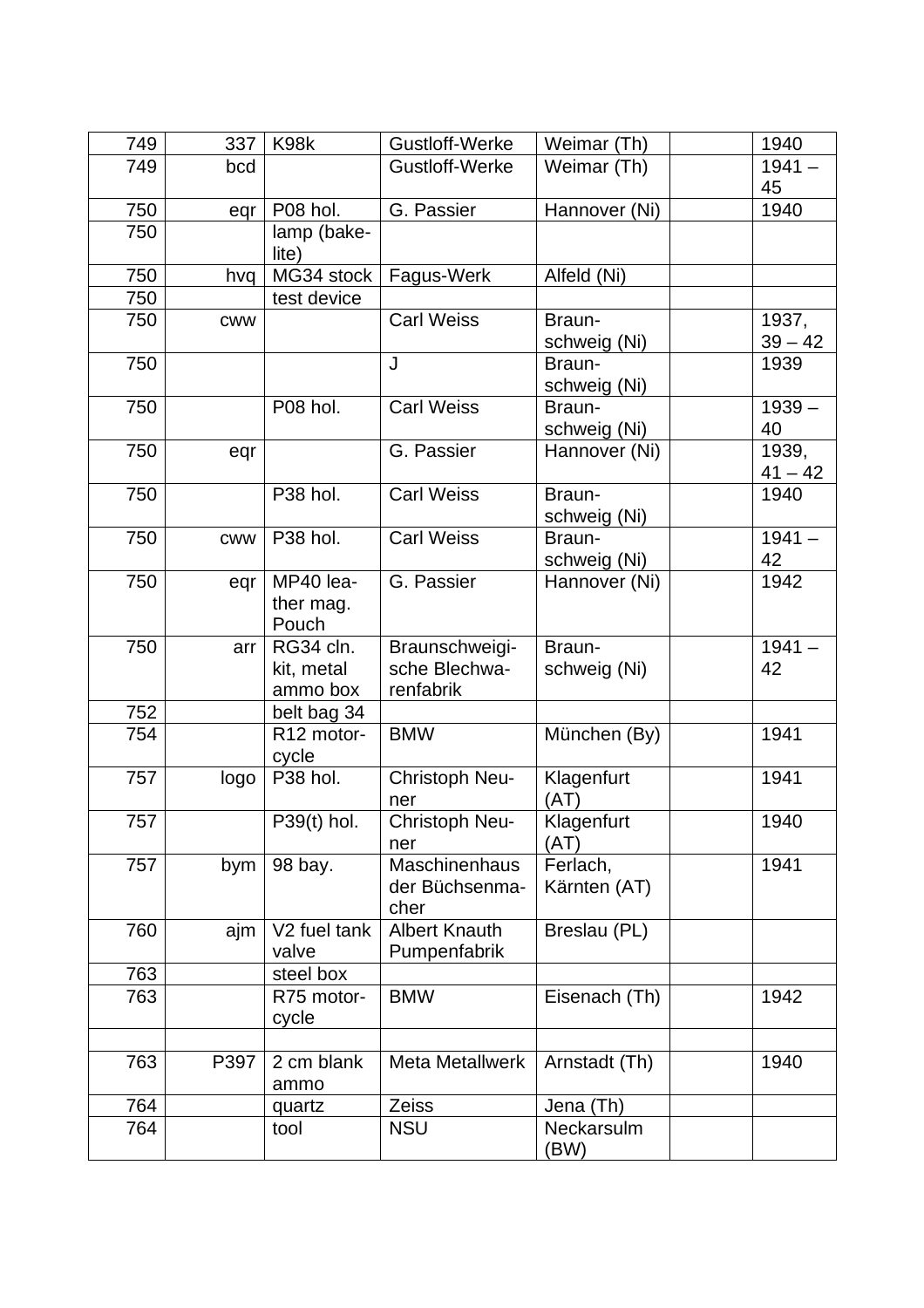| | | | | | | |
|---|---|---|---|---|---|---|
| 749 | 337 | K98k | Gustloff-Werke | Weimar (Th) | | 1940 |
| 749 | bcd | | Gustloff-Werke | Weimar (Th) | | 1941 – 45 |
| 750 | eqr | P08 hol. | G. Passier | Hannover (Ni) | | 1940 |
| 750 | | lamp (bake-lite) | | | | |
| 750 | hvq | MG34 stock | Fagus-Werk | Alfeld (Ni) | | |
| 750 | | test device | | | | |
| 750 | cww | | Carl Weiss | Braun-schweig (Ni) | | 1937, 39 – 42 |
| 750 | | | J | Braun-schweig (Ni) | | 1939 |
| 750 | | P08 hol. | Carl Weiss | Braun-schweig (Ni) | | 1939 – 40 |
| 750 | eqr | | G. Passier | Hannover (Ni) | | 1939, 41 – 42 |
| 750 | | P38 hol. | Carl Weiss | Braun-schweig (Ni) | | 1940 |
| 750 | cww | P38 hol. | Carl Weiss | Braun-schweig (Ni) | | 1941 – 42 |
| 750 | eqr | MP40 lea-ther mag. Pouch | G. Passier | Hannover (Ni) | | 1942 |
| 750 | arr | RG34 cln. kit, metal ammo box | Braunschweigi-sche Blechwa-renfabrik | Braun-schweig (Ni) | | 1941 – 42 |
| 752 | | belt bag 34 | | | | |
| 754 | | R12 motor-cycle | BMW | München (By) | | 1941 |
| 757 | logo | P38 hol. | Christoph Neu-ner | Klagenfurt (AT) | | 1941 |
| 757 | | P39(t) hol. | Christoph Neu-ner | Klagenfurt (AT) | | 1940 |
| 757 | bym | 98 bay. | Maschinenhaus der Büchsenma-cher | Ferlach, Kärnten (AT) | | 1941 |
| 760 | ajm | V2 fuel tank valve | Albert Knauth Pumpenfabrik | Breslau (PL) | | |
| 763 | | steel box | | | | |
| 763 | | R75 motor-cycle | BMW | Eisenach (Th) | | 1942 |
| | | | | | | |
| 763 | P397 | 2 cm blank ammo | Meta Metallwerk | Arnstadt (Th) | | 1940 |
| 764 | | quartz | Zeiss | Jena (Th) | | |
| 764 | | tool | NSU | Neckarsulm (BW) | | |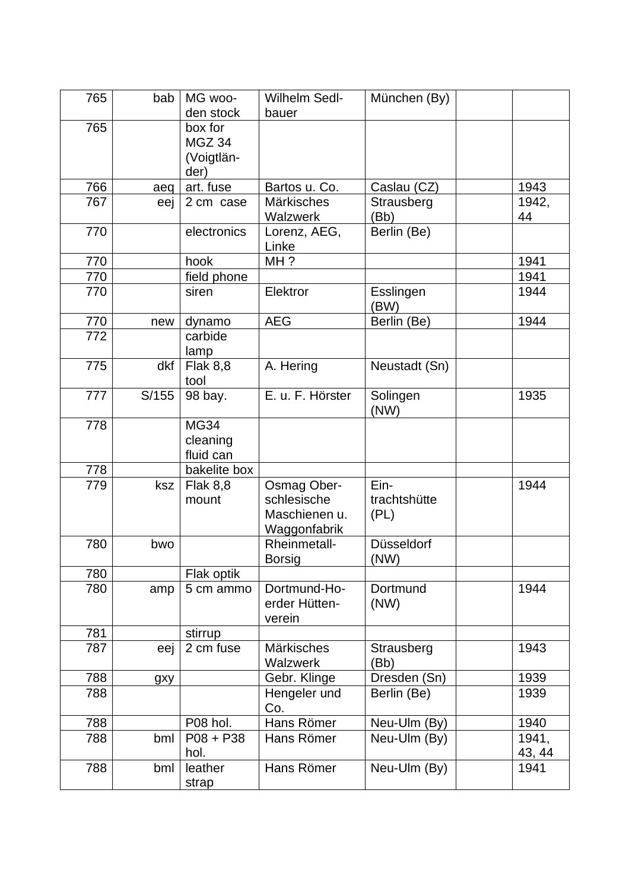| 765 | bab | MG wooden stock | Wilhelm Sedlbauer | München (By) | | |
|---|---|---|---|---|---|---|
| 765 | | box for MGZ 34 (Voigtländer) | | | | |
| 766 | aeq | art. fuse | Bartos u. Co. | Caslau (CZ) | | 1943 |
| 767 | eej | 2 cm case | Märkisches Walzwerk | Strausberg (Bb) | | 1942, 44 |
| 770 | | electronics | Lorenz, AEG, Linke | Berlin (Be) | | |
| 770 | | hook | MH ? | | | 1941 |
| 770 | | field phone | | | | 1941 |
| 770 | | siren | Elektror | Esslingen (BW) | | 1944 |
| 770 | new | dynamo | AEG | Berlin (Be) | | 1944 |
| 772 | | carbide lamp | | | | |
| 775 | dkf | Flak 8,8 tool | A. Hering | Neustadt (Sn) | | |
| 777 | S/155 | 98 bay. | E. u. F. Hörster | Solingen (NW) | | 1935 |
| 778 | | MG34 cleaning fluid can | | | | |
| 778 | | bakelite box | | | | |
| 779 | ksz | Flak 8,8 mount | Osmag Oberschlesische Maschienen u. Waggonfabrik | Eintrachtshütte (PL) | | 1944 |
| 780 | bwo | | Rheinmetall-Borsig | Düsseldorf (NW) | | |
| 780 | | Flak optik | | | | |
| 780 | amp | 5 cm ammo | Dortmund-Hoerder Hüttenverein | Dortmund (NW) | | 1944 |
| 781 | | stirrup | | | | |
| 787 | eej | 2 cm fuse | Märkisches Walzwerk | Strausberg (Bb) | | 1943 |
| 788 | gxy | | Gebr. Klinge | Dresden (Sn) | | 1939 |
| 788 | | | Hengeler und Co. | Berlin (Be) | | 1939 |
| 788 | | P08 hol. | Hans Römer | Neu-Ulm (By) | | 1940 |
| 788 | bml | P08 + P38 hol. | Hans Römer | Neu-Ulm (By) | | 1941, 43, 44 |
| 788 | bml | leather strap | Hans Römer | Neu-Ulm (By) | | 1941 |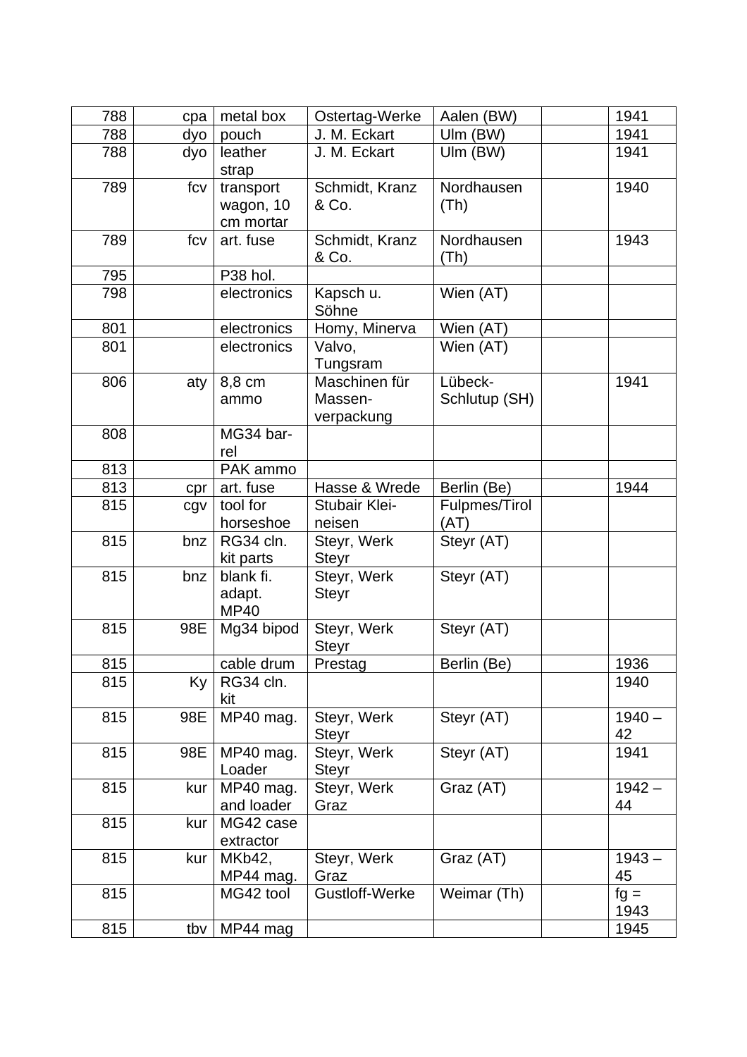| 788 | cpa | metal box | Ostertag-Werke | Aalen (BW) | | 1941 |
|---|---|---|---|---|---|---|
| 788 | dyo | pouch | J. M. Eckart | Ulm (BW) | | 1941 |
| 788 | dyo | leather strap | J. M. Eckart | Ulm (BW) | | 1941 |
| 789 | fcv | transport wagon, 10 cm mortar | Schmidt, Kranz & Co. | Nordhausen (Th) | | 1940 |
| 789 | fcv | art. fuse | Schmidt, Kranz & Co. | Nordhausen (Th) | | 1943 |
| 795 | | P38 hol. | | | | |
| 798 | | electronics | Kapsch u. Söhne | Wien (AT) | | |
| 801 | | electronics | Homy, Minerva | Wien (AT) | | |
| 801 | | electronics | Valvo, Tungsram | Wien (AT) | | |
| 806 | aty | 8,8 cm ammo | Maschinen für Massen-verpackung | Lübeck-Schlutup (SH) | | 1941 |
| 808 | | MG34 bar-rel | | | | |
| 813 | | PAK ammo | | | | |
| 813 | cpr | art. fuse | Hasse & Wrede | Berlin (Be) | | 1944 |
| 815 | cgv | tool for horseshoe | Stubair Klei-neisen | Fulpmes/Tirol (AT) | | |
| 815 | bnz | RG34 cln. kit parts | Steyr, Werk Steyr | Steyr (AT) | | |
| 815 | bnz | blank fi. adapt. MP40 | Steyr, Werk Steyr | Steyr (AT) | | |
| 815 | 98E | Mg34 bipod | Steyr, Werk Steyr | Steyr (AT) | | |
| 815 | | cable drum | Prestag | Berlin (Be) | | 1936 |
| 815 | Ky | RG34 cln. kit | | | | 1940 |
| 815 | 98E | MP40 mag. | Steyr, Werk Steyr | Steyr (AT) | | 1940 – 42 |
| 815 | 98E | MP40 mag. Loader | Steyr, Werk Steyr | Steyr (AT) | | 1941 |
| 815 | kur | MP40 mag. and loader | Steyr, Werk Graz | Graz (AT) | | 1942 – 44 |
| 815 | kur | MG42 case extractor | | | | |
| 815 | kur | MKb42, MP44 mag. | Steyr, Werk Graz | Graz (AT) | | 1943 – 45 |
| 815 | | MG42 tool | Gustloff-Werke | Weimar (Th) | | fg = 1943 |
| 815 | tbv | MP44 mag | | | | 1945 |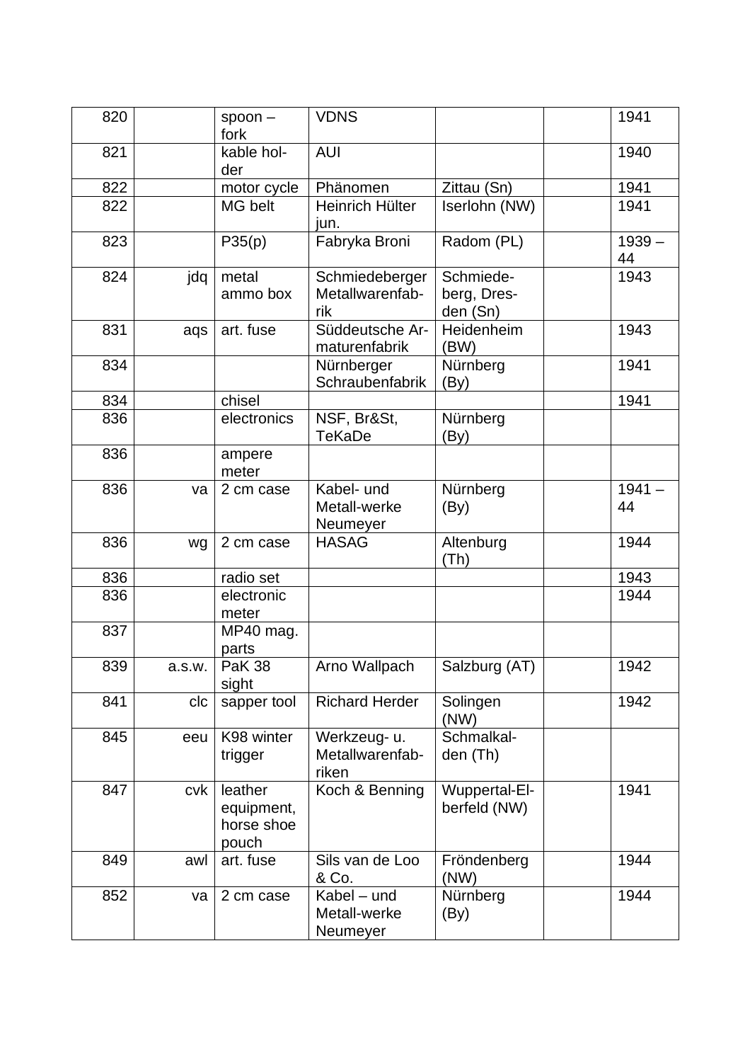| 820 | | spoon – fork | VDNS | | | 1941 |
|---|---|---|---|---|---|---|
| 821 | | kable holder | AUI | | | 1940 |
| 822 | | motor cycle | Phänomen | Zittau (Sn) | | 1941 |
| 822 | | MG belt | Heinrich Hülter jun. | Iserlohn (NW) | | 1941 |
| 823 | | P35(p) | Fabryka Broni | Radom (PL) | | 1939 – 44 |
| 824 | jdq | metal ammo box | Schmiedeberger Metallwarenfabrik | Schmiedeberg, Dresden (Sn) | | 1943 |
| 831 | aqs | art. fuse | Süddeutsche Armaturenfabrik | Heidenheim (BW) | | 1943 |
| 834 | | | Nürnberger Schraubenfabrik | Nürnberg (By) | | 1941 |
| 834 | | chisel | | | | 1941 |
| 836 | | electronics | NSF, Br&St, TeKaDe | Nürnberg (By) | | |
| 836 | | ampere meter | | | | |
| 836 | va | 2 cm case | Kabel- und Metall-werke Neumeyer | Nürnberg (By) | | 1941 – 44 |
| 836 | wg | 2 cm case | HASAG | Altenburg (Th) | | 1944 |
| 836 | | radio set | | | | 1943 |
| 836 | | electronic meter | | | | 1944 |
| 837 | | MP40 mag. parts | | | | |
| 839 | a.s.w. | PaK 38 sight | Arno Wallpach | Salzburg (AT) | | 1942 |
| 841 | clc | sapper tool | Richard Herder | Solingen (NW) | | 1942 |
| 845 | eeu | K98 winter trigger | Werkzeug- u. Metallwarenfabriken | Schmalkalden (Th) | | |
| 847 | cvk | leather equipment, horse shoe pouch | Koch & Benning | Wuppertal-Elberfeld (NW) | | 1941 |
| 849 | awl | art. fuse | Sils van de Loo & Co. | Fröndenberg (NW) | | 1944 |
| 852 | va | 2 cm case | Kabel – und Metall-werke Neumeyer | Nürnberg (By) | | 1944 |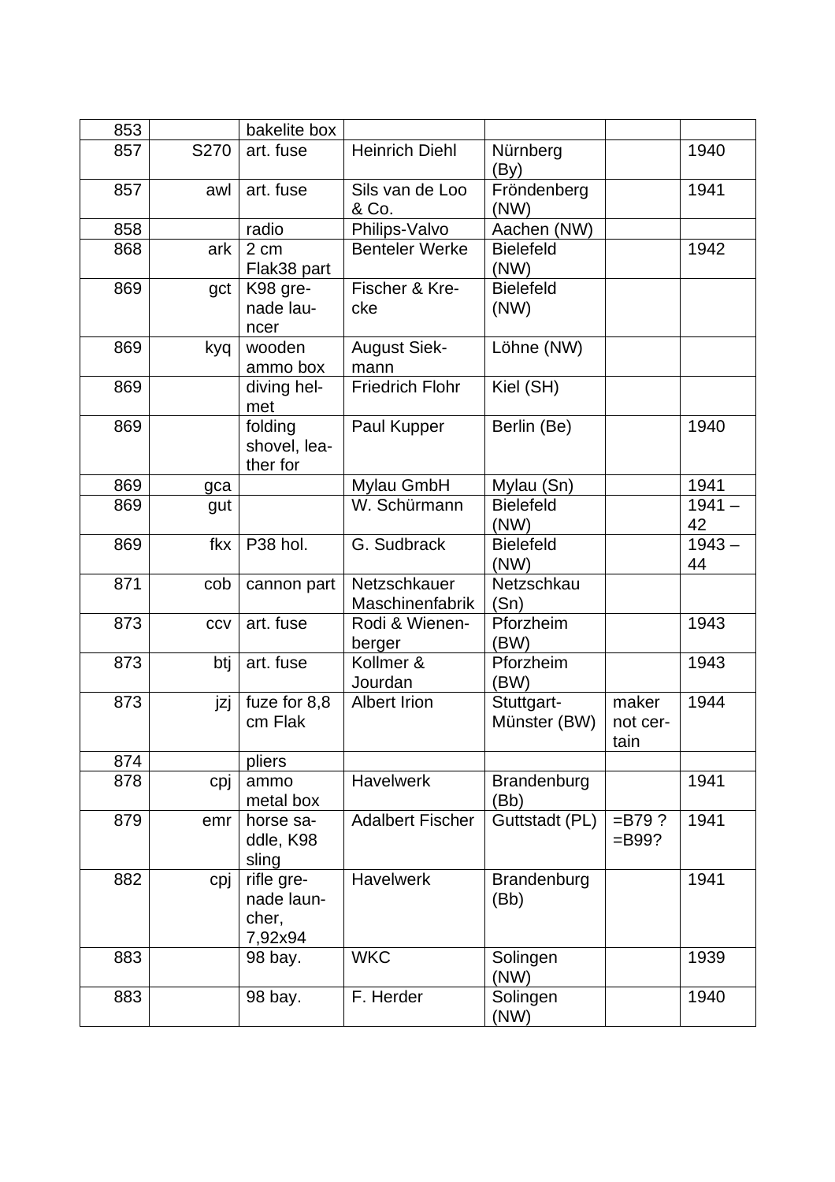| 853 | | bakelite box | | | | |
|---|---|---|---|---|---|---|
| 857 | S270 | art. fuse | Heinrich Diehl | Nürnberg (By) | | 1940 |
| 857 | awl | art. fuse | Sils van de Loo & Co. | Fröndenberg (NW) | | 1941 |
| 858 | | radio | Philips-Valvo | Aachen (NW) | | |
| 868 | ark | 2 cm Flak38 part | Benteler Werke | Bielefeld (NW) | | 1942 |
| 869 | gct | K98 gre-nade lau-ncer | Fischer & Kre-cke | Bielefeld (NW) | | |
| 869 | kyq | wooden ammo box | August Siek-mann | Löhne (NW) | | |
| 869 | | diving hel-met | Friedrich Flohr | Kiel (SH) | | |
| 869 | | folding shovel, lea-ther for | Paul Kupper | Berlin (Be) | | 1940 |
| 869 | gca | | Mylau GmbH | Mylau (Sn) | | 1941 |
| 869 | gut | | W. Schürmann | Bielefeld (NW) | | 1941 – 42 |
| 869 | fkx | P38 hol. | G. Sudbrack | Bielefeld (NW) | | 1943 – 44 |
| 871 | cob | cannon part | Netzschkauer Maschinenfabrik | Netzschkau (Sn) | | |
| 873 | ccv | art. fuse | Rodi & Wienen-berger | Pforzheim (BW) | | 1943 |
| 873 | btj | art. fuse | Kollmer & Jourdan | Pforzheim (BW) | | 1943 |
| 873 | jzj | fuze for 8,8 cm Flak | Albert Irion | Stuttgart-Münster (BW) | maker not cer-tain | 1944 |
| 874 | | pliers | | | | |
| 878 | cpj | ammo metal box | Havelwerk | Brandenburg (Bb) | | 1941 |
| 879 | emr | horse sa-ddle, K98 sling | Adalbert Fischer | Guttstadt (PL) | =B79 ? =B99? | 1941 |
| 882 | cpj | rifle gre-nade laun-cher, 7,92x94 | Havelwerk | Brandenburg (Bb) | | 1941 |
| 883 | | 98 bay. | WKC | Solingen (NW) | | 1939 |
| 883 | | 98 bay. | F. Herder | Solingen (NW) | | 1940 |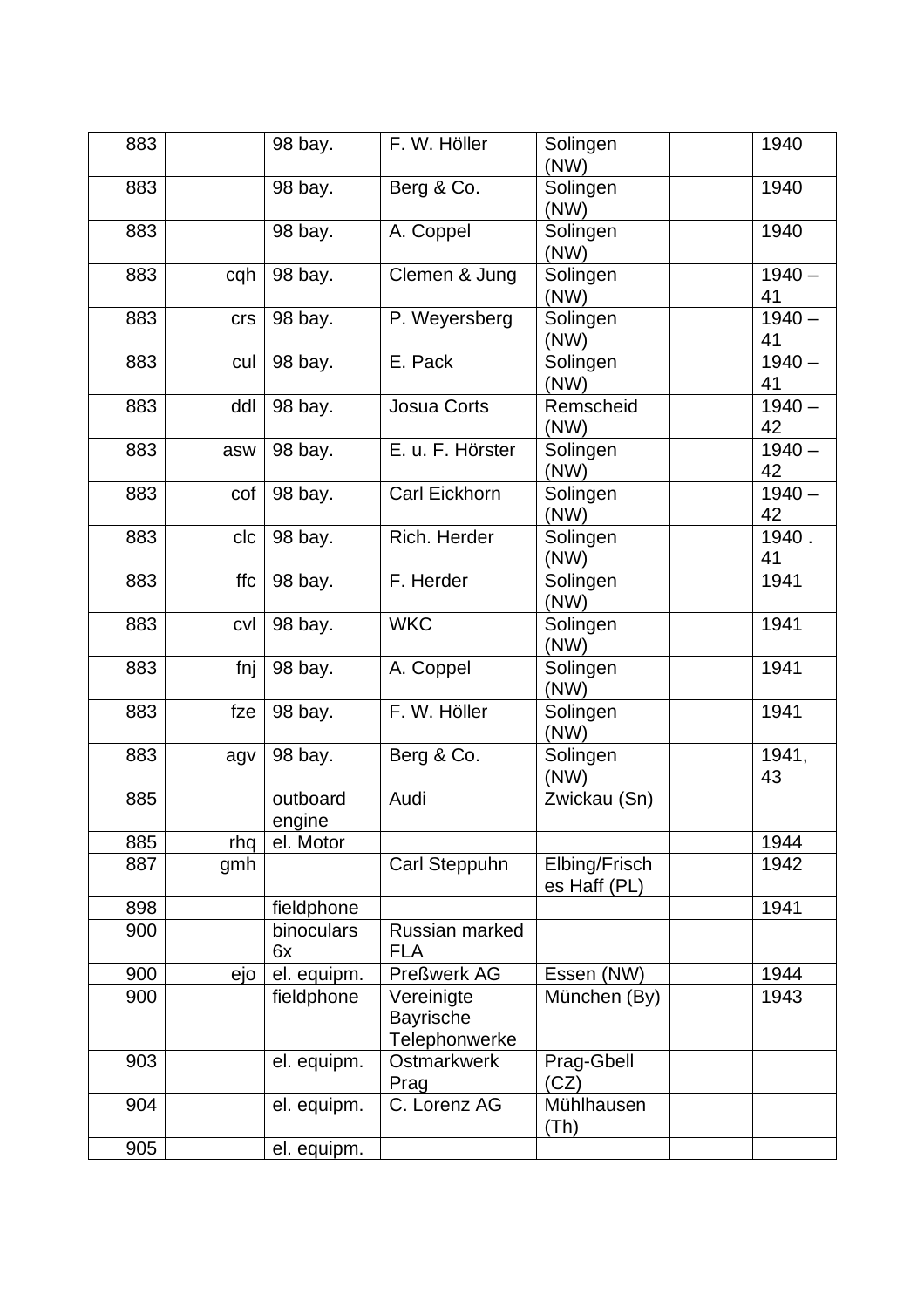| | | | | | | |
|---|---|---|---|---|---|---|
| 883 | | 98 bay. | F. W. Höller | Solingen (NW) | | 1940 |
| 883 | | 98 bay. | Berg & Co. | Solingen (NW) | | 1940 |
| 883 | | 98 bay. | A. Coppel | Solingen (NW) | | 1940 |
| 883 | cqh | 98 bay. | Clemen & Jung | Solingen (NW) | | 1940 – 41 |
| 883 | crs | 98 bay. | P. Weyersberg | Solingen (NW) | | 1940 – 41 |
| 883 | cul | 98 bay. | E. Pack | Solingen (NW) | | 1940 – 41 |
| 883 | ddl | 98 bay. | Josua Corts | Remscheid (NW) | | 1940 – 42 |
| 883 | asw | 98 bay. | E. u. F. Hörster | Solingen (NW) | | 1940 – 42 |
| 883 | cof | 98 bay. | Carl Eickhorn | Solingen (NW) | | 1940 – 42 |
| 883 | clc | 98 bay. | Rich. Herder | Solingen (NW) | | 1940 . 41 |
| 883 | ffc | 98 bay. | F. Herder | Solingen (NW) | | 1941 |
| 883 | cvl | 98 bay. | WKC | Solingen (NW) | | 1941 |
| 883 | fnj | 98 bay. | A. Coppel | Solingen (NW) | | 1941 |
| 883 | fze | 98 bay. | F. W. Höller | Solingen (NW) | | 1941 |
| 883 | agv | 98 bay. | Berg & Co. | Solingen (NW) | | 1941, 43 |
| 885 | | outboard engine | Audi | Zwickau (Sn) | | |
| 885 | rhq | el. Motor | | | | 1944 |
| 887 | gmh | | Carl Steppuhn | Elbing/Frisches Haff (PL) | | 1942 |
| 898 | | fieldphone | | | | 1941 |
| 900 | | binoculars 6x | Russian marked FLA | | | |
| 900 | ejo | el. equipm. | Preßwerk AG | Essen (NW) | | 1944 |
| 900 | | fieldphone | Vereinigte Bayrische Telephonwerke | München (By) | | 1943 |
| 903 | | el. equipm. | Ostmarkwerk Prag | Prag-Gbell (CZ) | | |
| 904 | | el. equipm. | C. Lorenz AG | Mühlhausen (Th) | | |
| 905 | | el. equipm. | | | | |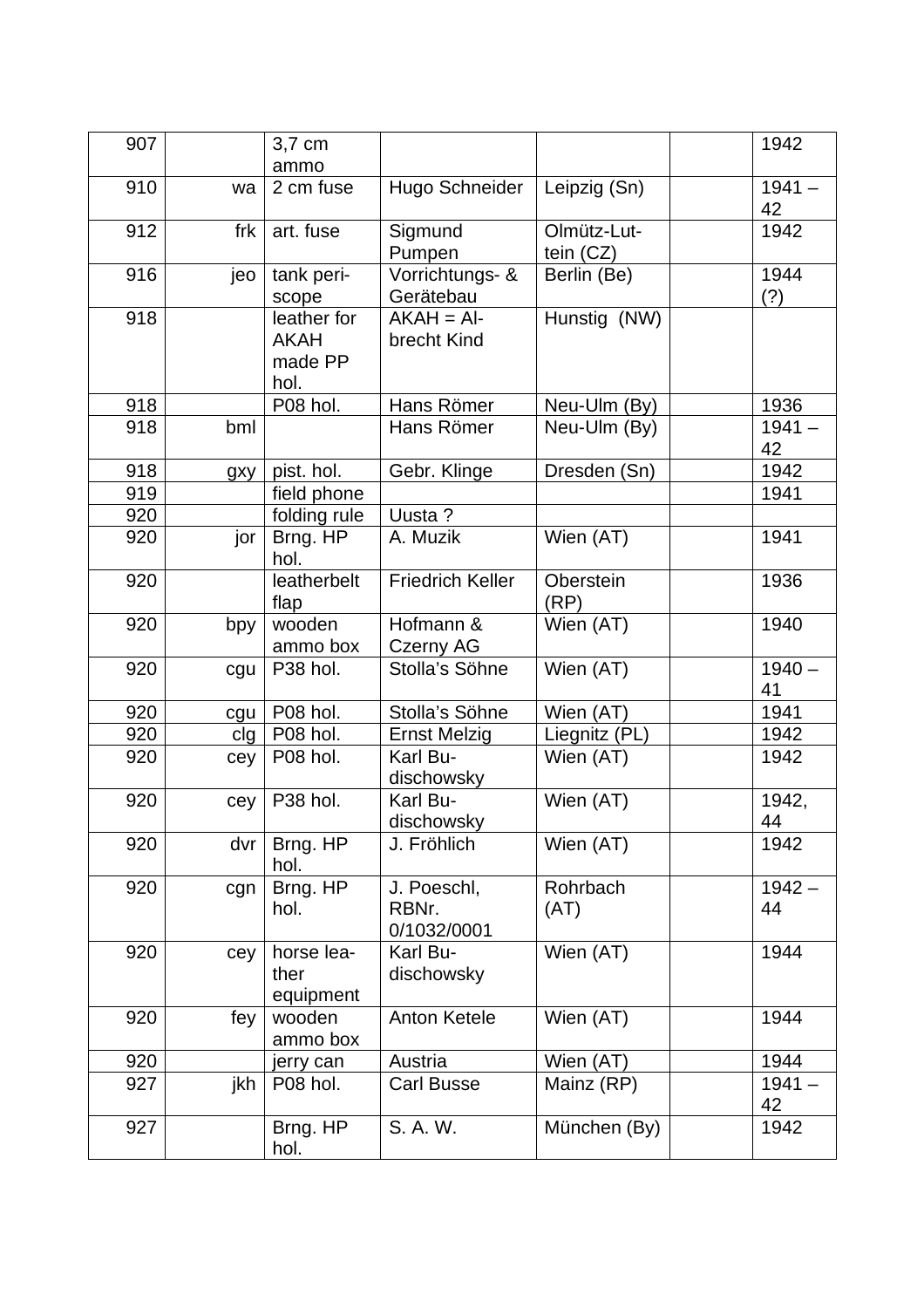| 907 | | 3,7 cm ammo | | | | 1942 |
|---|---|---|---|---|---|---|
| 910 | wa | 2 cm fuse | Hugo Schneider | Leipzig (Sn) | | 1941 – 42 |
| 912 | frk | art. fuse | Sigmund Pumpen | Olmütz-Lut-tein (CZ) | | 1942 |
| 916 | jeo | tank peri-scope | Vorrichtungs- & Gerätebau | Berlin (Be) | | 1944 (?) |
| 918 | | leather for AKAH made PP hol. | AKAH = Al-brecht Kind | Hunstig (NW) | | |
| 918 | | P08 hol. | Hans Römer | Neu-Ulm (By) | | 1936 |
| 918 | bml | | Hans Römer | Neu-Ulm (By) | | 1941 – 42 |
| 918 | gxy | pist. hol. | Gebr. Klinge | Dresden (Sn) | | 1942 |
| 919 | | field phone | | | | 1941 |
| 920 | | folding rule | Uusta ? | | | |
| 920 | jor | Brng. HP hol. | A. Muzik | Wien (AT) | | 1941 |
| 920 | | leatherbelt flap | Friedrich Keller | Oberstein (RP) | | 1936 |
| 920 | bpy | wooden ammo box | Hofmann & Czerny AG | Wien (AT) | | 1940 |
| 920 | cgu | P38 hol. | Stolla's Söhne | Wien (AT) | | 1940 – 41 |
| 920 | cgu | P08 hol. | Stolla's Söhne | Wien (AT) | | 1941 |
| 920 | clg | P08 hol. | Ernst Melzig | Liegnitz (PL) | | 1942 |
| 920 | cey | P08 hol. | Karl Bu-dischowsky | Wien (AT) | | 1942 |
| 920 | cey | P38 hol. | Karl Bu-dischowsky | Wien (AT) | | 1942, 44 |
| 920 | dvr | Brng. HP hol. | J. Fröhlich | Wien (AT) | | 1942 |
| 920 | cgn | Brng. HP hol. | J. Poeschl, RBNr. 0/1032/0001 | Rohrbach (AT) | | 1942 – 44 |
| 920 | cey | horse lea-ther equipment | Karl Bu-dischowsky | Wien (AT) | | 1944 |
| 920 | fey | wooden ammo box | Anton Ketele | Wien (AT) | | 1944 |
| 920 | | jerry can | Austria | Wien (AT) | | 1944 |
| 927 | jkh | P08 hol. | Carl Busse | Mainz (RP) | | 1941 – 42 |
| 927 | | Brng. HP hol. | S. A. W. | München (By) | | 1942 |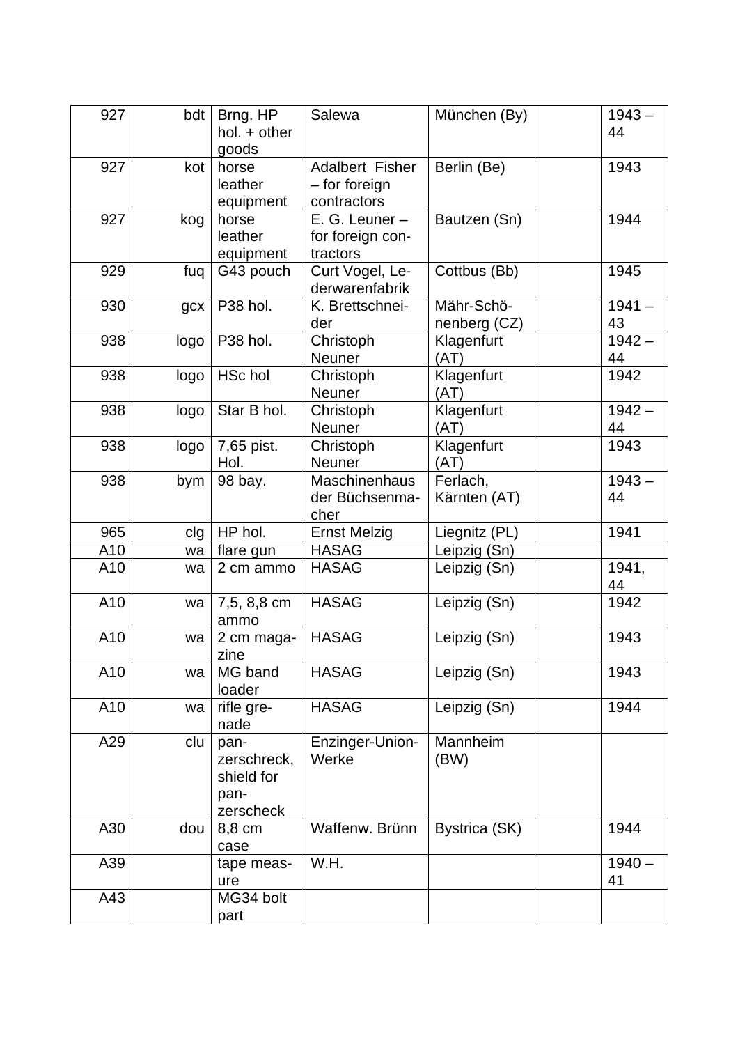| 927 | bdt | Brng. HP hol. + other goods | Salewa | München (By) | | 1943 – 44 |
|---|---|---|---|---|---|---|
| 927 | kot | horse leather equipment | Adalbert Fisher – for foreign contractors | Berlin (Be) | | 1943 |
| 927 | kog | horse leather equipment | E. G. Leuner – for foreign contractors | Bautzen (Sn) | | 1944 |
| 929 | fuq | G43 pouch | Curt Vogel, Lederwarenfabrik | Cottbus (Bb) | | 1945 |
| 930 | gcx | P38 hol. | K. Brettschneider | Mähr-Schönenberg (CZ) | | 1941 – 43 |
| 938 | logo | P38 hol. | Christoph Neuner | Klagenfurt (AT) | | 1942 – 44 |
| 938 | logo | HSc hol | Christoph Neuner | Klagenfurt (AT) | | 1942 |
| 938 | logo | Star B hol. | Christoph Neuner | Klagenfurt (AT) | | 1942 – 44 |
| 938 | logo | 7,65 pist. Hol. | Christoph Neuner | Klagenfurt (AT) | | 1943 |
| 938 | bym | 98 bay. | Maschinenhaus der Büchsenmacher | Ferlach, Kärnten (AT) | | 1943 – 44 |
| 965 | clg | HP hol. | Ernst Melzig | Liegnitz (PL) | | 1941 |
| A10 | wa | flare gun | HASAG | Leipzig (Sn) | | |
| A10 | wa | 2 cm ammo | HASAG | Leipzig (Sn) | | 1941, 44 |
| A10 | wa | 7,5, 8,8 cm ammo | HASAG | Leipzig (Sn) | | 1942 |
| A10 | wa | 2 cm magazine | HASAG | Leipzig (Sn) | | 1943 |
| A10 | wa | MG band loader | HASAG | Leipzig (Sn) | | 1943 |
| A10 | wa | rifle grenade | HASAG | Leipzig (Sn) | | 1944 |
| A29 | clu | panzerschreck, shield for panzerscheck | Enzinger-Union-Werke | Mannheim (BW) | | |
| A30 | dou | 8,8 cm case | Waffenw. Brünn | Bystrica (SK) | | 1944 |
| A39 | | tape measure | W.H. | | | 1940 – 41 |
| A43 | | MG34 bolt part | | | | |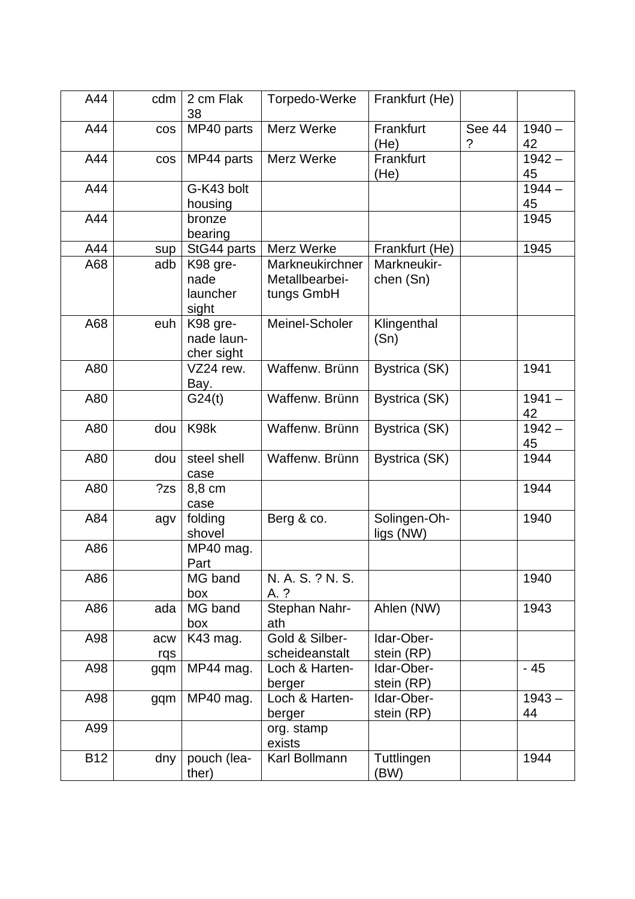| | | | | | | |
|---|---|---|---|---|---|---|
| A44 | cdm | 2 cm Flak 38 | Torpedo-Werke | Frankfurt (He) | | |
| A44 | cos | MP40 parts | Merz Werke | Frankfurt (He) | See 44 ? | 1940 – 42 |
| A44 | cos | MP44 parts | Merz Werke | Frankfurt (He) | | 1942 – 45 |
| A44 | | G-K43 bolt housing | | | | 1944 – 45 |
| A44 | | bronze bearing | | | | 1945 |
| A44 | sup | StG44 parts | Merz Werke | Frankfurt (He) | | 1945 |
| A68 | adb | K98 gre-nade launcher sight | Markneukirchner Metallbearbei-tungs GmbH | Markneukir-chen (Sn) | | |
| A68 | euh | K98 gre-nade laun-cher sight | Meinel-Scholer | Klingenthal (Sn) | | |
| A80 | | VZ24 rew. Bay. | Waffenw. Brünn | Bystrica (SK) | | 1941 |
| A80 | | G24(t) | Waffenw. Brünn | Bystrica (SK) | | 1941 – 42 |
| A80 | dou | K98k | Waffenw. Brünn | Bystrica (SK) | | 1942 – 45 |
| A80 | dou | steel shell case | Waffenw. Brünn | Bystrica (SK) | | 1944 |
| A80 | ?zs | 8,8 cm case | | | | 1944 |
| A84 | agv | folding shovel | Berg & co. | Solingen-Oh-ligs (NW) | | 1940 |
| A86 | | MP40 mag. Part | | | | |
| A86 | | MG band box | N. A. S. ? N. S. A. ? | | | 1940 |
| A86 | ada | MG band box | Stephan Nahr-ath | Ahlen (NW) | | 1943 |
| A98 | acw rqs | K43 mag. | Gold & Silber-scheideanstalt | Idar-Ober-stein (RP) | | |
| A98 | gqm | MP44 mag. | Loch & Harten-berger | Idar-Ober-stein (RP) | | - 45 |
| A98 | gqm | MP40 mag. | Loch & Harten-berger | Idar-Ober-stein (RP) | | 1943 – 44 |
| A99 | | | org. stamp exists | | | |
| B12 | dny | pouch (lea-ther) | Karl Bollmann | Tuttlingen (BW) | | 1944 |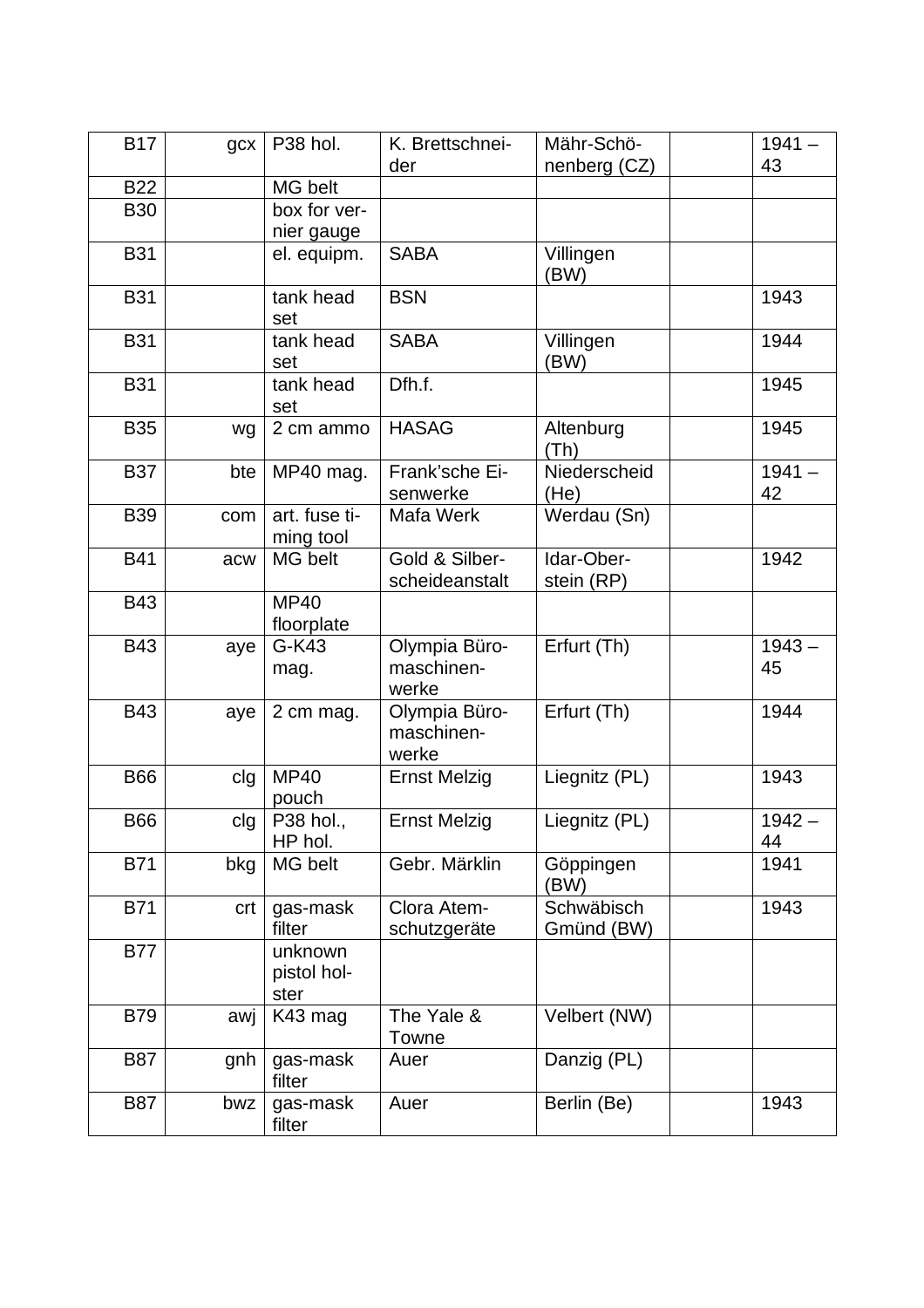| B17 | gcx | P38 hol. | K. Brettschneider | Mähr-Schönenberg (CZ) | | 1941 – 43 |
|---|---|---|---|---|---|---|
| B22 | | MG belt | | | | |
| B30 | | box for vernier gauge | | | | |
| B31 | | el. equipm. | SABA | Villingen (BW) | | |
| B31 | | tank head set | BSN | | | 1943 |
| B31 | | tank head set | SABA | Villingen (BW) | | 1944 |
| B31 | | tank head set | Dfh.f. | | | 1945 |
| B35 | wg | 2 cm ammo | HASAG | Altenburg (Th) | | 1945 |
| B37 | bte | MP40 mag. | Frank'sche Eisenwerke | Niederscheid (He) | | 1941 – 42 |
| B39 | com | art. fuse timing tool | Mafa Werk | Werdau (Sn) | | |
| B41 | acw | MG belt | Gold & Silberscheideanstalt | Idar-Oberstein (RP) | | 1942 |
| B43 | | MP40 floorplate | | | | |
| B43 | aye | G-K43 mag. | Olympia Büromaschinenwerke | Erfurt (Th) | | 1943 – 45 |
| B43 | aye | 2 cm mag. | Olympia Büromaschinenwerke | Erfurt (Th) | | 1944 |
| B66 | clg | MP40 pouch | Ernst Melzig | Liegnitz (PL) | | 1943 |
| B66 | clg | P38 hol., HP hol. | Ernst Melzig | Liegnitz (PL) | | 1942 – 44 |
| B71 | bkg | MG belt | Gebr. Märklin | Göppingen (BW) | | 1941 |
| B71 | crt | gas-mask filter | Clora Atemschutzgeräte | Schwäbisch Gmünd (BW) | | 1943 |
| B77 | | unknown pistol holster | | | | |
| B79 | awj | K43 mag | The Yale & Towne | Velbert (NW) | | |
| B87 | gnh | gas-mask filter | Auer | Danzig (PL) | | |
| B87 | bwz | gas-mask filter | Auer | Berlin (Be) | | 1943 |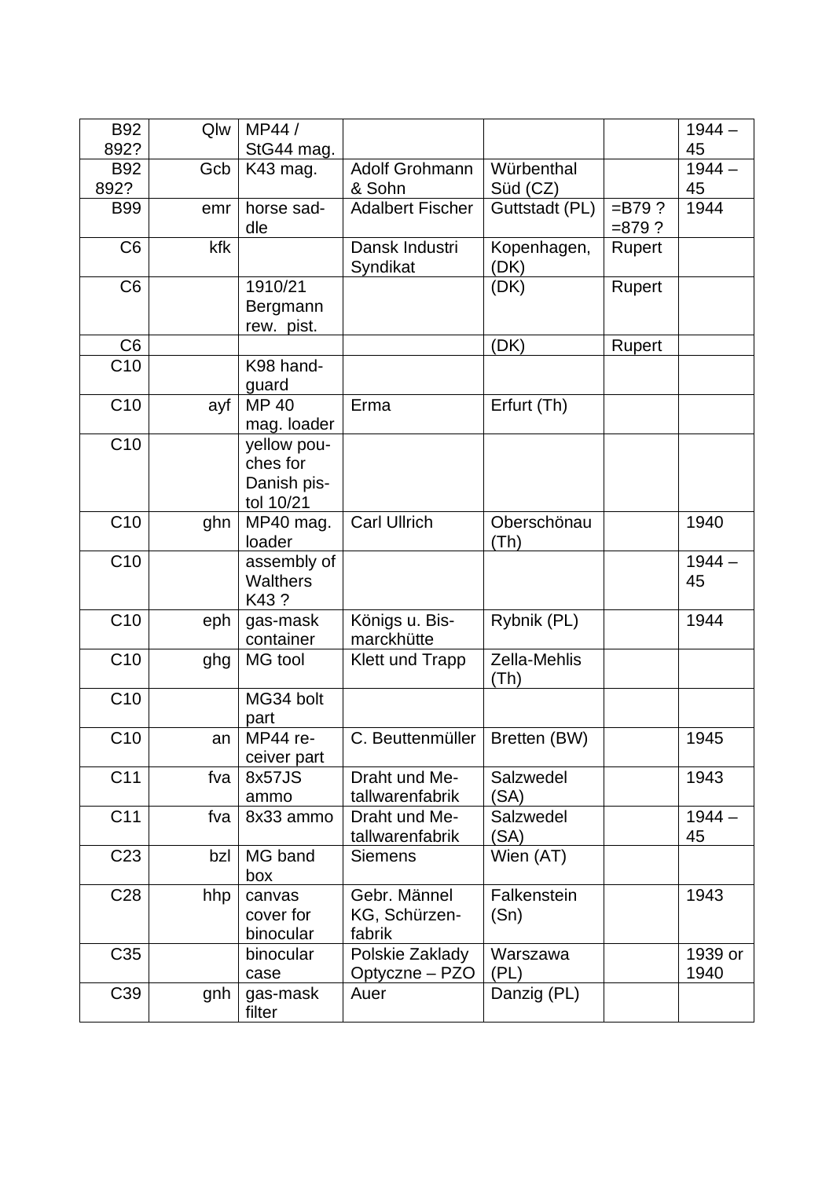| B92 892? | Qlw | MP44 / StG44 mag. | | | | 1944 – 45 |
|---|---|---|---|---|---|---|
| B92 892? | Gcb | K43 mag. | Adolf Grohmann & Sohn | Würbenthal Süd (CZ) | | 1944 – 45 |
| B99 | emr | horse saddle | Adalbert Fischer | Guttstadt (PL) | =B79 ? =879 ? | 1944 |
| C6 | kfk | | Dansk Industri Syndikat | Kopenhagen, (DK) | Rupert | |
| C6 | | 1910/21 Bergmann rew. pist. | | (DK) | Rupert | |
| C6 | | | | (DK) | Rupert | |
| C10 | | K98 handguard | | | | |
| C10 | ayf | MP 40 mag. loader | Erma | Erfurt (Th) | | |
| C10 | | yellow pouches for Danish pistol 10/21 | | | | |
| C10 | ghn | MP40 mag. loader | Carl Ullrich | Oberschönau (Th) | | 1940 |
| C10 | | assembly of Walthers K43 ? | | | | 1944 – 45 |
| C10 | eph | gas-mask container | Königs u. Bismarckhütte | Rybnik (PL) | | 1944 |
| C10 | ghg | MG tool | Klett und Trapp | Zella-Mehlis (Th) | | |
| C10 | | MG34 bolt part | | | | |
| C10 | an | MP44 receiver part | C. Beuttenmüller | Bretten (BW) | | 1945 |
| C11 | fva | 8x57JS ammo | Draht und Metallwarenfabrik | Salzwedel (SA) | | 1943 |
| C11 | fva | 8x33 ammo | Draht und Metallwarenfabrik | Salzwedel (SA) | | 1944 – 45 |
| C23 | bzl | MG band box | Siemens | Wien (AT) | | |
| C28 | hhp | canvas cover for binocular | Gebr. Männel KG, Schürzenfabrik | Falkenstein (Sn) | | 1943 |
| C35 | | binocular case | Polskie Zaklady Optyczne – PZO | Warszawa (PL) | | 1939 or 1940 |
| C39 | gnh | gas-mask filter | Auer | Danzig (PL) | | |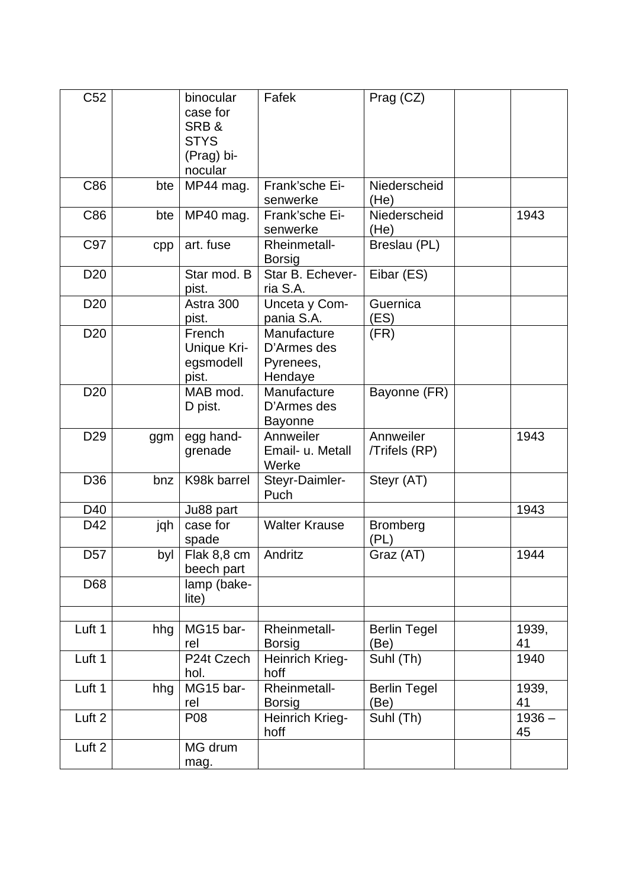| C52 | | binocular case for SRB & STYS (Prag) binocular | Fafek | Prag (CZ) | | |
|---|---|---|---|---|---|---|
| C86 | bte | MP44 mag. | Frank'sche Eisenwerke | Niederscheid (He) | | |
| C86 | bte | MP40 mag. | Frank'sche Eisenwerke | Niederscheid (He) | | 1943 |
| C97 | cpp | art. fuse | Rheinmetall-Borsig | Breslau (PL) | | |
| D20 | | Star mod. B pist. | Star B. Echeverria S.A. | Eibar (ES) | | |
| D20 | | Astra 300 pist. | Unceta y Compania S.A. | Guernica (ES) | | |
| D20 | | French Unique Kriegsmodell pist. | Manufacture D'Armes des Pyrenees, Hendaye | (FR) | | |
| D20 | | MAB mod. D pist. | Manufacture D'Armes des Bayonne | Bayonne (FR) | | |
| D29 | ggm | egg hand-grenade | Annweiler Email- u. Metall Werke | Annweiler /Trifels (RP) | | 1943 |
| D36 | bnz | K98k barrel | Steyr-Daimler-Puch | Steyr (AT) | | |
| D40 | | Ju88 part | | | | 1943 |
| D42 | jqh | case for spade | Walter Krause | Bromberg (PL) | | |
| D57 | byl | Flak 8,8 cm beech part | Andritz | Graz (AT) | | 1944 |
| D68 | | lamp (bakelite) | | | | |
| | | | | | | |
| Luft 1 | hhg | MG15 barrel | Rheinmetall-Borsig | Berlin Tegel (Be) | | 1939, 41 |
| Luft 1 | | P24t Czech hol. | Heinrich Krieghoff | Suhl (Th) | | 1940 |
| Luft 1 | hhg | MG15 barrel | Rheinmetall-Borsig | Berlin Tegel (Be) | | 1939, 41 |
| Luft 2 | | P08 | Heinrich Krieghoff | Suhl (Th) | | 1936 – 45 |
| Luft 2 | | MG drum mag. | | | | |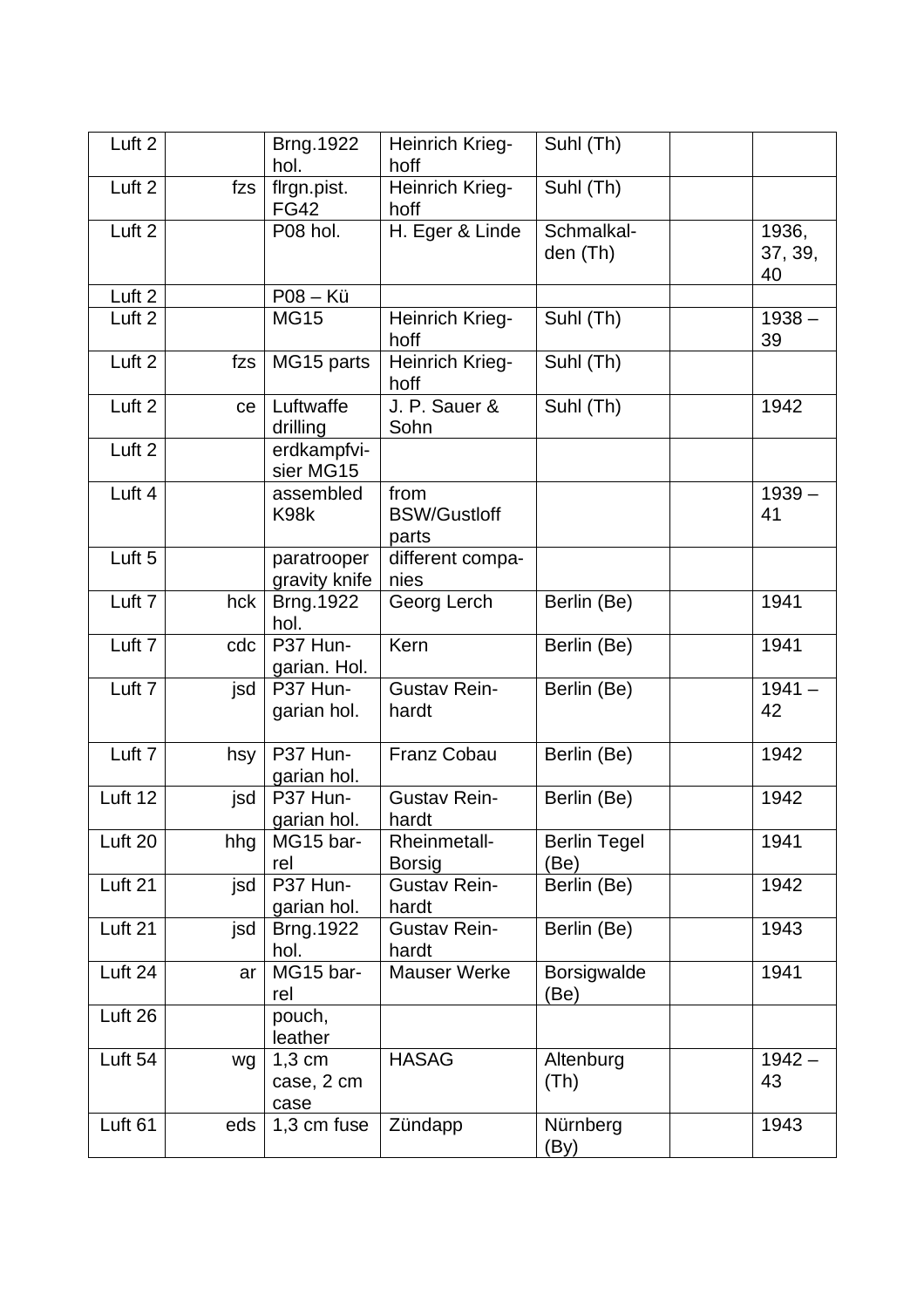| Luft 2 | | Brng.1922 hol. | Heinrich Krieghoff | Suhl (Th) | | |
|---|---|---|---|---|---|---|
| Luft 2 | fzs | flrgn.pist. FG42 | Heinrich Krieghoff | Suhl (Th) | | |
| Luft 2 | | P08 hol. | H. Eger & Linde | Schmalkalden (Th) | | 1936, 37, 39, 40 |
| Luft 2 | | P08 – Kü | | | | |
| Luft 2 | | MG15 | Heinrich Krieghoff | Suhl (Th) | | 1938 – 39 |
| Luft 2 | fzs | MG15 parts | Heinrich Krieghoff | Suhl (Th) | | |
| Luft 2 | ce | Luftwaffe drilling | J. P. Sauer & Sohn | Suhl (Th) | | 1942 |
| Luft 2 | | erdkampfvisier MG15 | | | | |
| Luft 4 | | assembled K98k | from BSW/Gustloff parts | | | 1939 – 41 |
| Luft 5 | | paratrooper gravity knife | different companies | | | |
| Luft 7 | hck | Brng.1922 hol. | Georg Lerch | Berlin (Be) | | 1941 |
| Luft 7 | cdc | P37 Hungarian. Hol. | Kern | Berlin (Be) | | 1941 |
| Luft 7 | jsd | P37 Hungarian hol. | Gustav Reinhardt | Berlin (Be) | | 1941 – 42 |
| Luft 7 | hsy | P37 Hungarian hol. | Franz Cobau | Berlin (Be) | | 1942 |
| Luft 12 | jsd | P37 Hungarian hol. | Gustav Reinhardt | Berlin (Be) | | 1942 |
| Luft 20 | hhg | MG15 barrel | Rheinmetall-Borsig | Berlin Tegel (Be) | | 1941 |
| Luft 21 | jsd | P37 Hungarian hol. | Gustav Reinhardt | Berlin (Be) | | 1942 |
| Luft 21 | jsd | Brng.1922 hol. | Gustav Reinhardt | Berlin (Be) | | 1943 |
| Luft 24 | ar | MG15 barrel | Mauser Werke | Borsigwalde (Be) | | 1941 |
| Luft 26 | | pouch, leather | | | | |
| Luft 54 | wg | 1,3 cm case, 2 cm case | HASAG | Altenburg (Th) | | 1942 – 43 |
| Luft 61 | eds | 1,3 cm fuse | Zündapp | Nürnberg (By) | | 1943 |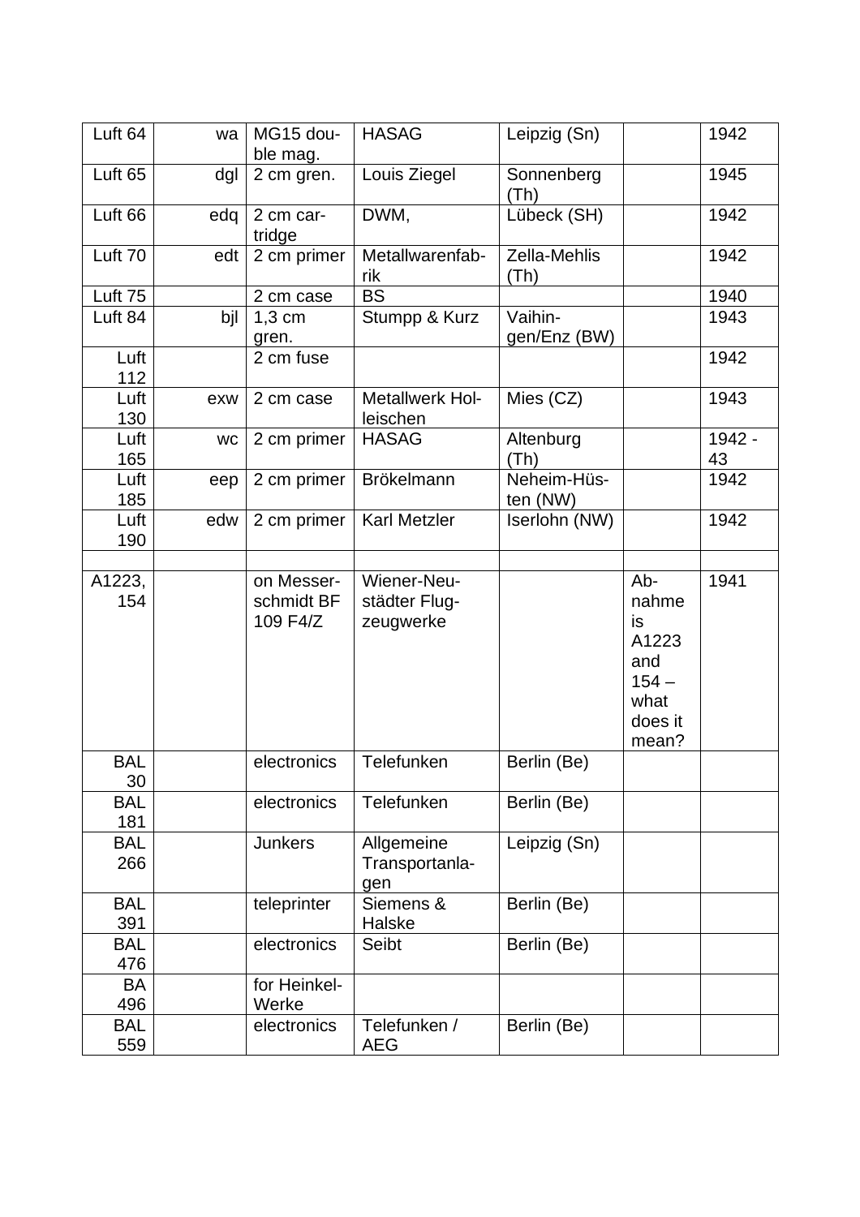| Luft 64 | wa | MG15 double mag. | HASAG | Leipzig (Sn) | | 1942 |
|---|---|---|---|---|---|---|
| Luft 65 | dgl | 2 cm gren. | Louis Ziegel | Sonnenberg (Th) | | 1945 |
| Luft 66 | edq | 2 cm cartridge | DWM, | Lübeck (SH) | | 1942 |
| Luft 70 | edt | 2 cm primer | Metallwarenfabrik | Zella-Mehlis (Th) | | 1942 |
| Luft 75 | | 2 cm case | BS | | | 1940 |
| Luft 84 | bjl | 1,3 cm gren. | Stumpp & Kurz | Vaihingen/Enz (BW) | | 1943 |
| Luft 112 | | 2 cm fuse | | | | 1942 |
| Luft 130 | exw | 2 cm case | Metallwerk Holleischen | Mies (CZ) | | 1943 |
| Luft 165 | wc | 2 cm primer | HASAG | Altenburg (Th) | | 1942 - 43 |
| Luft 185 | eep | 2 cm primer | Brökelmann | Neheim-Hüsten (NW) | | 1942 |
| Luft 190 | edw | 2 cm primer | Karl Metzler | Iserlohn (NW) | | 1942 |
| | | | | | | |
| A1223, 154 | | on Messerschmidt BF 109 F4/Z | Wiener-Neustädter Flugzeugwerke | | Abnahme is A1223 and 154 – what does it mean? | 1941 |
| BAL 30 | | electronics | Telefunken | Berlin (Be) | | |
| BAL 181 | | electronics | Telefunken | Berlin (Be) | | |
| BAL 266 | | Junkers | Allgemeine Transportanlagen | Leipzig (Sn) | | |
| BAL 391 | | teleprinter | Siemens & Halske | Berlin (Be) | | |
| BAL 476 | | electronics | Seibt | Berlin (Be) | | |
| BA 496 | | for Heinkel-Werke | | | | |
| BAL 559 | | electronics | Telefunken / AEG | Berlin (Be) | | |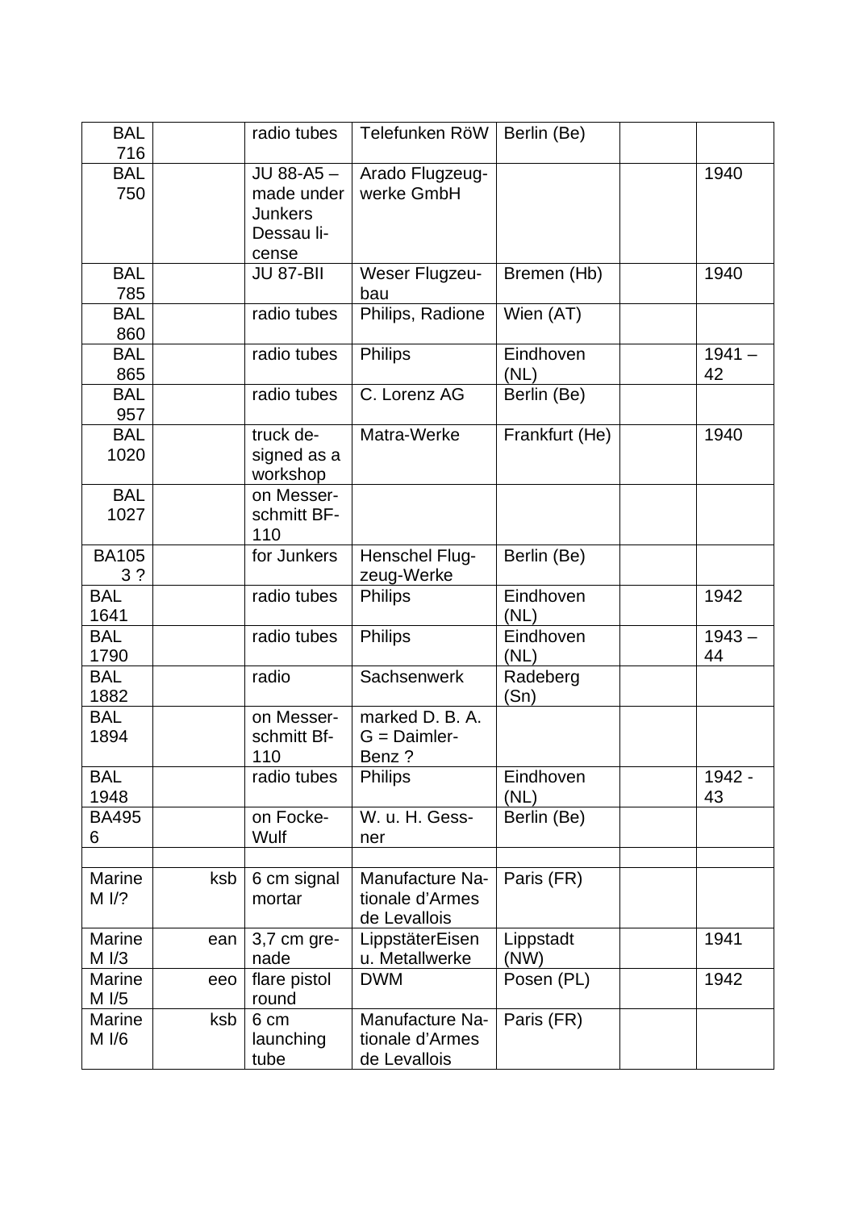| BAL 716 | | radio tubes | Telefunken RöW | Berlin (Be) | | |
|---|---|---|---|---|---|---|
| BAL 750 | | JU 88-A5 – made under Junkers Dessau license | Arado Flugzeugwerke GmbH | | | 1940 |
| BAL 785 | | JU 87-BII | Weser Flugzeubau | Bremen (Hb) | | 1940 |
| BAL 860 | | radio tubes | Philips, Radione | Wien (AT) | | |
| BAL 865 | | radio tubes | Philips | Eindhoven (NL) | | 1941 – 42 |
| BAL 957 | | radio tubes | C. Lorenz AG | Berlin (Be) | | |
| BAL 1020 | | truck designed as a workshop | Matra-Werke | Frankfurt (He) | | 1940 |
| BAL 1027 | | on Messerschmitt BF-110 | | | | |
| BA1053 ? | | for Junkers | Henschel Flugzeug-Werke | Berlin (Be) | | |
| BAL 1641 | | radio tubes | Philips | Eindhoven (NL) | | 1942 |
| BAL 1790 | | radio tubes | Philips | Eindhoven (NL) | | 1943 – 44 |
| BAL 1882 | | radio | Sachsenwerk | Radeberg (Sn) | | |
| BAL 1894 | | on Messerschmitt Bf-110 | marked D. B. A. G = Daimler-Benz ? | | | |
| BAL 1948 | | radio tubes | Philips | Eindhoven (NL) | | 1942 - 43 |
| BA4956 | | on Focke-Wulf | W. u. H. Gessner | Berlin (Be) | | |
| | | | | | | |
| Marine M I/? | ksb | 6 cm signal mortar | Manufacture Nationale d'Armes de Levallois | Paris (FR) | | |
| Marine M I/3 | ean | 3,7 cm grenade | LippstäterEisen u. Metallwerke | Lippstadt (NW) | | 1941 |
| Marine M I/5 | eeo | flare pistol round | DWM | Posen (PL) | | 1942 |
| Marine M I/6 | ksb | 6 cm launching tube | Manufacture Nationale d'Armes de Levallois | Paris (FR) | | |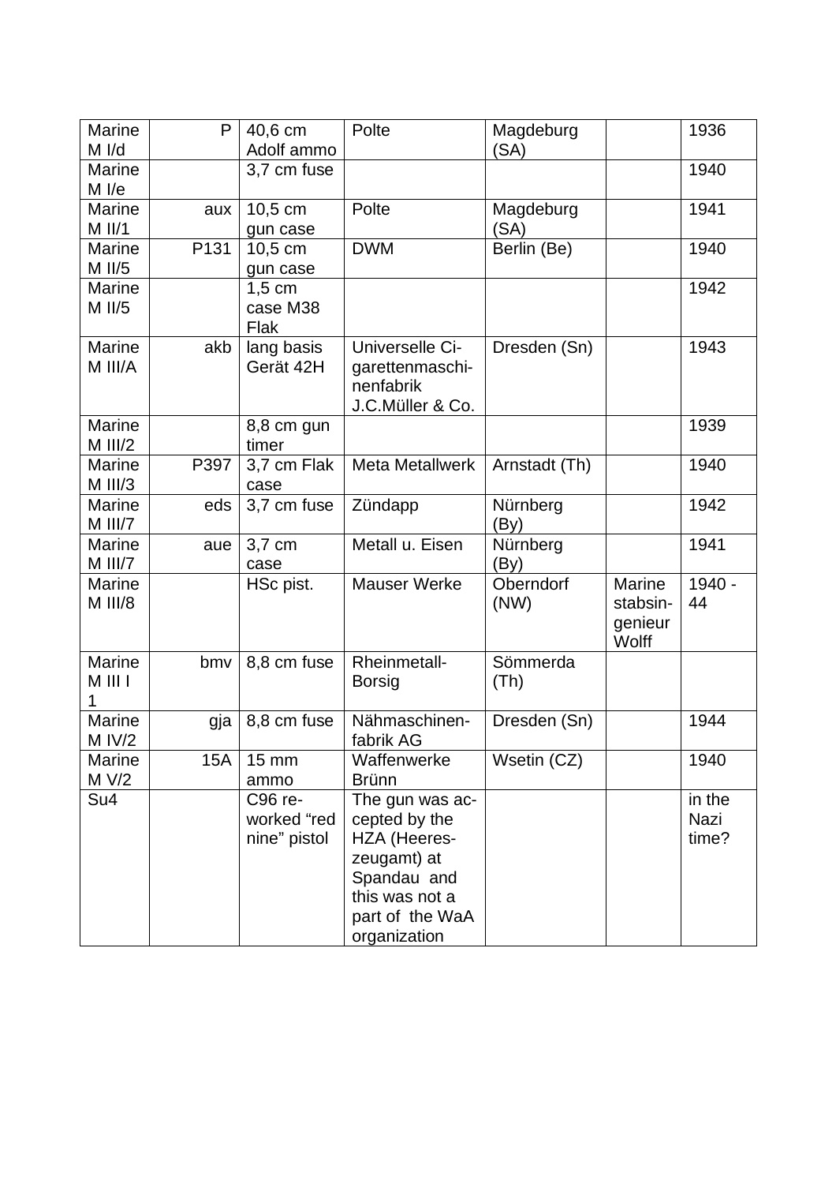| | | | | | | |
|---|---|---|---|---|---|---|
| Marine M I/d | P | 40,6 cm Adolf ammo | Polte | Magdeburg (SA) | | 1936 |
| Marine M I/e | | 3,7 cm fuse | | | | 1940 |
| Marine M II/1 | aux | 10,5 cm gun case | Polte | Magdeburg (SA) | | 1941 |
| Marine M II/5 | P131 | 10,5 cm gun case | DWM | Berlin (Be) | | 1940 |
| Marine M II/5 | | 1,5 cm case M38 Flak | | | | 1942 |
| Marine M III/A | akb | lang basis Gerät 42H | Universelle Cigarettenmaschinenfabrik J.C.Müller & Co. | Dresden (Sn) | | 1943 |
| Marine M III/2 | | 8,8 cm gun timer | | | | 1939 |
| Marine M III/3 | P397 | 3,7 cm Flak case | Meta Metallwerk | Arnstadt (Th) | | 1940 |
| Marine M III/7 | eds | 3,7 cm fuse | Zündapp | Nürnberg (By) | | 1942 |
| Marine M III/7 | aue | 3,7 cm case | Metall u. Eisen | Nürnberg (By) | | 1941 |
| Marine M III/8 | | HSc pist. | Mauser Werke | Oberndorf (NW) | Marine stabsingenieur Wolff | 1940 - 44 |
| Marine M III I 1 | bmv | 8,8 cm fuse | Rheinmetall-Borsig | Sömmerda (Th) | | |
| Marine M IV/2 | gja | 8,8 cm fuse | Nähmaschinenfabrik AG | Dresden (Sn) | | 1944 |
| Marine M V/2 | 15A | 15 mm ammo | Waffenwerke Brünn | Wsetin (CZ) | | 1940 |
| Su4 | | C96 reworked "red nine" pistol | The gun was accepted by the HZA (Heereszeugamt) at Spandau and this was not a part of the WaA organization | | | in the Nazi time? |